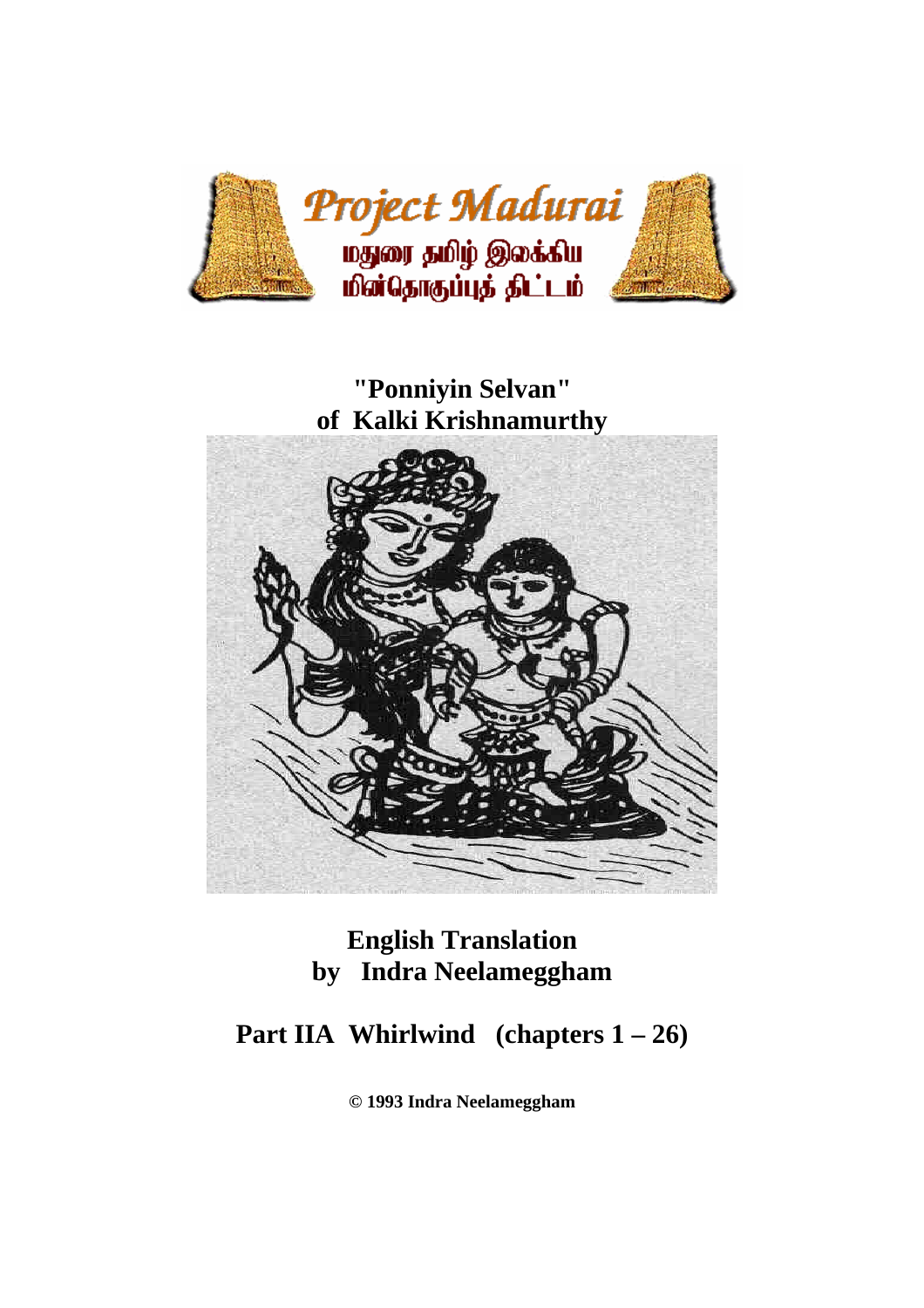Project Madurai

மதுரை தமிழ் இலக்கிய மின்தொகுப்புத் திட்டம்

# "Ponniyin Selvan" of Kalki Krishnamurthy

## English Translation by Indra Neelameggham

## Part IIA Whirlwind (chapters 1 – 26)

**© 1993 Indra Neelameggham**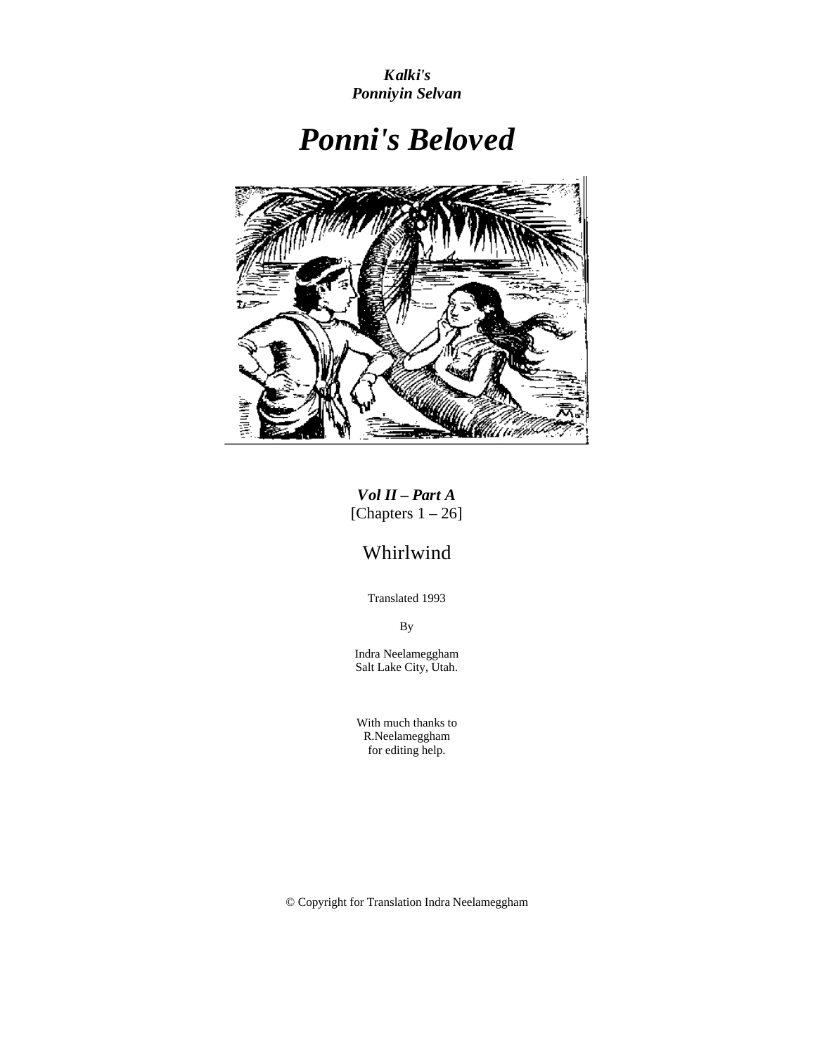***Kalki's***
***Ponniyin Selvan***

# *Ponni's Beloved*

***Vol II – Part A***
[Chapters 1 – 26]

## Whirlwind

Translated 1993

By

Indra Neelameggham
Salt Lake City, Utah.

With much thanks to
R.Neelameggham
for editing help.

© Copyright for Translation Indra Neelameggham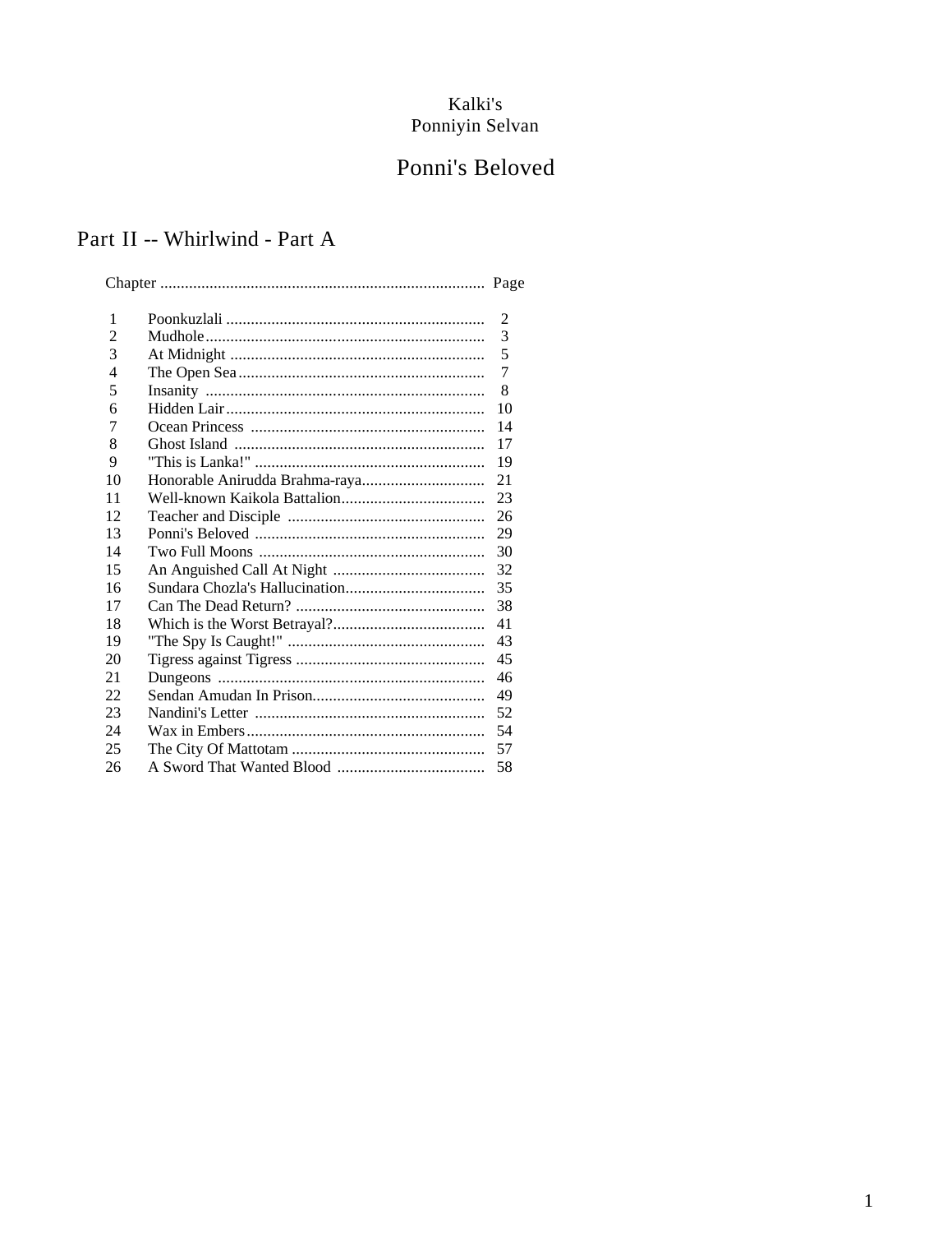Kalki's
Ponniyin Selvan

# Ponni's Beloved

## Part II -- Whirlwind - Part A

| Chapter | | Page |
|---|---|---|
| 1 | Poonkuzlali | 2 |
| 2 | Mudhole | 3 |
| 3 | At Midnight | 5 |
| 4 | The Open Sea | 7 |
| 5 | Insanity | 8 |
| 6 | Hidden Lair | 10 |
| 7 | Ocean Princess | 14 |
| 8 | Ghost Island | 17 |
| 9 | "This is Lanka!" | 19 |
| 10 | Honorable Anirudda Brahma-raya | 21 |
| 11 | Well-known Kaikola Battalion | 23 |
| 12 | Teacher and Disciple | 26 |
| 13 | Ponni's Beloved | 29 |
| 14 | Two Full Moons | 30 |
| 15 | An Anguished Call At Night | 32 |
| 16 | Sundara Chozla's Hallucination | 35 |
| 17 | Can The Dead Return? | 38 |
| 18 | Which is the Worst Betrayal? | 41 |
| 19 | "The Spy Is Caught!" | 43 |
| 20 | Tigress against Tigress | 45 |
| 21 | Dungeons | 46 |
| 22 | Sendan Amudan In Prison | 49 |
| 23 | Nandini's Letter | 52 |
| 24 | Wax in Embers | 54 |
| 25 | The City Of Mattotam | 57 |
| 26 | A Sword That Wanted Blood | 58 |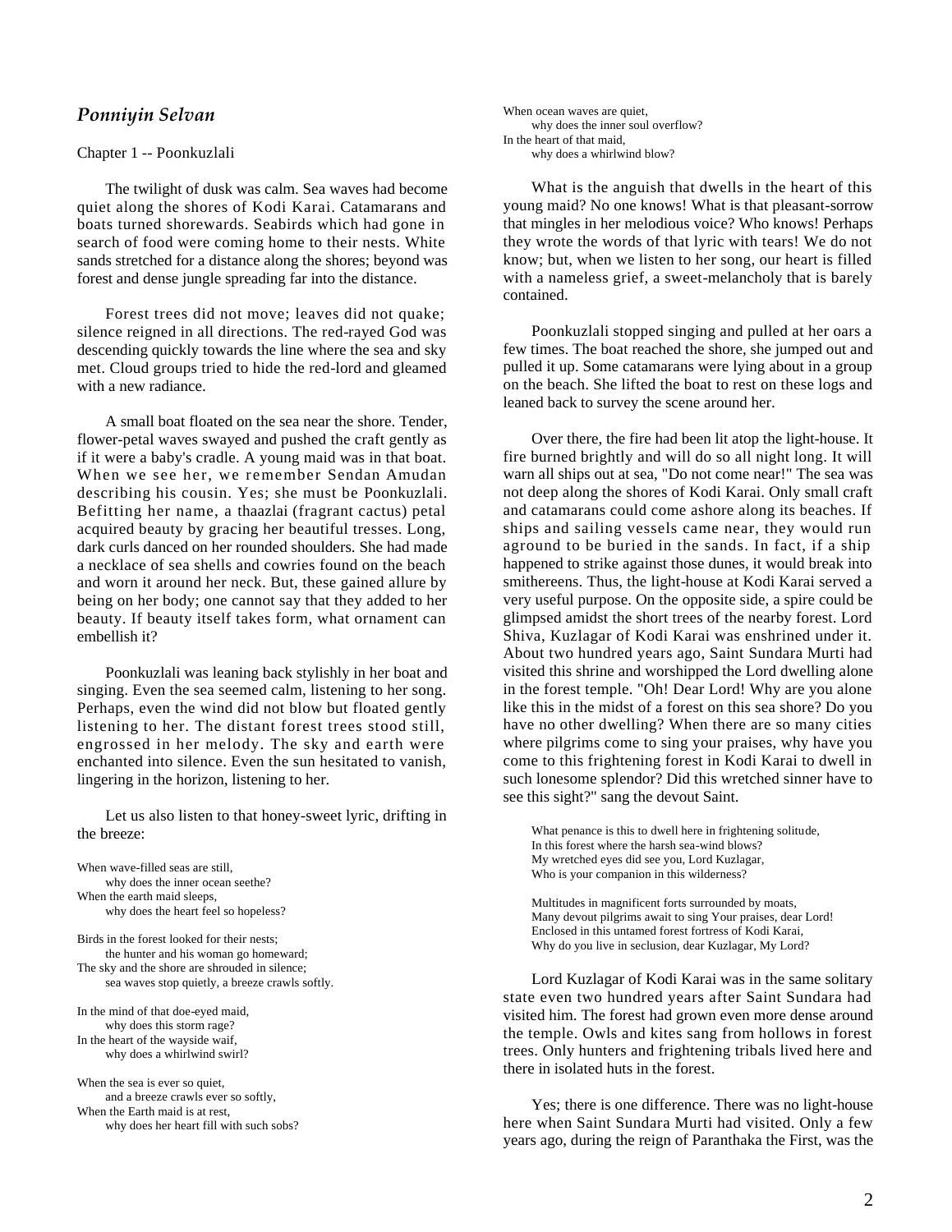## *Ponniyin Selvan*

Chapter 1 -- Poonkuzlali

The twilight of dusk was calm. Sea waves had become quiet along the shores of Kodi Karai. Catamarans and boats turned shorewards. Seabirds which had gone in search of food were coming home to their nests. White sands stretched for a distance along the shores; beyond was forest and dense jungle spreading far into the distance.

Forest trees did not move; leaves did not quake; silence reigned in all directions. The red-rayed God was descending quickly towards the line where the sea and sky met. Cloud groups tried to hide the red-lord and gleamed with a new radiance.

A small boat floated on the sea near the shore. Tender, flower-petal waves swayed and pushed the craft gently as if it were a baby's cradle. A young maid was in that boat. When we see her, we remember Sendan Amudan describing his cousin. Yes; she must be Poonkuzlali. Befitting her name, a thaazlai (fragrant cactus) petal acquired beauty by gracing her beautiful tresses. Long, dark curls danced on her rounded shoulders. She had made a necklace of sea shells and cowries found on the beach and worn it around her neck. But, these gained allure by being on her body; one cannot say that they added to her beauty. If beauty itself takes form, what ornament can embellish it?

Poonkuzlali was leaning back stylishly in her boat and singing. Even the sea seemed calm, listening to her song. Perhaps, even the wind did not blow but floated gently listening to her. The distant forest trees stood still, engrossed in her melody. The sky and earth were enchanted into silence. Even the sun hesitated to vanish, lingering in the horizon, listening to her.

Let us also listen to that honey-sweet lyric, drifting in the breeze:

When wave-filled seas are still,
why does the inner ocean seethe?
When the earth maid sleeps,
why does the heart feel so hopeless?

Birds in the forest looked for their nests;
the hunter and his woman go homeward;
The sky and the shore are shrouded in silence;
sea waves stop quietly, a breeze crawls softly.

In the mind of that doe-eyed maid,
why does this storm rage?
In the heart of the wayside waif,
why does a whirlwind swirl?

When the sea is ever so quiet,
and a breeze crawls ever so softly,
When the Earth maid is at rest,
why does her heart fill with such sobs?

When ocean waves are quiet,
why does the inner soul overflow?
In the heart of that maid,
why does a whirlwind blow?

What is the anguish that dwells in the heart of this young maid? No one knows! What is that pleasant-sorrow that mingles in her melodious voice? Who knows! Perhaps they wrote the words of that lyric with tears! We do not know; but, when we listen to her song, our heart is filled with a nameless grief, a sweet-melancholy that is barely contained.

Poonkuzlali stopped singing and pulled at her oars a few times. The boat reached the shore, she jumped out and pulled it up. Some catamarans were lying about in a group on the beach. She lifted the boat to rest on these logs and leaned back to survey the scene around her.

Over there, the fire had been lit atop the light-house. It fire burned brightly and will do so all night long. It will warn all ships out at sea, "Do not come near!" The sea was not deep along the shores of Kodi Karai. Only small craft and catamarans could come ashore along its beaches. If ships and sailing vessels came near, they would run aground to be buried in the sands. In fact, if a ship happened to strike against those dunes, it would break into smithereens. Thus, the light-house at Kodi Karai served a very useful purpose. On the opposite side, a spire could be glimpsed amidst the short trees of the nearby forest. Lord Shiva, Kuzlagar of Kodi Karai was enshrined under it. About two hundred years ago, Saint Sundara Murti had visited this shrine and worshipped the Lord dwelling alone in the forest temple. "Oh! Dear Lord! Why are you alone like this in the midst of a forest on this sea shore? Do you have no other dwelling? When there are so many cities where pilgrims come to sing your praises, why have you come to this frightening forest in Kodi Karai to dwell in such lonesome splendor? Did this wretched sinner have to see this sight?" sang the devout Saint.

> What penance is this to dwell here in frightening solitude,
> In this forest where the harsh sea-wind blows?
> My wretched eyes did see you, Lord Kuzlagar,
> Who is your companion in this wilderness?
>
> Multitudes in magnificent forts surrounded by moats,
> Many devout pilgrims await to sing Your praises, dear Lord!
> Enclosed in this untamed forest fortress of Kodi Karai,
> Why do you live in seclusion, dear Kuzlagar, My Lord?

Lord Kuzlagar of Kodi Karai was in the same solitary state even two hundred years after Saint Sundara had visited him. The forest had grown even more dense around the temple. Owls and kites sang from hollows in forest trees. Only hunters and frightening tribals lived here and there in isolated huts in the forest.

Yes; there is one difference. There was no light-house here when Saint Sundara Murti had visited. Only a few years ago, during the reign of Paranthaka the First, was the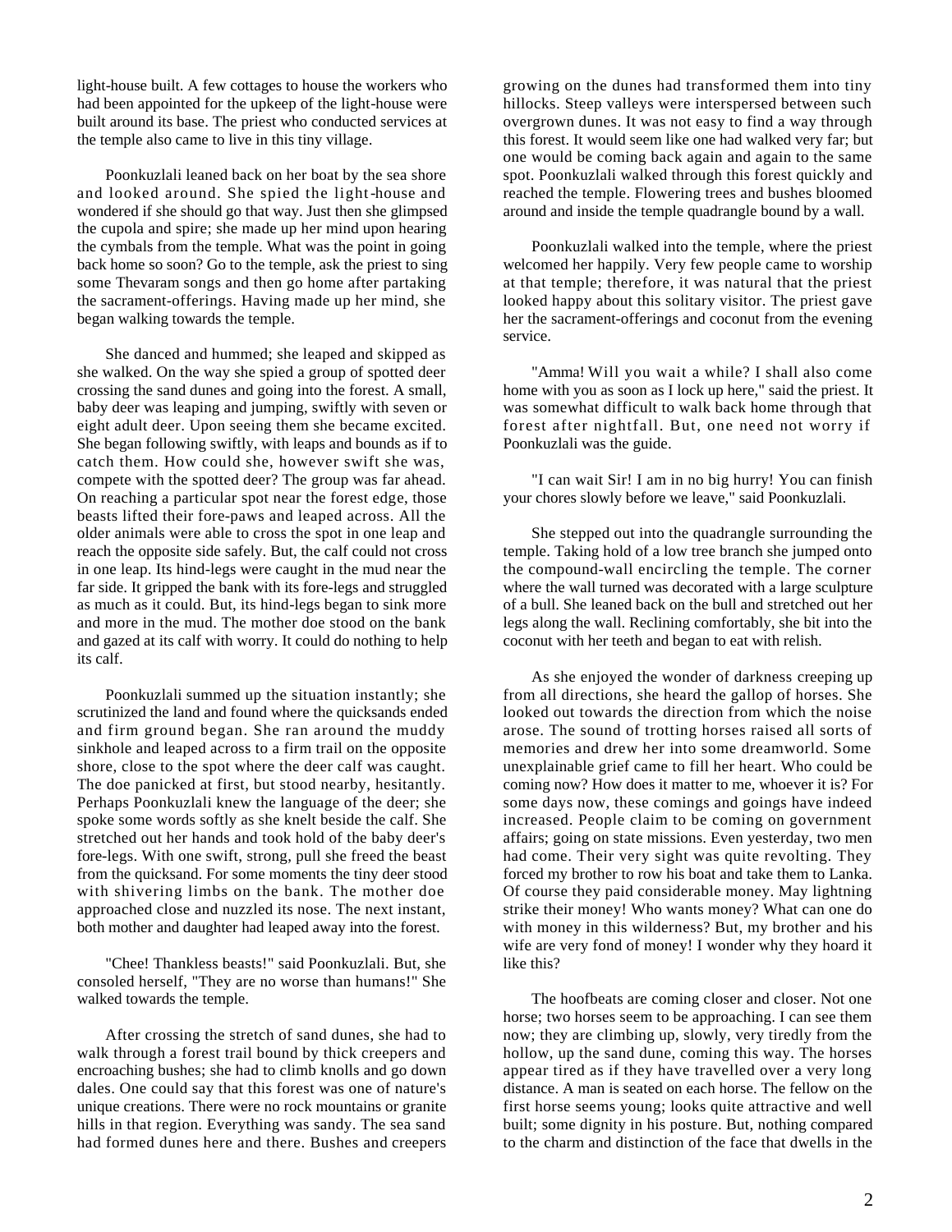light-house built. A few cottages to house the workers who had been appointed for the upkeep of the light-house were built around its base. The priest who conducted services at the temple also came to live in this tiny village.

Poonkuzlali leaned back on her boat by the sea shore and looked around. She spied the light-house and wondered if she should go that way. Just then she glimpsed the cupola and spire; she made up her mind upon hearing the cymbals from the temple. What was the point in going back home so soon? Go to the temple, ask the priest to sing some Thevaram songs and then go home after partaking the sacrament-offerings. Having made up her mind, she began walking towards the temple.

She danced and hummed; she leaped and skipped as she walked. On the way she spied a group of spotted deer crossing the sand dunes and going into the forest. A small, baby deer was leaping and jumping, swiftly with seven or eight adult deer. Upon seeing them she became excited. She began following swiftly, with leaps and bounds as if to catch them. How could she, however swift she was, compete with the spotted deer? The group was far ahead. On reaching a particular spot near the forest edge, those beasts lifted their fore-paws and leaped across. All the older animals were able to cross the spot in one leap and reach the opposite side safely. But, the calf could not cross in one leap. Its hind-legs were caught in the mud near the far side. It gripped the bank with its fore-legs and struggled as much as it could. But, its hind-legs began to sink more and more in the mud. The mother doe stood on the bank and gazed at its calf with worry. It could do nothing to help its calf.

Poonkuzlali summed up the situation instantly; she scrutinized the land and found where the quicksands ended and firm ground began. She ran around the muddy sinkhole and leaped across to a firm trail on the opposite shore, close to the spot where the deer calf was caught. The doe panicked at first, but stood nearby, hesitantly. Perhaps Poonkuzlali knew the language of the deer; she spoke some words softly as she knelt beside the calf. She stretched out her hands and took hold of the baby deer's fore-legs. With one swift, strong, pull she freed the beast from the quicksand. For some moments the tiny deer stood with shivering limbs on the bank. The mother doe approached close and nuzzled its nose. The next instant, both mother and daughter had leaped away into the forest.

"Chee! Thankless beasts!" said Poonkuzlali. But, she consoled herself, "They are no worse than humans!" She walked towards the temple.

After crossing the stretch of sand dunes, she had to walk through a forest trail bound by thick creepers and encroaching bushes; she had to climb knolls and go down dales. One could say that this forest was one of nature's unique creations. There were no rock mountains or granite hills in that region. Everything was sandy. The sea sand had formed dunes here and there. Bushes and creepers growing on the dunes had transformed them into tiny hillocks. Steep valleys were interspersed between such overgrown dunes. It was not easy to find a way through this forest. It would seem like one had walked very far; but one would be coming back again and again to the same spot. Poonkuzlali walked through this forest quickly and reached the temple. Flowering trees and bushes bloomed around and inside the temple quadrangle bound by a wall.

Poonkuzlali walked into the temple, where the priest welcomed her happily. Very few people came to worship at that temple; therefore, it was natural that the priest looked happy about this solitary visitor. The priest gave her the sacrament-offerings and coconut from the evening service.

"Amma! Will you wait a while? I shall also come home with you as soon as I lock up here," said the priest. It was somewhat difficult to walk back home through that forest after nightfall. But, one need not worry if Poonkuzlali was the guide.

"I can wait Sir! I am in no big hurry! You can finish your chores slowly before we leave," said Poonkuzlali.

She stepped out into the quadrangle surrounding the temple. Taking hold of a low tree branch she jumped onto the compound-wall encircling the temple. The corner where the wall turned was decorated with a large sculpture of a bull. She leaned back on the bull and stretched out her legs along the wall. Reclining comfortably, she bit into the coconut with her teeth and began to eat with relish.

As she enjoyed the wonder of darkness creeping up from all directions, she heard the gallop of horses. She looked out towards the direction from which the noise arose. The sound of trotting horses raised all sorts of memories and drew her into some dreamworld. Some unexplainable grief came to fill her heart. Who could be coming now? How does it matter to me, whoever it is? For some days now, these comings and goings have indeed increased. People claim to be coming on government affairs; going on state missions. Even yesterday, two men had come. Their very sight was quite revolting. They forced my brother to row his boat and take them to Lanka. Of course they paid considerable money. May lightning strike their money! Who wants money? What can one do with money in this wilderness? But, my brother and his wife are very fond of money! I wonder why they hoard it like this?

The hoofbeats are coming closer and closer. Not one horse; two horses seem to be approaching. I can see them now; they are climbing up, slowly, very tiredly from the hollow, up the sand dune, coming this way. The horses appear tired as if they have travelled over a very long distance. A man is seated on each horse. The fellow on the first horse seems young; looks quite attractive and well built; some dignity in his posture. But, nothing compared to the charm and distinction of the face that dwells in the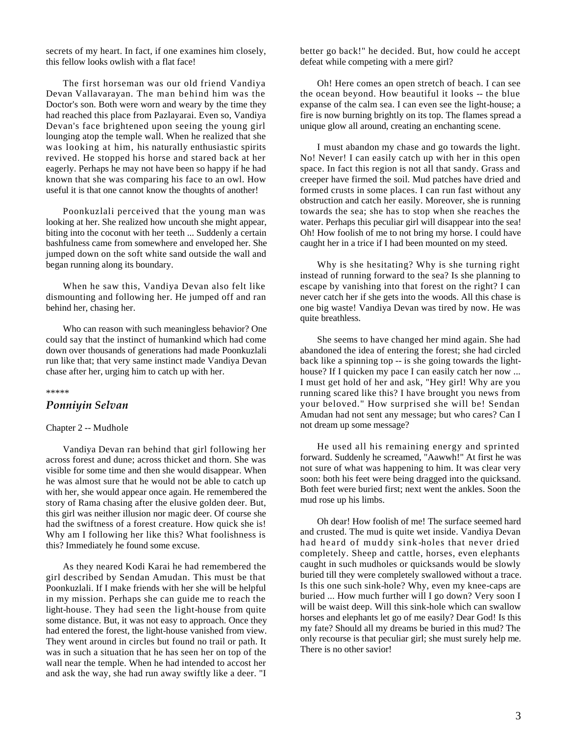secrets of my heart. In fact, if one examines him closely, this fellow looks owlish with a flat face!

The first horseman was our old friend Vandiya Devan Vallavarayan. The man behind him was the Doctor's son. Both were worn and weary by the time they had reached this place from Pazlayarai. Even so, Vandiya Devan's face brightened upon seeing the young girl lounging atop the temple wall. When he realized that she was looking at him, his naturally enthusiastic spirits revived. He stopped his horse and stared back at her eagerly. Perhaps he may not have been so happy if he had known that she was comparing his face to an owl. How useful it is that one cannot know the thoughts of another!

Poonkuzlali perceived that the young man was looking at her. She realized how uncouth she might appear, biting into the coconut with her teeth ... Suddenly a certain bashfulness came from somewhere and enveloped her. She jumped down on the soft white sand outside the wall and began running along its boundary.

When he saw this, Vandiya Devan also felt like dismounting and following her. He jumped off and ran behind her, chasing her.

Who can reason with such meaningless behavior? One could say that the instinct of humankind which had come down over thousands of generations had made Poonkuzlali run like that; that very same instinct made Vandiya Devan chase after her, urging him to catch up with her.

*****

## *Ponniyin Selvan*

Chapter 2 -- Mudhole

Vandiya Devan ran behind that girl following her across forest and dune; across thicket and thorn. She was visible for some time and then she would disappear. When he was almost sure that he would not be able to catch up with her, she would appear once again. He remembered the story of Rama chasing after the elusive golden deer. But, this girl was neither illusion nor magic deer. Of course she had the swiftness of a forest creature. How quick she is! Why am I following her like this? What foolishness is this? Immediately he found some excuse.

As they neared Kodi Karai he had remembered the girl described by Sendan Amudan. This must be that Poonkuzlali. If I make friends with her she will be helpful in my mission. Perhaps she can guide me to reach the light-house. They had seen the light-house from quite some distance. But, it was not easy to approach. Once they had entered the forest, the light-house vanished from view. They went around in circles but found no trail or path. It was in such a situation that he has seen her on top of the wall near the temple. When he had intended to accost her and ask the way, she had run away swiftly like a deer. "I better go back!" he decided. But, how could he accept defeat while competing with a mere girl?

Oh! Here comes an open stretch of beach. I can see the ocean beyond. How beautiful it looks -- the blue expanse of the calm sea. I can even see the light-house; a fire is now burning brightly on its top. The flames spread a unique glow all around, creating an enchanting scene.

I must abandon my chase and go towards the light. No! Never! I can easily catch up with her in this open space. In fact this region is not all that sandy. Grass and creeper have firmed the soil. Mud patches have dried and formed crusts in some places. I can run fast without any obstruction and catch her easily. Moreover, she is running towards the sea; she has to stop when she reaches the water. Perhaps this peculiar girl will disappear into the sea! Oh! How foolish of me to not bring my horse. I could have caught her in a trice if I had been mounted on my steed.

Why is she hesitating? Why is she turning right instead of running forward to the sea? Is she planning to escape by vanishing into that forest on the right? I can never catch her if she gets into the woods. All this chase is one big waste! Vandiya Devan was tired by now. He was quite breathless.

She seems to have changed her mind again. She had abandoned the idea of entering the forest; she had circled back like a spinning top -- is she going towards the light-house? If I quicken my pace I can easily catch her now ... I must get hold of her and ask, "Hey girl! Why are you running scared like this? I have brought you news from your beloved." How surprised she will be! Sendan Amudan had not sent any message; but who cares? Can I not dream up some message?

He used all his remaining energy and sprinted forward. Suddenly he screamed, "Aawwh!" At first he was not sure of what was happening to him. It was clear very soon: both his feet were being dragged into the quicksand. Both feet were buried first; next went the ankles. Soon the mud rose up his limbs.

Oh dear! How foolish of me! The surface seemed hard and crusted. The mud is quite wet inside. Vandiya Devan had heard of muddy sink-holes that never dried completely. Sheep and cattle, horses, even elephants caught in such mudholes or quicksands would be slowly buried till they were completely swallowed without a trace. Is this one such sink-hole? Why, even my knee-caps are buried ... How much further will I go down? Very soon I will be waist deep. Will this sink-hole which can swallow horses and elephants let go of me easily? Dear God! Is this my fate? Should all my dreams be buried in this mud? The only recourse is that peculiar girl; she must surely help me. There is no other savior!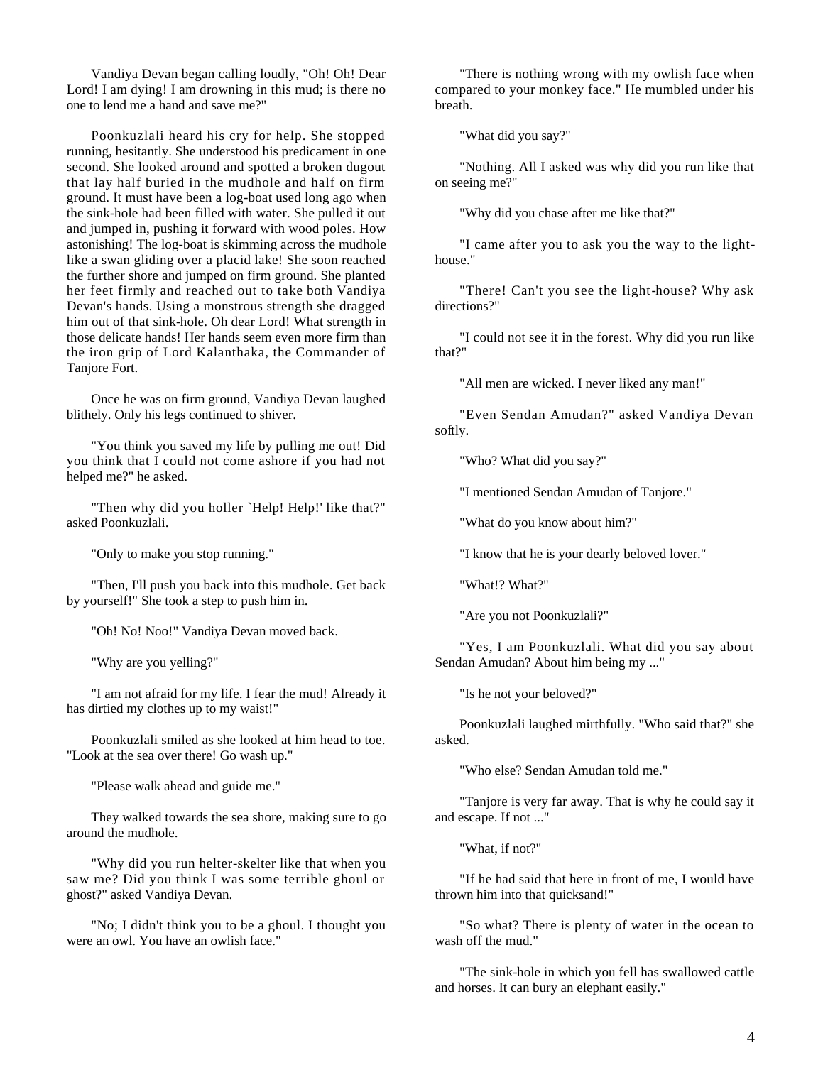Vandiya Devan began calling loudly, "Oh! Oh! Dear Lord! I am dying! I am drowning in this mud; is there no one to lend me a hand and save me?"

Poonkuzlali heard his cry for help. She stopped running, hesitantly. She understood his predicament in one second. She looked around and spotted a broken dugout that lay half buried in the mudhole and half on firm ground. It must have been a log-boat used long ago when the sink-hole had been filled with water. She pulled it out and jumped in, pushing it forward with wood poles. How astonishing! The log-boat is skimming across the mudhole like a swan gliding over a placid lake! She soon reached the further shore and jumped on firm ground. She planted her feet firmly and reached out to take both Vandiya Devan's hands. Using a monstrous strength she dragged him out of that sink-hole. Oh dear Lord! What strength in those delicate hands! Her hands seem even more firm than the iron grip of Lord Kalanthaka, the Commander of Tanjore Fort.

Once he was on firm ground, Vandiya Devan laughed blithely. Only his legs continued to shiver.

"You think you saved my life by pulling me out! Did you think that I could not come ashore if you had not helped me?" he asked.

"Then why did you holler `Help! Help!' like that?" asked Poonkuzlali.

"Only to make you stop running."

"Then, I'll push you back into this mudhole. Get back by yourself!" She took a step to push him in.

"Oh! No! Noo!" Vandiya Devan moved back.

"Why are you yelling?"

"I am not afraid for my life. I fear the mud! Already it has dirtied my clothes up to my waist!"

Poonkuzlali smiled as she looked at him head to toe. "Look at the sea over there! Go wash up."

"Please walk ahead and guide me."

They walked towards the sea shore, making sure to go around the mudhole.

"Why did you run helter-skelter like that when you saw me? Did you think I was some terrible ghoul or ghost?" asked Vandiya Devan.

"No; I didn't think you to be a ghoul. I thought you were an owl. You have an owlish face."

"There is nothing wrong with my owlish face when compared to your monkey face." He mumbled under his breath.

"What did you say?"

"Nothing. All I asked was why did you run like that on seeing me?"

"Why did you chase after me like that?"

"I came after you to ask you the way to the light-house."

"There! Can't you see the light-house? Why ask directions?"

"I could not see it in the forest. Why did you run like that?"

"All men are wicked. I never liked any man!"

"Even Sendan Amudan?" asked Vandiya Devan softly.

"Who? What did you say?"

"I mentioned Sendan Amudan of Tanjore."

"What do you know about him?"

"I know that he is your dearly beloved lover."

"What!? What?"

"Are you not Poonkuzlali?"

"Yes, I am Poonkuzlali. What did you say about Sendan Amudan? About him being my ..."

"Is he not your beloved?"

Poonkuzlali laughed mirthfully. "Who said that?" she asked.

"Who else? Sendan Amudan told me."

"Tanjore is very far away. That is why he could say it and escape. If not ..."

"What, if not?"

"If he had said that here in front of me, I would have thrown him into that quicksand!"

"So what? There is plenty of water in the ocean to wash off the mud."

"The sink-hole in which you fell has swallowed cattle and horses. It can bury an elephant easily."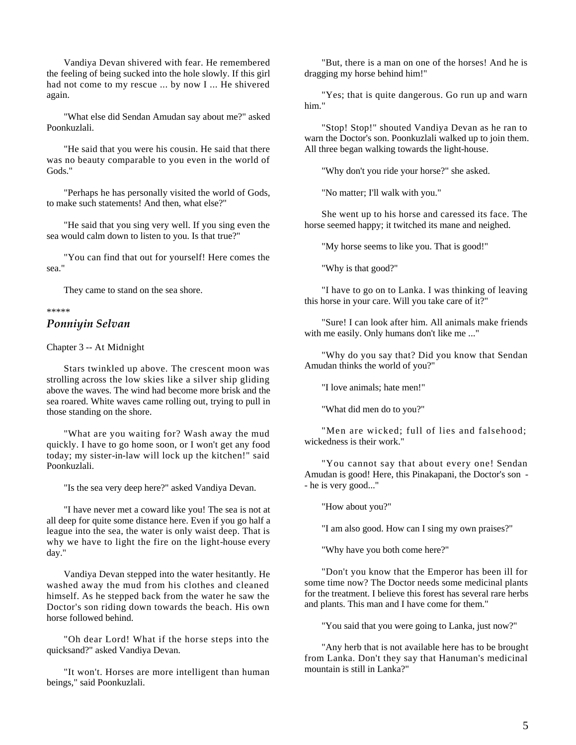Vandiya Devan shivered with fear. He remembered the feeling of being sucked into the hole slowly. If this girl had not come to my rescue ... by now I ... He shivered again.

"What else did Sendan Amudan say about me?" asked Poonkuzlali.

"He said that you were his cousin. He said that there was no beauty comparable to you even in the world of Gods."

"Perhaps he has personally visited the world of Gods, to make such statements! And then, what else?"

"He said that you sing very well. If you sing even the sea would calm down to listen to you. Is that true?"

"You can find that out for yourself! Here comes the sea."

They came to stand on the sea shore.

*****

## *Ponniyin Selvan*

### Chapter 3 -- At Midnight

Stars twinkled up above. The crescent moon was strolling across the low skies like a silver ship gliding above the waves. The wind had become more brisk and the sea roared. White waves came rolling out, trying to pull in those standing on the shore.

"What are you waiting for? Wash away the mud quickly. I have to go home soon, or I won't get any food today; my sister-in-law will lock up the kitchen!" said Poonkuzlali.

"Is the sea very deep here?" asked Vandiya Devan.

"I have never met a coward like you! The sea is not at all deep for quite some distance here. Even if you go half a league into the sea, the water is only waist deep. That is why we have to light the fire on the light-house every day."

Vandiya Devan stepped into the water hesitantly. He washed away the mud from his clothes and cleaned himself. As he stepped back from the water he saw the Doctor's son riding down towards the beach. His own horse followed behind.

"Oh dear Lord! What if the horse steps into the quicksand?" asked Vandiya Devan.

"It won't. Horses are more intelligent than human beings," said Poonkuzlali.

"But, there is a man on one of the horses! And he is dragging my horse behind him!"

"Yes; that is quite dangerous. Go run up and warn him."

"Stop! Stop!" shouted Vandiya Devan as he ran to warn the Doctor's son. Poonkuzlali walked up to join them. All three began walking towards the light-house.

"Why don't you ride your horse?" she asked.

"No matter; I'll walk with you."

She went up to his horse and caressed its face. The horse seemed happy; it twitched its mane and neighed.

"My horse seems to like you. That is good!"

"Why is that good?"

"I have to go on to Lanka. I was thinking of leaving this horse in your care. Will you take care of it?"

"Sure! I can look after him. All animals make friends with me easily. Only humans don't like me ..."

"Why do you say that? Did you know that Sendan Amudan thinks the world of you?"

"I love animals; hate men!"

"What did men do to you?"

"Men are wicked; full of lies and falsehood; wickedness is their work."

"You cannot say that about every one! Sendan Amudan is good! Here, this Pinakapani, the Doctor's son -- he is very good..."

"How about you?"

"I am also good. How can I sing my own praises?"

"Why have you both come here?"

"Don't you know that the Emperor has been ill for some time now? The Doctor needs some medicinal plants for the treatment. I believe this forest has several rare herbs and plants. This man and I have come for them."

"You said that you were going to Lanka, just now?"

"Any herb that is not available here has to be brought from Lanka. Don't they say that Hanuman's medicinal mountain is still in Lanka?"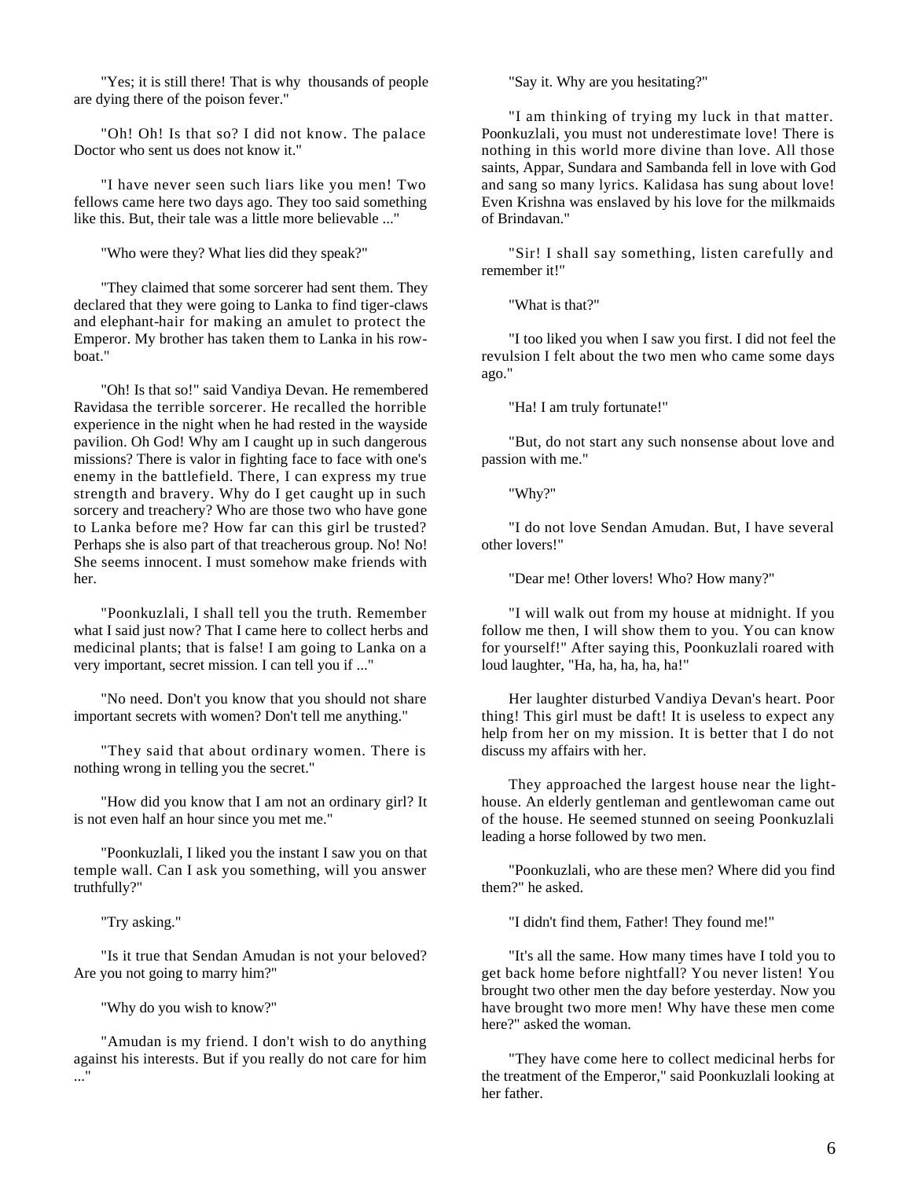"Yes; it is still there! That is why thousands of people are dying there of the poison fever."

"Oh! Oh! Is that so? I did not know. The palace Doctor who sent us does not know it."

"I have never seen such liars like you men! Two fellows came here two days ago. They too said something like this. But, their tale was a little more believable ..."

"Who were they? What lies did they speak?"

"They claimed that some sorcerer had sent them. They declared that they were going to Lanka to find tiger-claws and elephant-hair for making an amulet to protect the Emperor. My brother has taken them to Lanka in his row-boat."

"Oh! Is that so!" said Vandiya Devan. He remembered Ravidasa the terrible sorcerer. He recalled the horrible experience in the night when he had rested in the wayside pavilion. Oh God! Why am I caught up in such dangerous missions? There is valor in fighting face to face with one's enemy in the battlefield. There, I can express my true strength and bravery. Why do I get caught up in such sorcery and treachery? Who are those two who have gone to Lanka before me? How far can this girl be trusted? Perhaps she is also part of that treacherous group. No! No! She seems innocent. I must somehow make friends with her.

"Poonkuzlali, I shall tell you the truth. Remember what I said just now? That I came here to collect herbs and medicinal plants; that is false! I am going to Lanka on a very important, secret mission. I can tell you if ..."

"No need. Don't you know that you should not share important secrets with women? Don't tell me anything."

"They said that about ordinary women. There is nothing wrong in telling you the secret."

"How did you know that I am not an ordinary girl? It is not even half an hour since you met me."

"Poonkuzlali, I liked you the instant I saw you on that temple wall. Can I ask you something, will you answer truthfully?"

"Try asking."

"Is it true that Sendan Amudan is not your beloved? Are you not going to marry him?"

"Why do you wish to know?"

"Amudan is my friend. I don't wish to do anything against his interests. But if you really do not care for him ..."

"Say it. Why are you hesitating?"

"I am thinking of trying my luck in that matter. Poonkuzlali, you must not underestimate love! There is nothing in this world more divine than love. All those saints, Appar, Sundara and Sambanda fell in love with God and sang so many lyrics. Kalidasa has sung about love! Even Krishna was enslaved by his love for the milkmaids of Brindavan."

"Sir! I shall say something, listen carefully and remember it!"

"What is that?"

"I too liked you when I saw you first. I did not feel the revulsion I felt about the two men who came some days ago."

"Ha! I am truly fortunate!"

"But, do not start any such nonsense about love and passion with me."

"Why?"

"I do not love Sendan Amudan. But, I have several other lovers!"

"Dear me! Other lovers! Who? How many?"

"I will walk out from my house at midnight. If you follow me then, I will show them to you. You can know for yourself!" After saying this, Poonkuzlali roared with loud laughter, "Ha, ha, ha, ha, ha!"

Her laughter disturbed Vandiya Devan's heart. Poor thing! This girl must be daft! It is useless to expect any help from her on my mission. It is better that I do not discuss my affairs with her.

They approached the largest house near the light-house. An elderly gentleman and gentlewoman came out of the house. He seemed stunned on seeing Poonkuzlali leading a horse followed by two men.

"Poonkuzlali, who are these men? Where did you find them?" he asked.

"I didn't find them, Father! They found me!"

"It's all the same. How many times have I told you to get back home before nightfall? You never listen! You brought two other men the day before yesterday. Now you have brought two more men! Why have these men come here?" asked the woman.

"They have come here to collect medicinal herbs for the treatment of the Emperor," said Poonkuzlali looking at her father.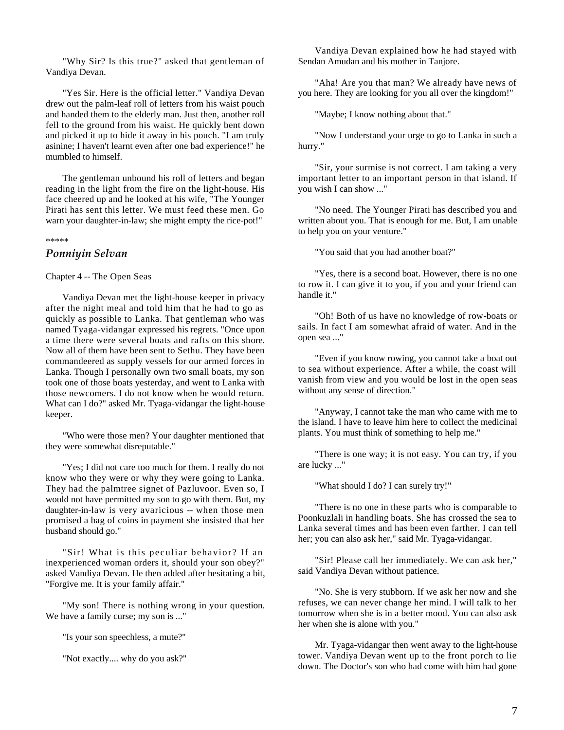"Why Sir? Is this true?" asked that gentleman of Vandiya Devan.

"Yes Sir. Here is the official letter." Vandiya Devan drew out the palm-leaf roll of letters from his waist pouch and handed them to the elderly man. Just then, another roll fell to the ground from his waist. He quickly bent down and picked it up to hide it away in his pouch. "I am truly asinine; I haven't learnt even after one bad experience!" he mumbled to himself.

The gentleman unbound his roll of letters and began reading in the light from the fire on the light-house. His face cheered up and he looked at his wife, "The Younger Pirati has sent this letter. We must feed these men. Go warn your daughter-in-law; she might empty the rice-pot!"

*****

## *Ponniyin Selvan*

Chapter 4 -- The Open Seas

Vandiya Devan met the light-house keeper in privacy after the night meal and told him that he had to go as quickly as possible to Lanka. That gentleman who was named Tyaga-vidangar expressed his regrets. "Once upon a time there were several boats and rafts on this shore. Now all of them have been sent to Sethu. They have been commandeered as supply vessels for our armed forces in Lanka. Though I personally own two small boats, my son took one of those boats yesterday, and went to Lanka with those newcomers. I do not know when he would return. What can I do?" asked Mr. Tyaga-vidangar the light-house keeper.

"Who were those men? Your daughter mentioned that they were somewhat disreputable."

"Yes; I did not care too much for them. I really do not know who they were or why they were going to Lanka. They had the palmtree signet of Pazluvoor. Even so, I would not have permitted my son to go with them. But, my daughter-in-law is very avaricious -- when those men promised a bag of coins in payment she insisted that her husband should go."

"Sir! What is this peculiar behavior? If an inexperienced woman orders it, should your son obey?" asked Vandiya Devan. He then added after hesitating a bit, "Forgive me. It is your family affair."

"My son! There is nothing wrong in your question. We have a family curse; my son is ..."

"Is your son speechless, a mute?"

"Not exactly.... why do you ask?"

Vandiya Devan explained how he had stayed with Sendan Amudan and his mother in Tanjore.

"Aha! Are you that man? We already have news of you here. They are looking for you all over the kingdom!"

"Maybe; I know nothing about that."

"Now I understand your urge to go to Lanka in such a hurry."

"Sir, your surmise is not correct. I am taking a very important letter to an important person in that island. If you wish I can show ..."

"No need. The Younger Pirati has described you and written about you. That is enough for me. But, I am unable to help you on your venture."

"You said that you had another boat?"

"Yes, there is a second boat. However, there is no one to row it. I can give it to you, if you and your friend can handle it."

"Oh! Both of us have no knowledge of row-boats or sails. In fact I am somewhat afraid of water. And in the open sea ..."

"Even if you know rowing, you cannot take a boat out to sea without experience. After a while, the coast will vanish from view and you would be lost in the open seas without any sense of direction."

"Anyway, I cannot take the man who came with me to the island. I have to leave him here to collect the medicinal plants. You must think of something to help me."

"There is one way; it is not easy. You can try, if you are lucky ..."

"What should I do? I can surely try!"

"There is no one in these parts who is comparable to Poonkuzlali in handling boats. She has crossed the sea to Lanka several times and has been even farther. I can tell her; you can also ask her," said Mr. Tyaga-vidangar.

"Sir! Please call her immediately. We can ask her," said Vandiya Devan without patience.

"No. She is very stubborn. If we ask her now and she refuses, we can never change her mind. I will talk to her tomorrow when she is in a better mood. You can also ask her when she is alone with you."

Mr. Tyaga-vidangar then went away to the light-house tower. Vandiya Devan went up to the front porch to lie down. The Doctor's son who had come with him had gone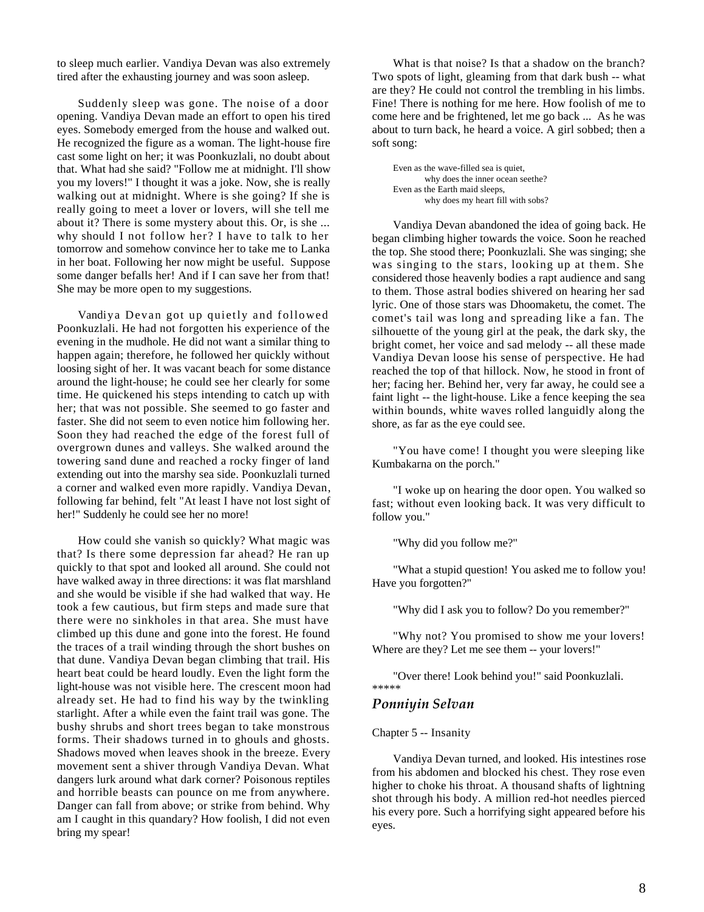to sleep much earlier. Vandiya Devan was also extremely tired after the exhausting journey and was soon asleep.

Suddenly sleep was gone. The noise of a door opening. Vandiya Devan made an effort to open his tired eyes. Somebody emerged from the house and walked out. He recognized the figure as a woman. The light-house fire cast some light on her; it was Poonkuzlali, no doubt about that. What had she said? "Follow me at midnight. I'll show you my lovers!" I thought it was a joke. Now, she is really walking out at midnight. Where is she going? If she is really going to meet a lover or lovers, will she tell me about it? There is some mystery about this. Or, is she ... why should I not follow her? I have to talk to her tomorrow and somehow convince her to take me to Lanka in her boat. Following her now might be useful. Suppose some danger befalls her! And if I can save her from that! She may be more open to my suggestions.

Vandiya Devan got up quietly and followed Poonkuzlali. He had not forgotten his experience of the evening in the mudhole. He did not want a similar thing to happen again; therefore, he followed her quickly without loosing sight of her. It was vacant beach for some distance around the light-house; he could see her clearly for some time. He quickened his steps intending to catch up with her; that was not possible. She seemed to go faster and faster. She did not seem to even notice him following her. Soon they had reached the edge of the forest full of overgrown dunes and valleys. She walked around the towering sand dune and reached a rocky finger of land extending out into the marshy sea side. Poonkuzlali turned a corner and walked even more rapidly. Vandiya Devan, following far behind, felt "At least I have not lost sight of her!" Suddenly he could see her no more!

How could she vanish so quickly? What magic was that? Is there some depression far ahead? He ran up quickly to that spot and looked all around. She could not have walked away in three directions: it was flat marshland and she would be visible if she had walked that way. He took a few cautious, but firm steps and made sure that there were no sinkholes in that area. She must have climbed up this dune and gone into the forest. He found the traces of a trail winding through the short bushes on that dune. Vandiya Devan began climbing that trail. His heart beat could be heard loudly. Even the light form the light-house was not visible here. The crescent moon had already set. He had to find his way by the twinkling starlight. After a while even the faint trail was gone. The bushy shrubs and short trees began to take monstrous forms. Their shadows turned in to ghouls and ghosts. Shadows moved when leaves shook in the breeze. Every movement sent a shiver through Vandiya Devan. What dangers lurk around what dark corner? Poisonous reptiles and horrible beasts can pounce on me from anywhere. Danger can fall from above; or strike from behind. Why am I caught in this quandary? How foolish, I did not even bring my spear!

What is that noise? Is that a shadow on the branch? Two spots of light, gleaming from that dark bush -- what are they? He could not control the trembling in his limbs. Fine! There is nothing for me here. How foolish of me to come here and be frightened, let me go back ... As he was about to turn back, he heard a voice. A girl sobbed; then a soft song:

> Even as the wave-filled sea is quiet,
> why does the inner ocean seethe?
> Even as the Earth maid sleeps,
> why does my heart fill with sobs?

Vandiya Devan abandoned the idea of going back. He began climbing higher towards the voice. Soon he reached the top. She stood there; Poonkuzlali. She was singing; she was singing to the stars, looking up at them. She considered those heavenly bodies a rapt audience and sang to them. Those astral bodies shivered on hearing her sad lyric. One of those stars was Dhoomaketu, the comet. The comet's tail was long and spreading like a fan. The silhouette of the young girl at the peak, the dark sky, the bright comet, her voice and sad melody -- all these made Vandiya Devan loose his sense of perspective. He had reached the top of that hillock. Now, he stood in front of her; facing her. Behind her, very far away, he could see a faint light -- the light-house. Like a fence keeping the sea within bounds, white waves rolled languidly along the shore, as far as the eye could see.

"You have come! I thought you were sleeping like Kumbakarna on the porch."

"I woke up on hearing the door open. You walked so fast; without even looking back. It was very difficult to follow you."

"Why did you follow me?"

"What a stupid question! You asked me to follow you! Have you forgotten?"

"Why did I ask you to follow? Do you remember?"

"Why not? You promised to show me your lovers! Where are they? Let me see them -- your lovers!"

"Over there! Look behind you!" said Poonkuzlali.

*****

### *Ponniyin Selvan*

Chapter 5 -- Insanity

Vandiya Devan turned, and looked. His intestines rose from his abdomen and blocked his chest. They rose even higher to choke his throat. A thousand shafts of lightning shot through his body. A million red-hot needles pierced his every pore. Such a horrifying sight appeared before his eyes.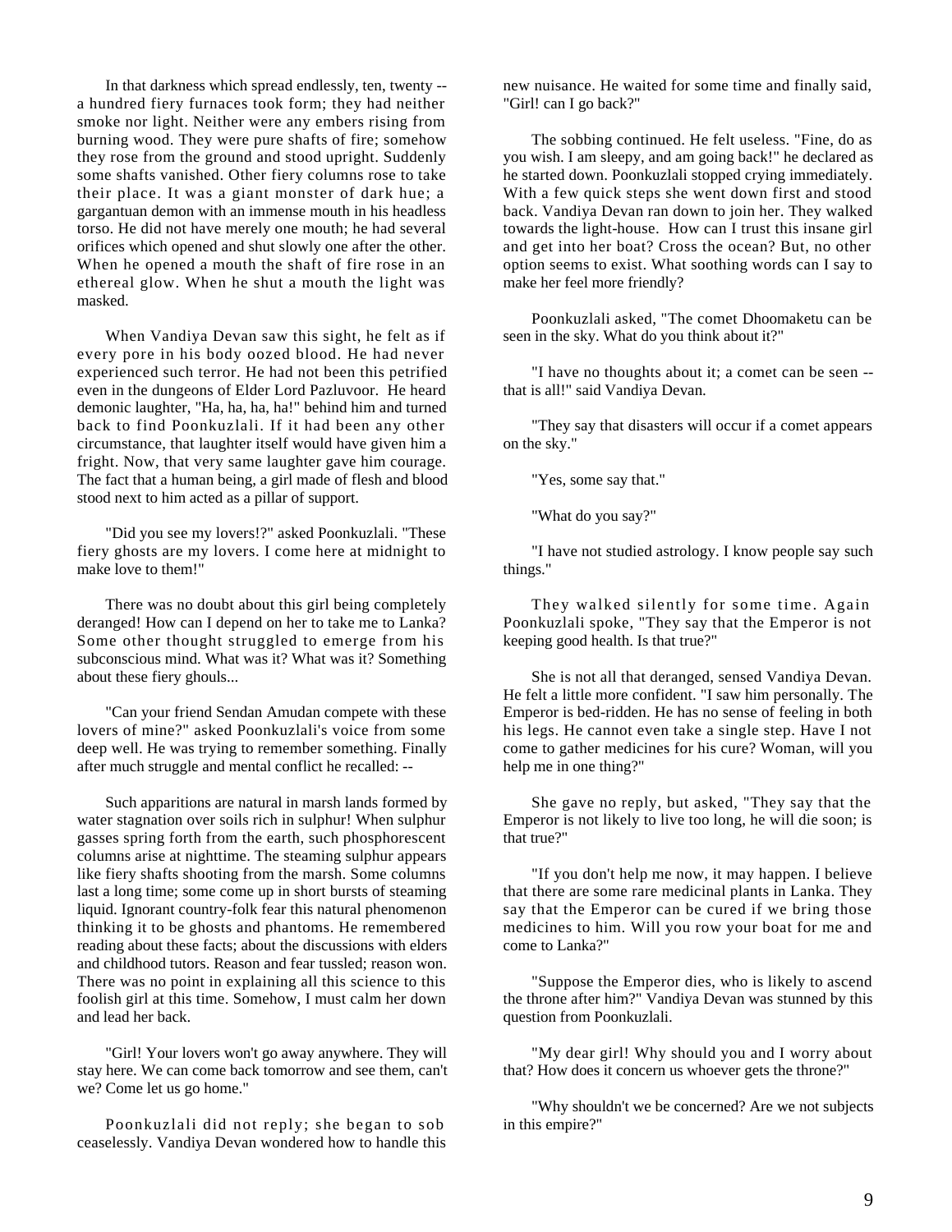In that darkness which spread endlessly, ten, twenty -- a hundred fiery furnaces took form; they had neither smoke nor light. Neither were any embers rising from burning wood. They were pure shafts of fire; somehow they rose from the ground and stood upright. Suddenly some shafts vanished. Other fiery columns rose to take their place. It was a giant monster of dark hue; a gargantuan demon with an immense mouth in his headless torso. He did not have merely one mouth; he had several orifices which opened and shut slowly one after the other. When he opened a mouth the shaft of fire rose in an ethereal glow. When he shut a mouth the light was masked.

When Vandiya Devan saw this sight, he felt as if every pore in his body oozed blood. He had never experienced such terror. He had not been this petrified even in the dungeons of Elder Lord Pazluvoor. He heard demonic laughter, "Ha, ha, ha, ha!" behind him and turned back to find Poonkuzlali. If it had been any other circumstance, that laughter itself would have given him a fright. Now, that very same laughter gave him courage. The fact that a human being, a girl made of flesh and blood stood next to him acted as a pillar of support.

"Did you see my lovers!?" asked Poonkuzlali. "These fiery ghosts are my lovers. I come here at midnight to make love to them!"

There was no doubt about this girl being completely deranged! How can I depend on her to take me to Lanka? Some other thought struggled to emerge from his subconscious mind. What was it? What was it? Something about these fiery ghouls...

"Can your friend Sendan Amudan compete with these lovers of mine?" asked Poonkuzlali's voice from some deep well. He was trying to remember something. Finally after much struggle and mental conflict he recalled: --

Such apparitions are natural in marsh lands formed by water stagnation over soils rich in sulphur! When sulphur gasses spring forth from the earth, such phosphorescent columns arise at nighttime. The steaming sulphur appears like fiery shafts shooting from the marsh. Some columns last a long time; some come up in short bursts of steaming liquid. Ignorant country-folk fear this natural phenomenon thinking it to be ghosts and phantoms. He remembered reading about these facts; about the discussions with elders and childhood tutors. Reason and fear tussled; reason won. There was no point in explaining all this science to this foolish girl at this time. Somehow, I must calm her down and lead her back.

"Girl! Your lovers won't go away anywhere. They will stay here. We can come back tomorrow and see them, can't we? Come let us go home."

Poonkuzlali did not reply; she began to sob ceaselessly. Vandiya Devan wondered how to handle this new nuisance. He waited for some time and finally said, "Girl! can I go back?"

The sobbing continued. He felt useless. "Fine, do as you wish. I am sleepy, and am going back!" he declared as he started down. Poonkuzlali stopped crying immediately. With a few quick steps she went down first and stood back. Vandiya Devan ran down to join her. They walked towards the light-house. How can I trust this insane girl and get into her boat? Cross the ocean? But, no other option seems to exist. What soothing words can I say to make her feel more friendly?

Poonkuzlali asked, "The comet Dhoomaketu can be seen in the sky. What do you think about it?"

"I have no thoughts about it; a comet can be seen -- that is all!" said Vandiya Devan.

"They say that disasters will occur if a comet appears on the sky."

"Yes, some say that."

"What do you say?"

"I have not studied astrology. I know people say such things."

They walked silently for some time. Again Poonkuzlali spoke, "They say that the Emperor is not keeping good health. Is that true?"

She is not all that deranged, sensed Vandiya Devan. He felt a little more confident. "I saw him personally. The Emperor is bed-ridden. He has no sense of feeling in both his legs. He cannot even take a single step. Have I not come to gather medicines for his cure? Woman, will you help me in one thing?"

She gave no reply, but asked, "They say that the Emperor is not likely to live too long, he will die soon; is that true?"

"If you don't help me now, it may happen. I believe that there are some rare medicinal plants in Lanka. They say that the Emperor can be cured if we bring those medicines to him. Will you row your boat for me and come to Lanka?"

"Suppose the Emperor dies, who is likely to ascend the throne after him?" Vandiya Devan was stunned by this question from Poonkuzlali.

"My dear girl! Why should you and I worry about that? How does it concern us whoever gets the throne?"

"Why shouldn't we be concerned? Are we not subjects in this empire?"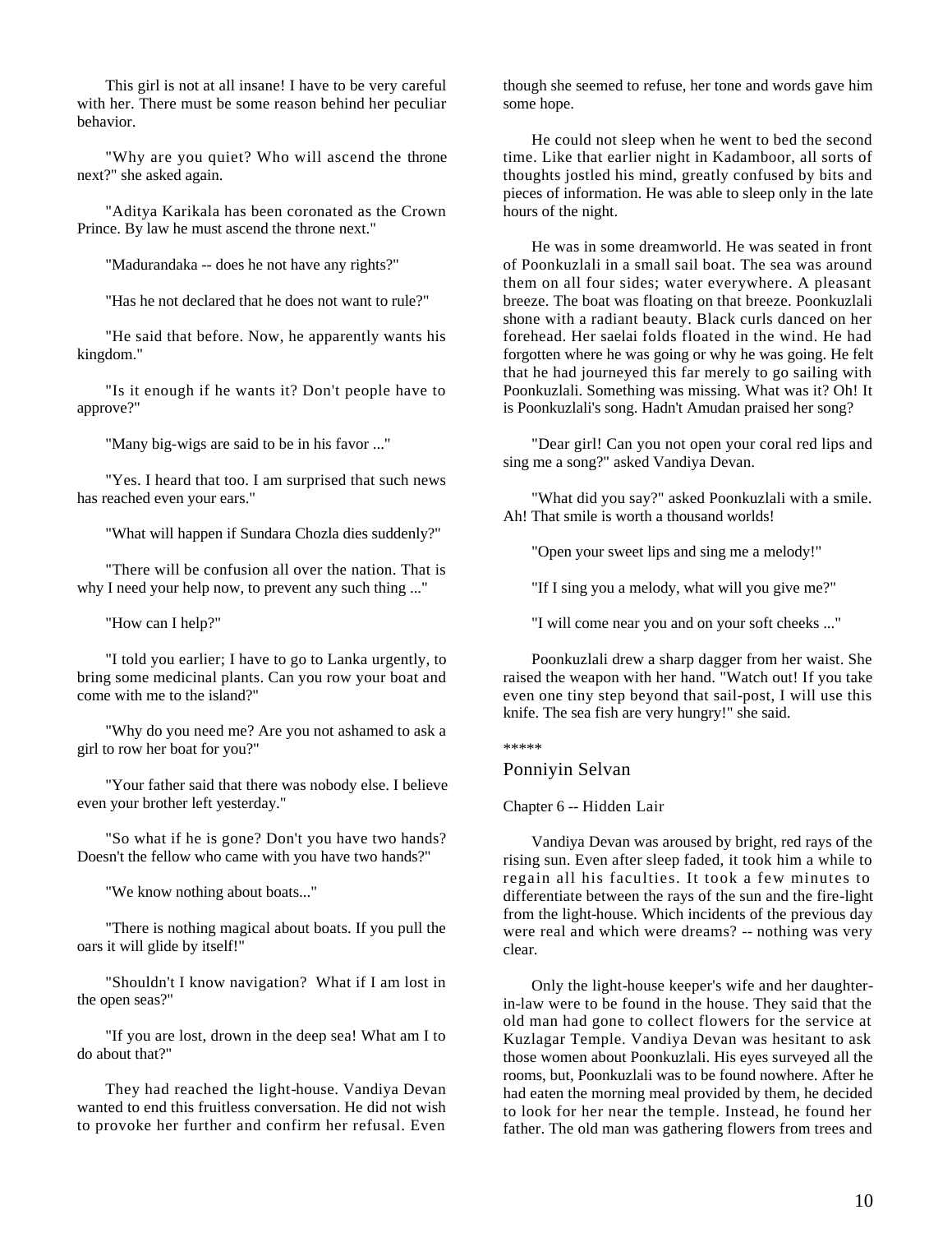This girl is not at all insane! I have to be very careful with her. There must be some reason behind her peculiar behavior.

"Why are you quiet? Who will ascend the throne next?" she asked again.

"Aditya Karikala has been coronated as the Crown Prince. By law he must ascend the throne next."

"Madurandaka -- does he not have any rights?"

"Has he not declared that he does not want to rule?"

"He said that before. Now, he apparently wants his kingdom."

"Is it enough if he wants it? Don't people have to approve?"

"Many big-wigs are said to be in his favor ..."

"Yes. I heard that too. I am surprised that such news has reached even your ears."

"What will happen if Sundara Chozla dies suddenly?"

"There will be confusion all over the nation. That is why I need your help now, to prevent any such thing ..."

"How can I help?"

"I told you earlier; I have to go to Lanka urgently, to bring some medicinal plants. Can you row your boat and come with me to the island?"

"Why do you need me? Are you not ashamed to ask a girl to row her boat for you?"

"Your father said that there was nobody else. I believe even your brother left yesterday."

"So what if he is gone? Don't you have two hands? Doesn't the fellow who came with you have two hands?"

"We know nothing about boats..."

"There is nothing magical about boats. If you pull the oars it will glide by itself!"

"Shouldn't I know navigation? What if I am lost in the open seas?"

"If you are lost, drown in the deep sea! What am I to do about that?"

They had reached the light-house. Vandiya Devan wanted to end this fruitless conversation. He did not wish to provoke her further and confirm her refusal. Even though she seemed to refuse, her tone and words gave him some hope.

He could not sleep when he went to bed the second time. Like that earlier night in Kadamboor, all sorts of thoughts jostled his mind, greatly confused by bits and pieces of information. He was able to sleep only in the late hours of the night.

He was in some dreamworld. He was seated in front of Poonkuzlali in a small sail boat. The sea was around them on all four sides; water everywhere. A pleasant breeze. The boat was floating on that breeze. Poonkuzlali shone with a radiant beauty. Black curls danced on her forehead. Her saelai folds floated in the wind. He had forgotten where he was going or why he was going. He felt that he had journeyed this far merely to go sailing with Poonkuzlali. Something was missing. What was it? Oh! It is Poonkuzlali's song. Hadn't Amudan praised her song?

"Dear girl! Can you not open your coral red lips and sing me a song?" asked Vandiya Devan.

"What did you say?" asked Poonkuzlali with a smile. Ah! That smile is worth a thousand worlds!

"Open your sweet lips and sing me a melody!"

"If I sing you a melody, what will you give me?"

"I will come near you and on your soft cheeks ..."

Poonkuzlali drew a sharp dagger from her waist. She raised the weapon with her hand. "Watch out! If you take even one tiny step beyond that sail-post, I will use this knife. The sea fish are very hungry!" she said.

*****

## Ponniyin Selvan

### Chapter 6 -- Hidden Lair

Vandiya Devan was aroused by bright, red rays of the rising sun. Even after sleep faded, it took him a while to regain all his faculties. It took a few minutes to differentiate between the rays of the sun and the fire-light from the light-house. Which incidents of the previous day were real and which were dreams? -- nothing was very clear.

Only the light-house keeper's wife and her daughter-in-law were to be found in the house. They said that the old man had gone to collect flowers for the service at Kuzlagar Temple. Vandiya Devan was hesitant to ask those women about Poonkuzlali. His eyes surveyed all the rooms, but, Poonkuzlali was to be found nowhere. After he had eaten the morning meal provided by them, he decided to look for her near the temple. Instead, he found her father. The old man was gathering flowers from trees and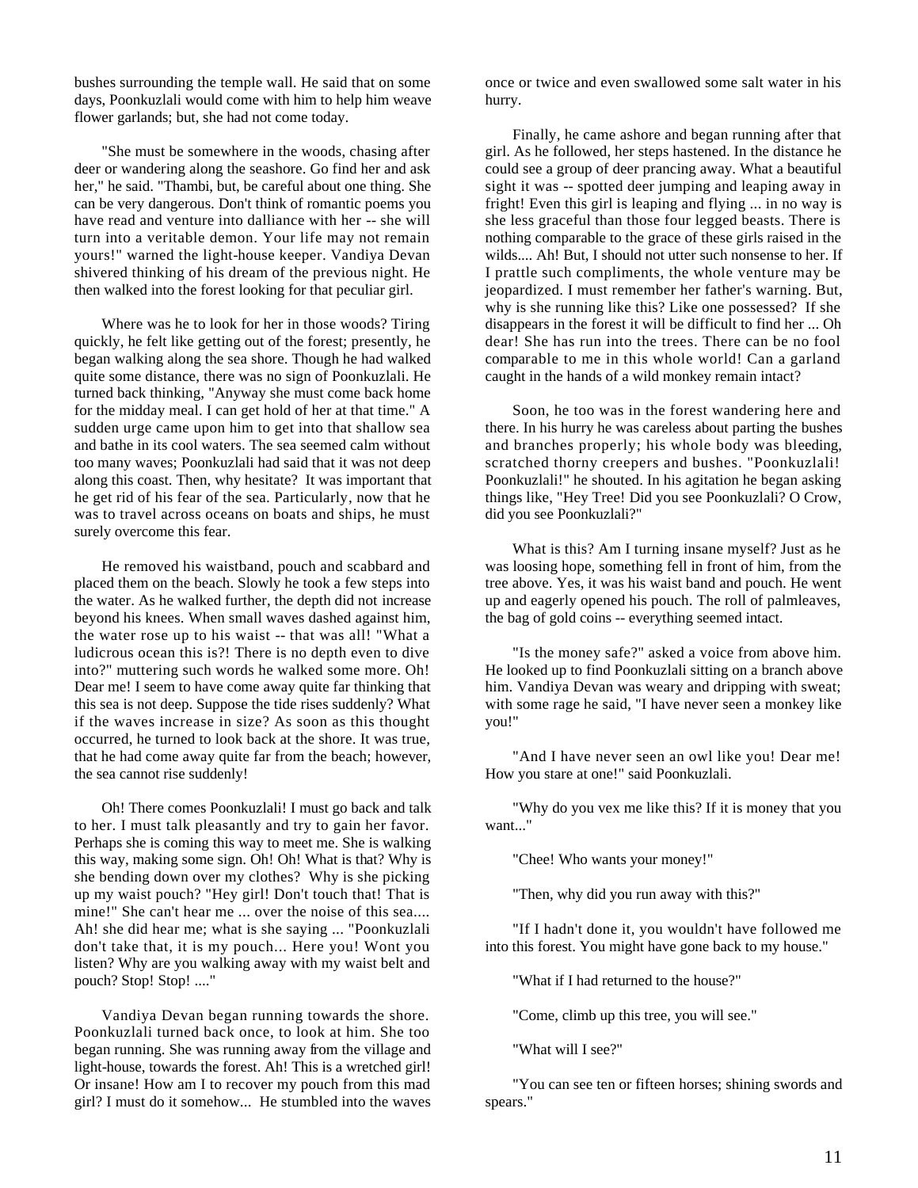bushes surrounding the temple wall. He said that on some days, Poonkuzlali would come with him to help him weave flower garlands; but, she had not come today.

"She must be somewhere in the woods, chasing after deer or wandering along the seashore. Go find her and ask her," he said. "Thambi, but, be careful about one thing. She can be very dangerous. Don't think of romantic poems you have read and venture into dalliance with her -- she will turn into a veritable demon. Your life may not remain yours!" warned the light-house keeper. Vandiya Devan shivered thinking of his dream of the previous night. He then walked into the forest looking for that peculiar girl.

Where was he to look for her in those woods? Tiring quickly, he felt like getting out of the forest; presently, he began walking along the sea shore. Though he had walked quite some distance, there was no sign of Poonkuzlali. He turned back thinking, "Anyway she must come back home for the midday meal. I can get hold of her at that time." A sudden urge came upon him to get into that shallow sea and bathe in its cool waters. The sea seemed calm without too many waves; Poonkuzlali had said that it was not deep along this coast. Then, why hesitate? It was important that he get rid of his fear of the sea. Particularly, now that he was to travel across oceans on boats and ships, he must surely overcome this fear.

He removed his waistband, pouch and scabbard and placed them on the beach. Slowly he took a few steps into the water. As he walked further, the depth did not increase beyond his knees. When small waves dashed against him, the water rose up to his waist -- that was all! "What a ludicrous ocean this is?! There is no depth even to dive into?" muttering such words he walked some more. Oh! Dear me! I seem to have come away quite far thinking that this sea is not deep. Suppose the tide rises suddenly? What if the waves increase in size? As soon as this thought occurred, he turned to look back at the shore. It was true, that he had come away quite far from the beach; however, the sea cannot rise suddenly!

Oh! There comes Poonkuzlali! I must go back and talk to her. I must talk pleasantly and try to gain her favor. Perhaps she is coming this way to meet me. She is walking this way, making some sign. Oh! Oh! What is that? Why is she bending down over my clothes? Why is she picking up my waist pouch? "Hey girl! Don't touch that! That is mine!" She can't hear me ... over the noise of this sea.... Ah! she did hear me; what is she saying ... "Poonkuzlali don't take that, it is my pouch... Here you! Wont you listen? Why are you walking away with my waist belt and pouch? Stop! Stop! ...."

Vandiya Devan began running towards the shore. Poonkuzlali turned back once, to look at him. She too began running. She was running away from the village and light-house, towards the forest. Ah! This is a wretched girl! Or insane! How am I to recover my pouch from this mad girl? I must do it somehow... He stumbled into the waves once or twice and even swallowed some salt water in his hurry.

Finally, he came ashore and began running after that girl. As he followed, her steps hastened. In the distance he could see a group of deer prancing away. What a beautiful sight it was -- spotted deer jumping and leaping away in fright! Even this girl is leaping and flying ... in no way is she less graceful than those four legged beasts. There is nothing comparable to the grace of these girls raised in the wilds.... Ah! But, I should not utter such nonsense to her. If I prattle such compliments, the whole venture may be jeopardized. I must remember her father's warning. But, why is she running like this? Like one possessed? If she disappears in the forest it will be difficult to find her ... Oh dear! She has run into the trees. There can be no fool comparable to me in this whole world! Can a garland caught in the hands of a wild monkey remain intact?

Soon, he too was in the forest wandering here and there. In his hurry he was careless about parting the bushes and branches properly; his whole body was bleeding, scratched thorny creepers and bushes. "Poonkuzlali! Poonkuzlali!" he shouted. In his agitation he began asking things like, "Hey Tree! Did you see Poonkuzlali? O Crow, did you see Poonkuzlali?"

What is this? Am I turning insane myself? Just as he was loosing hope, something fell in front of him, from the tree above. Yes, it was his waist band and pouch. He went up and eagerly opened his pouch. The roll of palmleaves, the bag of gold coins -- everything seemed intact.

"Is the money safe?" asked a voice from above him. He looked up to find Poonkuzlali sitting on a branch above him. Vandiya Devan was weary and dripping with sweat; with some rage he said, "I have never seen a monkey like you!"

"And I have never seen an owl like you! Dear me! How you stare at one!" said Poonkuzlali.

"Why do you vex me like this? If it is money that you want..."

"Chee! Who wants your money!"

"Then, why did you run away with this?"

"If I hadn't done it, you wouldn't have followed me into this forest. You might have gone back to my house."

"What if I had returned to the house?"

"Come, climb up this tree, you will see."

"What will I see?"

"You can see ten or fifteen horses; shining swords and spears."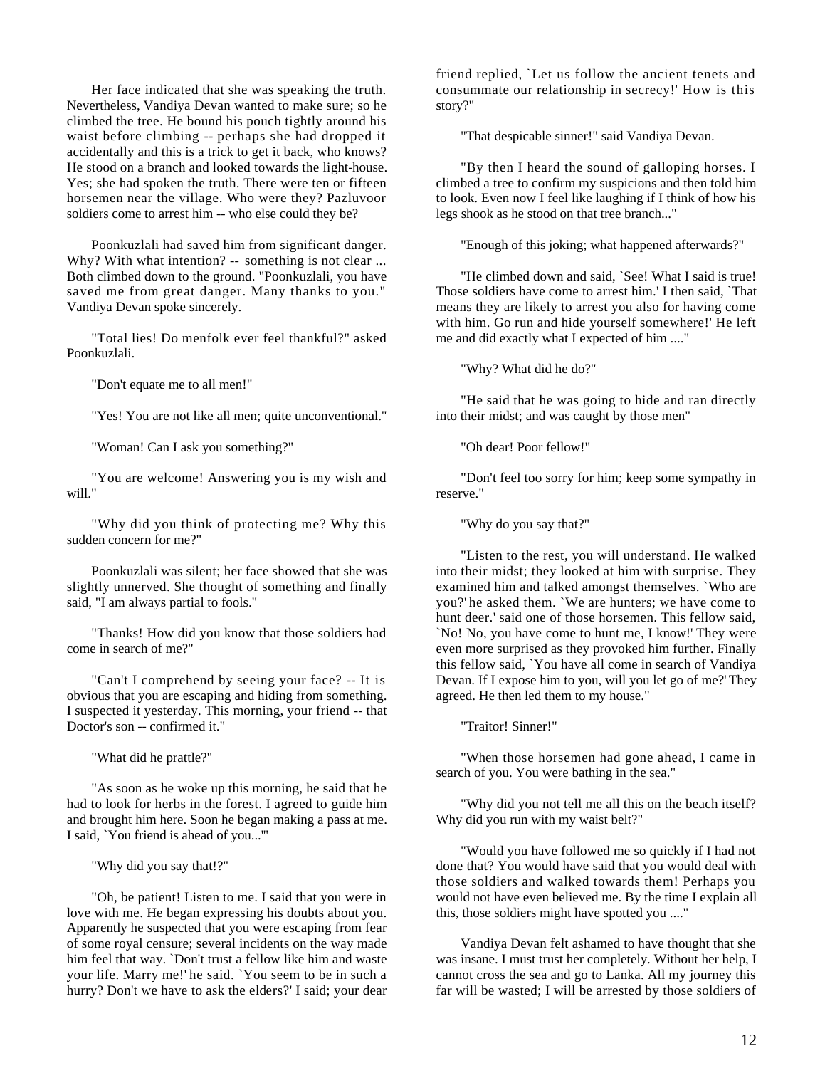Her face indicated that she was speaking the truth. Nevertheless, Vandiya Devan wanted to make sure; so he climbed the tree. He bound his pouch tightly around his waist before climbing -- perhaps she had dropped it accidentally and this is a trick to get it back, who knows? He stood on a branch and looked towards the light-house. Yes; she had spoken the truth. There were ten or fifteen horsemen near the village. Who were they? Pazluvoor soldiers come to arrest him -- who else could they be?

Poonkuzlali had saved him from significant danger. Why? With what intention? -- something is not clear ... Both climbed down to the ground. "Poonkuzlali, you have saved me from great danger. Many thanks to you." Vandiya Devan spoke sincerely.

"Total lies! Do menfolk ever feel thankful?" asked Poonkuzlali.

"Don't equate me to all men!"

"Yes! You are not like all men; quite unconventional."

"Woman! Can I ask you something?"

"You are welcome! Answering you is my wish and will."

"Why did you think of protecting me? Why this sudden concern for me?"

Poonkuzlali was silent; her face showed that she was slightly unnerved. She thought of something and finally said, "I am always partial to fools."

"Thanks! How did you know that those soldiers had come in search of me?"

"Can't I comprehend by seeing your face? -- It is obvious that you are escaping and hiding from something. I suspected it yesterday. This morning, your friend -- that Doctor's son -- confirmed it."

"What did he prattle?"

"As soon as he woke up this morning, he said that he had to look for herbs in the forest. I agreed to guide him and brought him here. Soon he began making a pass at me. I said, `You friend is ahead of you...'"

"Why did you say that!?"

"Oh, be patient! Listen to me. I said that you were in love with me. He began expressing his doubts about you. Apparently he suspected that you were escaping from fear of some royal censure; several incidents on the way made him feel that way. `Don't trust a fellow like him and waste your life. Marry me!' he said. `You seem to be in such a hurry? Don't we have to ask the elders?' I said; your dear friend replied, `Let us follow the ancient tenets and consummate our relationship in secrecy!' How is this story?"

"That despicable sinner!" said Vandiya Devan.

"By then I heard the sound of galloping horses. I climbed a tree to confirm my suspicions and then told him to look. Even now I feel like laughing if I think of how his legs shook as he stood on that tree branch..."

"Enough of this joking; what happened afterwards?"

"He climbed down and said, `See! What I said is true! Those soldiers have come to arrest him.' I then said, `That means they are likely to arrest you also for having come with him. Go run and hide yourself somewhere!' He left me and did exactly what I expected of him ...."

"Why? What did he do?"

"He said that he was going to hide and ran directly into their midst; and was caught by those men"

"Oh dear! Poor fellow!"

"Don't feel too sorry for him; keep some sympathy in reserve."

"Why do you say that?"

"Listen to the rest, you will understand. He walked into their midst; they looked at him with surprise. They examined him and talked amongst themselves. `Who are you?' he asked them. `We are hunters; we have come to hunt deer.' said one of those horsemen. This fellow said, `No! No, you have come to hunt me, I know!' They were even more surprised as they provoked him further. Finally this fellow said, `You have all come in search of Vandiya Devan. If I expose him to you, will you let go of me?' They agreed. He then led them to my house."

"Traitor! Sinner!"

"When those horsemen had gone ahead, I came in search of you. You were bathing in the sea."

"Why did you not tell me all this on the beach itself? Why did you run with my waist belt?"

"Would you have followed me so quickly if I had not done that? You would have said that you would deal with those soldiers and walked towards them! Perhaps you would not have even believed me. By the time I explain all this, those soldiers might have spotted you ...."

Vandiya Devan felt ashamed to have thought that she was insane. I must trust her completely. Without her help, I cannot cross the sea and go to Lanka. All my journey this far will be wasted; I will be arrested by those soldiers of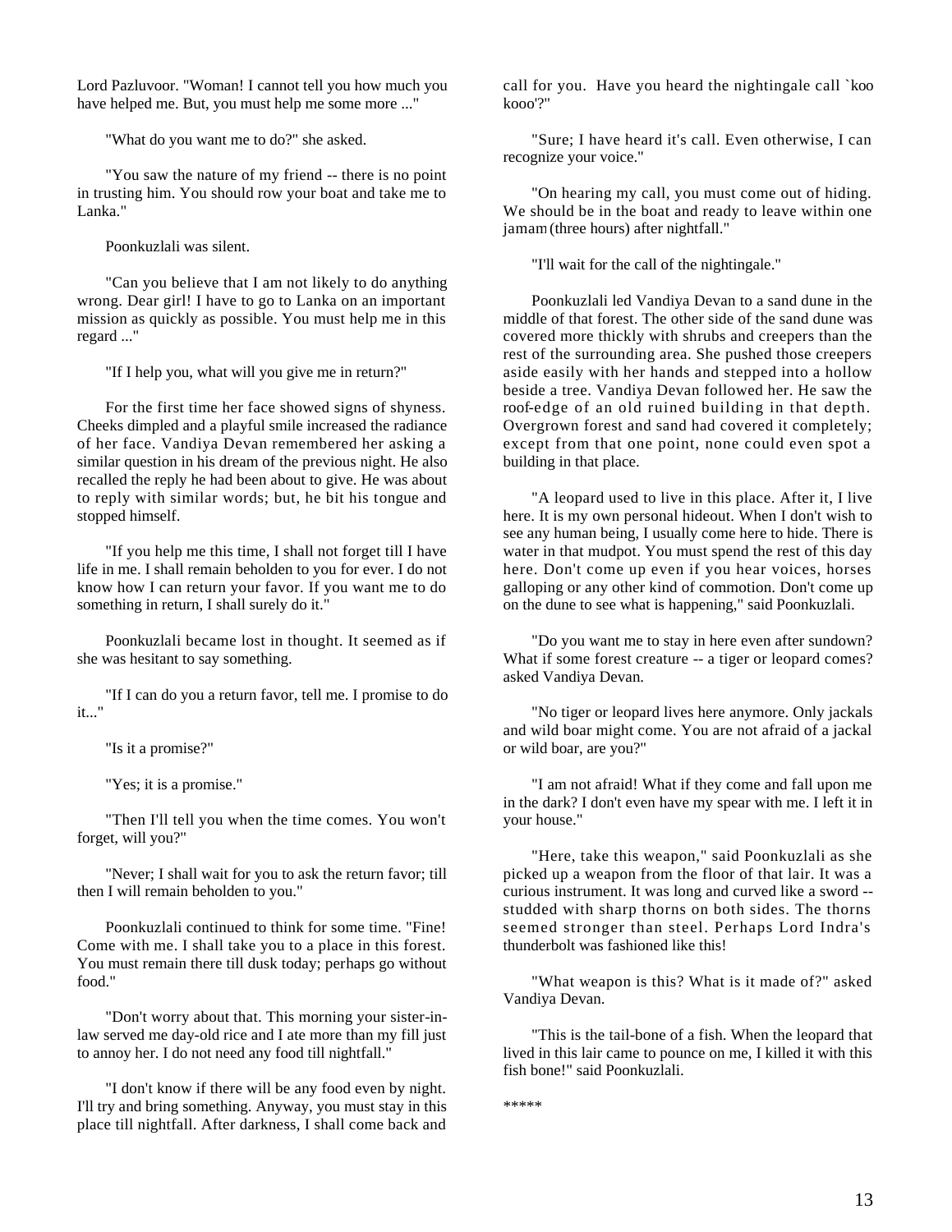Lord Pazluvoor. "Woman! I cannot tell you how much you have helped me. But, you must help me some more ..."

"What do you want me to do?" she asked.

"You saw the nature of my friend -- there is no point in trusting him. You should row your boat and take me to Lanka."

Poonkuzlali was silent.

"Can you believe that I am not likely to do anything wrong. Dear girl! I have to go to Lanka on an important mission as quickly as possible. You must help me in this regard ..."

"If I help you, what will you give me in return?"

For the first time her face showed signs of shyness. Cheeks dimpled and a playful smile increased the radiance of her face. Vandiya Devan remembered her asking a similar question in his dream of the previous night. He also recalled the reply he had been about to give. He was about to reply with similar words; but, he bit his tongue and stopped himself.

"If you help me this time, I shall not forget till I have life in me. I shall remain beholden to you for ever. I do not know how I can return your favor. If you want me to do something in return, I shall surely do it."

Poonkuzlali became lost in thought. It seemed as if she was hesitant to say something.

"If I can do you a return favor, tell me. I promise to do it..."

"Is it a promise?"

"Yes; it is a promise."

"Then I'll tell you when the time comes. You won't forget, will you?"

"Never; I shall wait for you to ask the return favor; till then I will remain beholden to you."

Poonkuzlali continued to think for some time. "Fine! Come with me. I shall take you to a place in this forest. You must remain there till dusk today; perhaps go without food."

"Don't worry about that. This morning your sister-in-law served me day-old rice and I ate more than my fill just to annoy her. I do not need any food till nightfall."

"I don't know if there will be any food even by night. I'll try and bring something. Anyway, you must stay in this place till nightfall. After darkness, I shall come back and call for you. Have you heard the nightingale call `koo kooo'?"

"Sure; I have heard it's call. Even otherwise, I can recognize your voice."

"On hearing my call, you must come out of hiding. We should be in the boat and ready to leave within one jamam (three hours) after nightfall."

"I'll wait for the call of the nightingale."

Poonkuzlali led Vandiya Devan to a sand dune in the middle of that forest. The other side of the sand dune was covered more thickly with shrubs and creepers than the rest of the surrounding area. She pushed those creepers aside easily with her hands and stepped into a hollow beside a tree. Vandiya Devan followed her. He saw the roof-edge of an old ruined building in that depth. Overgrown forest and sand had covered it completely; except from that one point, none could even spot a building in that place.

"A leopard used to live in this place. After it, I live here. It is my own personal hideout. When I don't wish to see any human being, I usually come here to hide. There is water in that mudpot. You must spend the rest of this day here. Don't come up even if you hear voices, horses galloping or any other kind of commotion. Don't come up on the dune to see what is happening," said Poonkuzlali.

"Do you want me to stay in here even after sundown? What if some forest creature -- a tiger or leopard comes? asked Vandiya Devan.

"No tiger or leopard lives here anymore. Only jackals and wild boar might come. You are not afraid of a jackal or wild boar, are you?"

"I am not afraid! What if they come and fall upon me in the dark? I don't even have my spear with me. I left it in your house."

"Here, take this weapon," said Poonkuzlali as she picked up a weapon from the floor of that lair. It was a curious instrument. It was long and curved like a sword -- studded with sharp thorns on both sides. The thorns seemed stronger than steel. Perhaps Lord Indra's thunderbolt was fashioned like this!

"What weapon is this? What is it made of?" asked Vandiya Devan.

"This is the tail-bone of a fish. When the leopard that lived in this lair came to pounce on me, I killed it with this fish bone!" said Poonkuzlali.

*****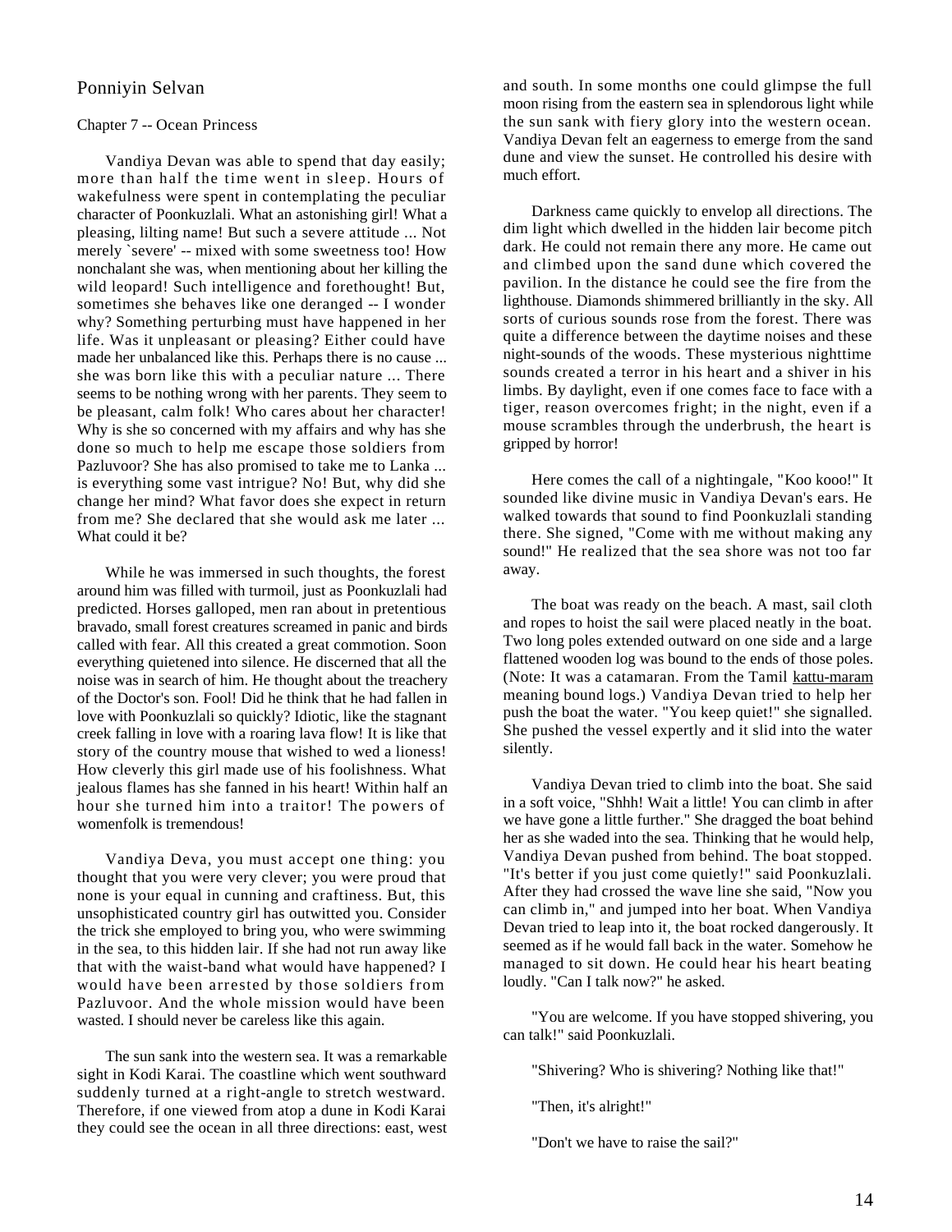# Ponniyin Selvan

## Chapter 7 -- Ocean Princess

Vandiya Devan was able to spend that day easily; more than half the time went in sleep. Hours of wakefulness were spent in contemplating the peculiar character of Poonkuzlali. What an astonishing girl! What a pleasing, lilting name! But such a severe attitude ... Not merely `severe' -- mixed with some sweetness too! How nonchalant she was, when mentioning about her killing the wild leopard! Such intelligence and forethought! But, sometimes she behaves like one deranged -- I wonder why? Something perturbing must have happened in her life. Was it unpleasant or pleasing? Either could have made her unbalanced like this. Perhaps there is no cause ... she was born like this with a peculiar nature ... There seems to be nothing wrong with her parents. They seem to be pleasant, calm folk! Who cares about her character! Why is she so concerned with my affairs and why has she done so much to help me escape those soldiers from Pazluvoor? She has also promised to take me to Lanka ... is everything some vast intrigue? No! But, why did she change her mind? What favor does she expect in return from me? She declared that she would ask me later ... What could it be?

While he was immersed in such thoughts, the forest around him was filled with turmoil, just as Poonkuzlali had predicted. Horses galloped, men ran about in pretentious bravado, small forest creatures screamed in panic and birds called with fear. All this created a great commotion. Soon everything quietened into silence. He discerned that all the noise was in search of him. He thought about the treachery of the Doctor's son. Fool! Did he think that he had fallen in love with Poonkuzlali so quickly? Idiotic, like the stagnant creek falling in love with a roaring lava flow! It is like that story of the country mouse that wished to wed a lioness! How cleverly this girl made use of his foolishness. What jealous flames has she fanned in his heart! Within half an hour she turned him into a traitor! The powers of womenfolk is tremendous!

Vandiya Deva, you must accept one thing: you thought that you were very clever; you were proud that none is your equal in cunning and craftiness. But, this unsophisticated country girl has outwitted you. Consider the trick she employed to bring you, who were swimming in the sea, to this hidden lair. If she had not run away like that with the waist-band what would have happened? I would have been arrested by those soldiers from Pazluvoor. And the whole mission would have been wasted. I should never be careless like this again.

The sun sank into the western sea. It was a remarkable sight in Kodi Karai. The coastline which went southward suddenly turned at a right-angle to stretch westward. Therefore, if one viewed from atop a dune in Kodi Karai they could see the ocean in all three directions: east, west and south. In some months one could glimpse the full moon rising from the eastern sea in splendorous light while the sun sank with fiery glory into the western ocean. Vandiya Devan felt an eagerness to emerge from the sand dune and view the sunset. He controlled his desire with much effort.

Darkness came quickly to envelop all directions. The dim light which dwelled in the hidden lair become pitch dark. He could not remain there any more. He came out and climbed upon the sand dune which covered the pavilion. In the distance he could see the fire from the lighthouse. Diamonds shimmered brilliantly in the sky. All sorts of curious sounds rose from the forest. There was quite a difference between the daytime noises and these night-sounds of the woods. These mysterious nighttime sounds created a terror in his heart and a shiver in his limbs. By daylight, even if one comes face to face with a tiger, reason overcomes fright; in the night, even if a mouse scrambles through the underbrush, the heart is gripped by horror!

Here comes the call of a nightingale, "Koo kooo!" It sounded like divine music in Vandiya Devan's ears. He walked towards that sound to find Poonkuzlali standing there. She signed, "Come with me without making any sound!" He realized that the sea shore was not too far away.

The boat was ready on the beach. A mast, sail cloth and ropes to hoist the sail were placed neatly in the boat. Two long poles extended outward on one side and a large flattened wooden log was bound to the ends of those poles. (Note: It was a catamaran. From the Tamil kattu-maram meaning bound logs.) Vandiya Devan tried to help her push the boat the water. "You keep quiet!" she signalled. She pushed the vessel expertly and it slid into the water silently.

Vandiya Devan tried to climb into the boat. She said in a soft voice, "Shhh! Wait a little! You can climb in after we have gone a little further." She dragged the boat behind her as she waded into the sea. Thinking that he would help, Vandiya Devan pushed from behind. The boat stopped. "It's better if you just come quietly!" said Poonkuzlali. After they had crossed the wave line she said, "Now you can climb in," and jumped into her boat. When Vandiya Devan tried to leap into it, the boat rocked dangerously. It seemed as if he would fall back in the water. Somehow he managed to sit down. He could hear his heart beating loudly. "Can I talk now?" he asked.

"You are welcome. If you have stopped shivering, you can talk!" said Poonkuzlali.

"Shivering? Who is shivering? Nothing like that!"

"Then, it's alright!"

"Don't we have to raise the sail?"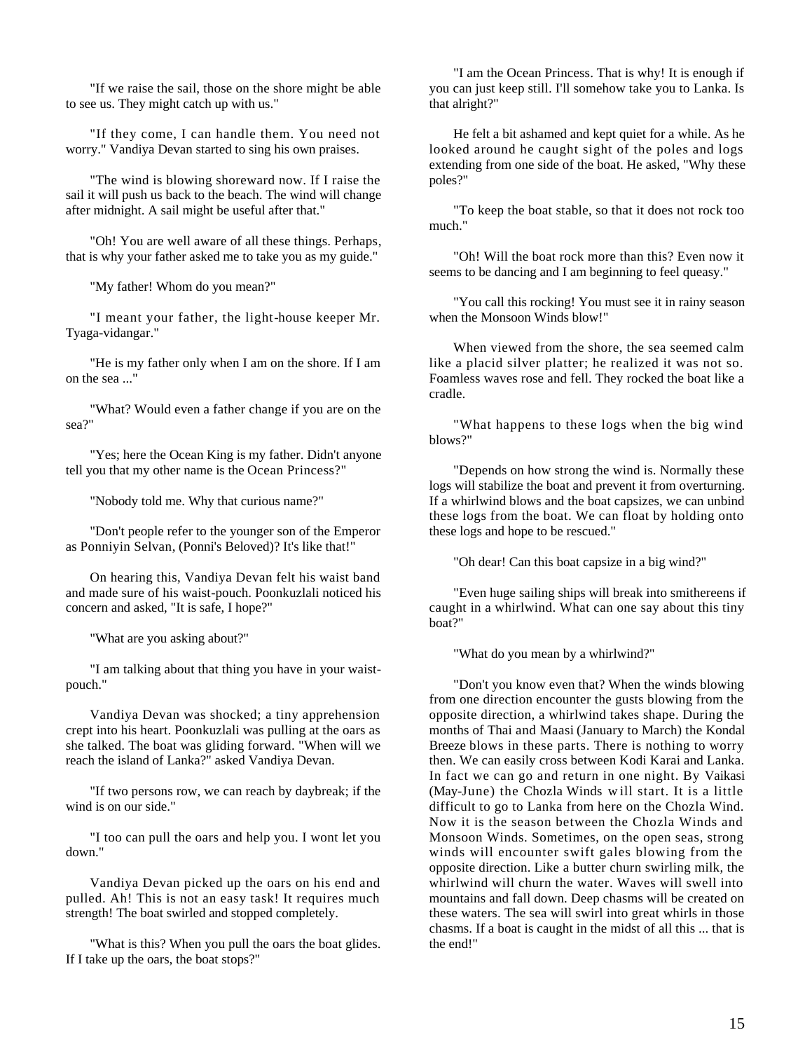"If we raise the sail, those on the shore might be able to see us. They might catch up with us."

"If they come, I can handle them. You need not worry." Vandiya Devan started to sing his own praises.

"The wind is blowing shoreward now. If I raise the sail it will push us back to the beach. The wind will change after midnight. A sail might be useful after that."

"Oh! You are well aware of all these things. Perhaps, that is why your father asked me to take you as my guide."

"My father! Whom do you mean?"

"I meant your father, the light-house keeper Mr. Tyaga-vidangar."

"He is my father only when I am on the shore. If I am on the sea ..."

"What? Would even a father change if you are on the sea?"

"Yes; here the Ocean King is my father. Didn't anyone tell you that my other name is the Ocean Princess?"

"Nobody told me. Why that curious name?"

"Don't people refer to the younger son of the Emperor as Ponniyin Selvan, (Ponni's Beloved)? It's like that!"

On hearing this, Vandiya Devan felt his waist band and made sure of his waist-pouch. Poonkuzlali noticed his concern and asked, "It is safe, I hope?"

"What are you asking about?"

"I am talking about that thing you have in your waist-pouch."

Vandiya Devan was shocked; a tiny apprehension crept into his heart. Poonkuzlali was pulling at the oars as she talked. The boat was gliding forward. "When will we reach the island of Lanka?" asked Vandiya Devan.

"If two persons row, we can reach by daybreak; if the wind is on our side."

"I too can pull the oars and help you. I wont let you down."

Vandiya Devan picked up the oars on his end and pulled. Ah! This is not an easy task! It requires much strength! The boat swirled and stopped completely.

"What is this? When you pull the oars the boat glides. If I take up the oars, the boat stops?"

"I am the Ocean Princess. That is why! It is enough if you can just keep still. I'll somehow take you to Lanka. Is that alright?"

He felt a bit ashamed and kept quiet for a while. As he looked around he caught sight of the poles and logs extending from one side of the boat. He asked, "Why these poles?"

"To keep the boat stable, so that it does not rock too much."

"Oh! Will the boat rock more than this? Even now it seems to be dancing and I am beginning to feel queasy."

"You call this rocking! You must see it in rainy season when the Monsoon Winds blow!"

When viewed from the shore, the sea seemed calm like a placid silver platter; he realized it was not so. Foamless waves rose and fell. They rocked the boat like a cradle.

"What happens to these logs when the big wind blows?"

"Depends on how strong the wind is. Normally these logs will stabilize the boat and prevent it from overturning. If a whirlwind blows and the boat capsizes, we can unbind these logs from the boat. We can float by holding onto these logs and hope to be rescued."

"Oh dear! Can this boat capsize in a big wind?"

"Even huge sailing ships will break into smithereens if caught in a whirlwind. What can one say about this tiny boat?"

"What do you mean by a whirlwind?"

"Don't you know even that? When the winds blowing from one direction encounter the gusts blowing from the opposite direction, a whirlwind takes shape. During the months of Thai and Maasi (January to March) the Kondal Breeze blows in these parts. There is nothing to worry then. We can easily cross between Kodi Karai and Lanka. In fact we can go and return in one night. By Vaikasi (May-June) the Chozla Winds will start. It is a little difficult to go to Lanka from here on the Chozla Wind. Now it is the season between the Chozla Winds and Monsoon Winds. Sometimes, on the open seas, strong winds will encounter swift gales blowing from the opposite direction. Like a butter churn swirling milk, the whirlwind will churn the water. Waves will swell into mountains and fall down. Deep chasms will be created on these waters. The sea will swirl into great whirls in those chasms. If a boat is caught in the midst of all this ... that is the end!"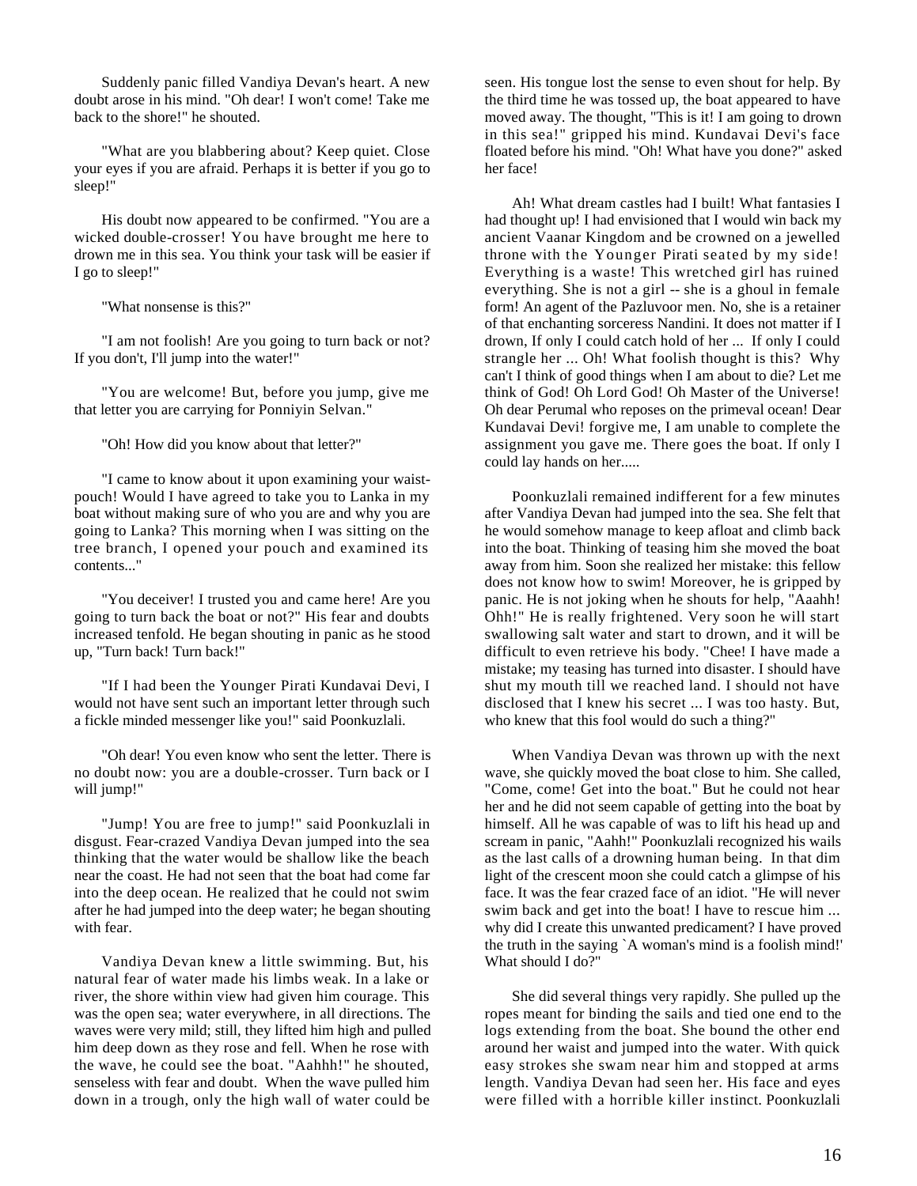Suddenly panic filled Vandiya Devan's heart. A new doubt arose in his mind. "Oh dear! I won't come! Take me back to the shore!" he shouted.

"What are you blabbering about? Keep quiet. Close your eyes if you are afraid. Perhaps it is better if you go to sleep!"

His doubt now appeared to be confirmed. "You are a wicked double-crosser! You have brought me here to drown me in this sea. You think your task will be easier if I go to sleep!"

"What nonsense is this?"

"I am not foolish! Are you going to turn back or not? If you don't, I'll jump into the water!"

"You are welcome! But, before you jump, give me that letter you are carrying for Ponniyin Selvan."

"Oh! How did you know about that letter?"

"I came to know about it upon examining your waist-pouch! Would I have agreed to take you to Lanka in my boat without making sure of who you are and why you are going to Lanka? This morning when I was sitting on the tree branch, I opened your pouch and examined its contents..."

"You deceiver! I trusted you and came here! Are you going to turn back the boat or not?" His fear and doubts increased tenfold. He began shouting in panic as he stood up, "Turn back! Turn back!"

"If I had been the Younger Pirati Kundavai Devi, I would not have sent such an important letter through such a fickle minded messenger like you!" said Poonkuzlali.

"Oh dear! You even know who sent the letter. There is no doubt now: you are a double-crosser. Turn back or I will jump!"

"Jump! You are free to jump!" said Poonkuzlali in disgust. Fear-crazed Vandiya Devan jumped into the sea thinking that the water would be shallow like the beach near the coast. He had not seen that the boat had come far into the deep ocean. He realized that he could not swim after he had jumped into the deep water; he began shouting with fear.

Vandiya Devan knew a little swimming. But, his natural fear of water made his limbs weak. In a lake or river, the shore within view had given him courage. This was the open sea; water everywhere, in all directions. The waves were very mild; still, they lifted him high and pulled him deep down as they rose and fell. When he rose with the wave, he could see the boat. "Aahhh!" he shouted, senseless with fear and doubt. When the wave pulled him down in a trough, only the high wall of water could be seen. His tongue lost the sense to even shout for help. By the third time he was tossed up, the boat appeared to have moved away. The thought, "This is it! I am going to drown in this sea!" gripped his mind. Kundavai Devi's face floated before his mind. "Oh! What have you done?" asked her face!

Ah! What dream castles had I built! What fantasies I had thought up! I had envisioned that I would win back my ancient Vaanar Kingdom and be crowned on a jewelled throne with the Younger Pirati seated by my side! Everything is a waste! This wretched girl has ruined everything. She is not a girl -- she is a ghoul in female form! An agent of the Pazluvoor men. No, she is a retainer of that enchanting sorceress Nandini. It does not matter if I drown, If only I could catch hold of her ... If only I could strangle her ... Oh! What foolish thought is this? Why can't I think of good things when I am about to die? Let me think of God! Oh Lord God! Oh Master of the Universe! Oh dear Perumal who reposes on the primeval ocean! Dear Kundavai Devi! forgive me, I am unable to complete the assignment you gave me. There goes the boat. If only I could lay hands on her.....

Poonkuzlali remained indifferent for a few minutes after Vandiya Devan had jumped into the sea. She felt that he would somehow manage to keep afloat and climb back into the boat. Thinking of teasing him she moved the boat away from him. Soon she realized her mistake: this fellow does not know how to swim! Moreover, he is gripped by panic. He is not joking when he shouts for help, "Aaahh! Ohh!" He is really frightened. Very soon he will start swallowing salt water and start to drown, and it will be difficult to even retrieve his body. "Chee! I have made a mistake; my teasing has turned into disaster. I should have shut my mouth till we reached land. I should not have disclosed that I knew his secret ... I was too hasty. But, who knew that this fool would do such a thing?"

When Vandiya Devan was thrown up with the next wave, she quickly moved the boat close to him. She called, "Come, come! Get into the boat." But he could not hear her and he did not seem capable of getting into the boat by himself. All he was capable of was to lift his head up and scream in panic, "Aahh!" Poonkuzlali recognized his wails as the last calls of a drowning human being. In that dim light of the crescent moon she could catch a glimpse of his face. It was the fear crazed face of an idiot. "He will never swim back and get into the boat! I have to rescue him ... why did I create this unwanted predicament? I have proved the truth in the saying `A woman's mind is a foolish mind!' What should I do?"

She did several things very rapidly. She pulled up the ropes meant for binding the sails and tied one end to the logs extending from the boat. She bound the other end around her waist and jumped into the water. With quick easy strokes she swam near him and stopped at arms length. Vandiya Devan had seen her. His face and eyes were filled with a horrible killer instinct. Poonkuzlali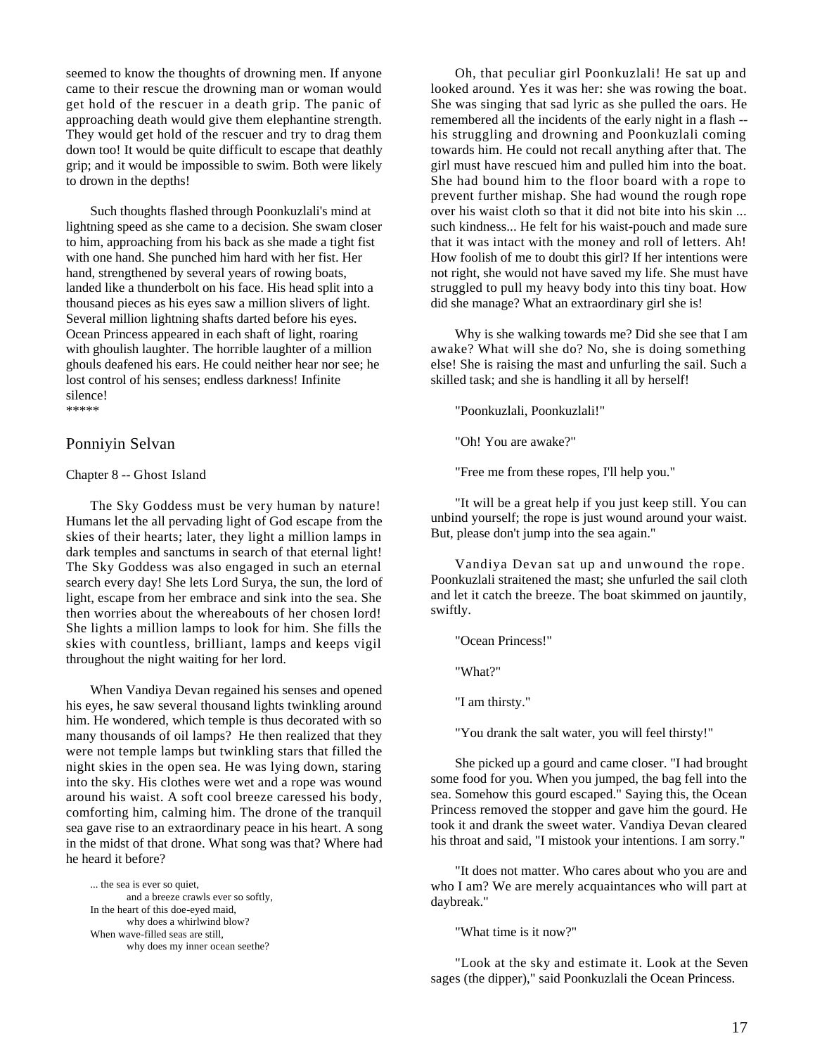seemed to know the thoughts of drowning men. If anyone came to their rescue the drowning man or woman would get hold of the rescuer in a death grip. The panic of approaching death would give them elephantine strength. They would get hold of the rescuer and try to drag them down too! It would be quite difficult to escape that deathly grip; and it would be impossible to swim. Both were likely to drown in the depths!

Such thoughts flashed through Poonkuzlali's mind at lightning speed as she came to a decision. She swam closer to him, approaching from his back as she made a tight fist with one hand. She punched him hard with her fist. Her hand, strengthened by several years of rowing boats, landed like a thunderbolt on his face. His head split into a thousand pieces as his eyes saw a million slivers of light. Several million lightning shafts darted before his eyes. Ocean Princess appeared in each shaft of light, roaring with ghoulish laughter. The horrible laughter of a million ghouls deafened his ears. He could neither hear nor see; he lost control of his senses; endless darkness! Infinite silence!

*****

## Ponniyin Selvan

### Chapter 8 -- Ghost Island

The Sky Goddess must be very human by nature! Humans let the all pervading light of God escape from the skies of their hearts; later, they light a million lamps in dark temples and sanctums in search of that eternal light! The Sky Goddess was also engaged in such an eternal search every day! She lets Lord Surya, the sun, the lord of light, escape from her embrace and sink into the sea. She then worries about the whereabouts of her chosen lord! She lights a million lamps to look for him. She fills the skies with countless, brilliant, lamps and keeps vigil throughout the night waiting for her lord.

When Vandiya Devan regained his senses and opened his eyes, he saw several thousand lights twinkling around him. He wondered, which temple is thus decorated with so many thousands of oil lamps? He then realized that they were not temple lamps but twinkling stars that filled the night skies in the open sea. He was lying down, staring into the sky. His clothes were wet and a rope was wound around his waist. A soft cool breeze caressed his body, comforting him, calming him. The drone of the tranquil sea gave rise to an extraordinary peace in his heart. A song in the midst of that drone. What song was that? Where had he heard it before?

> ... the sea is ever so quiet,
> and a breeze crawls ever so softly,
> In the heart of this doe-eyed maid,
> why does a whirlwind blow?
> When wave-filled seas are still,
> why does my inner ocean seethe?

Oh, that peculiar girl Poonkuzlali! He sat up and looked around. Yes it was her: she was rowing the boat. She was singing that sad lyric as she pulled the oars. He remembered all the incidents of the early night in a flash -- his struggling and drowning and Poonkuzlali coming towards him. He could not recall anything after that. The girl must have rescued him and pulled him into the boat. She had bound him to the floor board with a rope to prevent further mishap. She had wound the rough rope over his waist cloth so that it did not bite into his skin ... such kindness... He felt for his waist-pouch and made sure that it was intact with the money and roll of letters. Ah! How foolish of me to doubt this girl? If her intentions were not right, she would not have saved my life. She must have struggled to pull my heavy body into this tiny boat. How did she manage? What an extraordinary girl she is!

Why is she walking towards me? Did she see that I am awake? What will she do? No, she is doing something else! She is raising the mast and unfurling the sail. Such a skilled task; and she is handling it all by herself!

"Poonkuzlali, Poonkuzlali!"

"Oh! You are awake?"

"Free me from these ropes, I'll help you."

"It will be a great help if you just keep still. You can unbind yourself; the rope is just wound around your waist. But, please don't jump into the sea again."

Vandiya Devan sat up and unwound the rope. Poonkuzlali straitened the mast; she unfurled the sail cloth and let it catch the breeze. The boat skimmed on jauntily, swiftly.

"Ocean Princess!"

"What?"

"I am thirsty."

"You drank the salt water, you will feel thirsty!"

She picked up a gourd and came closer. "I had brought some food for you. When you jumped, the bag fell into the sea. Somehow this gourd escaped." Saying this, the Ocean Princess removed the stopper and gave him the gourd. He took it and drank the sweet water. Vandiya Devan cleared his throat and said, "I mistook your intentions. I am sorry."

"It does not matter. Who cares about who you are and who I am? We are merely acquaintances who will part at daybreak."

"What time is it now?"

"Look at the sky and estimate it. Look at the Seven sages (the dipper)," said Poonkuzlali the Ocean Princess.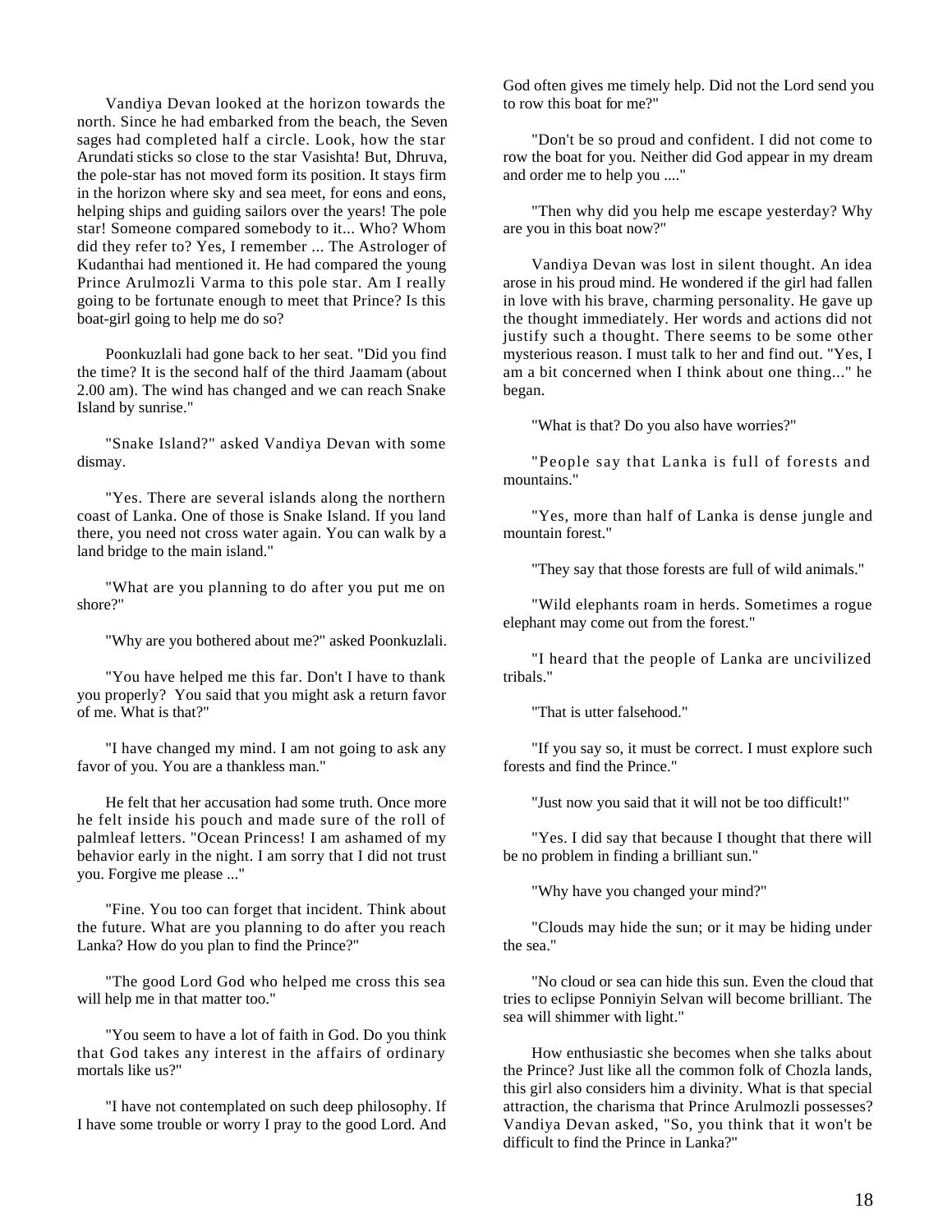Vandiya Devan looked at the horizon towards the north. Since he had embarked from the beach, the Seven sages had completed half a circle. Look, how the star Arundati sticks so close to the star Vasishta! But, Dhruva, the pole-star has not moved form its position. It stays firm in the horizon where sky and sea meet, for eons and eons, helping ships and guiding sailors over the years! The pole star! Someone compared somebody to it... Who? Whom did they refer to? Yes, I remember ... The Astrologer of Kudanthai had mentioned it. He had compared the young Prince Arulmozli Varma to this pole star. Am I really going to be fortunate enough to meet that Prince? Is this boat-girl going to help me do so?

Poonkuzlali had gone back to her seat. "Did you find the time? It is the second half of the third Jaamam (about 2.00 am). The wind has changed and we can reach Snake Island by sunrise."

"Snake Island?" asked Vandiya Devan with some dismay.

"Yes. There are several islands along the northern coast of Lanka. One of those is Snake Island. If you land there, you need not cross water again. You can walk by a land bridge to the main island."

"What are you planning to do after you put me on shore?"

"Why are you bothered about me?" asked Poonkuzlali.

"You have helped me this far. Don't I have to thank you properly? You said that you might ask a return favor of me. What is that?"

"I have changed my mind. I am not going to ask any favor of you. You are a thankless man."

He felt that her accusation had some truth. Once more he felt inside his pouch and made sure of the roll of palmleaf letters. "Ocean Princess! I am ashamed of my behavior early in the night. I am sorry that I did not trust you. Forgive me please ..."

"Fine. You too can forget that incident. Think about the future. What are you planning to do after you reach Lanka? How do you plan to find the Prince?"

"The good Lord God who helped me cross this sea will help me in that matter too."

"You seem to have a lot of faith in God. Do you think that God takes any interest in the affairs of ordinary mortals like us?"

"I have not contemplated on such deep philosophy. If I have some trouble or worry I pray to the good Lord. And God often gives me timely help. Did not the Lord send you to row this boat for me?"

"Don't be so proud and confident. I did not come to row the boat for you. Neither did God appear in my dream and order me to help you ...."

"Then why did you help me escape yesterday? Why are you in this boat now?"

Vandiya Devan was lost in silent thought. An idea arose in his proud mind. He wondered if the girl had fallen in love with his brave, charming personality. He gave up the thought immediately. Her words and actions did not justify such a thought. There seems to be some other mysterious reason. I must talk to her and find out. "Yes, I am a bit concerned when I think about one thing..." he began.

"What is that? Do you also have worries?"

"People say that Lanka is full of forests and mountains."

"Yes, more than half of Lanka is dense jungle and mountain forest."

"They say that those forests are full of wild animals."

"Wild elephants roam in herds. Sometimes a rogue elephant may come out from the forest."

"I heard that the people of Lanka are uncivilized tribals."

"That is utter falsehood."

"If you say so, it must be correct. I must explore such forests and find the Prince."

"Just now you said that it will not be too difficult!"

"Yes. I did say that because I thought that there will be no problem in finding a brilliant sun."

"Why have you changed your mind?"

"Clouds may hide the sun; or it may be hiding under the sea."

"No cloud or sea can hide this sun. Even the cloud that tries to eclipse Ponniyin Selvan will become brilliant. The sea will shimmer with light."

How enthusiastic she becomes when she talks about the Prince? Just like all the common folk of Chozla lands, this girl also considers him a divinity. What is that special attraction, the charisma that Prince Arulmozli possesses? Vandiya Devan asked, "So, you think that it won't be difficult to find the Prince in Lanka?"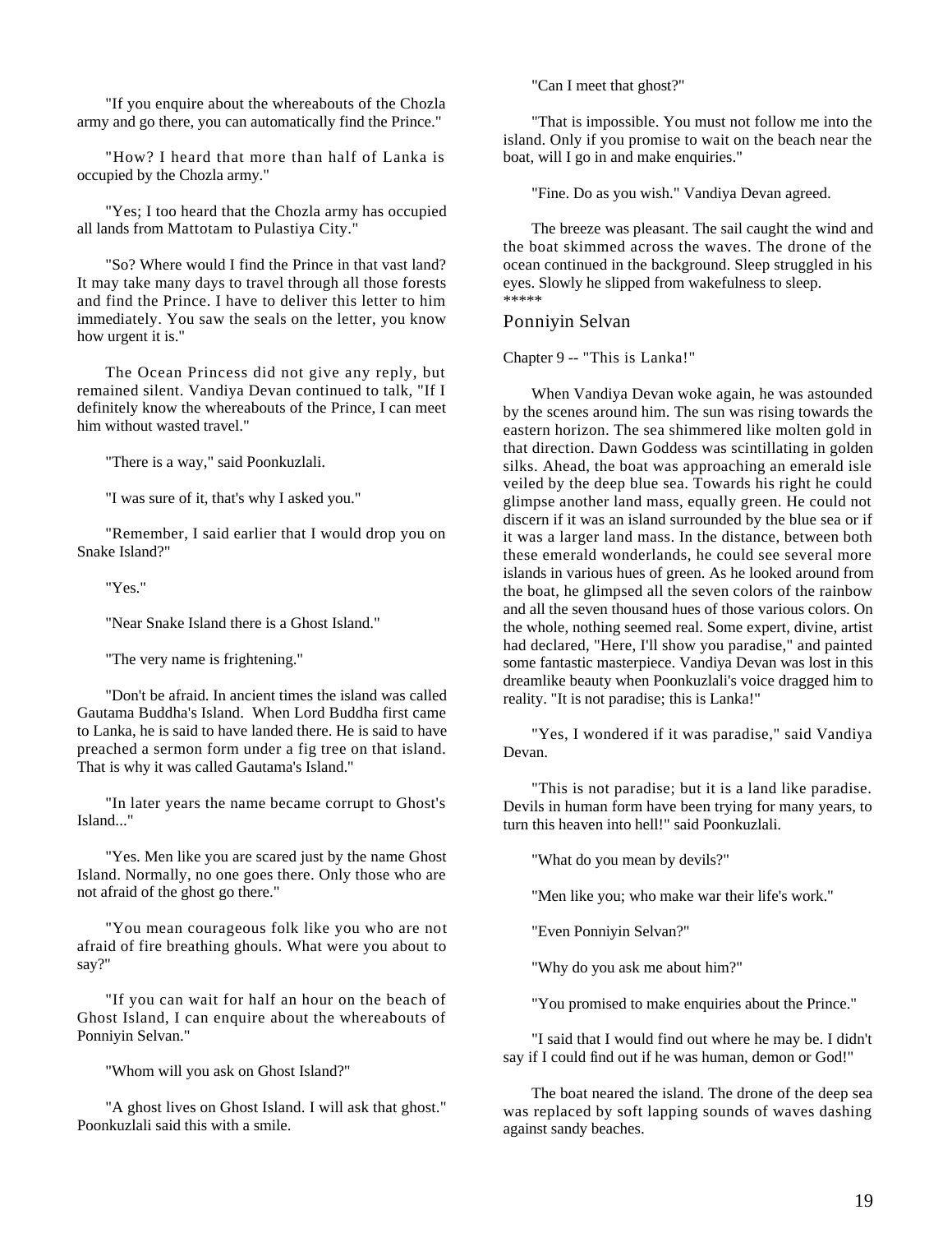"If you enquire about the whereabouts of the Chozla army and go there, you can automatically find the Prince."

"How? I heard that more than half of Lanka is occupied by the Chozla army."

"Yes; I too heard that the Chozla army has occupied all lands from Mattotam to Pulastiya City."

"So? Where would I find the Prince in that vast land? It may take many days to travel through all those forests and find the Prince. I have to deliver this letter to him immediately. You saw the seals on the letter, you know how urgent it is."

The Ocean Princess did not give any reply, but remained silent. Vandiya Devan continued to talk, "If I definitely know the whereabouts of the Prince, I can meet him without wasted travel."

"There is a way," said Poonkuzlali.

"I was sure of it, that's why I asked you."

"Remember, I said earlier that I would drop you on Snake Island?"

"Yes."

"Near Snake Island there is a Ghost Island."

"The very name is frightening."

"Don't be afraid. In ancient times the island was called Gautama Buddha's Island. When Lord Buddha first came to Lanka, he is said to have landed there. He is said to have preached a sermon form under a fig tree on that island. That is why it was called Gautama's Island."

"In later years the name became corrupt to Ghost's Island..."

"Yes. Men like you are scared just by the name Ghost Island. Normally, no one goes there. Only those who are not afraid of the ghost go there."

"You mean courageous folk like you who are not afraid of fire breathing ghouls. What were you about to say?"

"If you can wait for half an hour on the beach of Ghost Island, I can enquire about the whereabouts of Ponniyin Selvan."

"Whom will you ask on Ghost Island?"

"A ghost lives on Ghost Island. I will ask that ghost." Poonkuzlali said this with a smile.

"Can I meet that ghost?"

"That is impossible. You must not follow me into the island. Only if you promise to wait on the beach near the boat, will I go in and make enquiries."

"Fine. Do as you wish." Vandiya Devan agreed.

The breeze was pleasant. The sail caught the wind and the boat skimmed across the waves. The drone of the ocean continued in the background. Sleep struggled in his eyes. Slowly he slipped from wakefulness to sleep.

*****

## Ponniyin Selvan

### Chapter 9 -- "This is Lanka!"

When Vandiya Devan woke again, he was astounded by the scenes around him. The sun was rising towards the eastern horizon. The sea shimmered like molten gold in that direction. Dawn Goddess was scintillating in golden silks. Ahead, the boat was approaching an emerald isle veiled by the deep blue sea. Towards his right he could glimpse another land mass, equally green. He could not discern if it was an island surrounded by the blue sea or if it was a larger land mass. In the distance, between both these emerald wonderlands, he could see several more islands in various hues of green. As he looked around from the boat, he glimpsed all the seven colors of the rainbow and all the seven thousand hues of those various colors. On the whole, nothing seemed real. Some expert, divine, artist had declared, "Here, I'll show you paradise," and painted some fantastic masterpiece. Vandiya Devan was lost in this dreamlike beauty when Poonkuzlali's voice dragged him to reality. "It is not paradise; this is Lanka!"

"Yes, I wondered if it was paradise," said Vandiya Devan.

"This is not paradise; but it is a land like paradise. Devils in human form have been trying for many years, to turn this heaven into hell!" said Poonkuzlali.

"What do you mean by devils?"

"Men like you; who make war their life's work."

"Even Ponniyin Selvan?"

"Why do you ask me about him?"

"You promised to make enquiries about the Prince."

"I said that I would find out where he may be. I didn't say if I could find out if he was human, demon or God!"

The boat neared the island. The drone of the deep sea was replaced by soft lapping sounds of waves dashing against sandy beaches.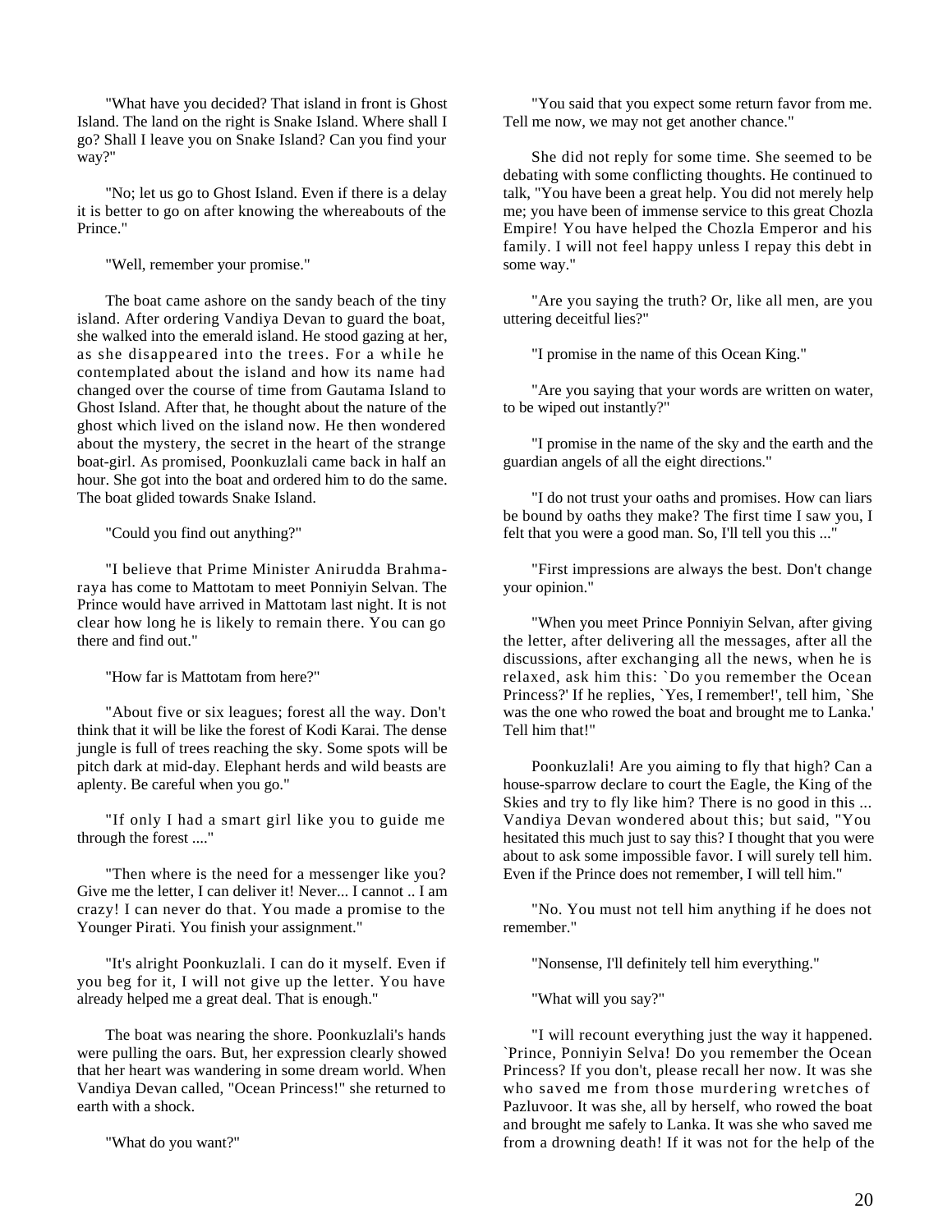"What have you decided? That island in front is Ghost Island. The land on the right is Snake Island. Where shall I go? Shall I leave you on Snake Island? Can you find your way?"

"No; let us go to Ghost Island. Even if there is a delay it is better to go on after knowing the whereabouts of the Prince."

"Well, remember your promise."

The boat came ashore on the sandy beach of the tiny island. After ordering Vandiya Devan to guard the boat, she walked into the emerald island. He stood gazing at her, as she disappeared into the trees. For a while he contemplated about the island and how its name had changed over the course of time from Gautama Island to Ghost Island. After that, he thought about the nature of the ghost which lived on the island now. He then wondered about the mystery, the secret in the heart of the strange boat-girl. As promised, Poonkuzlali came back in half an hour. She got into the boat and ordered him to do the same. The boat glided towards Snake Island.

"Could you find out anything?"

"I believe that Prime Minister Anirudda Brahma-raya has come to Mattotam to meet Ponniyin Selvan. The Prince would have arrived in Mattotam last night. It is not clear how long he is likely to remain there. You can go there and find out."

"How far is Mattotam from here?"

"About five or six leagues; forest all the way. Don't think that it will be like the forest of Kodi Karai. The dense jungle is full of trees reaching the sky. Some spots will be pitch dark at mid-day. Elephant herds and wild beasts are aplenty. Be careful when you go."

"If only I had a smart girl like you to guide me through the forest ...."

"Then where is the need for a messenger like you? Give me the letter, I can deliver it! Never... I cannot .. I am crazy! I can never do that. You made a promise to the Younger Pirati. You finish your assignment."

"It's alright Poonkuzlali. I can do it myself. Even if you beg for it, I will not give up the letter. You have already helped me a great deal. That is enough."

The boat was nearing the shore. Poonkuzlali's hands were pulling the oars. But, her expression clearly showed that her heart was wandering in some dream world. When Vandiya Devan called, "Ocean Princess!" she returned to earth with a shock.

"What do you want?"

"You said that you expect some return favor from me. Tell me now, we may not get another chance."

She did not reply for some time. She seemed to be debating with some conflicting thoughts. He continued to talk, "You have been a great help. You did not merely help me; you have been of immense service to this great Chozla Empire! You have helped the Chozla Emperor and his family. I will not feel happy unless I repay this debt in some way."

"Are you saying the truth? Or, like all men, are you uttering deceitful lies?"

"I promise in the name of this Ocean King."

"Are you saying that your words are written on water, to be wiped out instantly?"

"I promise in the name of the sky and the earth and the guardian angels of all the eight directions."

"I do not trust your oaths and promises. How can liars be bound by oaths they make? The first time I saw you, I felt that you were a good man. So, I'll tell you this ..."

"First impressions are always the best. Don't change your opinion."

"When you meet Prince Ponniyin Selvan, after giving the letter, after delivering all the messages, after all the discussions, after exchanging all the news, when he is relaxed, ask him this: `Do you remember the Ocean Princess?' If he replies, `Yes, I remember!', tell him, `She was the one who rowed the boat and brought me to Lanka.' Tell him that!"

Poonkuzlali! Are you aiming to fly that high? Can a house-sparrow declare to court the Eagle, the King of the Skies and try to fly like him? There is no good in this ... Vandiya Devan wondered about this; but said, "You hesitated this much just to say this? I thought that you were about to ask some impossible favor. I will surely tell him. Even if the Prince does not remember, I will tell him."

"No. You must not tell him anything if he does not remember."

"Nonsense, I'll definitely tell him everything."

"What will you say?"

"I will recount everything just the way it happened. `Prince, Ponniyin Selva! Do you remember the Ocean Princess? If you don't, please recall her now. It was she who saved me from those murdering wretches of Pazluvoor. It was she, all by herself, who rowed the boat and brought me safely to Lanka. It was she who saved me from a drowning death! If it was not for the help of the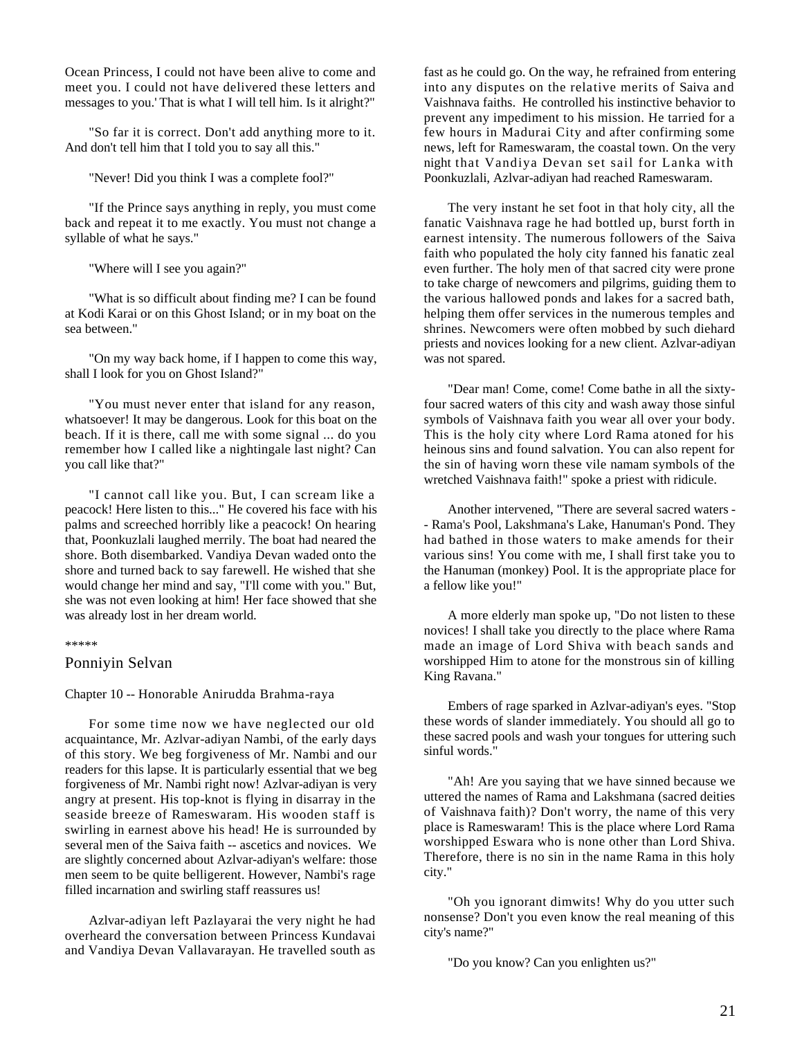Ocean Princess, I could not have been alive to come and meet you. I could not have delivered these letters and messages to you.' That is what I will tell him. Is it alright?"

"So far it is correct. Don't add anything more to it. And don't tell him that I told you to say all this."

"Never! Did you think I was a complete fool?"

"If the Prince says anything in reply, you must come back and repeat it to me exactly. You must not change a syllable of what he says."

"Where will I see you again?"

"What is so difficult about finding me? I can be found at Kodi Karai or on this Ghost Island; or in my boat on the sea between."

"On my way back home, if I happen to come this way, shall I look for you on Ghost Island?"

"You must never enter that island for any reason, whatsoever! It may be dangerous. Look for this boat on the beach. If it is there, call me with some signal ... do you remember how I called like a nightingale last night? Can you call like that?"

"I cannot call like you. But, I can scream like a peacock! Here listen to this..." He covered his face with his palms and screeched horribly like a peacock! On hearing that, Poonkuzlali laughed merrily. The boat had neared the shore. Both disembarked. Vandiya Devan waded onto the shore and turned back to say farewell. He wished that she would change her mind and say, "I'll come with you." But, she was not even looking at him! Her face showed that she was already lost in her dream world.

*****

## Ponniyin Selvan

### Chapter 10 -- Honorable Anirudda Brahma-raya

For some time now we have neglected our old acquaintance, Mr. Azlvar-adiyan Nambi, of the early days of this story. We beg forgiveness of Mr. Nambi and our readers for this lapse. It is particularly essential that we beg forgiveness of Mr. Nambi right now! Azlvar-adiyan is very angry at present. His top-knot is flying in disarray in the seaside breeze of Rameswaram. His wooden staff is swirling in earnest above his head! He is surrounded by several men of the Saiva faith -- ascetics and novices. We are slightly concerned about Azlvar-adiyan's welfare: those men seem to be quite belligerent. However, Nambi's rage filled incarnation and swirling staff reassures us!

Azlvar-adiyan left Pazlayarai the very night he had overheard the conversation between Princess Kundavai and Vandiya Devan Vallavarayan. He travelled south as fast as he could go. On the way, he refrained from entering into any disputes on the relative merits of Saiva and Vaishnava faiths. He controlled his instinctive behavior to prevent any impediment to his mission. He tarried for a few hours in Madurai City and after confirming some news, left for Rameswaram, the coastal town. On the very night that Vandiya Devan set sail for Lanka with Poonkuzlali, Azlvar-adiyan had reached Rameswaram.

The very instant he set foot in that holy city, all the fanatic Vaishnava rage he had bottled up, burst forth in earnest intensity. The numerous followers of the Saiva faith who populated the holy city fanned his fanatic zeal even further. The holy men of that sacred city were prone to take charge of newcomers and pilgrims, guiding them to the various hallowed ponds and lakes for a sacred bath, helping them offer services in the numerous temples and shrines. Newcomers were often mobbed by such diehard priests and novices looking for a new client. Azlvar-adiyan was not spared.

"Dear man! Come, come! Come bathe in all the sixty-four sacred waters of this city and wash away those sinful symbols of Vaishnava faith you wear all over your body. This is the holy city where Lord Rama atoned for his heinous sins and found salvation. You can also repent for the sin of having worn these vile namam symbols of the wretched Vaishnava faith!" spoke a priest with ridicule.

Another intervened, "There are several sacred waters -- Rama's Pool, Lakshmana's Lake, Hanuman's Pond. They had bathed in those waters to make amends for their various sins! You come with me, I shall first take you to the Hanuman (monkey) Pool. It is the appropriate place for a fellow like you!"

A more elderly man spoke up, "Do not listen to these novices! I shall take you directly to the place where Rama made an image of Lord Shiva with beach sands and worshipped Him to atone for the monstrous sin of killing King Ravana."

Embers of rage sparked in Azlvar-adiyan's eyes. "Stop these words of slander immediately. You should all go to these sacred pools and wash your tongues for uttering such sinful words."

"Ah! Are you saying that we have sinned because we uttered the names of Rama and Lakshmana (sacred deities of Vaishnava faith)? Don't worry, the name of this very place is Rameswaram! This is the place where Lord Rama worshipped Eswara who is none other than Lord Shiva. Therefore, there is no sin in the name Rama in this holy city."

"Oh you ignorant dimwits! Why do you utter such nonsense? Don't you even know the real meaning of this city's name?"

"Do you know? Can you enlighten us?"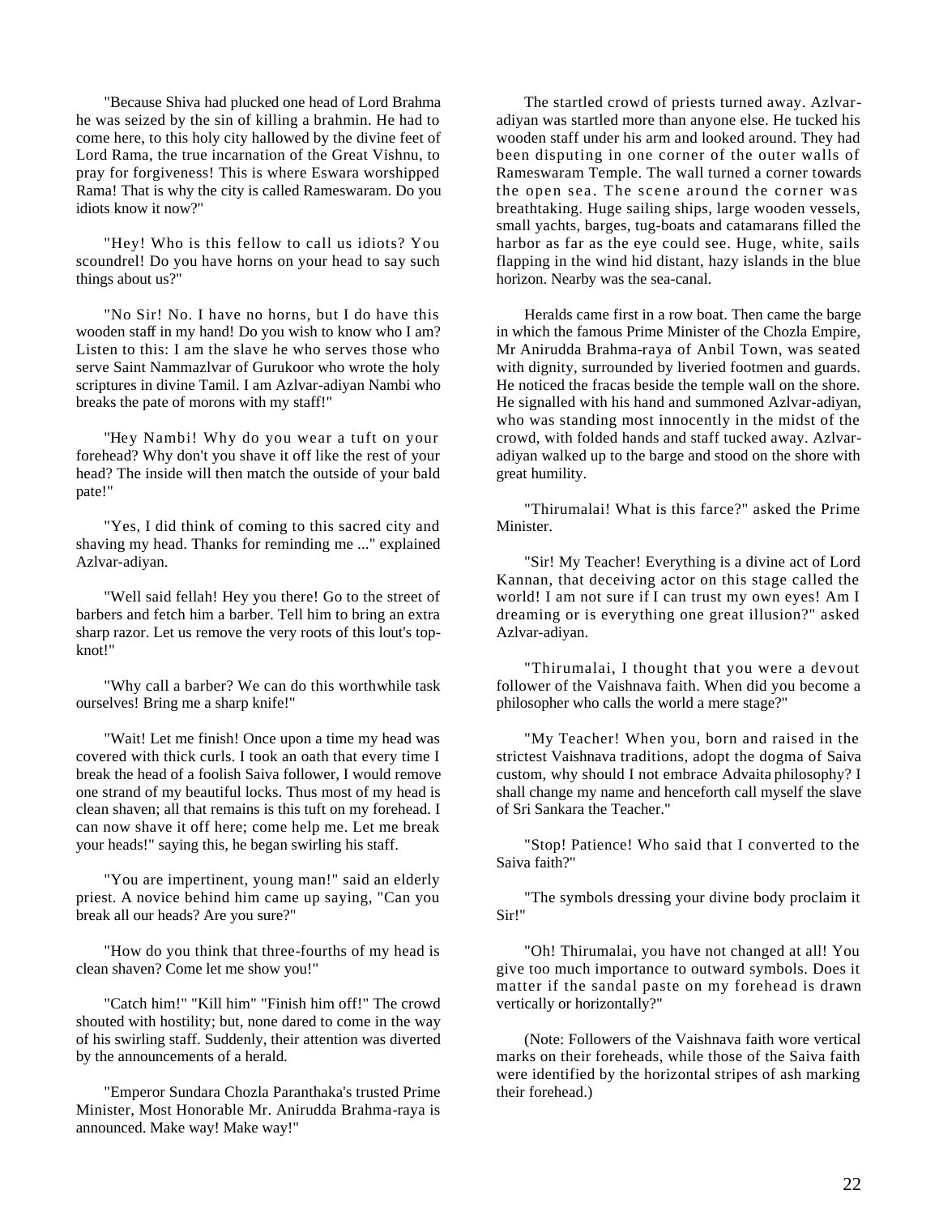"Because Shiva had plucked one head of Lord Brahma he was seized by the sin of killing a brahmin. He had to come here, to this holy city hallowed by the divine feet of Lord Rama, the true incarnation of the Great Vishnu, to pray for forgiveness! This is where Eswara worshipped Rama! That is why the city is called Rameswaram. Do you idiots know it now?"

"Hey! Who is this fellow to call us idiots? You scoundrel! Do you have horns on your head to say such things about us?"

"No Sir! No. I have no horns, but I do have this wooden staff in my hand! Do you wish to know who I am? Listen to this: I am the slave he who serves those who serve Saint Nammazlvar of Gurukoor who wrote the holy scriptures in divine Tamil. I am Azlvar-adiyan Nambi who breaks the pate of morons with my staff!"

"Hey Nambi! Why do you wear a tuft on your forehead? Why don't you shave it off like the rest of your head? The inside will then match the outside of your bald pate!"

"Yes, I did think of coming to this sacred city and shaving my head. Thanks for reminding me ..." explained Azlvar-adiyan.

"Well said fellah! Hey you there! Go to the street of barbers and fetch him a barber. Tell him to bring an extra sharp razor. Let us remove the very roots of this lout's top-knot!"

"Why call a barber? We can do this worthwhile task ourselves! Bring me a sharp knife!"

"Wait! Let me finish! Once upon a time my head was covered with thick curls. I took an oath that every time I break the head of a foolish Saiva follower, I would remove one strand of my beautiful locks. Thus most of my head is clean shaven; all that remains is this tuft on my forehead. I can now shave it off here; come help me. Let me break your heads!" saying this, he began swirling his staff.

"You are impertinent, young man!" said an elderly priest. A novice behind him came up saying, "Can you break all our heads? Are you sure?"

"How do you think that three-fourths of my head is clean shaven? Come let me show you!"

"Catch him!" "Kill him" "Finish him off!" The crowd shouted with hostility; but, none dared to come in the way of his swirling staff. Suddenly, their attention was diverted by the announcements of a herald.

"Emperor Sundara Chozla Paranthaka's trusted Prime Minister, Most Honorable Mr. Anirudda Brahma-raya is announced. Make way! Make way!"

The startled crowd of priests turned away. Azlvar-adiyan was startled more than anyone else. He tucked his wooden staff under his arm and looked around. They had been disputing in one corner of the outer walls of Rameswaram Temple. The wall turned a corner towards the open sea. The scene around the corner was breathtaking. Huge sailing ships, large wooden vessels, small yachts, barges, tug-boats and catamarans filled the harbor as far as the eye could see. Huge, white, sails flapping in the wind hid distant, hazy islands in the blue horizon. Nearby was the sea-canal.

Heralds came first in a row boat. Then came the barge in which the famous Prime Minister of the Chozla Empire, Mr Anirudda Brahma-raya of Anbil Town, was seated with dignity, surrounded by liveried footmen and guards. He noticed the fracas beside the temple wall on the shore. He signalled with his hand and summoned Azlvar-adiyan, who was standing most innocently in the midst of the crowd, with folded hands and staff tucked away. Azlvar-adiyan walked up to the barge and stood on the shore with great humility.

"Thirumalai! What is this farce?" asked the Prime Minister.

"Sir! My Teacher! Everything is a divine act of Lord Kannan, that deceiving actor on this stage called the world! I am not sure if I can trust my own eyes! Am I dreaming or is everything one great illusion?" asked Azlvar-adiyan.

"Thirumalai, I thought that you were a devout follower of the Vaishnava faith. When did you become a philosopher who calls the world a mere stage?"

"My Teacher! When you, born and raised in the strictest Vaishnava traditions, adopt the dogma of Saiva custom, why should I not embrace Advaita philosophy? I shall change my name and henceforth call myself the slave of Sri Sankara the Teacher."

"Stop! Patience! Who said that I converted to the Saiva faith?"

"The symbols dressing your divine body proclaim it Sir!"

"Oh! Thirumalai, you have not changed at all! You give too much importance to outward symbols. Does it matter if the sandal paste on my forehead is drawn vertically or horizontally?"

(Note: Followers of the Vaishnava faith wore vertical marks on their foreheads, while those of the Saiva faith were identified by the horizontal stripes of ash marking their forehead.)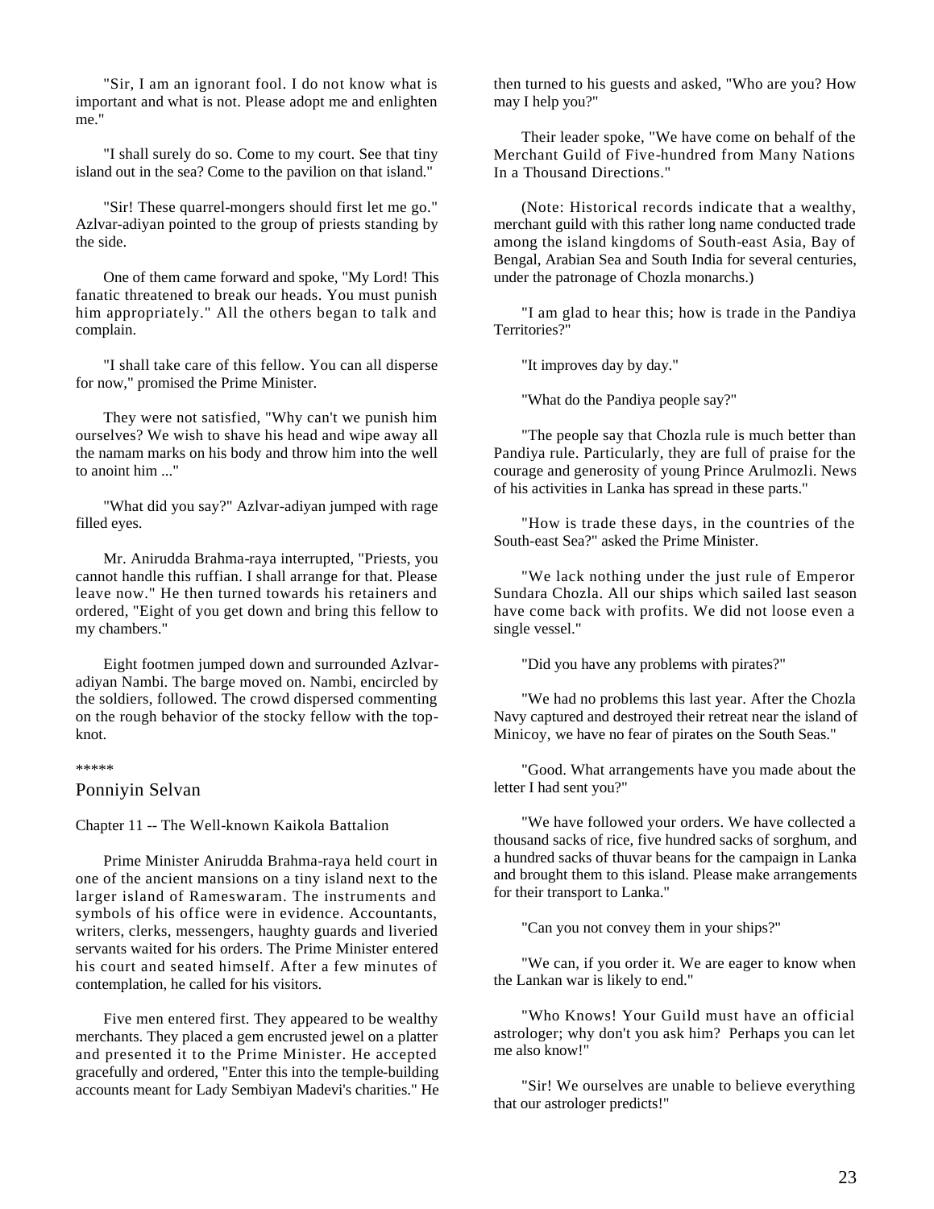"Sir, I am an ignorant fool. I do not know what is important and what is not. Please adopt me and enlighten me."

"I shall surely do so. Come to my court. See that tiny island out in the sea? Come to the pavilion on that island."

"Sir! These quarrel-mongers should first let me go." Azlvar-adiyan pointed to the group of priests standing by the side.

One of them came forward and spoke, "My Lord! This fanatic threatened to break our heads. You must punish him appropriately." All the others began to talk and complain.

"I shall take care of this fellow. You can all disperse for now," promised the Prime Minister.

They were not satisfied, "Why can't we punish him ourselves? We wish to shave his head and wipe away all the namam marks on his body and throw him into the well to anoint him ..."

"What did you say?" Azlvar-adiyan jumped with rage filled eyes.

Mr. Anirudda Brahma-raya interrupted, "Priests, you cannot handle this ruffian. I shall arrange for that. Please leave now." He then turned towards his retainers and ordered, "Eight of you get down and bring this fellow to my chambers."

Eight footmen jumped down and surrounded Azlvar-adiyan Nambi. The barge moved on. Nambi, encircled by the soldiers, followed. The crowd dispersed commenting on the rough behavior of the stocky fellow with the top-knot.

*****

## Ponniyin Selvan

### Chapter 11 -- The Well-known Kaikola Battalion

Prime Minister Anirudda Brahma-raya held court in one of the ancient mansions on a tiny island next to the larger island of Rameswaram. The instruments and symbols of his office were in evidence. Accountants, writers, clerks, messengers, haughty guards and liveried servants waited for his orders. The Prime Minister entered his court and seated himself. After a few minutes of contemplation, he called for his visitors.

Five men entered first. They appeared to be wealthy merchants. They placed a gem encrusted jewel on a platter and presented it to the Prime Minister. He accepted gracefully and ordered, "Enter this into the temple-building accounts meant for Lady Sembiyan Madevi's charities." He then turned to his guests and asked, "Who are you? How may I help you?"

Their leader spoke, "We have come on behalf of the Merchant Guild of Five-hundred from Many Nations In a Thousand Directions."

(Note: Historical records indicate that a wealthy, merchant guild with this rather long name conducted trade among the island kingdoms of South-east Asia, Bay of Bengal, Arabian Sea and South India for several centuries, under the patronage of Chozla monarchs.)

"I am glad to hear this; how is trade in the Pandiya Territories?"

"It improves day by day."

"What do the Pandiya people say?"

"The people say that Chozla rule is much better than Pandiya rule. Particularly, they are full of praise for the courage and generosity of young Prince Arulmozli. News of his activities in Lanka has spread in these parts."

"How is trade these days, in the countries of the South-east Sea?" asked the Prime Minister.

"We lack nothing under the just rule of Emperor Sundara Chozla. All our ships which sailed last season have come back with profits. We did not loose even a single vessel."

"Did you have any problems with pirates?"

"We had no problems this last year. After the Chozla Navy captured and destroyed their retreat near the island of Minicoy, we have no fear of pirates on the South Seas."

"Good. What arrangements have you made about the letter I had sent you?"

"We have followed your orders. We have collected a thousand sacks of rice, five hundred sacks of sorghum, and a hundred sacks of thuvar beans for the campaign in Lanka and brought them to this island. Please make arrangements for their transport to Lanka."

"Can you not convey them in your ships?"

"We can, if you order it. We are eager to know when the Lankan war is likely to end."

"Who Knows! Your Guild must have an official astrologer; why don't you ask him? Perhaps you can let me also know!"

"Sir! We ourselves are unable to believe everything that our astrologer predicts!"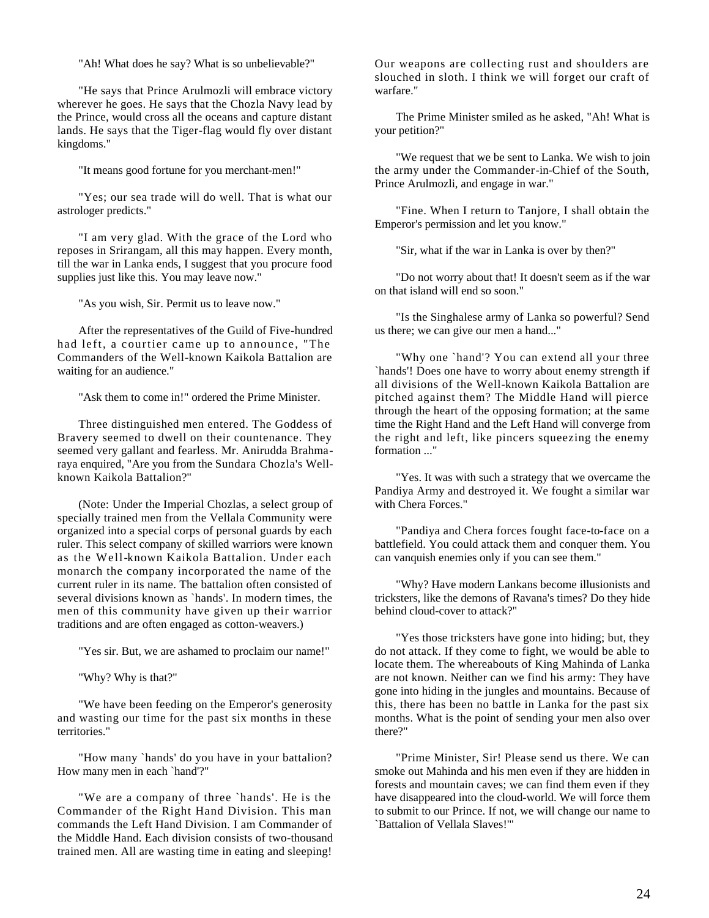"Ah! What does he say? What is so unbelievable?"

"He says that Prince Arulmozli will embrace victory wherever he goes. He says that the Chozla Navy lead by the Prince, would cross all the oceans and capture distant lands. He says that the Tiger-flag would fly over distant kingdoms."

"It means good fortune for you merchant-men!"

"Yes; our sea trade will do well. That is what our astrologer predicts."

"I am very glad. With the grace of the Lord who reposes in Srirangam, all this may happen. Every month, till the war in Lanka ends, I suggest that you procure food supplies just like this. You may leave now."

"As you wish, Sir. Permit us to leave now."

After the representatives of the Guild of Five-hundred had left, a courtier came up to announce, "The Commanders of the Well-known Kaikola Battalion are waiting for an audience."

"Ask them to come in!" ordered the Prime Minister.

Three distinguished men entered. The Goddess of Bravery seemed to dwell on their countenance. They seemed very gallant and fearless. Mr. Anirudda Brahma-raya enquired, "Are you from the Sundara Chozla's Well-known Kaikola Battalion?"

(Note: Under the Imperial Chozlas, a select group of specially trained men from the Vellala Community were organized into a special corps of personal guards by each ruler. This select company of skilled warriors were known as the Well-known Kaikola Battalion. Under each monarch the company incorporated the name of the current ruler in its name. The battalion often consisted of several divisions known as `hands'. In modern times, the men of this community have given up their warrior traditions and are often engaged as cotton-weavers.)

"Yes sir. But, we are ashamed to proclaim our name!"

"Why? Why is that?"

"We have been feeding on the Emperor's generosity and wasting our time for the past six months in these territories."

"How many `hands' do you have in your battalion? How many men in each `hand'?"

"We are a company of three `hands'. He is the Commander of the Right Hand Division. This man commands the Left Hand Division. I am Commander of the Middle Hand. Each division consists of two-thousand trained men. All are wasting time in eating and sleeping! Our weapons are collecting rust and shoulders are slouched in sloth. I think we will forget our craft of warfare."

The Prime Minister smiled as he asked, "Ah! What is your petition?"

"We request that we be sent to Lanka. We wish to join the army under the Commander-in-Chief of the South, Prince Arulmozli, and engage in war."

"Fine. When I return to Tanjore, I shall obtain the Emperor's permission and let you know."

"Sir, what if the war in Lanka is over by then?"

"Do not worry about that! It doesn't seem as if the war on that island will end so soon."

"Is the Singhalese army of Lanka so powerful? Send us there; we can give our men a hand..."

"Why one `hand'? You can extend all your three `hands'! Does one have to worry about enemy strength if all divisions of the Well-known Kaikola Battalion are pitched against them? The Middle Hand will pierce through the heart of the opposing formation; at the same time the Right Hand and the Left Hand will converge from the right and left, like pincers squeezing the enemy formation ..."

"Yes. It was with such a strategy that we overcame the Pandiya Army and destroyed it. We fought a similar war with Chera Forces."

"Pandiya and Chera forces fought face-to-face on a battlefield. You could attack them and conquer them. You can vanquish enemies only if you can see them."

"Why? Have modern Lankans become illusionists and tricksters, like the demons of Ravana's times? Do they hide behind cloud-cover to attack?"

"Yes those tricksters have gone into hiding; but, they do not attack. If they come to fight, we would be able to locate them. The whereabouts of King Mahinda of Lanka are not known. Neither can we find his army: They have gone into hiding in the jungles and mountains. Because of this, there has been no battle in Lanka for the past six months. What is the point of sending your men also over there?"

"Prime Minister, Sir! Please send us there. We can smoke out Mahinda and his men even if they are hidden in forests and mountain caves; we can find them even if they have disappeared into the cloud-world. We will force them to submit to our Prince. If not, we will change our name to `Battalion of Vellala Slaves!'"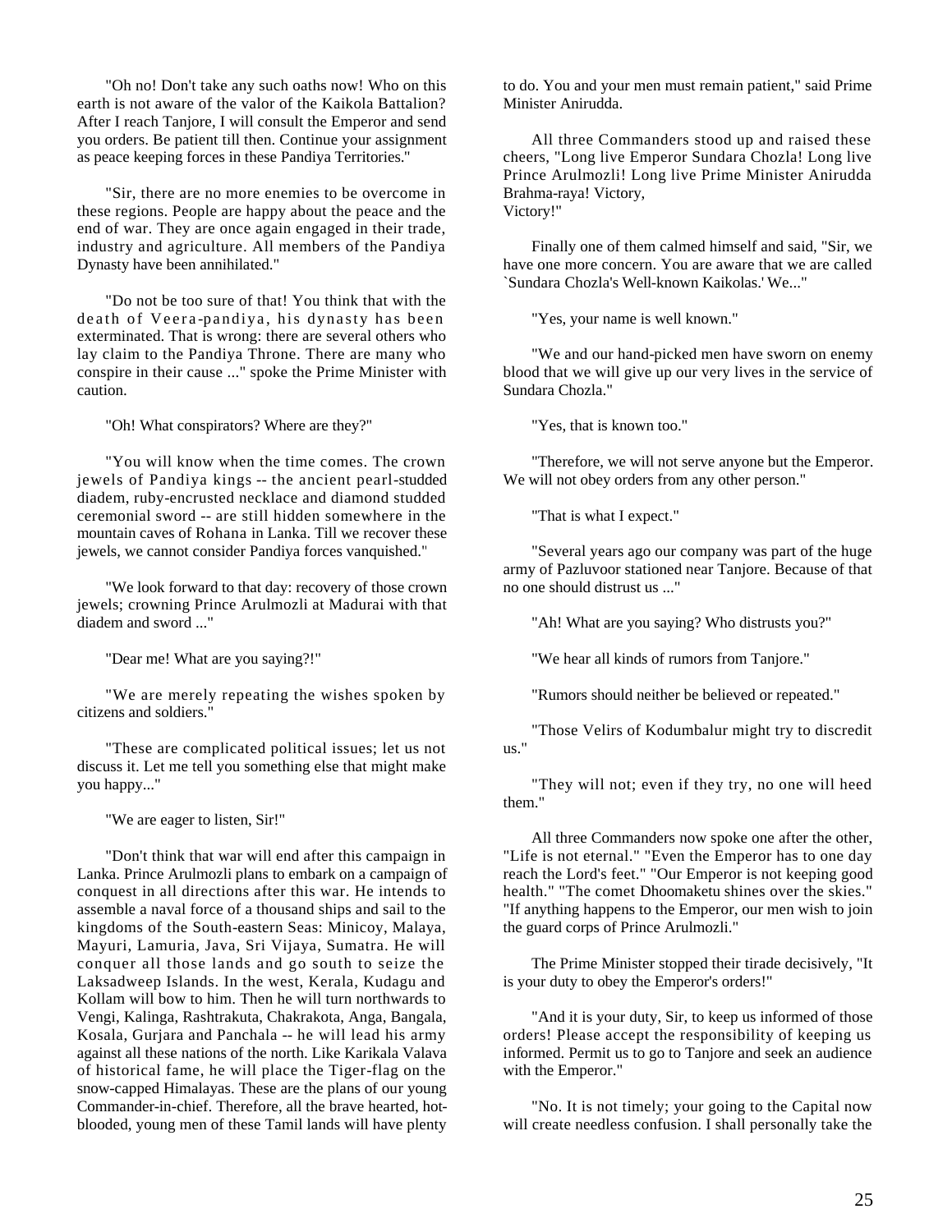"Oh no! Don't take any such oaths now! Who on this earth is not aware of the valor of the Kaikola Battalion? After I reach Tanjore, I will consult the Emperor and send you orders. Be patient till then. Continue your assignment as peace keeping forces in these Pandiya Territories."

"Sir, there are no more enemies to be overcome in these regions. People are happy about the peace and the end of war. They are once again engaged in their trade, industry and agriculture. All members of the Pandiya Dynasty have been annihilated."

"Do not be too sure of that! You think that with the death of Veera-pandiya, his dynasty has been exterminated. That is wrong: there are several others who lay claim to the Pandiya Throne. There are many who conspire in their cause ..." spoke the Prime Minister with caution.

"Oh! What conspirators? Where are they?"

"You will know when the time comes. The crown jewels of Pandiya kings -- the ancient pearl-studded diadem, ruby-encrusted necklace and diamond studded ceremonial sword -- are still hidden somewhere in the mountain caves of Rohana in Lanka. Till we recover these jewels, we cannot consider Pandiya forces vanquished."

"We look forward to that day: recovery of those crown jewels; crowning Prince Arulmozli at Madurai with that diadem and sword ..."

"Dear me! What are you saying?!"

"We are merely repeating the wishes spoken by citizens and soldiers."

"These are complicated political issues; let us not discuss it. Let me tell you something else that might make you happy..."

"We are eager to listen, Sir!"

"Don't think that war will end after this campaign in Lanka. Prince Arulmozli plans to embark on a campaign of conquest in all directions after this war. He intends to assemble a naval force of a thousand ships and sail to the kingdoms of the South-eastern Seas: Minicoy, Malaya, Mayuri, Lamuria, Java, Sri Vijaya, Sumatra. He will conquer all those lands and go south to seize the Laksadweep Islands. In the west, Kerala, Kudagu and Kollam will bow to him. Then he will turn northwards to Vengi, Kalinga, Rashtrakuta, Chakrakota, Anga, Bangala, Kosala, Gurjara and Panchala -- he will lead his army against all these nations of the north. Like Karikala Valava of historical fame, he will place the Tiger-flag on the snow-capped Himalayas. These are the plans of our young Commander-in-chief. Therefore, all the brave hearted, hot-blooded, young men of these Tamil lands will have plenty to do. You and your men must remain patient," said Prime Minister Anirudda.

All three Commanders stood up and raised these cheers, "Long live Emperor Sundara Chozla! Long live Prince Arulmozli! Long live Prime Minister Anirudda Brahma-raya! Victory,
Victory!"

Finally one of them calmed himself and said, "Sir, we have one more concern. You are aware that we are called `Sundara Chozla's Well-known Kaikolas.' We..."

"Yes, your name is well known."

"We and our hand-picked men have sworn on enemy blood that we will give up our very lives in the service of Sundara Chozla."

"Yes, that is known too."

"Therefore, we will not serve anyone but the Emperor. We will not obey orders from any other person."

"That is what I expect."

"Several years ago our company was part of the huge army of Pazluvoor stationed near Tanjore. Because of that no one should distrust us ..."

"Ah! What are you saying? Who distrusts you?"

"We hear all kinds of rumors from Tanjore."

"Rumors should neither be believed or repeated."

"Those Velirs of Kodumbalur might try to discredit us."

"They will not; even if they try, no one will heed them."

All three Commanders now spoke one after the other, "Life is not eternal." "Even the Emperor has to one day reach the Lord's feet." "Our Emperor is not keeping good health." "The comet Dhoomaketu shines over the skies." "If anything happens to the Emperor, our men wish to join the guard corps of Prince Arulmozli."

The Prime Minister stopped their tirade decisively, "It is your duty to obey the Emperor's orders!"

"And it is your duty, Sir, to keep us informed of those orders! Please accept the responsibility of keeping us informed. Permit us to go to Tanjore and seek an audience with the Emperor."

"No. It is not timely; your going to the Capital now will create needless confusion. I shall personally take the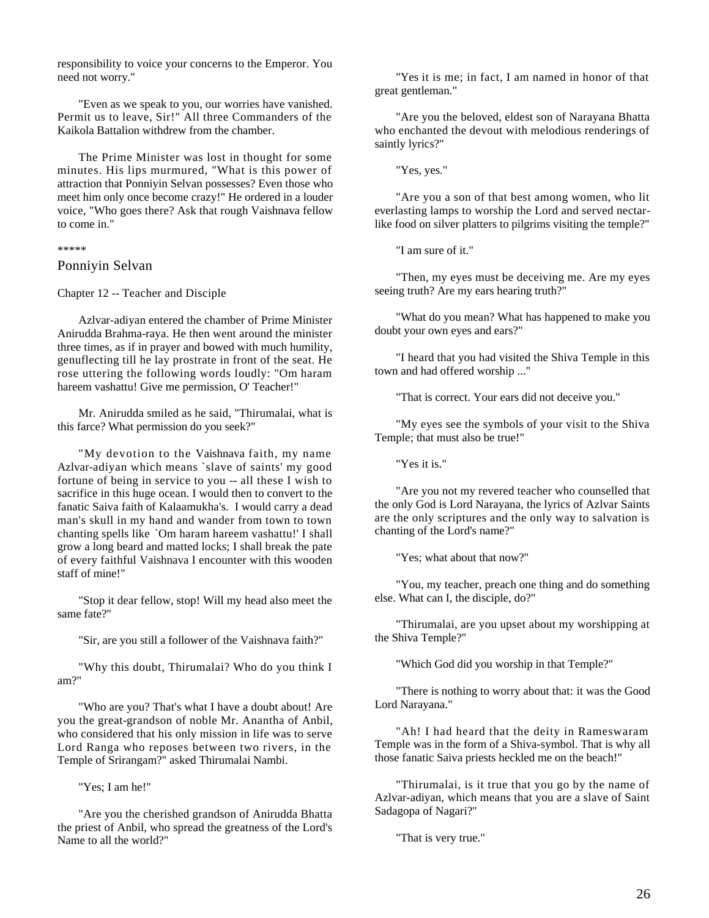responsibility to voice your concerns to the Emperor. You need not worry."

"Even as we speak to you, our worries have vanished. Permit us to leave, Sir!" All three Commanders of the Kaikola Battalion withdrew from the chamber.

The Prime Minister was lost in thought for some minutes. His lips murmured, "What is this power of attraction that Ponniyin Selvan possesses? Even those who meet him only once become crazy!" He ordered in a louder voice, "Who goes there? Ask that rough Vaishnava fellow to come in."

*****

## Ponniyin Selvan

### Chapter 12 -- Teacher and Disciple

Azlvar-adiyan entered the chamber of Prime Minister Anirudda Brahma-raya. He then went around the minister three times, as if in prayer and bowed with much humility, genuflecting till he lay prostrate in front of the seat. He rose uttering the following words loudly: "Om haram hareem vashattu! Give me permission, O' Teacher!"

Mr. Anirudda smiled as he said, "Thirumalai, what is this farce? What permission do you seek?"

"My devotion to the Vaishnava faith, my name Azlvar-adiyan which means `slave of saints' my good fortune of being in service to you -- all these I wish to sacrifice in this huge ocean. I would then to convert to the fanatic Saiva faith of Kalaamukha's. I would carry a dead man's skull in my hand and wander from town to town chanting spells like `Om haram hareem vashattu!' I shall grow a long beard and matted locks; I shall break the pate of every faithful Vaishnava I encounter with this wooden staff of mine!"

"Stop it dear fellow, stop! Will my head also meet the same fate?"

"Sir, are you still a follower of the Vaishnava faith?"

"Why this doubt, Thirumalai? Who do you think I am?"

"Who are you? That's what I have a doubt about! Are you the great-grandson of noble Mr. Anantha of Anbil, who considered that his only mission in life was to serve Lord Ranga who reposes between two rivers, in the Temple of Srirangam?" asked Thirumalai Nambi.

"Yes; I am he!"

"Are you the cherished grandson of Anirudda Bhatta the priest of Anbil, who spread the greatness of the Lord's Name to all the world?"

"Yes it is me; in fact, I am named in honor of that great gentleman."

"Are you the beloved, eldest son of Narayana Bhatta who enchanted the devout with melodious renderings of saintly lyrics?"

"Yes, yes."

"Are you a son of that best among women, who lit everlasting lamps to worship the Lord and served nectar-like food on silver platters to pilgrims visiting the temple?"

"I am sure of it."

"Then, my eyes must be deceiving me. Are my eyes seeing truth? Are my ears hearing truth?"

"What do you mean? What has happened to make you doubt your own eyes and ears?"

"I heard that you had visited the Shiva Temple in this town and had offered worship ..."

"That is correct. Your ears did not deceive you."

"My eyes see the symbols of your visit to the Shiva Temple; that must also be true!"

"Yes it is."

"Are you not my revered teacher who counselled that the only God is Lord Narayana, the lyrics of Azlvar Saints are the only scriptures and the only way to salvation is chanting of the Lord's name?"

"Yes; what about that now?"

"You, my teacher, preach one thing and do something else. What can I, the disciple, do?"

"Thirumalai, are you upset about my worshipping at the Shiva Temple?"

"Which God did you worship in that Temple?"

"There is nothing to worry about that: it was the Good Lord Narayana."

"Ah! I had heard that the deity in Rameswaram Temple was in the form of a Shiva-symbol. That is why all those fanatic Saiva priests heckled me on the beach!"

"Thirumalai, is it true that you go by the name of Azlvar-adiyan, which means that you are a slave of Saint Sadagopa of Nagari?"

"That is very true."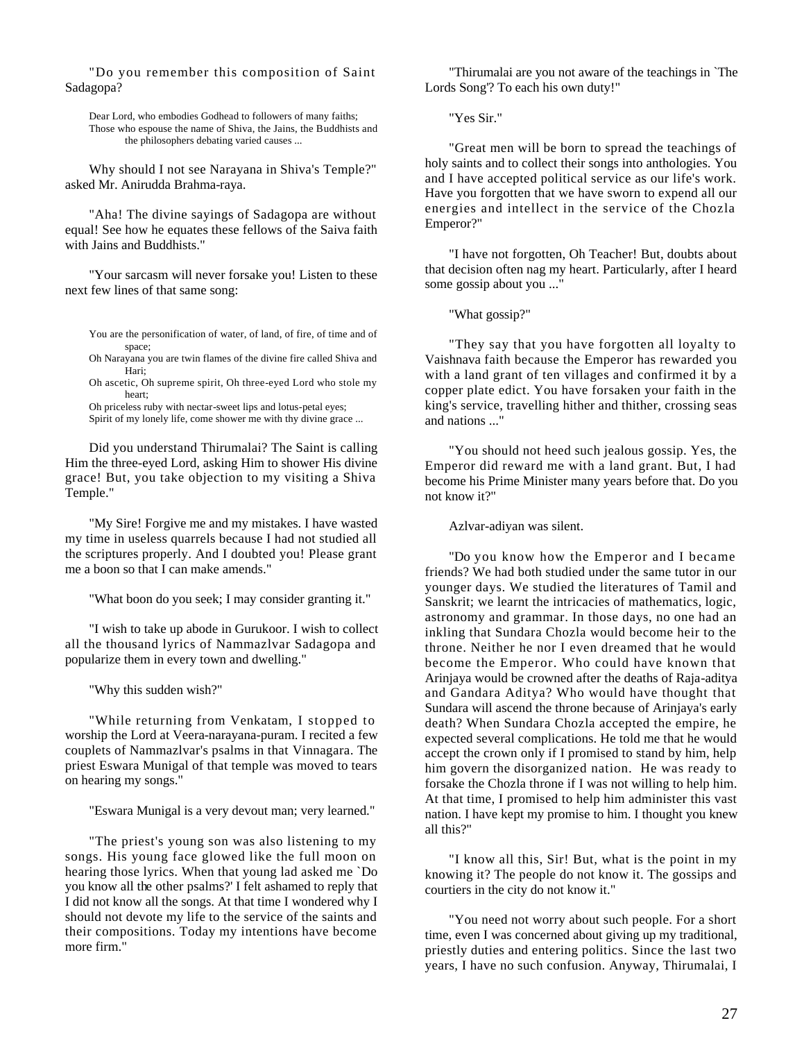"Do you remember this composition of Saint Sadagopa?

> Dear Lord, who embodies Godhead to followers of many faiths;
> Those who espouse the name of Shiva, the Jains, the Buddhists and the philosophers debating varied causes ...

Why should I not see Narayana in Shiva's Temple?" asked Mr. Anirudda Brahma-raya.

"Aha! The divine sayings of Sadagopa are without equal! See how he equates these fellows of the Saiva faith with Jains and Buddhists."

"Your sarcasm will never forsake you! Listen to these next few lines of that same song:

> You are the personification of water, of land, of fire, of time and of space;
> Oh Narayana you are twin flames of the divine fire called Shiva and Hari;
> Oh ascetic, Oh supreme spirit, Oh three-eyed Lord who stole my heart;
> Oh priceless ruby with nectar-sweet lips and lotus-petal eyes;
> Spirit of my lonely life, come shower me with thy divine grace ...

Did you understand Thirumalai? The Saint is calling Him the three-eyed Lord, asking Him to shower His divine grace! But, you take objection to my visiting a Shiva Temple."

"My Sire! Forgive me and my mistakes. I have wasted my time in useless quarrels because I had not studied all the scriptures properly. And I doubted you! Please grant me a boon so that I can make amends."

"What boon do you seek; I may consider granting it."

"I wish to take up abode in Gurukoor. I wish to collect all the thousand lyrics of Nammazlvar Sadagopa and popularize them in every town and dwelling."

"Why this sudden wish?"

"While returning from Venkatam, I stopped to worship the Lord at Veera-narayana-puram. I recited a few couplets of Nammazlvar's psalms in that Vinnagara. The priest Eswara Munigal of that temple was moved to tears on hearing my songs."

"Eswara Munigal is a very devout man; very learned."

"The priest's young son was also listening to my songs. His young face glowed like the full moon on hearing those lyrics. When that young lad asked me `Do you know all the other psalms?' I felt ashamed to reply that I did not know all the songs. At that time I wondered why I should not devote my life to the service of the saints and their compositions. Today my intentions have become more firm."

"Thirumalai are you not aware of the teachings in `The Lords Song'? To each his own duty!"

"Yes Sir."

"Great men will be born to spread the teachings of holy saints and to collect their songs into anthologies. You and I have accepted political service as our life's work. Have you forgotten that we have sworn to expend all our energies and intellect in the service of the Chozla Emperor?"

"I have not forgotten, Oh Teacher! But, doubts about that decision often nag my heart. Particularly, after I heard some gossip about you ..."

"What gossip?"

"They say that you have forgotten all loyalty to Vaishnava faith because the Emperor has rewarded you with a land grant of ten villages and confirmed it by a copper plate edict. You have forsaken your faith in the king's service, travelling hither and thither, crossing seas and nations ..."

"You should not heed such jealous gossip. Yes, the Emperor did reward me with a land grant. But, I had become his Prime Minister many years before that. Do you not know it?"

Azlvar-adiyan was silent.

"Do you know how the Emperor and I became friends? We had both studied under the same tutor in our younger days. We studied the literatures of Tamil and Sanskrit; we learnt the intricacies of mathematics, logic, astronomy and grammar. In those days, no one had an inkling that Sundara Chozla would become heir to the throne. Neither he nor I even dreamed that he would become the Emperor. Who could have known that Arinjaya would be crowned after the deaths of Raja-aditya and Gandara Aditya? Who would have thought that Sundara will ascend the throne because of Arinjaya's early death? When Sundara Chozla accepted the empire, he expected several complications. He told me that he would accept the crown only if I promised to stand by him, help him govern the disorganized nation. He was ready to forsake the Chozla throne if I was not willing to help him. At that time, I promised to help him administer this vast nation. I have kept my promise to him. I thought you knew all this?"

"I know all this, Sir! But, what is the point in my knowing it? The people do not know it. The gossips and courtiers in the city do not know it."

"You need not worry about such people. For a short time, even I was concerned about giving up my traditional, priestly duties and entering politics. Since the last two years, I have no such confusion. Anyway, Thirumalai, I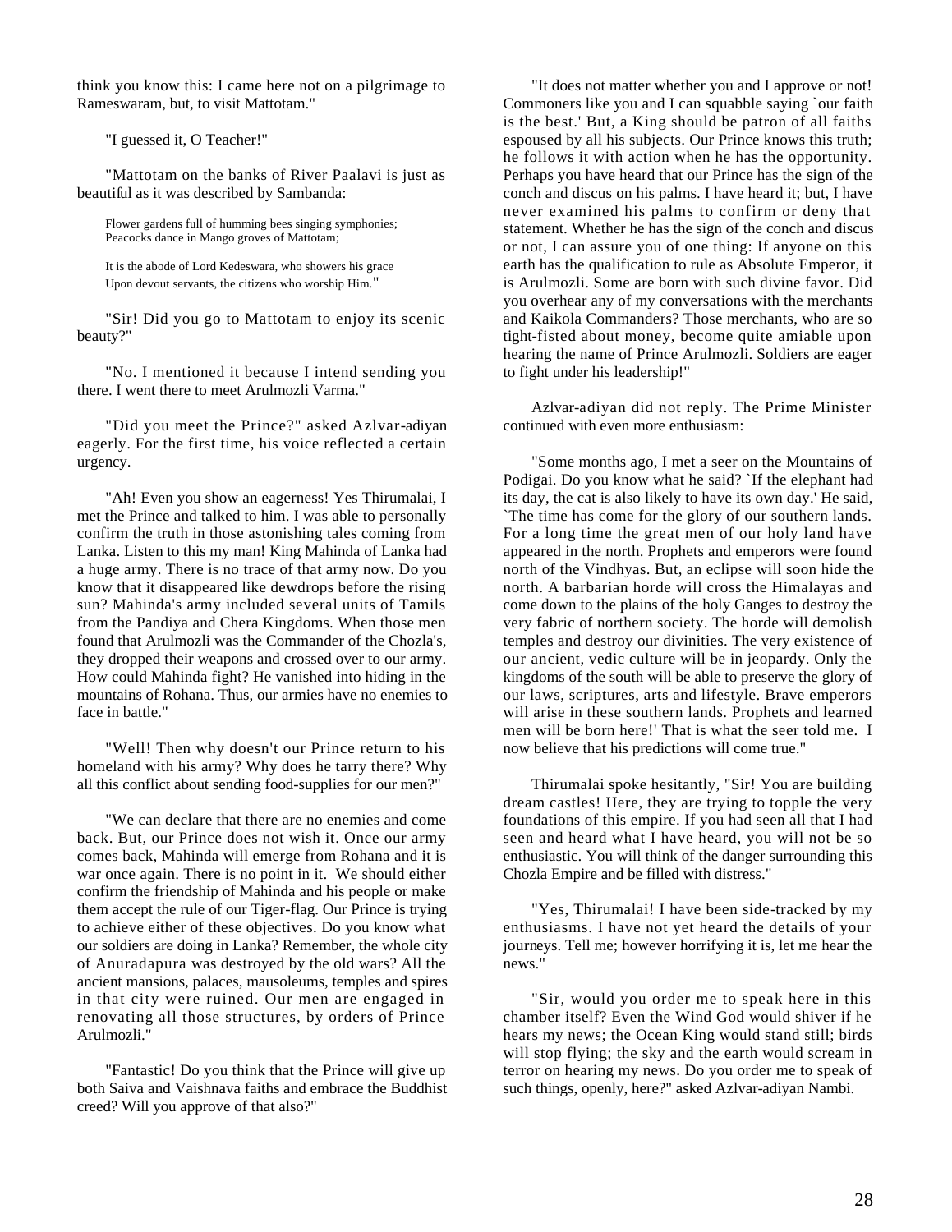think you know this: I came here not on a pilgrimage to Rameswaram, but, to visit Mattotam."

"I guessed it, O Teacher!"

"Mattotam on the banks of River Paalavi is just as beautiful as it was described by Sambanda:

> Flower gardens full of humming bees singing symphonies;
> Peacocks dance in Mango groves of Mattotam;
>
> It is the abode of Lord Kedeswara, who showers his grace
> Upon devout servants, the citizens who worship Him."

"Sir! Did you go to Mattotam to enjoy its scenic beauty?"

"No. I mentioned it because I intend sending you there. I went there to meet Arulmozli Varma."

"Did you meet the Prince?" asked Azlvar-adiyan eagerly. For the first time, his voice reflected a certain urgency.

"Ah! Even you show an eagerness! Yes Thirumalai, I met the Prince and talked to him. I was able to personally confirm the truth in those astonishing tales coming from Lanka. Listen to this my man! King Mahinda of Lanka had a huge army. There is no trace of that army now. Do you know that it disappeared like dewdrops before the rising sun? Mahinda's army included several units of Tamils from the Pandiya and Chera Kingdoms. When those men found that Arulmozli was the Commander of the Chozla's, they dropped their weapons and crossed over to our army. How could Mahinda fight? He vanished into hiding in the mountains of Rohana. Thus, our armies have no enemies to face in battle."

"Well! Then why doesn't our Prince return to his homeland with his army? Why does he tarry there? Why all this conflict about sending food-supplies for our men?"

"We can declare that there are no enemies and come back. But, our Prince does not wish it. Once our army comes back, Mahinda will emerge from Rohana and it is war once again. There is no point in it. We should either confirm the friendship of Mahinda and his people or make them accept the rule of our Tiger-flag. Our Prince is trying to achieve either of these objectives. Do you know what our soldiers are doing in Lanka? Remember, the whole city of Anuradapura was destroyed by the old wars? All the ancient mansions, palaces, mausoleums, temples and spires in that city were ruined. Our men are engaged in renovating all those structures, by orders of Prince Arulmozli."

"Fantastic! Do you think that the Prince will give up both Saiva and Vaishnava faiths and embrace the Buddhist creed? Will you approve of that also?"

"It does not matter whether you and I approve or not! Commoners like you and I can squabble saying `our faith is the best.' But, a King should be patron of all faiths espoused by all his subjects. Our Prince knows this truth; he follows it with action when he has the opportunity. Perhaps you have heard that our Prince has the sign of the conch and discus on his palms. I have heard it; but, I have never examined his palms to confirm or deny that statement. Whether he has the sign of the conch and discus or not, I can assure you of one thing: If anyone on this earth has the qualification to rule as Absolute Emperor, it is Arulmozli. Some are born with such divine favor. Did you overhear any of my conversations with the merchants and Kaikola Commanders? Those merchants, who are so tight-fisted about money, become quite amiable upon hearing the name of Prince Arulmozli. Soldiers are eager to fight under his leadership!"

Azlvar-adiyan did not reply. The Prime Minister continued with even more enthusiasm:

"Some months ago, I met a seer on the Mountains of Podigai. Do you know what he said? `If the elephant had its day, the cat is also likely to have its own day.' He said, `The time has come for the glory of our southern lands. For a long time the great men of our holy land have appeared in the north. Prophets and emperors were found north of the Vindhyas. But, an eclipse will soon hide the north. A barbarian horde will cross the Himalayas and come down to the plains of the holy Ganges to destroy the very fabric of northern society. The horde will demolish temples and destroy our divinities. The very existence of our ancient, vedic culture will be in jeopardy. Only the kingdoms of the south will be able to preserve the glory of our laws, scriptures, arts and lifestyle. Brave emperors will arise in these southern lands. Prophets and learned men will be born here!' That is what the seer told me. I now believe that his predictions will come true."

Thirumalai spoke hesitantly, "Sir! You are building dream castles! Here, they are trying to topple the very foundations of this empire. If you had seen all that I had seen and heard what I have heard, you will not be so enthusiastic. You will think of the danger surrounding this Chozla Empire and be filled with distress."

"Yes, Thirumalai! I have been side-tracked by my enthusiasms. I have not yet heard the details of your journeys. Tell me; however horrifying it is, let me hear the news."

"Sir, would you order me to speak here in this chamber itself? Even the Wind God would shiver if he hears my news; the Ocean King would stand still; birds will stop flying; the sky and the earth would scream in terror on hearing my news. Do you order me to speak of such things, openly, here?" asked Azlvar-adiyan Nambi.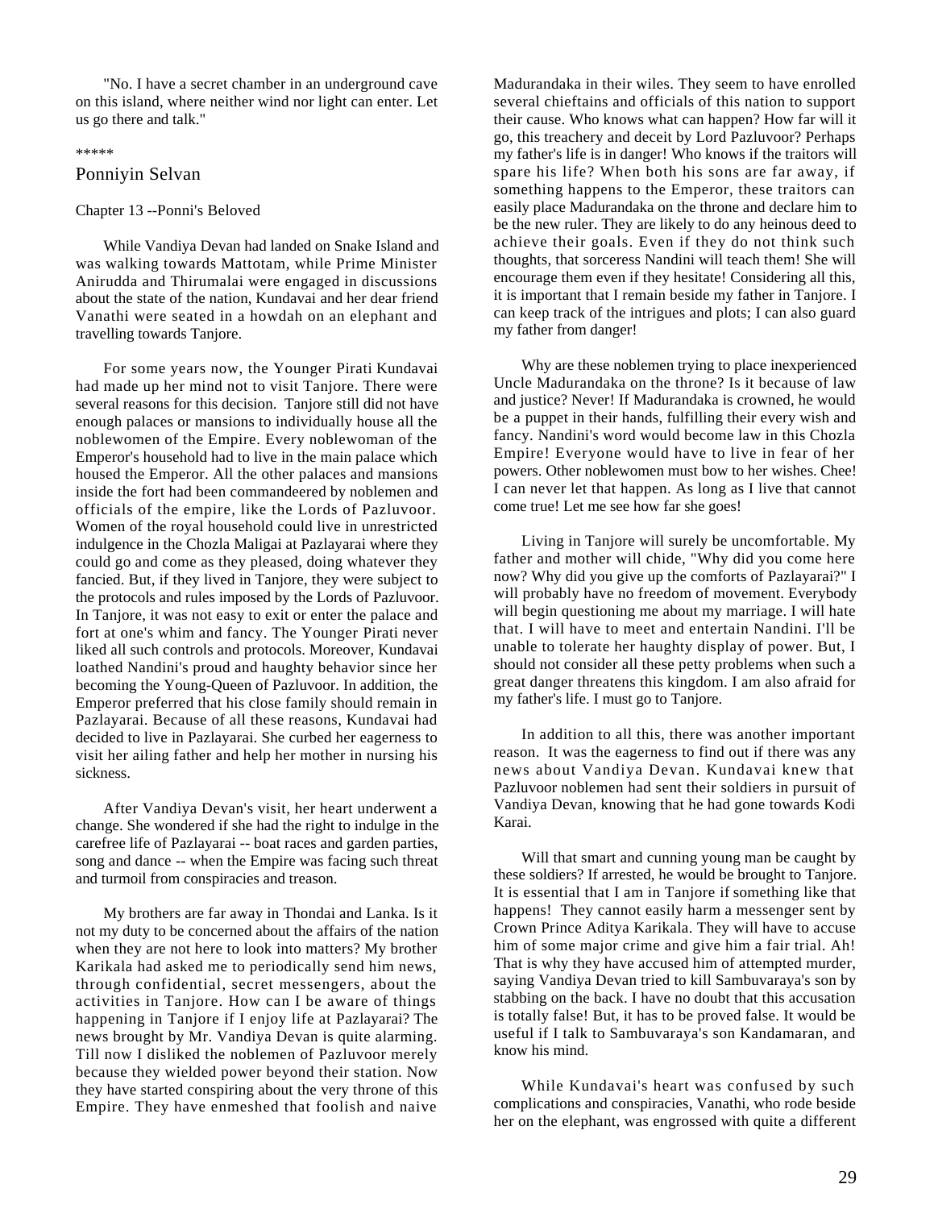"No. I have a secret chamber in an underground cave on this island, where neither wind nor light can enter. Let us go there and talk."

*****

## Ponniyin Selvan

### Chapter 13 --Ponni's Beloved

While Vandiya Devan had landed on Snake Island and was walking towards Mattotam, while Prime Minister Anirudda and Thirumalai were engaged in discussions about the state of the nation, Kundavai and her dear friend Vanathi were seated in a howdah on an elephant and travelling towards Tanjore.

For some years now, the Younger Pirati Kundavai had made up her mind not to visit Tanjore. There were several reasons for this decision. Tanjore still did not have enough palaces or mansions to individually house all the noblewomen of the Empire. Every noblewoman of the Emperor's household had to live in the main palace which housed the Emperor. All the other palaces and mansions inside the fort had been commandeered by noblemen and officials of the empire, like the Lords of Pazluvoor. Women of the royal household could live in unrestricted indulgence in the Chozla Maligai at Pazlayarai where they could go and come as they pleased, doing whatever they fancied. But, if they lived in Tanjore, they were subject to the protocols and rules imposed by the Lords of Pazluvoor. In Tanjore, it was not easy to exit or enter the palace and fort at one's whim and fancy. The Younger Pirati never liked all such controls and protocols. Moreover, Kundavai loathed Nandini's proud and haughty behavior since her becoming the Young-Queen of Pazluvoor. In addition, the Emperor preferred that his close family should remain in Pazlayarai. Because of all these reasons, Kundavai had decided to live in Pazlayarai. She curbed her eagerness to visit her ailing father and help her mother in nursing his sickness.

After Vandiya Devan's visit, her heart underwent a change. She wondered if she had the right to indulge in the carefree life of Pazlayarai -- boat races and garden parties, song and dance -- when the Empire was facing such threat and turmoil from conspiracies and treason.

My brothers are far away in Thondai and Lanka. Is it not my duty to be concerned about the affairs of the nation when they are not here to look into matters? My brother Karikala had asked me to periodically send him news, through confidential, secret messengers, about the activities in Tanjore. How can I be aware of things happening in Tanjore if I enjoy life at Pazlayarai? The news brought by Mr. Vandiya Devan is quite alarming. Till now I disliked the noblemen of Pazluvoor merely because they wielded power beyond their station. Now they have started conspiring about the very throne of this Empire. They have enmeshed that foolish and naive Madurandaka in their wiles. They seem to have enrolled several chieftains and officials of this nation to support their cause. Who knows what can happen? How far will it go, this treachery and deceit by Lord Pazluvoor? Perhaps my father's life is in danger! Who knows if the traitors will spare his life? When both his sons are far away, if something happens to the Emperor, these traitors can easily place Madurandaka on the throne and declare him to be the new ruler. They are likely to do any heinous deed to achieve their goals. Even if they do not think such thoughts, that sorceress Nandini will teach them! She will encourage them even if they hesitate! Considering all this, it is important that I remain beside my father in Tanjore. I can keep track of the intrigues and plots; I can also guard my father from danger!

Why are these noblemen trying to place inexperienced Uncle Madurandaka on the throne? Is it because of law and justice? Never! If Madurandaka is crowned, he would be a puppet in their hands, fulfilling their every wish and fancy. Nandini's word would become law in this Chozla Empire! Everyone would have to live in fear of her powers. Other noblewomen must bow to her wishes. Chee! I can never let that happen. As long as I live that cannot come true! Let me see how far she goes!

Living in Tanjore will surely be uncomfortable. My father and mother will chide, "Why did you come here now? Why did you give up the comforts of Pazlayarai?" I will probably have no freedom of movement. Everybody will begin questioning me about my marriage. I will hate that. I will have to meet and entertain Nandini. I'll be unable to tolerate her haughty display of power. But, I should not consider all these petty problems when such a great danger threatens this kingdom. I am also afraid for my father's life. I must go to Tanjore.

In addition to all this, there was another important reason. It was the eagerness to find out if there was any news about Vandiya Devan. Kundavai knew that Pazluvoor noblemen had sent their soldiers in pursuit of Vandiya Devan, knowing that he had gone towards Kodi Karai.

Will that smart and cunning young man be caught by these soldiers? If arrested, he would be brought to Tanjore. It is essential that I am in Tanjore if something like that happens! They cannot easily harm a messenger sent by Crown Prince Aditya Karikala. They will have to accuse him of some major crime and give him a fair trial. Ah! That is why they have accused him of attempted murder, saying Vandiya Devan tried to kill Sambuvaraya's son by stabbing on the back. I have no doubt that this accusation is totally false! But, it has to be proved false. It would be useful if I talk to Sambuvaraya's son Kandamaran, and know his mind.

While Kundavai's heart was confused by such complications and conspiracies, Vanathi, who rode beside her on the elephant, was engrossed with quite a different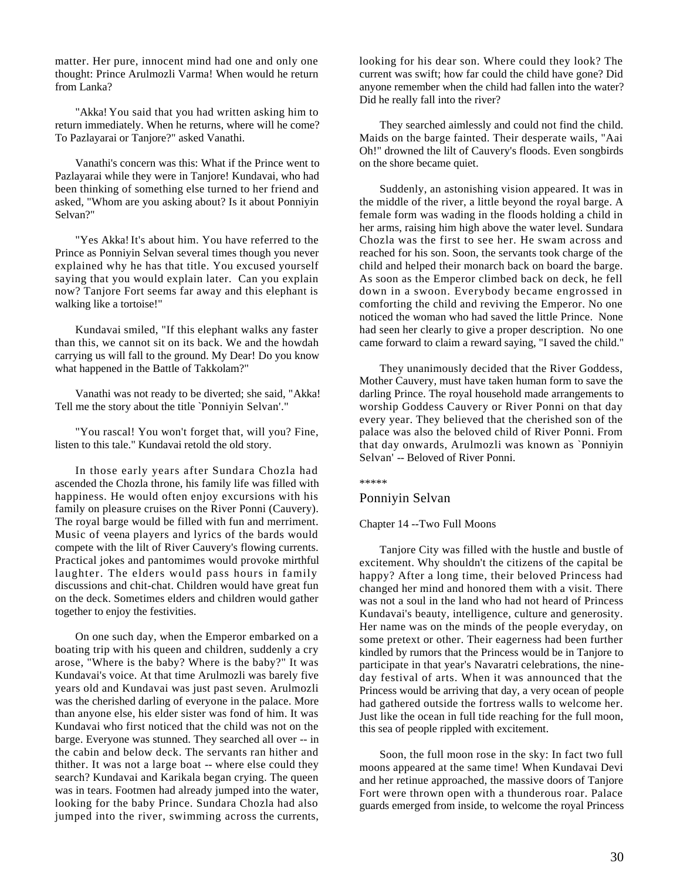matter. Her pure, innocent mind had one and only one thought: Prince Arulmozli Varma! When would he return from Lanka?

"Akka! You said that you had written asking him to return immediately. When he returns, where will he come? To Pazlayarai or Tanjore?" asked Vanathi.

Vanathi's concern was this: What if the Prince went to Pazlayarai while they were in Tanjore! Kundavai, who had been thinking of something else turned to her friend and asked, "Whom are you asking about? Is it about Ponniyin Selvan?"

"Yes Akka! It's about him. You have referred to the Prince as Ponniyin Selvan several times though you never explained why he has that title. You excused yourself saying that you would explain later. Can you explain now? Tanjore Fort seems far away and this elephant is walking like a tortoise!"

Kundavai smiled, "If this elephant walks any faster than this, we cannot sit on its back. We and the howdah carrying us will fall to the ground. My Dear! Do you know what happened in the Battle of Takkolam?"

Vanathi was not ready to be diverted; she said, "Akka! Tell me the story about the title `Ponniyin Selvan'."

"You rascal! You won't forget that, will you? Fine, listen to this tale." Kundavai retold the old story.

In those early years after Sundara Chozla had ascended the Chozla throne, his family life was filled with happiness. He would often enjoy excursions with his family on pleasure cruises on the River Ponni (Cauvery). The royal barge would be filled with fun and merriment. Music of veena players and lyrics of the bards would compete with the lilt of River Cauvery's flowing currents. Practical jokes and pantomimes would provoke mirthful laughter. The elders would pass hours in family discussions and chit-chat. Children would have great fun on the deck. Sometimes elders and children would gather together to enjoy the festivities.

On one such day, when the Emperor embarked on a boating trip with his queen and children, suddenly a cry arose, "Where is the baby? Where is the baby?" It was Kundavai's voice. At that time Arulmozli was barely five years old and Kundavai was just past seven. Arulmozli was the cherished darling of everyone in the palace. More than anyone else, his elder sister was fond of him. It was Kundavai who first noticed that the child was not on the barge. Everyone was stunned. They searched all over -- in the cabin and below deck. The servants ran hither and thither. It was not a large boat -- where else could they search? Kundavai and Karikala began crying. The queen was in tears. Footmen had already jumped into the water, looking for the baby Prince. Sundara Chozla had also jumped into the river, swimming across the currents, looking for his dear son. Where could they look? The current was swift; how far could the child have gone? Did anyone remember when the child had fallen into the water? Did he really fall into the river?

They searched aimlessly and could not find the child. Maids on the barge fainted. Their desperate wails, "Aai Oh!" drowned the lilt of Cauvery's floods. Even songbirds on the shore became quiet.

Suddenly, an astonishing vision appeared. It was in the middle of the river, a little beyond the royal barge. A female form was wading in the floods holding a child in her arms, raising him high above the water level. Sundara Chozla was the first to see her. He swam across and reached for his son. Soon, the servants took charge of the child and helped their monarch back on board the barge. As soon as the Emperor climbed back on deck, he fell down in a swoon. Everybody became engrossed in comforting the child and reviving the Emperor. No one noticed the woman who had saved the little Prince. None had seen her clearly to give a proper description. No one came forward to claim a reward saying, "I saved the child."

They unanimously decided that the River Goddess, Mother Cauvery, must have taken human form to save the darling Prince. The royal household made arrangements to worship Goddess Cauvery or River Ponni on that day every year. They believed that the cherished son of the palace was also the beloved child of River Ponni. From that day onwards, Arulmozli was known as `Ponniyin Selvan' -- Beloved of River Ponni.

*****

## Ponniyin Selvan

### Chapter 14 --Two Full Moons

Tanjore City was filled with the hustle and bustle of excitement. Why shouldn't the citizens of the capital be happy? After a long time, their beloved Princess had changed her mind and honored them with a visit. There was not a soul in the land who had not heard of Princess Kundavai's beauty, intelligence, culture and generosity. Her name was on the minds of the people everyday, on some pretext or other. Their eagerness had been further kindled by rumors that the Princess would be in Tanjore to participate in that year's Navaratri celebrations, the nine-day festival of arts. When it was announced that the Princess would be arriving that day, a very ocean of people had gathered outside the fortress walls to welcome her. Just like the ocean in full tide reaching for the full moon, this sea of people rippled with excitement.

Soon, the full moon rose in the sky: In fact two full moons appeared at the same time! When Kundavai Devi and her retinue approached, the massive doors of Tanjore Fort were thrown open with a thunderous roar. Palace guards emerged from inside, to welcome the royal Princess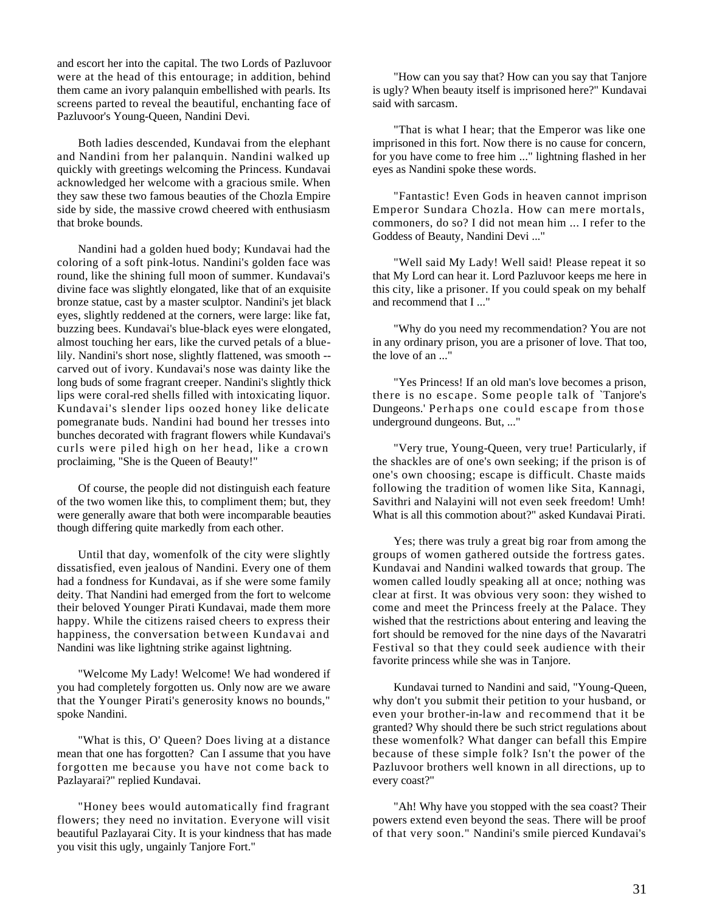and escort her into the capital. The two Lords of Pazluvoor were at the head of this entourage; in addition, behind them came an ivory palanquin embellished with pearls. Its screens parted to reveal the beautiful, enchanting face of Pazluvoor's Young-Queen, Nandini Devi.

Both ladies descended, Kundavai from the elephant and Nandini from her palanquin. Nandini walked up quickly with greetings welcoming the Princess. Kundavai acknowledged her welcome with a gracious smile. When they saw these two famous beauties of the Chozla Empire side by side, the massive crowd cheered with enthusiasm that broke bounds.

Nandini had a golden hued body; Kundavai had the coloring of a soft pink-lotus. Nandini's golden face was round, like the shining full moon of summer. Kundavai's divine face was slightly elongated, like that of an exquisite bronze statue, cast by a master sculptor. Nandini's jet black eyes, slightly reddened at the corners, were large: like fat, buzzing bees. Kundavai's blue-black eyes were elongated, almost touching her ears, like the curved petals of a blue-lily. Nandini's short nose, slightly flattened, was smooth -- carved out of ivory. Kundavai's nose was dainty like the long buds of some fragrant creeper. Nandini's slightly thick lips were coral-red shells filled with intoxicating liquor. Kundavai's slender lips oozed honey like delicate pomegranate buds. Nandini had bound her tresses into bunches decorated with fragrant flowers while Kundavai's curls were piled high on her head, like a crown proclaiming, "She is the Queen of Beauty!"

Of course, the people did not distinguish each feature of the two women like this, to compliment them; but, they were generally aware that both were incomparable beauties though differing quite markedly from each other.

Until that day, womenfolk of the city were slightly dissatisfied, even jealous of Nandini. Every one of them had a fondness for Kundavai, as if she were some family deity. That Nandini had emerged from the fort to welcome their beloved Younger Pirati Kundavai, made them more happy. While the citizens raised cheers to express their happiness, the conversation between Kundavai and Nandini was like lightning strike against lightning.

"Welcome My Lady! Welcome! We had wondered if you had completely forgotten us. Only now are we aware that the Younger Pirati's generosity knows no bounds," spoke Nandini.

"What is this, O' Queen? Does living at a distance mean that one has forgotten? Can I assume that you have forgotten me because you have not come back to Pazlayarai?" replied Kundavai.

"Honey bees would automatically find fragrant flowers; they need no invitation. Everyone will visit beautiful Pazlayarai City. It is your kindness that has made you visit this ugly, ungainly Tanjore Fort."

"How can you say that? How can you say that Tanjore is ugly? When beauty itself is imprisoned here?" Kundavai said with sarcasm.

"That is what I hear; that the Emperor was like one imprisoned in this fort. Now there is no cause for concern, for you have come to free him ..." lightning flashed in her eyes as Nandini spoke these words.

"Fantastic! Even Gods in heaven cannot imprison Emperor Sundara Chozla. How can mere mortals, commoners, do so? I did not mean him ... I refer to the Goddess of Beauty, Nandini Devi ..."

"Well said My Lady! Well said! Please repeat it so that My Lord can hear it. Lord Pazluvoor keeps me here in this city, like a prisoner. If you could speak on my behalf and recommend that I ..."

"Why do you need my recommendation? You are not in any ordinary prison, you are a prisoner of love. That too, the love of an ..."

"Yes Princess! If an old man's love becomes a prison, there is no escape. Some people talk of `Tanjore's Dungeons.' Perhaps one could escape from those underground dungeons. But, ..."

"Very true, Young-Queen, very true! Particularly, if the shackles are of one's own seeking; if the prison is of one's own choosing; escape is difficult. Chaste maids following the tradition of women like Sita, Kannagi, Savithri and Nalayini will not even seek freedom! Umh! What is all this commotion about?" asked Kundavai Pirati.

Yes; there was truly a great big roar from among the groups of women gathered outside the fortress gates. Kundavai and Nandini walked towards that group. The women called loudly speaking all at once; nothing was clear at first. It was obvious very soon: they wished to come and meet the Princess freely at the Palace. They wished that the restrictions about entering and leaving the fort should be removed for the nine days of the Navaratri Festival so that they could seek audience with their favorite princess while she was in Tanjore.

Kundavai turned to Nandini and said, "Young-Queen, why don't you submit their petition to your husband, or even your brother-in-law and recommend that it be granted? Why should there be such strict regulations about these womenfolk? What danger can befall this Empire because of these simple folk? Isn't the power of the Pazluvoor brothers well known in all directions, up to every coast?"

"Ah! Why have you stopped with the sea coast? Their powers extend even beyond the seas. There will be proof of that very soon." Nandini's smile pierced Kundavai's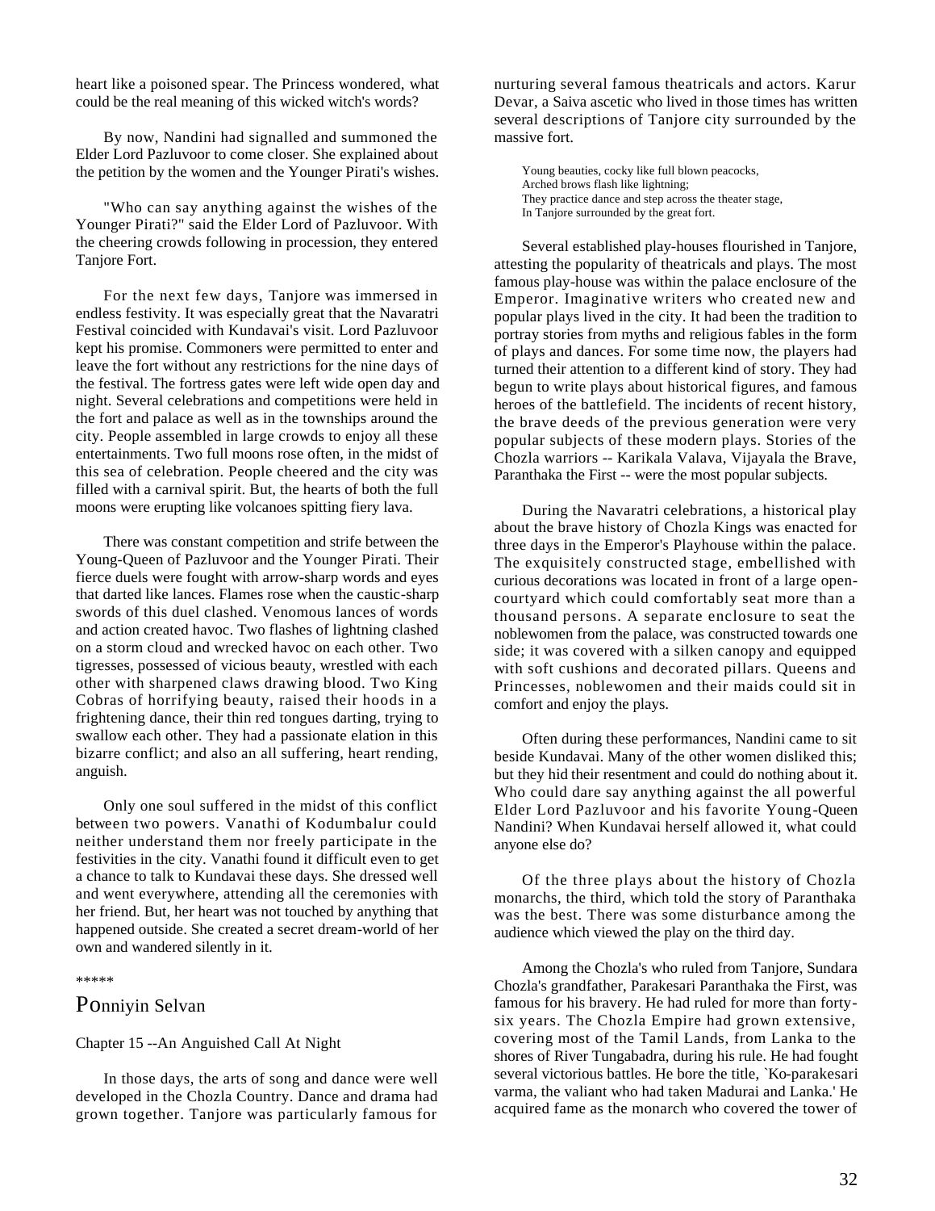heart like a poisoned spear. The Princess wondered, what could be the real meaning of this wicked witch's words?

By now, Nandini had signalled and summoned the Elder Lord Pazluvoor to come closer. She explained about the petition by the women and the Younger Pirati's wishes.

"Who can say anything against the wishes of the Younger Pirati?" said the Elder Lord of Pazluvoor. With the cheering crowds following in procession, they entered Tanjore Fort.

For the next few days, Tanjore was immersed in endless festivity. It was especially great that the Navaratri Festival coincided with Kundavai's visit. Lord Pazluvoor kept his promise. Commoners were permitted to enter and leave the fort without any restrictions for the nine days of the festival. The fortress gates were left wide open day and night. Several celebrations and competitions were held in the fort and palace as well as in the townships around the city. People assembled in large crowds to enjoy all these entertainments. Two full moons rose often, in the midst of this sea of celebration. People cheered and the city was filled with a carnival spirit. But, the hearts of both the full moons were erupting like volcanoes spitting fiery lava.

There was constant competition and strife between the Young-Queen of Pazluvoor and the Younger Pirati. Their fierce duels were fought with arrow-sharp words and eyes that darted like lances. Flames rose when the caustic-sharp swords of this duel clashed. Venomous lances of words and action created havoc. Two flashes of lightning clashed on a storm cloud and wrecked havoc on each other. Two tigresses, possessed of vicious beauty, wrestled with each other with sharpened claws drawing blood. Two King Cobras of horrifying beauty, raised their hoods in a frightening dance, their thin red tongues darting, trying to swallow each other. They had a passionate elation in this bizarre conflict; and also an all suffering, heart rending, anguish.

Only one soul suffered in the midst of this conflict between two powers. Vanathi of Kodumbalur could neither understand them nor freely participate in the festivities in the city. Vanathi found it difficult even to get a chance to talk to Kundavai these days. She dressed well and went everywhere, attending all the ceremonies with her friend. But, her heart was not touched by anything that happened outside. She created a secret dream-world of her own and wandered silently in it.

*****

## Ponniyin Selvan

### Chapter 15 --An Anguished Call At Night

In those days, the arts of song and dance were well developed in the Chozla Country. Dance and drama had grown together. Tanjore was particularly famous for nurturing several famous theatricals and actors. Karur Devar, a Saiva ascetic who lived in those times has written several descriptions of Tanjore city surrounded by the massive fort.

> Young beauties, cocky like full blown peacocks,
> Arched brows flash like lightning;
> They practice dance and step across the theater stage,
> In Tanjore surrounded by the great fort.

Several established play-houses flourished in Tanjore, attesting the popularity of theatricals and plays. The most famous play-house was within the palace enclosure of the Emperor. Imaginative writers who created new and popular plays lived in the city. It had been the tradition to portray stories from myths and religious fables in the form of plays and dances. For some time now, the players had turned their attention to a different kind of story. They had begun to write plays about historical figures, and famous heroes of the battlefield. The incidents of recent history, the brave deeds of the previous generation were very popular subjects of these modern plays. Stories of the Chozla warriors -- Karikala Valava, Vijayala the Brave, Paranthaka the First -- were the most popular subjects.

During the Navaratri celebrations, a historical play about the brave history of Chozla Kings was enacted for three days in the Emperor's Playhouse within the palace. The exquisitely constructed stage, embellished with curious decorations was located in front of a large open-courtyard which could comfortably seat more than a thousand persons. A separate enclosure to seat the noblewomen from the palace, was constructed towards one side; it was covered with a silken canopy and equipped with soft cushions and decorated pillars. Queens and Princesses, noblewomen and their maids could sit in comfort and enjoy the plays.

Often during these performances, Nandini came to sit beside Kundavai. Many of the other women disliked this; but they hid their resentment and could do nothing about it. Who could dare say anything against the all powerful Elder Lord Pazluvoor and his favorite Young-Queen Nandini? When Kundavai herself allowed it, what could anyone else do?

Of the three plays about the history of Chozla monarchs, the third, which told the story of Paranthaka was the best. There was some disturbance among the audience which viewed the play on the third day.

Among the Chozla's who ruled from Tanjore, Sundara Chozla's grandfather, Parakesari Paranthaka the First, was famous for his bravery. He had ruled for more than forty-six years. The Chozla Empire had grown extensive, covering most of the Tamil Lands, from Lanka to the shores of River Tungabadra, during his rule. He had fought several victorious battles. He bore the title, `Ko-parakesari varma, the valiant who had taken Madurai and Lanka.' He acquired fame as the monarch who covered the tower of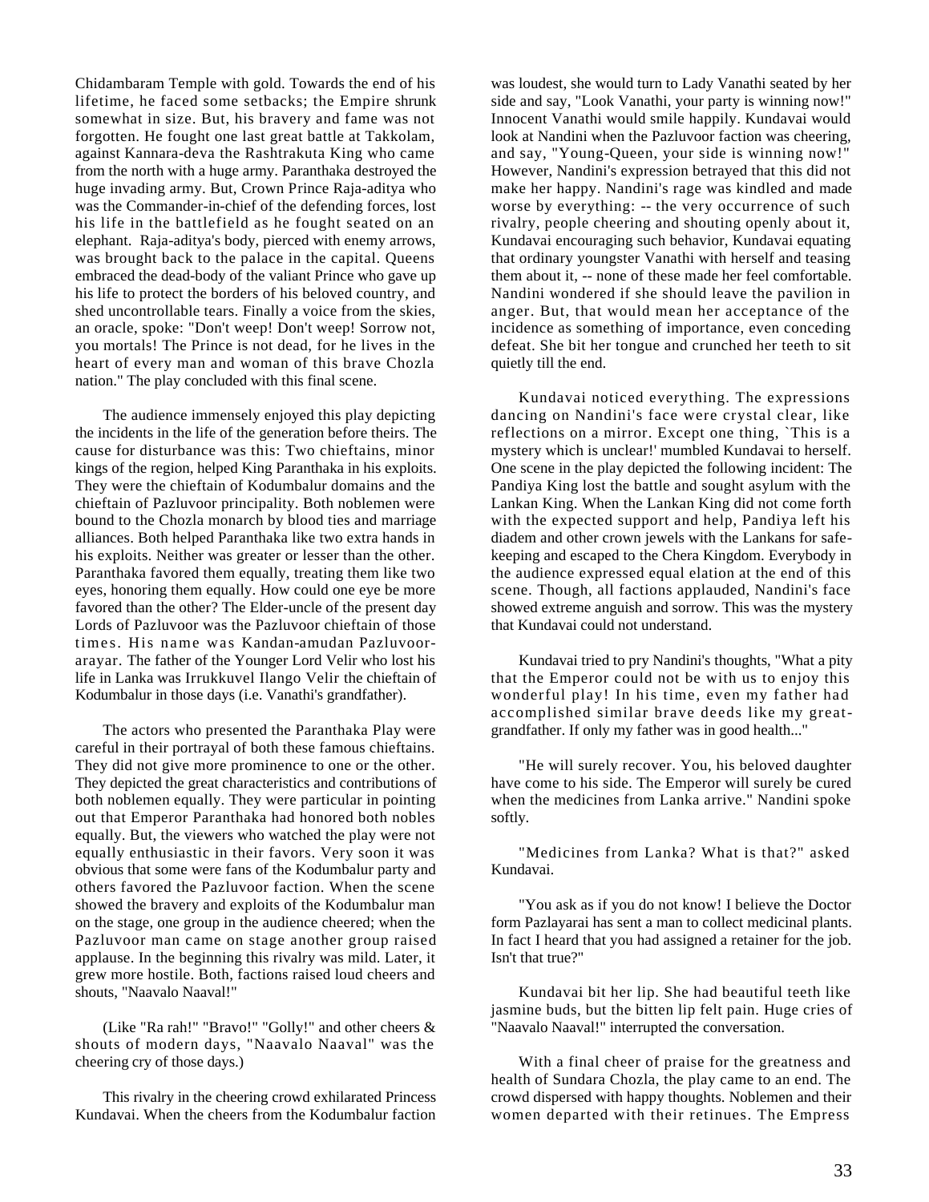Chidambaram Temple with gold. Towards the end of his lifetime, he faced some setbacks; the Empire shrunk somewhat in size. But, his bravery and fame was not forgotten. He fought one last great battle at Takkolam, against Kannara-deva the Rashtrakuta King who came from the north with a huge army. Paranthaka destroyed the huge invading army. But, Crown Prince Raja-aditya who was the Commander-in-chief of the defending forces, lost his life in the battlefield as he fought seated on an elephant. Raja-aditya's body, pierced with enemy arrows, was brought back to the palace in the capital. Queens embraced the dead-body of the valiant Prince who gave up his life to protect the borders of his beloved country, and shed uncontrollable tears. Finally a voice from the skies, an oracle, spoke: "Don't weep! Don't weep! Sorrow not, you mortals! The Prince is not dead, for he lives in the heart of every man and woman of this brave Chozla nation." The play concluded with this final scene.

The audience immensely enjoyed this play depicting the incidents in the life of the generation before theirs. The cause for disturbance was this: Two chieftains, minor kings of the region, helped King Paranthaka in his exploits. They were the chieftain of Kodumbalur domains and the chieftain of Pazluvoor principality. Both noblemen were bound to the Chozla monarch by blood ties and marriage alliances. Both helped Paranthaka like two extra hands in his exploits. Neither was greater or lesser than the other. Paranthaka favored them equally, treating them like two eyes, honoring them equally. How could one eye be more favored than the other? The Elder-uncle of the present day Lords of Pazluvoor was the Pazluvoor chieftain of those times. His name was Kandan-amudan Pazluvoor-arayar. The father of the Younger Lord Velir who lost his life in Lanka was Irrukkuvel Ilango Velir the chieftain of Kodumbalur in those days (i.e. Vanathi's grandfather).

The actors who presented the Paranthaka Play were careful in their portrayal of both these famous chieftains. They did not give more prominence to one or the other. They depicted the great characteristics and contributions of both noblemen equally. They were particular in pointing out that Emperor Paranthaka had honored both nobles equally. But, the viewers who watched the play were not equally enthusiastic in their favors. Very soon it was obvious that some were fans of the Kodumbalur party and others favored the Pazluvoor faction. When the scene showed the bravery and exploits of the Kodumbalur man on the stage, one group in the audience cheered; when the Pazluvoor man came on stage another group raised applause. In the beginning this rivalry was mild. Later, it grew more hostile. Both, factions raised loud cheers and shouts, "Naavalo Naaval!"

(Like "Ra rah!" "Bravo!" "Golly!" and other cheers & shouts of modern days, "Naavalo Naaval" was the cheering cry of those days.)

This rivalry in the cheering crowd exhilarated Princess Kundavai. When the cheers from the Kodumbalur faction was loudest, she would turn to Lady Vanathi seated by her side and say, "Look Vanathi, your party is winning now!" Innocent Vanathi would smile happily. Kundavai would look at Nandini when the Pazluvoor faction was cheering, and say, "Young-Queen, your side is winning now!" However, Nandini's expression betrayed that this did not make her happy. Nandini's rage was kindled and made worse by everything: -- the very occurrence of such rivalry, people cheering and shouting openly about it, Kundavai encouraging such behavior, Kundavai equating that ordinary youngster Vanathi with herself and teasing them about it, -- none of these made her feel comfortable. Nandini wondered if she should leave the pavilion in anger. But, that would mean her acceptance of the incidence as something of importance, even conceding defeat. She bit her tongue and crunched her teeth to sit quietly till the end.

Kundavai noticed everything. The expressions dancing on Nandini's face were crystal clear, like reflections on a mirror. Except one thing, `This is a mystery which is unclear!' mumbled Kundavai to herself. One scene in the play depicted the following incident: The Pandiya King lost the battle and sought asylum with the Lankan King. When the Lankan King did not come forth with the expected support and help, Pandiya left his diadem and other crown jewels with the Lankans for safe-keeping and escaped to the Chera Kingdom. Everybody in the audience expressed equal elation at the end of this scene. Though, all factions applauded, Nandini's face showed extreme anguish and sorrow. This was the mystery that Kundavai could not understand.

Kundavai tried to pry Nandini's thoughts, "What a pity that the Emperor could not be with us to enjoy this wonderful play! In his time, even my father had accomplished similar brave deeds like my great-grandfather. If only my father was in good health..."

"He will surely recover. You, his beloved daughter have come to his side. The Emperor will surely be cured when the medicines from Lanka arrive." Nandini spoke softly.

"Medicines from Lanka? What is that?" asked Kundavai.

"You ask as if you do not know! I believe the Doctor form Pazlayarai has sent a man to collect medicinal plants. In fact I heard that you had assigned a retainer for the job. Isn't that true?"

Kundavai bit her lip. She had beautiful teeth like jasmine buds, but the bitten lip felt pain. Huge cries of "Naavalo Naaval!" interrupted the conversation.

With a final cheer of praise for the greatness and health of Sundara Chozla, the play came to an end. The crowd dispersed with happy thoughts. Noblemen and their women departed with their retinues. The Empress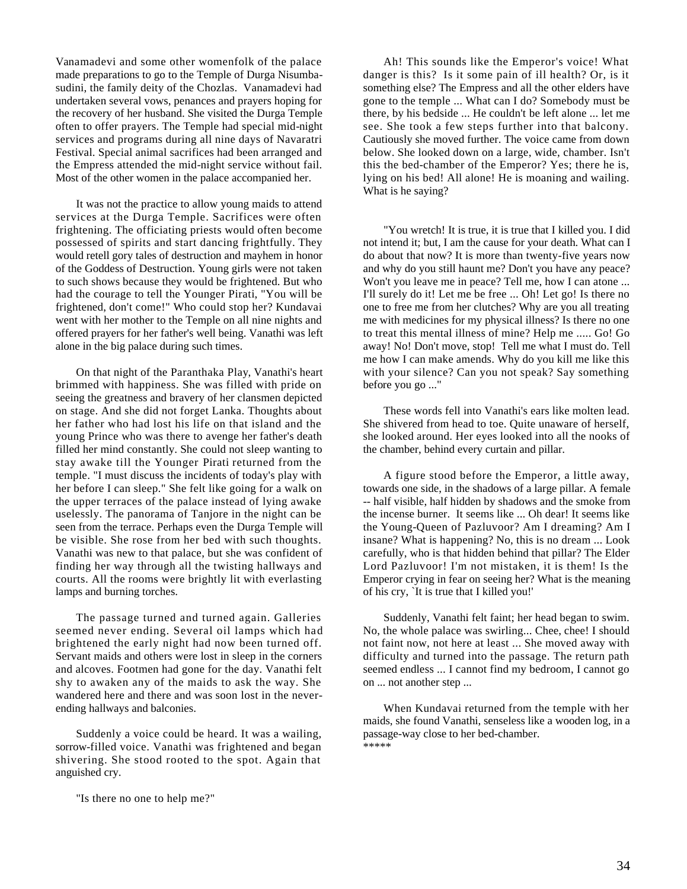Vanamadevi and some other womenfolk of the palace made preparations to go to the Temple of Durga Nisumba-sudini, the family deity of the Chozlas. Vanamadevi had undertaken several vows, penances and prayers hoping for the recovery of her husband. She visited the Durga Temple often to offer prayers. The Temple had special mid-night services and programs during all nine days of Navaratri Festival. Special animal sacrifices had been arranged and the Empress attended the mid-night service without fail. Most of the other women in the palace accompanied her.

It was not the practice to allow young maids to attend services at the Durga Temple. Sacrifices were often frightening. The officiating priests would often become possessed of spirits and start dancing frightfully. They would retell gory tales of destruction and mayhem in honor of the Goddess of Destruction. Young girls were not taken to such shows because they would be frightened. But who had the courage to tell the Younger Pirati, "You will be frightened, don't come!" Who could stop her? Kundavai went with her mother to the Temple on all nine nights and offered prayers for her father's well being. Vanathi was left alone in the big palace during such times.

On that night of the Paranthaka Play, Vanathi's heart brimmed with happiness. She was filled with pride on seeing the greatness and bravery of her clansmen depicted on stage. And she did not forget Lanka. Thoughts about her father who had lost his life on that island and the young Prince who was there to avenge her father's death filled her mind constantly. She could not sleep wanting to stay awake till the Younger Pirati returned from the temple. "I must discuss the incidents of today's play with her before I can sleep." She felt like going for a walk on the upper terraces of the palace instead of lying awake uselessly. The panorama of Tanjore in the night can be seen from the terrace. Perhaps even the Durga Temple will be visible. She rose from her bed with such thoughts. Vanathi was new to that palace, but she was confident of finding her way through all the twisting hallways and courts. All the rooms were brightly lit with everlasting lamps and burning torches.

The passage turned and turned again. Galleries seemed never ending. Several oil lamps which had brightened the early night had now been turned off. Servant maids and others were lost in sleep in the corners and alcoves. Footmen had gone for the day. Vanathi felt shy to awaken any of the maids to ask the way. She wandered here and there and was soon lost in the never-ending hallways and balconies.

Suddenly a voice could be heard. It was a wailing, sorrow-filled voice. Vanathi was frightened and began shivering. She stood rooted to the spot. Again that anguished cry.

"Is there no one to help me?"

Ah! This sounds like the Emperor's voice! What danger is this? Is it some pain of ill health? Or, is it something else? The Empress and all the other elders have gone to the temple ... What can I do? Somebody must be there, by his bedside ... He couldn't be left alone ... let me see. She took a few steps further into that balcony. Cautiously she moved further. The voice came from down below. She looked down on a large, wide, chamber. Isn't this the bed-chamber of the Emperor? Yes; there he is, lying on his bed! All alone! He is moaning and wailing. What is he saying?

"You wretch! It is true, it is true that I killed you. I did not intend it; but, I am the cause for your death. What can I do about that now? It is more than twenty-five years now and why do you still haunt me? Don't you have any peace? Won't you leave me in peace? Tell me, how I can atone ... I'll surely do it! Let me be free ... Oh! Let go! Is there no one to free me from her clutches? Why are you all treating me with medicines for my physical illness? Is there no one to treat this mental illness of mine? Help me ..... Go! Go away! No! Don't move, stop! Tell me what I must do. Tell me how I can make amends. Why do you kill me like this with your silence? Can you not speak? Say something before you go ..."

These words fell into Vanathi's ears like molten lead. She shivered from head to toe. Quite unaware of herself, she looked around. Her eyes looked into all the nooks of the chamber, behind every curtain and pillar.

A figure stood before the Emperor, a little away, towards one side, in the shadows of a large pillar. A female -- half visible, half hidden by shadows and the smoke from the incense burner. It seems like ... Oh dear! It seems like the Young-Queen of Pazluvoor? Am I dreaming? Am I insane? What is happening? No, this is no dream ... Look carefully, who is that hidden behind that pillar? The Elder Lord Pazluvoor! I'm not mistaken, it is them! Is the Emperor crying in fear on seeing her? What is the meaning of his cry, `It is true that I killed you!'

Suddenly, Vanathi felt faint; her head began to swim. No, the whole palace was swirling... Chee, chee! I should not faint now, not here at least ... She moved away with difficulty and turned into the passage. The return path seemed endless ... I cannot find my bedroom, I cannot go on ... not another step ...

When Kundavai returned from the temple with her maids, she found Vanathi, senseless like a wooden log, in a passage-way close to her bed-chamber.

*****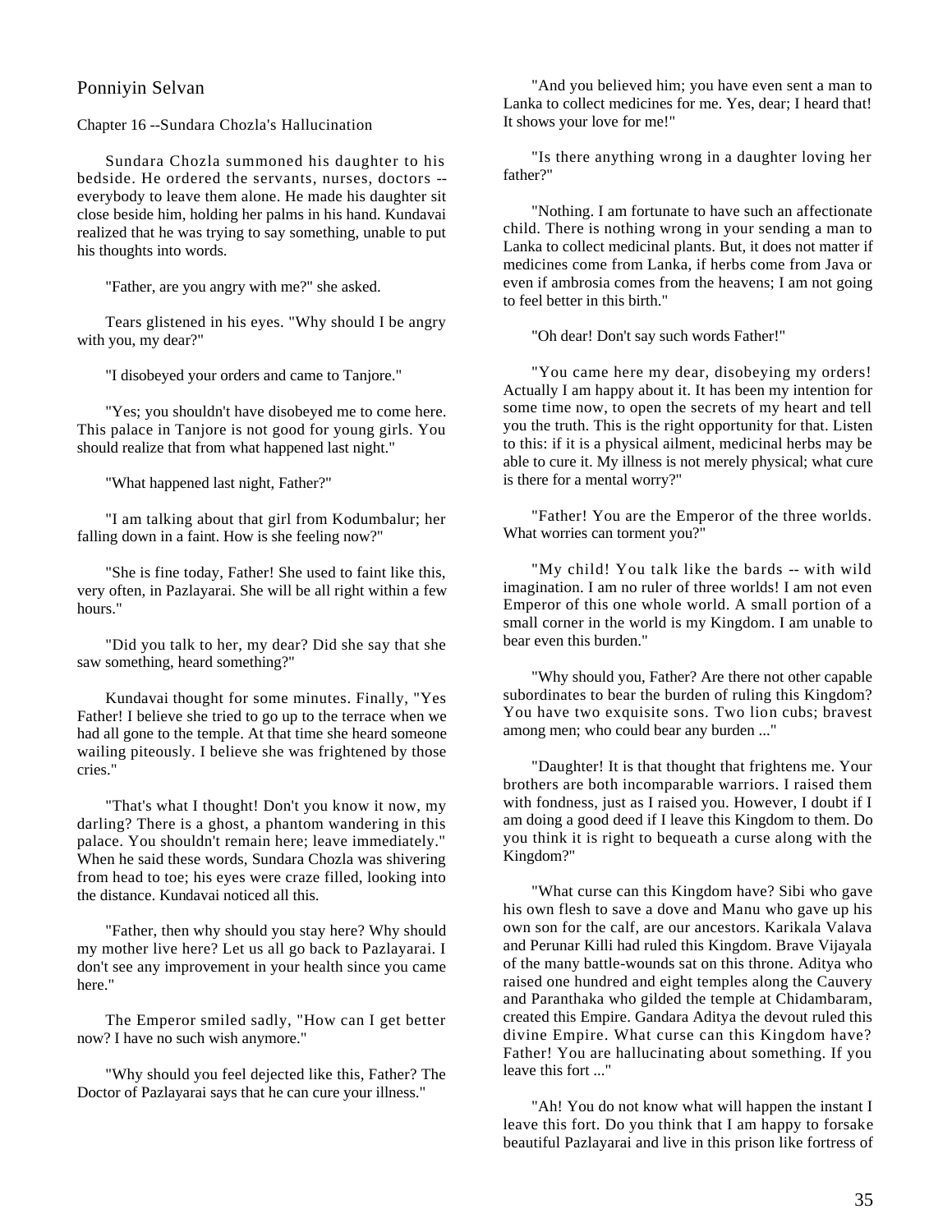Ponniyin Selvan

Chapter 16 --Sundara Chozla's Hallucination

Sundara Chozla summoned his daughter to his bedside. He ordered the servants, nurses, doctors -- everybody to leave them alone. He made his daughter sit close beside him, holding her palms in his hand. Kundavai realized that he was trying to say something, unable to put his thoughts into words.

"Father, are you angry with me?" she asked.

Tears glistened in his eyes. "Why should I be angry with you, my dear?"

"I disobeyed your orders and came to Tanjore."

"Yes; you shouldn't have disobeyed me to come here. This palace in Tanjore is not good for young girls. You should realize that from what happened last night."

"What happened last night, Father?"

"I am talking about that girl from Kodumbalur; her falling down in a faint. How is she feeling now?"

"She is fine today, Father! She used to faint like this, very often, in Pazlayarai. She will be all right within a few hours."

"Did you talk to her, my dear? Did she say that she saw something, heard something?"

Kundavai thought for some minutes. Finally, "Yes Father! I believe she tried to go up to the terrace when we had all gone to the temple. At that time she heard someone wailing piteously. I believe she was frightened by those cries."

"That's what I thought! Don't you know it now, my darling? There is a ghost, a phantom wandering in this palace. You shouldn't remain here; leave immediately." When he said these words, Sundara Chozla was shivering from head to toe; his eyes were craze filled, looking into the distance. Kundavai noticed all this.

"Father, then why should you stay here? Why should my mother live here? Let us all go back to Pazlayarai. I don't see any improvement in your health since you came here."

The Emperor smiled sadly, "How can I get better now? I have no such wish anymore."

"Why should you feel dejected like this, Father? The Doctor of Pazlayarai says that he can cure your illness."

"And you believed him; you have even sent a man to Lanka to collect medicines for me. Yes, dear; I heard that! It shows your love for me!"

"Is there anything wrong in a daughter loving her father?"

"Nothing. I am fortunate to have such an affectionate child. There is nothing wrong in your sending a man to Lanka to collect medicinal plants. But, it does not matter if medicines come from Lanka, if herbs come from Java or even if ambrosia comes from the heavens; I am not going to feel better in this birth."

"Oh dear! Don't say such words Father!"

"You came here my dear, disobeying my orders! Actually I am happy about it. It has been my intention for some time now, to open the secrets of my heart and tell you the truth. This is the right opportunity for that. Listen to this: if it is a physical ailment, medicinal herbs may be able to cure it. My illness is not merely physical; what cure is there for a mental worry?"

"Father! You are the Emperor of the three worlds. What worries can torment you?"

"My child! You talk like the bards -- with wild imagination. I am no ruler of three worlds! I am not even Emperor of this one whole world. A small portion of a small corner in the world is my Kingdom. I am unable to bear even this burden."

"Why should you, Father? Are there not other capable subordinates to bear the burden of ruling this Kingdom? You have two exquisite sons. Two lion cubs; bravest among men; who could bear any burden ..."

"Daughter! It is that thought that frightens me. Your brothers are both incomparable warriors. I raised them with fondness, just as I raised you. However, I doubt if I am doing a good deed if I leave this Kingdom to them. Do you think it is right to bequeath a curse along with the Kingdom?"

"What curse can this Kingdom have? Sibi who gave his own flesh to save a dove and Manu who gave up his own son for the calf, are our ancestors. Karikala Valava and Perunar Killi had ruled this Kingdom. Brave Vijayala of the many battle-wounds sat on this throne. Aditya who raised one hundred and eight temples along the Cauvery and Paranthaka who gilded the temple at Chidambaram, created this Empire. Gandara Aditya the devout ruled this divine Empire. What curse can this Kingdom have? Father! You are hallucinating about something. If you leave this fort ..."

"Ah! You do not know what will happen the instant I leave this fort. Do you think that I am happy to forsake beautiful Pazlayarai and live in this prison like fortress of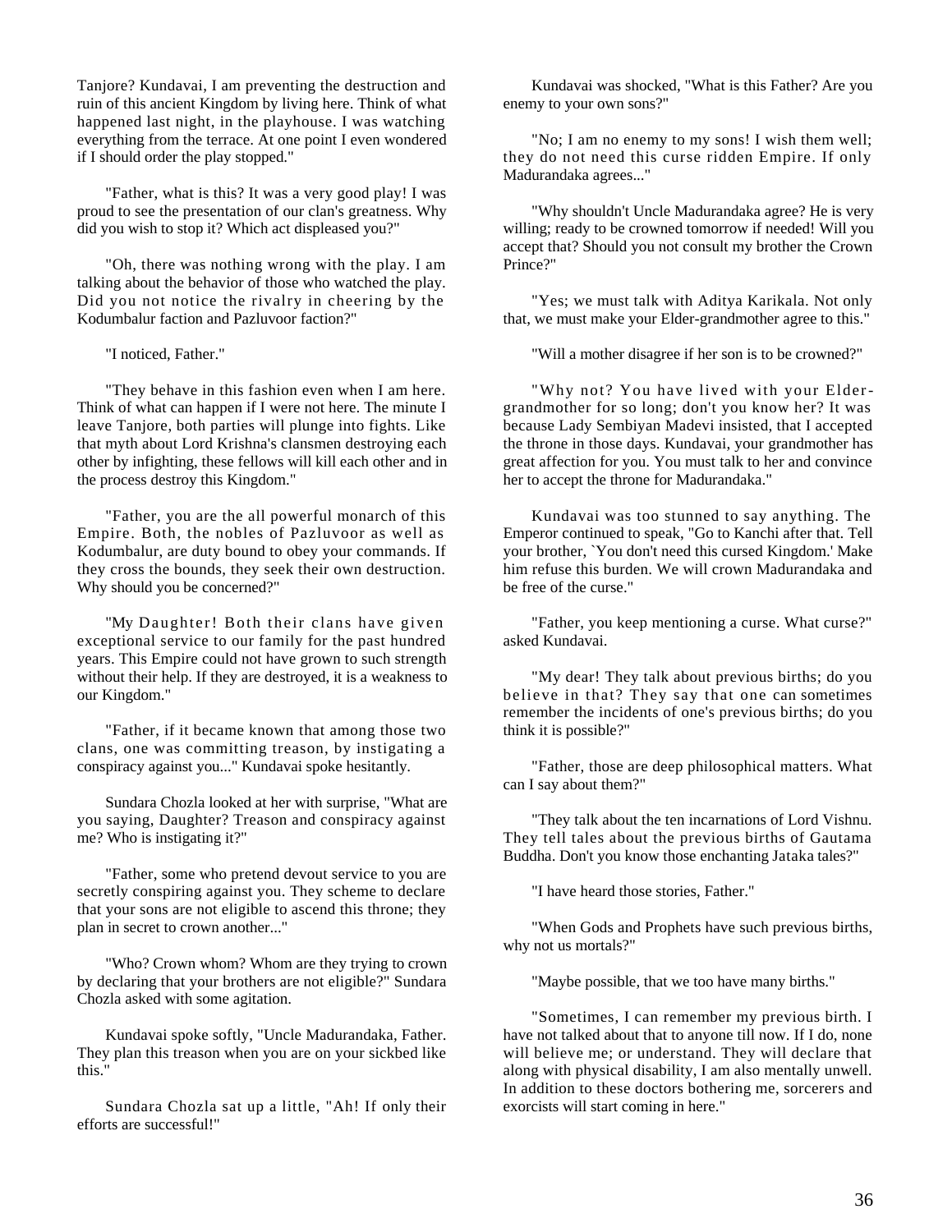Tanjore? Kundavai, I am preventing the destruction and ruin of this ancient Kingdom by living here. Think of what happened last night, in the playhouse. I was watching everything from the terrace. At one point I even wondered if I should order the play stopped."

"Father, what is this? It was a very good play! I was proud to see the presentation of our clan's greatness. Why did you wish to stop it? Which act displeased you?"

"Oh, there was nothing wrong with the play. I am talking about the behavior of those who watched the play. Did you not notice the rivalry in cheering by the Kodumbalur faction and Pazluvoor faction?"

"I noticed, Father."

"They behave in this fashion even when I am here. Think of what can happen if I were not here. The minute I leave Tanjore, both parties will plunge into fights. Like that myth about Lord Krishna's clansmen destroying each other by infighting, these fellows will kill each other and in the process destroy this Kingdom."

"Father, you are the all powerful monarch of this Empire. Both, the nobles of Pazluvoor as well as Kodumbalur, are duty bound to obey your commands. If they cross the bounds, they seek their own destruction. Why should you be concerned?"

"My Daughter! Both their clans have given exceptional service to our family for the past hundred years. This Empire could not have grown to such strength without their help. If they are destroyed, it is a weakness to our Kingdom."

"Father, if it became known that among those two clans, one was committing treason, by instigating a conspiracy against you..." Kundavai spoke hesitantly.

Sundara Chozla looked at her with surprise, "What are you saying, Daughter? Treason and conspiracy against me? Who is instigating it?"

"Father, some who pretend devout service to you are secretly conspiring against you. They scheme to declare that your sons are not eligible to ascend this throne; they plan in secret to crown another..."

"Who? Crown whom? Whom are they trying to crown by declaring that your brothers are not eligible?" Sundara Chozla asked with some agitation.

Kundavai spoke softly, "Uncle Madurandaka, Father. They plan this treason when you are on your sickbed like this."

Sundara Chozla sat up a little, "Ah! If only their efforts are successful!"

Kundavai was shocked, "What is this Father? Are you enemy to your own sons?"

"No; I am no enemy to my sons! I wish them well; they do not need this curse ridden Empire. If only Madurandaka agrees..."

"Why shouldn't Uncle Madurandaka agree? He is very willing; ready to be crowned tomorrow if needed! Will you accept that? Should you not consult my brother the Crown Prince?"

"Yes; we must talk with Aditya Karikala. Not only that, we must make your Elder-grandmother agree to this."

"Will a mother disagree if her son is to be crowned?"

"Why not? You have lived with your Elder-grandmother for so long; don't you know her? It was because Lady Sembiyan Madevi insisted, that I accepted the throne in those days. Kundavai, your grandmother has great affection for you. You must talk to her and convince her to accept the throne for Madurandaka."

Kundavai was too stunned to say anything. The Emperor continued to speak, "Go to Kanchi after that. Tell your brother, `You don't need this cursed Kingdom.' Make him refuse this burden. We will crown Madurandaka and be free of the curse."

"Father, you keep mentioning a curse. What curse?" asked Kundavai.

"My dear! They talk about previous births; do you believe in that? They say that one can sometimes remember the incidents of one's previous births; do you think it is possible?"

"Father, those are deep philosophical matters. What can I say about them?"

"They talk about the ten incarnations of Lord Vishnu. They tell tales about the previous births of Gautama Buddha. Don't you know those enchanting Jataka tales?"

"I have heard those stories, Father."

"When Gods and Prophets have such previous births, why not us mortals?"

"Maybe possible, that we too have many births."

"Sometimes, I can remember my previous birth. I have not talked about that to anyone till now. If I do, none will believe me; or understand. They will declare that along with physical disability, I am also mentally unwell. In addition to these doctors bothering me, sorcerers and exorcists will start coming in here."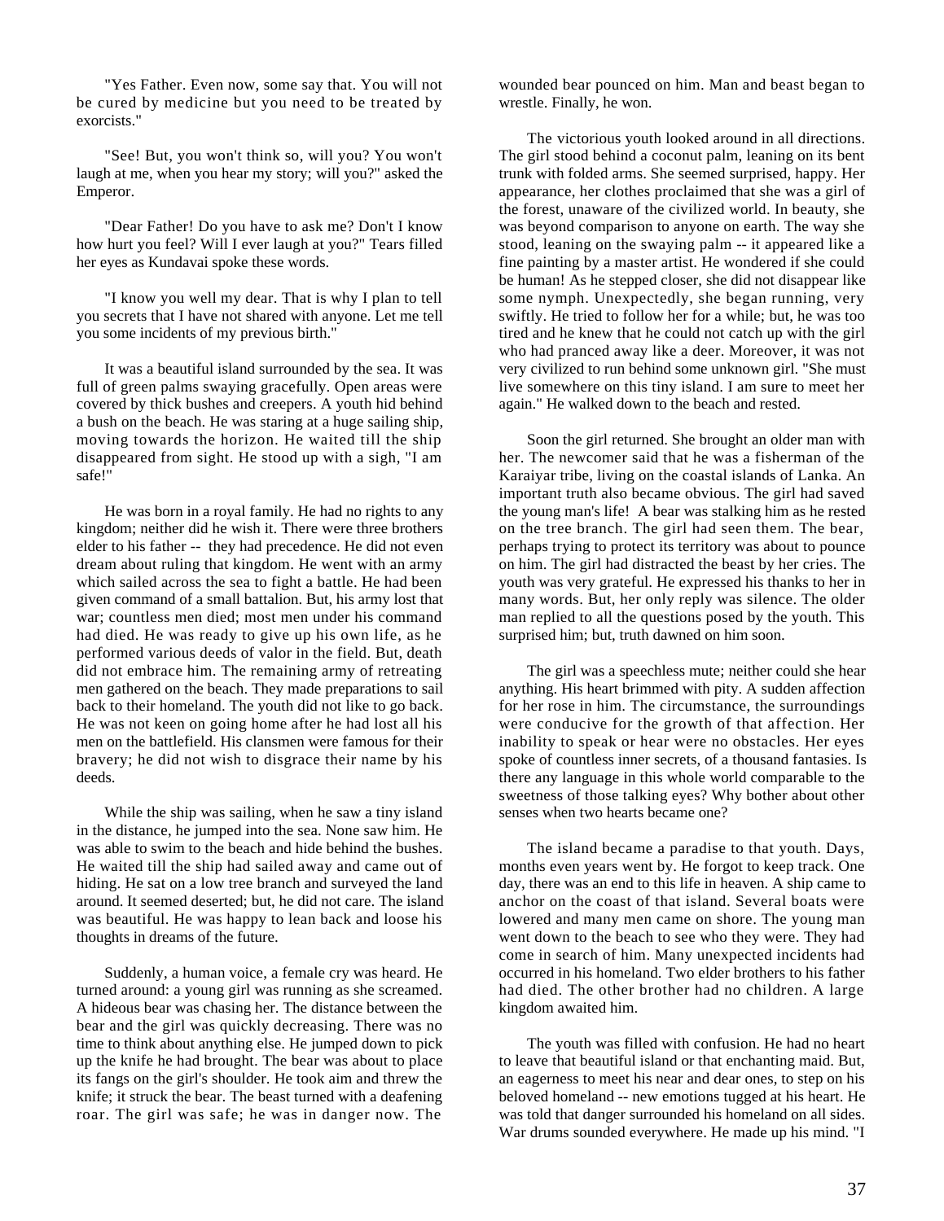"Yes Father. Even now, some say that. You will not be cured by medicine but you need to be treated by exorcists."

"See! But, you won't think so, will you? You won't laugh at me, when you hear my story; will you?" asked the Emperor.

"Dear Father! Do you have to ask me? Don't I know how hurt you feel? Will I ever laugh at you?" Tears filled her eyes as Kundavai spoke these words.

"I know you well my dear. That is why I plan to tell you secrets that I have not shared with anyone. Let me tell you some incidents of my previous birth."

It was a beautiful island surrounded by the sea. It was full of green palms swaying gracefully. Open areas were covered by thick bushes and creepers. A youth hid behind a bush on the beach. He was staring at a huge sailing ship, moving towards the horizon. He waited till the ship disappeared from sight. He stood up with a sigh, "I am safe!"

He was born in a royal family. He had no rights to any kingdom; neither did he wish it. There were three brothers elder to his father -- they had precedence. He did not even dream about ruling that kingdom. He went with an army which sailed across the sea to fight a battle. He had been given command of a small battalion. But, his army lost that war; countless men died; most men under his command had died. He was ready to give up his own life, as he performed various deeds of valor in the field. But, death did not embrace him. The remaining army of retreating men gathered on the beach. They made preparations to sail back to their homeland. The youth did not like to go back. He was not keen on going home after he had lost all his men on the battlefield. His clansmen were famous for their bravery; he did not wish to disgrace their name by his deeds.

While the ship was sailing, when he saw a tiny island in the distance, he jumped into the sea. None saw him. He was able to swim to the beach and hide behind the bushes. He waited till the ship had sailed away and came out of hiding. He sat on a low tree branch and surveyed the land around. It seemed deserted; but, he did not care. The island was beautiful. He was happy to lean back and loose his thoughts in dreams of the future.

Suddenly, a human voice, a female cry was heard. He turned around: a young girl was running as she screamed. A hideous bear was chasing her. The distance between the bear and the girl was quickly decreasing. There was no time to think about anything else. He jumped down to pick up the knife he had brought. The bear was about to place its fangs on the girl's shoulder. He took aim and threw the knife; it struck the bear. The beast turned with a deafening roar. The girl was safe; he was in danger now. The wounded bear pounced on him. Man and beast began to wrestle. Finally, he won.

The victorious youth looked around in all directions. The girl stood behind a coconut palm, leaning on its bent trunk with folded arms. She seemed surprised, happy. Her appearance, her clothes proclaimed that she was a girl of the forest, unaware of the civilized world. In beauty, she was beyond comparison to anyone on earth. The way she stood, leaning on the swaying palm -- it appeared like a fine painting by a master artist. He wondered if she could be human! As he stepped closer, she did not disappear like some nymph. Unexpectedly, she began running, very swiftly. He tried to follow her for a while; but, he was too tired and he knew that he could not catch up with the girl who had pranced away like a deer. Moreover, it was not very civilized to run behind some unknown girl. "She must live somewhere on this tiny island. I am sure to meet her again." He walked down to the beach and rested.

Soon the girl returned. She brought an older man with her. The newcomer said that he was a fisherman of the Karaiyar tribe, living on the coastal islands of Lanka. An important truth also became obvious. The girl had saved the young man's life! A bear was stalking him as he rested on the tree branch. The girl had seen them. The bear, perhaps trying to protect its territory was about to pounce on him. The girl had distracted the beast by her cries. The youth was very grateful. He expressed his thanks to her in many words. But, her only reply was silence. The older man replied to all the questions posed by the youth. This surprised him; but, truth dawned on him soon.

The girl was a speechless mute; neither could she hear anything. His heart brimmed with pity. A sudden affection for her rose in him. The circumstance, the surroundings were conducive for the growth of that affection. Her inability to speak or hear were no obstacles. Her eyes spoke of countless inner secrets, of a thousand fantasies. Is there any language in this whole world comparable to the sweetness of those talking eyes? Why bother about other senses when two hearts became one?

The island became a paradise to that youth. Days, months even years went by. He forgot to keep track. One day, there was an end to this life in heaven. A ship came to anchor on the coast of that island. Several boats were lowered and many men came on shore. The young man went down to the beach to see who they were. They had come in search of him. Many unexpected incidents had occurred in his homeland. Two elder brothers to his father had died. The other brother had no children. A large kingdom awaited him.

The youth was filled with confusion. He had no heart to leave that beautiful island or that enchanting maid. But, an eagerness to meet his near and dear ones, to step on his beloved homeland -- new emotions tugged at his heart. He was told that danger surrounded his homeland on all sides. War drums sounded everywhere. He made up his mind. "I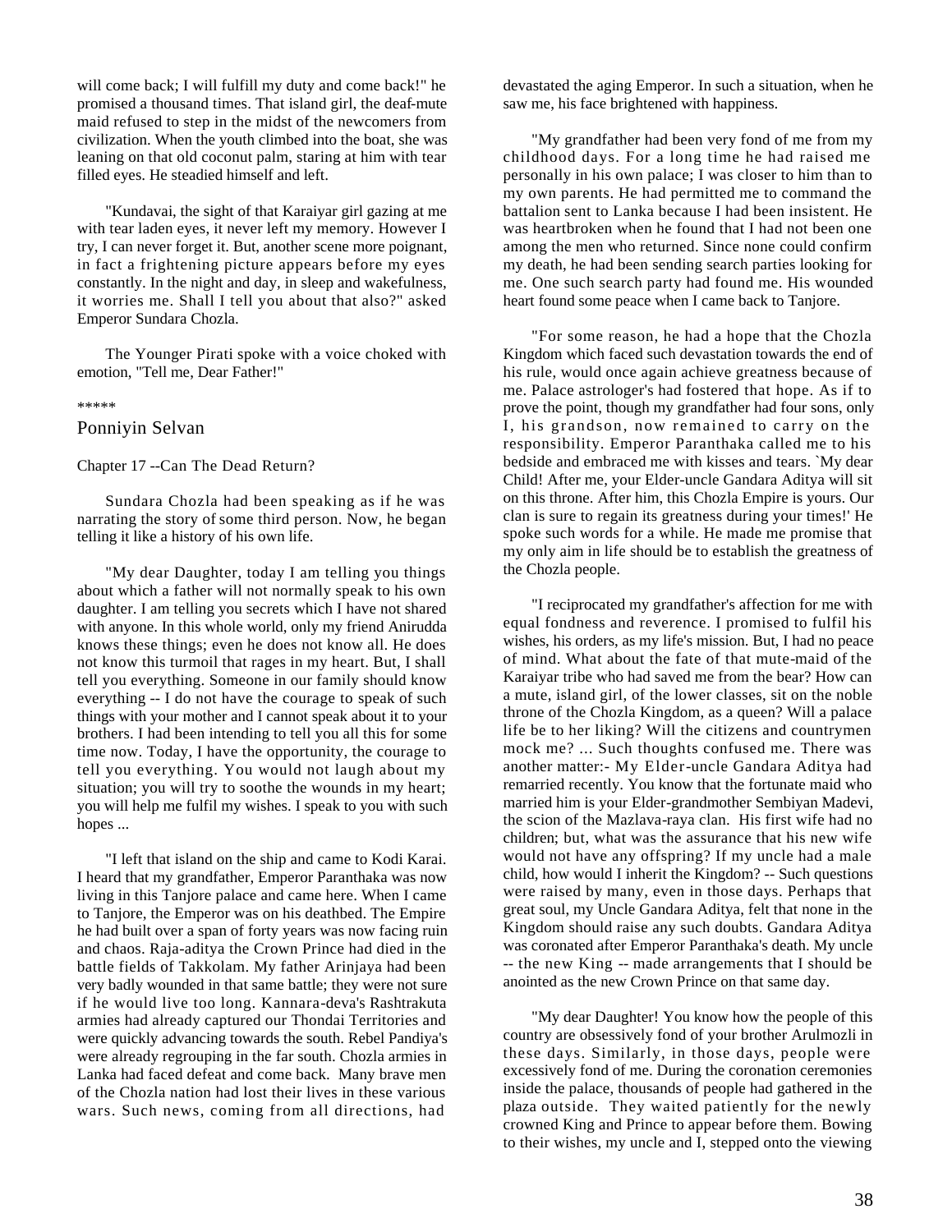will come back; I will fulfill my duty and come back!" he promised a thousand times. That island girl, the deaf-mute maid refused to step in the midst of the newcomers from civilization. When the youth climbed into the boat, she was leaning on that old coconut palm, staring at him with tear filled eyes. He steadied himself and left.

"Kundavai, the sight of that Karaiyar girl gazing at me with tear laden eyes, it never left my memory. However I try, I can never forget it. But, another scene more poignant, in fact a frightening picture appears before my eyes constantly. In the night and day, in sleep and wakefulness, it worries me. Shall I tell you about that also?" asked Emperor Sundara Chozla.

The Younger Pirati spoke with a voice choked with emotion, "Tell me, Dear Father!"

*****

## Ponniyin Selvan

### Chapter 17 --Can The Dead Return?

Sundara Chozla had been speaking as if he was narrating the story of some third person. Now, he began telling it like a history of his own life.

"My dear Daughter, today I am telling you things about which a father will not normally speak to his own daughter. I am telling you secrets which I have not shared with anyone. In this whole world, only my friend Anirudda knows these things; even he does not know all. He does not know this turmoil that rages in my heart. But, I shall tell you everything. Someone in our family should know everything -- I do not have the courage to speak of such things with your mother and I cannot speak about it to your brothers. I had been intending to tell you all this for some time now. Today, I have the opportunity, the courage to tell you everything. You would not laugh about my situation; you will try to soothe the wounds in my heart; you will help me fulfil my wishes. I speak to you with such hopes ...

"I left that island on the ship and came to Kodi Karai. I heard that my grandfather, Emperor Paranthaka was now living in this Tanjore palace and came here. When I came to Tanjore, the Emperor was on his deathbed. The Empire he had built over a span of forty years was now facing ruin and chaos. Raja-aditya the Crown Prince had died in the battle fields of Takkolam. My father Arinjaya had been very badly wounded in that same battle; they were not sure if he would live too long. Kannara-deva's Rashtrakuta armies had already captured our Thondai Territories and were quickly advancing towards the south. Rebel Pandiya's were already regrouping in the far south. Chozla armies in Lanka had faced defeat and come back. Many brave men of the Chozla nation had lost their lives in these various wars. Such news, coming from all directions, had devastated the aging Emperor. In such a situation, when he saw me, his face brightened with happiness.

"My grandfather had been very fond of me from my childhood days. For a long time he had raised me personally in his own palace; I was closer to him than to my own parents. He had permitted me to command the battalion sent to Lanka because I had been insistent. He was heartbroken when he found that I had not been one among the men who returned. Since none could confirm my death, he had been sending search parties looking for me. One such search party had found me. His wounded heart found some peace when I came back to Tanjore.

"For some reason, he had a hope that the Chozla Kingdom which faced such devastation towards the end of his rule, would once again achieve greatness because of me. Palace astrologer's had fostered that hope. As if to prove the point, though my grandfather had four sons, only I, his grandson, now remained to carry on the responsibility. Emperor Paranthaka called me to his bedside and embraced me with kisses and tears. `My dear Child! After me, your Elder-uncle Gandara Aditya will sit on this throne. After him, this Chozla Empire is yours. Our clan is sure to regain its greatness during your times!' He spoke such words for a while. He made me promise that my only aim in life should be to establish the greatness of the Chozla people.

"I reciprocated my grandfather's affection for me with equal fondness and reverence. I promised to fulfil his wishes, his orders, as my life's mission. But, I had no peace of mind. What about the fate of that mute-maid of the Karaiyar tribe who had saved me from the bear? How can a mute, island girl, of the lower classes, sit on the noble throne of the Chozla Kingdom, as a queen? Will a palace life be to her liking? Will the citizens and countrymen mock me? ... Such thoughts confused me. There was another matter:- My Elder-uncle Gandara Aditya had remarried recently. You know that the fortunate maid who married him is your Elder-grandmother Sembiyan Madevi, the scion of the Mazlava-raya clan. His first wife had no children; but, what was the assurance that his new wife would not have any offspring? If my uncle had a male child, how would I inherit the Kingdom? -- Such questions were raised by many, even in those days. Perhaps that great soul, my Uncle Gandara Aditya, felt that none in the Kingdom should raise any such doubts. Gandara Aditya was coronated after Emperor Paranthaka's death. My uncle -- the new King -- made arrangements that I should be anointed as the new Crown Prince on that same day.

"My dear Daughter! You know how the people of this country are obsessively fond of your brother Arulmozli in these days. Similarly, in those days, people were excessively fond of me. During the coronation ceremonies inside the palace, thousands of people had gathered in the plaza outside. They waited patiently for the newly crowned King and Prince to appear before them. Bowing to their wishes, my uncle and I, stepped onto the viewing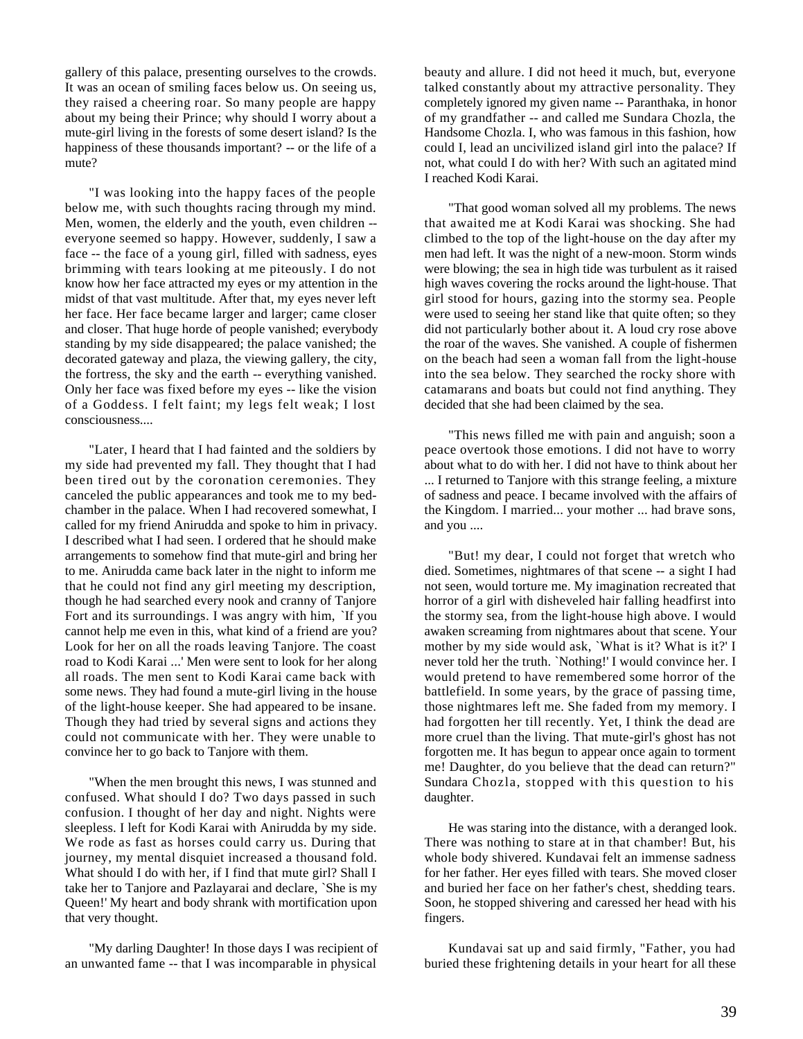gallery of this palace, presenting ourselves to the crowds. It was an ocean of smiling faces below us. On seeing us, they raised a cheering roar. So many people are happy about my being their Prince; why should I worry about a mute-girl living in the forests of some desert island? Is the happiness of these thousands important? -- or the life of a mute?

"I was looking into the happy faces of the people below me, with such thoughts racing through my mind. Men, women, the elderly and the youth, even children -- everyone seemed so happy. However, suddenly, I saw a face -- the face of a young girl, filled with sadness, eyes brimming with tears looking at me piteously. I do not know how her face attracted my eyes or my attention in the midst of that vast multitude. After that, my eyes never left her face. Her face became larger and larger; came closer and closer. That huge horde of people vanished; everybody standing by my side disappeared; the palace vanished; the decorated gateway and plaza, the viewing gallery, the city, the fortress, the sky and the earth -- everything vanished. Only her face was fixed before my eyes -- like the vision of a Goddess. I felt faint; my legs felt weak; I lost consciousness....

"Later, I heard that I had fainted and the soldiers by my side had prevented my fall. They thought that I had been tired out by the coronation ceremonies. They canceled the public appearances and took me to my bed-chamber in the palace. When I had recovered somewhat, I called for my friend Anirudda and spoke to him in privacy. I described what I had seen. I ordered that he should make arrangements to somehow find that mute-girl and bring her to me. Anirudda came back later in the night to inform me that he could not find any girl meeting my description, though he had searched every nook and cranny of Tanjore Fort and its surroundings. I was angry with him, `If you cannot help me even in this, what kind of a friend are you? Look for her on all the roads leaving Tanjore. The coast road to Kodi Karai ...' Men were sent to look for her along all roads. The men sent to Kodi Karai came back with some news. They had found a mute-girl living in the house of the light-house keeper. She had appeared to be insane. Though they had tried by several signs and actions they could not communicate with her. They were unable to convince her to go back to Tanjore with them.

"When the men brought this news, I was stunned and confused. What should I do? Two days passed in such confusion. I thought of her day and night. Nights were sleepless. I left for Kodi Karai with Anirudda by my side. We rode as fast as horses could carry us. During that journey, my mental disquiet increased a thousand fold. What should I do with her, if I find that mute girl? Shall I take her to Tanjore and Pazlayarai and declare, `She is my Queen!' My heart and body shrank with mortification upon that very thought.

"My darling Daughter! In those days I was recipient of an unwanted fame -- that I was incomparable in physical beauty and allure. I did not heed it much, but, everyone talked constantly about my attractive personality. They completely ignored my given name -- Paranthaka, in honor of my grandfather -- and called me Sundara Chozla, the Handsome Chozla. I, who was famous in this fashion, how could I, lead an uncivilized island girl into the palace? If not, what could I do with her? With such an agitated mind I reached Kodi Karai.

"That good woman solved all my problems. The news that awaited me at Kodi Karai was shocking. She had climbed to the top of the light-house on the day after my men had left. It was the night of a new-moon. Storm winds were blowing; the sea in high tide was turbulent as it raised high waves covering the rocks around the light-house. That girl stood for hours, gazing into the stormy sea. People were used to seeing her stand like that quite often; so they did not particularly bother about it. A loud cry rose above the roar of the waves. She vanished. A couple of fishermen on the beach had seen a woman fall from the light-house into the sea below. They searched the rocky shore with catamarans and boats but could not find anything. They decided that she had been claimed by the sea.

"This news filled me with pain and anguish; soon a peace overtook those emotions. I did not have to worry about what to do with her. I did not have to think about her ... I returned to Tanjore with this strange feeling, a mixture of sadness and peace. I became involved with the affairs of the Kingdom. I married... your mother ... had brave sons, and you ....

"But! my dear, I could not forget that wretch who died. Sometimes, nightmares of that scene -- a sight I had not seen, would torture me. My imagination recreated that horror of a girl with disheveled hair falling headfirst into the stormy sea, from the light-house high above. I would awaken screaming from nightmares about that scene. Your mother by my side would ask, `What is it? What is it?' I never told her the truth. `Nothing!' I would convince her. I would pretend to have remembered some horror of the battlefield. In some years, by the grace of passing time, those nightmares left me. She faded from my memory. I had forgotten her till recently. Yet, I think the dead are more cruel than the living. That mute-girl's ghost has not forgotten me. It has begun to appear once again to torment me! Daughter, do you believe that the dead can return?" Sundara Chozla, stopped with this question to his daughter.

He was staring into the distance, with a deranged look. There was nothing to stare at in that chamber! But, his whole body shivered. Kundavai felt an immense sadness for her father. Her eyes filled with tears. She moved closer and buried her face on her father's chest, shedding tears. Soon, he stopped shivering and caressed her head with his fingers.

Kundavai sat up and said firmly, "Father, you had buried these frightening details in your heart for all these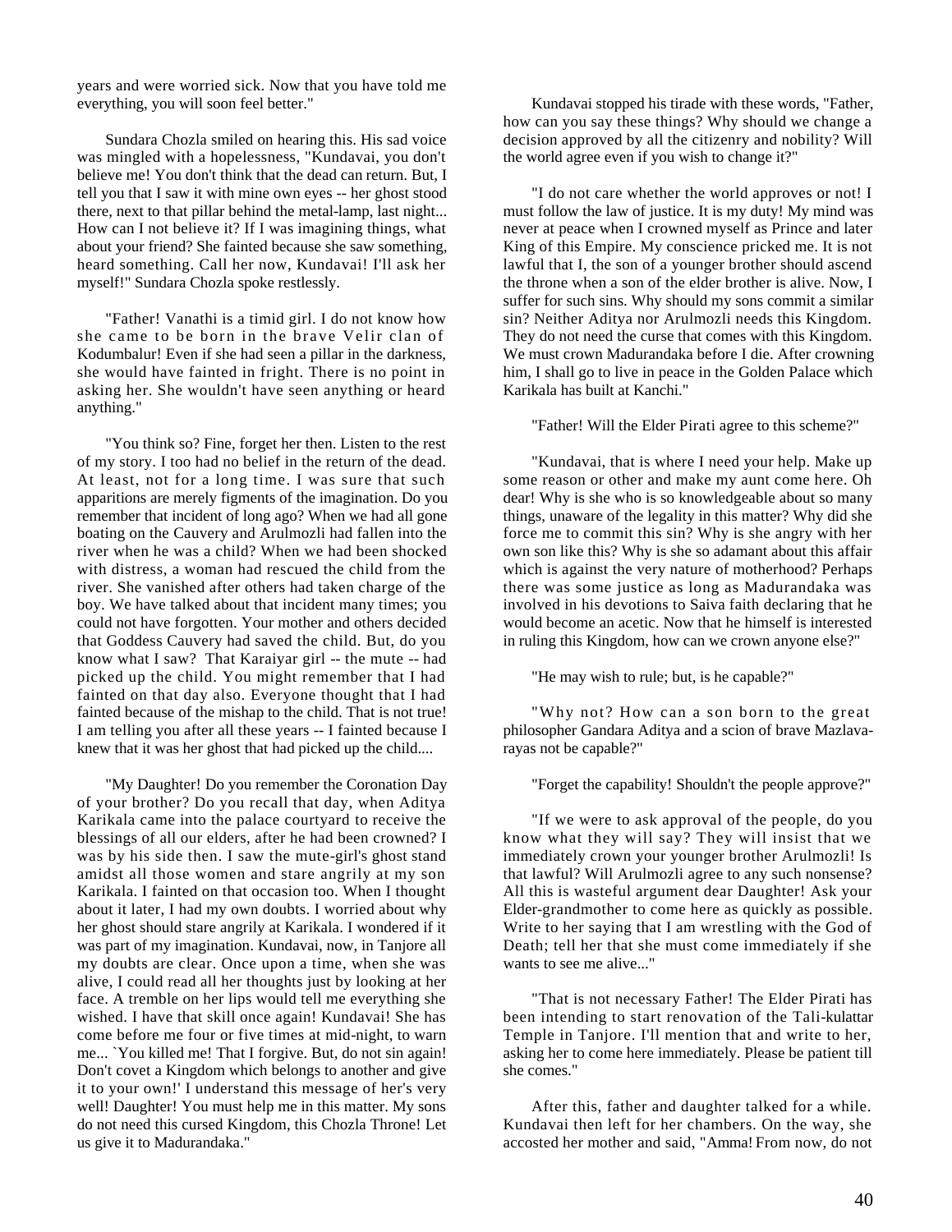years and were worried sick. Now that you have told me everything, you will soon feel better."

Sundara Chozla smiled on hearing this. His sad voice was mingled with a hopelessness, "Kundavai, you don't believe me! You don't think that the dead can return. But, I tell you that I saw it with mine own eyes -- her ghost stood there, next to that pillar behind the metal-lamp, last night... How can I not believe it? If I was imagining things, what about your friend? She fainted because she saw something, heard something. Call her now, Kundavai! I'll ask her myself!" Sundara Chozla spoke restlessly.

"Father! Vanathi is a timid girl. I do not know how she came to be born in the brave Velir clan of Kodumbalur! Even if she had seen a pillar in the darkness, she would have fainted in fright. There is no point in asking her. She wouldn't have seen anything or heard anything."

"You think so? Fine, forget her then. Listen to the rest of my story. I too had no belief in the return of the dead. At least, not for a long time. I was sure that such apparitions are merely figments of the imagination. Do you remember that incident of long ago? When we had all gone boating on the Cauvery and Arulmozli had fallen into the river when he was a child? When we had been shocked with distress, a woman had rescued the child from the river. She vanished after others had taken charge of the boy. We have talked about that incident many times; you could not have forgotten. Your mother and others decided that Goddess Cauvery had saved the child. But, do you know what I saw? That Karaiyar girl -- the mute -- had picked up the child. You might remember that I had fainted on that day also. Everyone thought that I had fainted because of the mishap to the child. That is not true! I am telling you after all these years -- I fainted because I knew that it was her ghost that had picked up the child....

"My Daughter! Do you remember the Coronation Day of your brother? Do you recall that day, when Aditya Karikala came into the palace courtyard to receive the blessings of all our elders, after he had been crowned? I was by his side then. I saw the mute-girl's ghost stand amidst all those women and stare angrily at my son Karikala. I fainted on that occasion too. When I thought about it later, I had my own doubts. I worried about why her ghost should stare angrily at Karikala. I wondered if it was part of my imagination. Kundavai, now, in Tanjore all my doubts are clear. Once upon a time, when she was alive, I could read all her thoughts just by looking at her face. A tremble on her lips would tell me everything she wished. I have that skill once again! Kundavai! She has come before me four or five times at mid-night, to warn me... `You killed me! That I forgive. But, do not sin again! Don't covet a Kingdom which belongs to another and give it to your own!' I understand this message of her's very well! Daughter! You must help me in this matter. My sons do not need this cursed Kingdom, this Chozla Throne! Let us give it to Madurandaka."

Kundavai stopped his tirade with these words, "Father, how can you say these things? Why should we change a decision approved by all the citizenry and nobility? Will the world agree even if you wish to change it?"

"I do not care whether the world approves or not! I must follow the law of justice. It is my duty! My mind was never at peace when I crowned myself as Prince and later King of this Empire. My conscience pricked me. It is not lawful that I, the son of a younger brother should ascend the throne when a son of the elder brother is alive. Now, I suffer for such sins. Why should my sons commit a similar sin? Neither Aditya nor Arulmozli needs this Kingdom. They do not need the curse that comes with this Kingdom. We must crown Madurandaka before I die. After crowning him, I shall go to live in peace in the Golden Palace which Karikala has built at Kanchi."

"Father! Will the Elder Pirati agree to this scheme?"

"Kundavai, that is where I need your help. Make up some reason or other and make my aunt come here. Oh dear! Why is she who is so knowledgeable about so many things, unaware of the legality in this matter? Why did she force me to commit this sin? Why is she angry with her own son like this? Why is she so adamant about this affair which is against the very nature of motherhood? Perhaps there was some justice as long as Madurandaka was involved in his devotions to Saiva faith declaring that he would become an acetic. Now that he himself is interested in ruling this Kingdom, how can we crown anyone else?"

"He may wish to rule; but, is he capable?"

"Why not? How can a son born to the great philosopher Gandara Aditya and a scion of brave Mazlava-rayas not be capable?"

"Forget the capability! Shouldn't the people approve?"

"If we were to ask approval of the people, do you know what they will say? They will insist that we immediately crown your younger brother Arulmozli! Is that lawful? Will Arulmozli agree to any such nonsense? All this is wasteful argument dear Daughter! Ask your Elder-grandmother to come here as quickly as possible. Write to her saying that I am wrestling with the God of Death; tell her that she must come immediately if she wants to see me alive..."

"That is not necessary Father! The Elder Pirati has been intending to start renovation of the Tali-kulattar Temple in Tanjore. I'll mention that and write to her, asking her to come here immediately. Please be patient till she comes."

After this, father and daughter talked for a while. Kundavai then left for her chambers. On the way, she accosted her mother and said, "Amma! From now, do not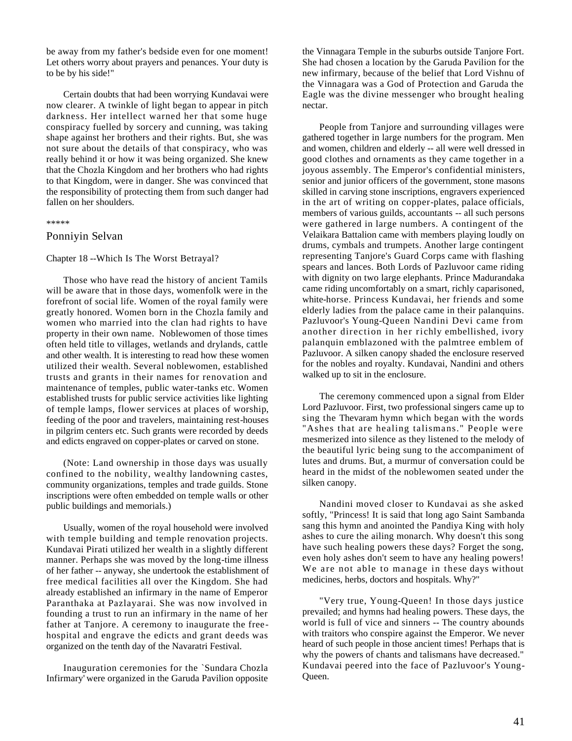be away from my father's bedside even for one moment! Let others worry about prayers and penances. Your duty is to be by his side!"

Certain doubts that had been worrying Kundavai were now clearer. A twinkle of light began to appear in pitch darkness. Her intellect warned her that some huge conspiracy fuelled by sorcery and cunning, was taking shape against her brothers and their rights. But, she was not sure about the details of that conspiracy, who was really behind it or how it was being organized. She knew that the Chozla Kingdom and her brothers who had rights to that Kingdom, were in danger. She was convinced that the responsibility of protecting them from such danger had fallen on her shoulders.

*****

## Ponniyin Selvan

### Chapter 18 --Which Is The Worst Betrayal?

Those who have read the history of ancient Tamils will be aware that in those days, womenfolk were in the forefront of social life. Women of the royal family were greatly honored. Women born in the Chozla family and women who married into the clan had rights to have property in their own name. Noblewomen of those times often held title to villages, wetlands and drylands, cattle and other wealth. It is interesting to read how these women utilized their wealth. Several noblewomen, established trusts and grants in their names for renovation and maintenance of temples, public water-tanks etc. Women established trusts for public service activities like lighting of temple lamps, flower services at places of worship, feeding of the poor and travelers, maintaining rest-houses in pilgrim centers etc. Such grants were recorded by deeds and edicts engraved on copper-plates or carved on stone.

(Note: Land ownership in those days was usually confined to the nobility, wealthy landowning castes, community organizations, temples and trade guilds. Stone inscriptions were often embedded on temple walls or other public buildings and memorials.)

Usually, women of the royal household were involved with temple building and temple renovation projects. Kundavai Pirati utilized her wealth in a slightly different manner. Perhaps she was moved by the long-time illness of her father -- anyway, she undertook the establishment of free medical facilities all over the Kingdom. She had already established an infirmary in the name of Emperor Paranthaka at Pazlayarai. She was now involved in founding a trust to run an infirmary in the name of her father at Tanjore. A ceremony to inaugurate the free-hospital and engrave the edicts and grant deeds was organized on the tenth day of the Navaratri Festival.

Inauguration ceremonies for the `Sundara Chozla Infirmary' were organized in the Garuda Pavilion opposite the Vinnagara Temple in the suburbs outside Tanjore Fort. She had chosen a location by the Garuda Pavilion for the new infirmary, because of the belief that Lord Vishnu of the Vinnagara was a God of Protection and Garuda the Eagle was the divine messenger who brought healing nectar.

People from Tanjore and surrounding villages were gathered together in large numbers for the program. Men and women, children and elderly -- all were well dressed in good clothes and ornaments as they came together in a joyous assembly. The Emperor's confidential ministers, senior and junior officers of the government, stone masons skilled in carving stone inscriptions, engravers experienced in the art of writing on copper-plates, palace officials, members of various guilds, accountants -- all such persons were gathered in large numbers. A contingent of the Velaikara Battalion came with members playing loudly on drums, cymbals and trumpets. Another large contingent representing Tanjore's Guard Corps came with flashing spears and lances. Both Lords of Pazluvoor came riding with dignity on two large elephants. Prince Madurandaka came riding uncomfortably on a smart, richly caparisoned, white-horse. Princess Kundavai, her friends and some elderly ladies from the palace came in their palanquins. Pazluvoor's Young-Queen Nandini Devi came from another direction in her richly embellished, ivory palanquin emblazoned with the palmtree emblem of Pazluvoor. A silken canopy shaded the enclosure reserved for the nobles and royalty. Kundavai, Nandini and others walked up to sit in the enclosure.

The ceremony commenced upon a signal from Elder Lord Pazluvoor. First, two professional singers came up to sing the Thevaram hymn which began with the words "Ashes that are healing talismans." People were mesmerized into silence as they listened to the melody of the beautiful lyric being sung to the accompaniment of lutes and drums. But, a murmur of conversation could be heard in the midst of the noblewomen seated under the silken canopy.

Nandini moved closer to Kundavai as she asked softly, "Princess! It is said that long ago Saint Sambanda sang this hymn and anointed the Pandiya King with holy ashes to cure the ailing monarch. Why doesn't this song have such healing powers these days? Forget the song, even holy ashes don't seem to have any healing powers! We are not able to manage in these days without medicines, herbs, doctors and hospitals. Why?"

"Very true, Young-Queen! In those days justice prevailed; and hymns had healing powers. These days, the world is full of vice and sinners -- The country abounds with traitors who conspire against the Emperor. We never heard of such people in those ancient times! Perhaps that is why the powers of chants and talismans have decreased." Kundavai peered into the face of Pazluvoor's Young-Queen.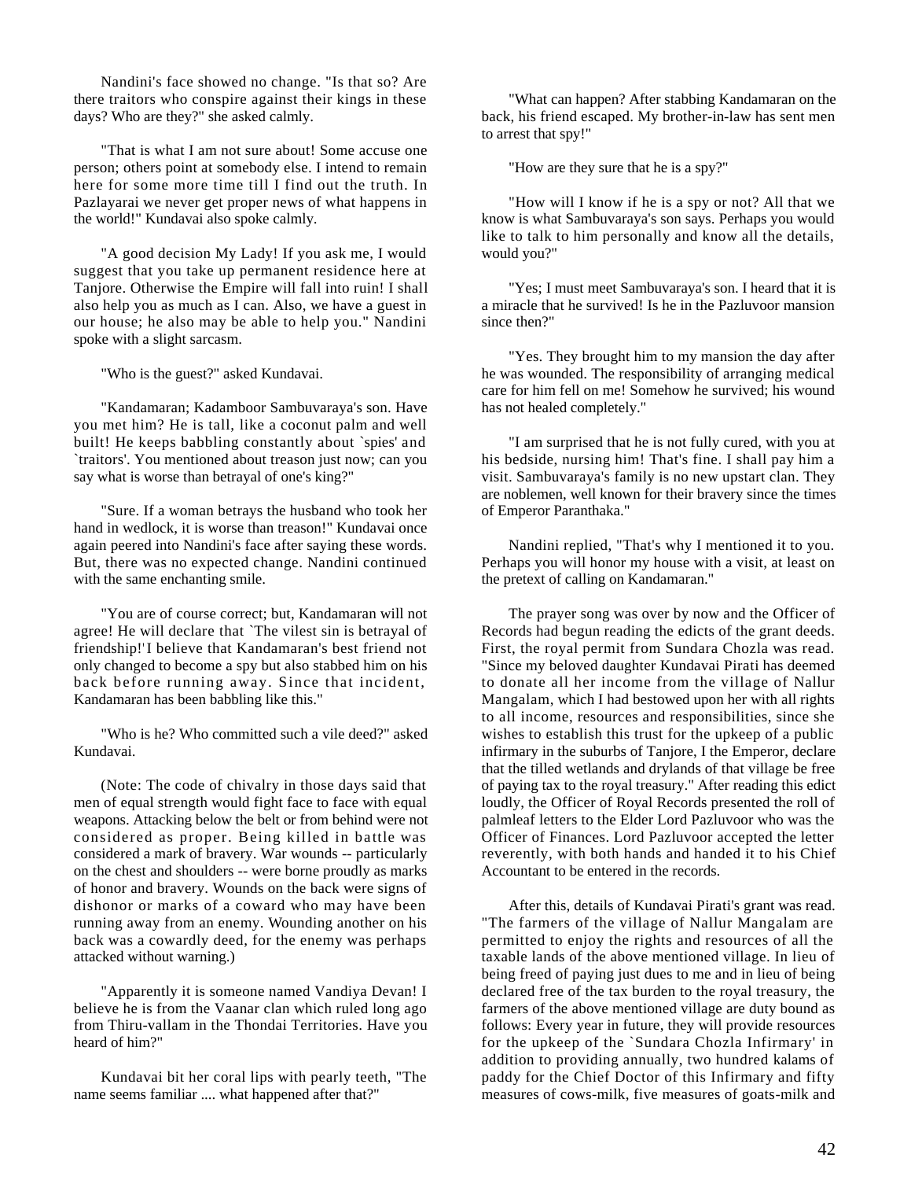Nandini's face showed no change. "Is that so? Are there traitors who conspire against their kings in these days? Who are they?" she asked calmly.

"That is what I am not sure about! Some accuse one person; others point at somebody else. I intend to remain here for some more time till I find out the truth. In Pazlayarai we never get proper news of what happens in the world!" Kundavai also spoke calmly.

"A good decision My Lady! If you ask me, I would suggest that you take up permanent residence here at Tanjore. Otherwise the Empire will fall into ruin! I shall also help you as much as I can. Also, we have a guest in our house; he also may be able to help you." Nandini spoke with a slight sarcasm.

"Who is the guest?" asked Kundavai.

"Kandamaran; Kadamboor Sambuvaraya's son. Have you met him? He is tall, like a coconut palm and well built! He keeps babbling constantly about `spies' and `traitors'. You mentioned about treason just now; can you say what is worse than betrayal of one's king?"

"Sure. If a woman betrays the husband who took her hand in wedlock, it is worse than treason!" Kundavai once again peered into Nandini's face after saying these words. But, there was no expected change. Nandini continued with the same enchanting smile.

"You are of course correct; but, Kandamaran will not agree! He will declare that `The vilest sin is betrayal of friendship!' I believe that Kandamaran's best friend not only changed to become a spy but also stabbed him on his back before running away. Since that incident, Kandamaran has been babbling like this."

"Who is he? Who committed such a vile deed?" asked Kundavai.

(Note: The code of chivalry in those days said that men of equal strength would fight face to face with equal weapons. Attacking below the belt or from behind were not considered as proper. Being killed in battle was considered a mark of bravery. War wounds -- particularly on the chest and shoulders -- were borne proudly as marks of honor and bravery. Wounds on the back were signs of dishonor or marks of a coward who may have been running away from an enemy. Wounding another on his back was a cowardly deed, for the enemy was perhaps attacked without warning.)

"Apparently it is someone named Vandiya Devan! I believe he is from the Vaanar clan which ruled long ago from Thiru-vallam in the Thondai Territories. Have you heard of him?"

Kundavai bit her coral lips with pearly teeth, "The name seems familiar .... what happened after that?"

"What can happen? After stabbing Kandamaran on the back, his friend escaped. My brother-in-law has sent men to arrest that spy!"

"How are they sure that he is a spy?"

"How will I know if he is a spy or not? All that we know is what Sambuvaraya's son says. Perhaps you would like to talk to him personally and know all the details, would you?"

"Yes; I must meet Sambuvaraya's son. I heard that it is a miracle that he survived! Is he in the Pazluvoor mansion since then?"

"Yes. They brought him to my mansion the day after he was wounded. The responsibility of arranging medical care for him fell on me! Somehow he survived; his wound has not healed completely."

"I am surprised that he is not fully cured, with you at his bedside, nursing him! That's fine. I shall pay him a visit. Sambuvaraya's family is no new upstart clan. They are noblemen, well known for their bravery since the times of Emperor Paranthaka."

Nandini replied, "That's why I mentioned it to you. Perhaps you will honor my house with a visit, at least on the pretext of calling on Kandamaran."

The prayer song was over by now and the Officer of Records had begun reading the edicts of the grant deeds. First, the royal permit from Sundara Chozla was read. "Since my beloved daughter Kundavai Pirati has deemed to donate all her income from the village of Nallur Mangalam, which I had bestowed upon her with all rights to all income, resources and responsibilities, since she wishes to establish this trust for the upkeep of a public infirmary in the suburbs of Tanjore, I the Emperor, declare that the tilled wetlands and drylands of that village be free of paying tax to the royal treasury." After reading this edict loudly, the Officer of Royal Records presented the roll of palmleaf letters to the Elder Lord Pazluvoor who was the Officer of Finances. Lord Pazluvoor accepted the letter reverently, with both hands and handed it to his Chief Accountant to be entered in the records.

After this, details of Kundavai Pirati's grant was read. "The farmers of the village of Nallur Mangalam are permitted to enjoy the rights and resources of all the taxable lands of the above mentioned village. In lieu of being freed of paying just dues to me and in lieu of being declared free of the tax burden to the royal treasury, the farmers of the above mentioned village are duty bound as follows: Every year in future, they will provide resources for the upkeep of the `Sundara Chozla Infirmary' in addition to providing annually, two hundred kalams of paddy for the Chief Doctor of this Infirmary and fifty measures of cows-milk, five measures of goats-milk and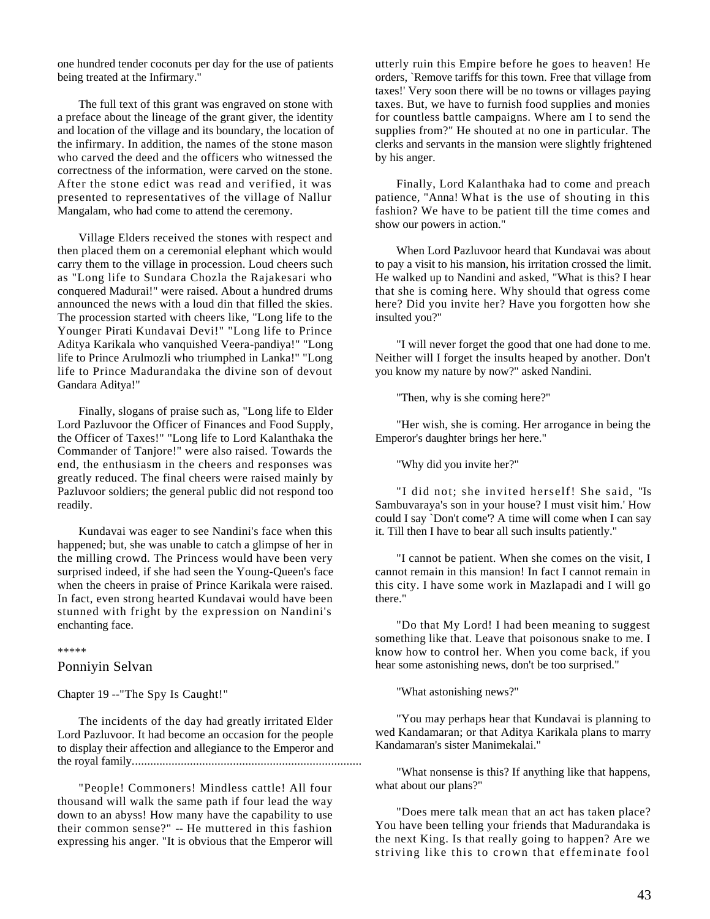one hundred tender coconuts per day for the use of patients being treated at the Infirmary."

The full text of this grant was engraved on stone with a preface about the lineage of the grant giver, the identity and location of the village and its boundary, the location of the infirmary. In addition, the names of the stone mason who carved the deed and the officers who witnessed the correctness of the information, were carved on the stone. After the stone edict was read and verified, it was presented to representatives of the village of Nallur Mangalam, who had come to attend the ceremony.

Village Elders received the stones with respect and then placed them on a ceremonial elephant which would carry them to the village in procession. Loud cheers such as "Long life to Sundara Chozla the Rajakesari who conquered Madurai!" were raised. About a hundred drums announced the news with a loud din that filled the skies. The procession started with cheers like, "Long life to the Younger Pirati Kundavai Devi!" "Long life to Prince Aditya Karikala who vanquished Veera-pandiya!" "Long life to Prince Arulmozli who triumphed in Lanka!" "Long life to Prince Madurandaka the divine son of devout Gandara Aditya!"

Finally, slogans of praise such as, "Long life to Elder Lord Pazluvoor the Officer of Finances and Food Supply, the Officer of Taxes!" "Long life to Lord Kalanthaka the Commander of Tanjore!" were also raised. Towards the end, the enthusiasm in the cheers and responses was greatly reduced. The final cheers were raised mainly by Pazluvoor soldiers; the general public did not respond too readily.

Kundavai was eager to see Nandini's face when this happened; but, she was unable to catch a glimpse of her in the milling crowd. The Princess would have been very surprised indeed, if she had seen the Young-Queen's face when the cheers in praise of Prince Karikala were raised. In fact, even strong hearted Kundavai would have been stunned with fright by the expression on Nandini's enchanting face.

*****

## Ponniyin Selvan

### Chapter 19 --"The Spy Is Caught!"

The incidents of the day had greatly irritated Elder Lord Pazluvoor. It had become an occasion for the people to display their affection and allegiance to the Emperor and the royal family...........................................................................

"People! Commoners! Mindless cattle! All four thousand will walk the same path if four lead the way down to an abyss! How many have the capability to use their common sense?" -- He muttered in this fashion expressing his anger. "It is obvious that the Emperor will utterly ruin this Empire before he goes to heaven! He orders, `Remove tariffs for this town. Free that village from taxes!' Very soon there will be no towns or villages paying taxes. But, we have to furnish food supplies and monies for countless battle campaigns. Where am I to send the supplies from?" He shouted at no one in particular. The clerks and servants in the mansion were slightly frightened by his anger.

Finally, Lord Kalanthaka had to come and preach patience, "Anna! What is the use of shouting in this fashion? We have to be patient till the time comes and show our powers in action."

When Lord Pazluvoor heard that Kundavai was about to pay a visit to his mansion, his irritation crossed the limit. He walked up to Nandini and asked, "What is this? I hear that she is coming here. Why should that ogress come here? Did you invite her? Have you forgotten how she insulted you?"

"I will never forget the good that one had done to me. Neither will I forget the insults heaped by another. Don't you know my nature by now?" asked Nandini.

"Then, why is she coming here?"

"Her wish, she is coming. Her arrogance in being the Emperor's daughter brings her here."

"Why did you invite her?"

"I did not; she invited herself! She said, "Is Sambuvaraya's son in your house? I must visit him.' How could I say `Don't come'? A time will come when I can say it. Till then I have to bear all such insults patiently."

"I cannot be patient. When she comes on the visit, I cannot remain in this mansion! In fact I cannot remain in this city. I have some work in Mazlapadi and I will go there."

"Do that My Lord! I had been meaning to suggest something like that. Leave that poisonous snake to me. I know how to control her. When you come back, if you hear some astonishing news, don't be too surprised."

"What astonishing news?"

"You may perhaps hear that Kundavai is planning to wed Kandamaran; or that Aditya Karikala plans to marry Kandamaran's sister Manimekalai."

"What nonsense is this? If anything like that happens, what about our plans?"

"Does mere talk mean that an act has taken place? You have been telling your friends that Madurandaka is the next King. Is that really going to happen? Are we striving like this to crown that effeminate fool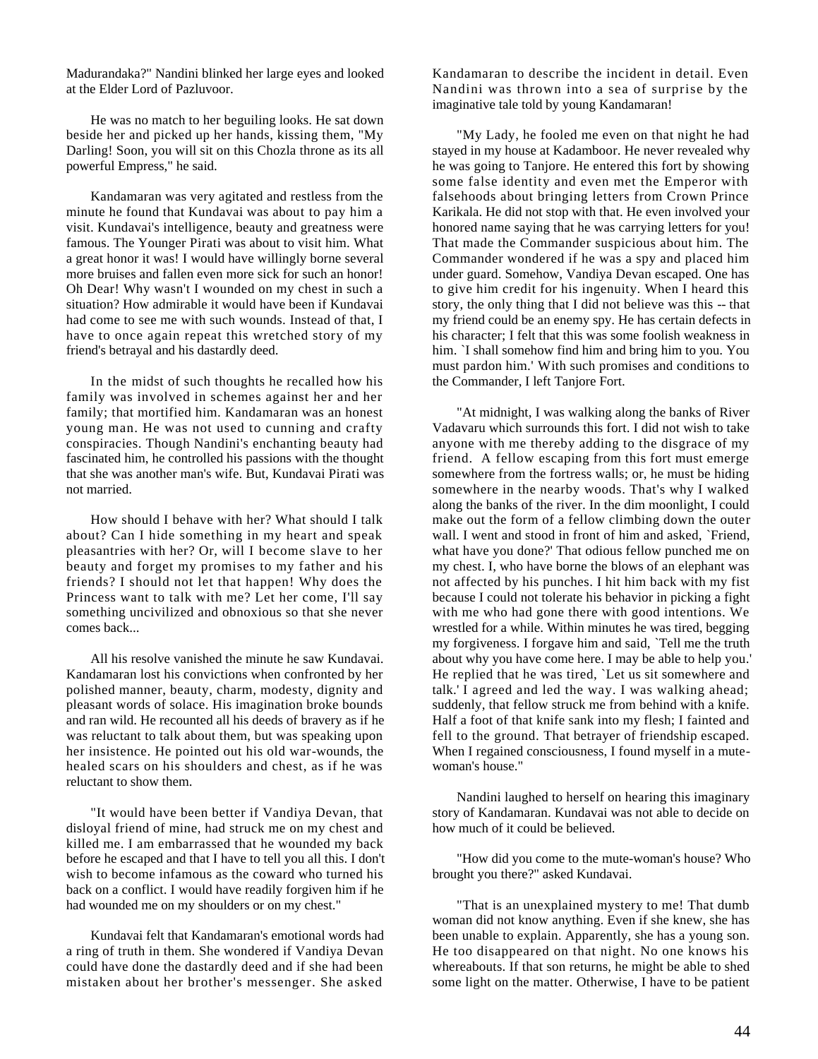Madurandaka?" Nandini blinked her large eyes and looked at the Elder Lord of Pazluvoor.

He was no match to her beguiling looks. He sat down beside her and picked up her hands, kissing them, "My Darling! Soon, you will sit on this Chozla throne as its all powerful Empress," he said.

Kandamaran was very agitated and restless from the minute he found that Kundavai was about to pay him a visit. Kundavai's intelligence, beauty and greatness were famous. The Younger Pirati was about to visit him. What a great honor it was! I would have willingly borne several more bruises and fallen even more sick for such an honor! Oh Dear! Why wasn't I wounded on my chest in such a situation? How admirable it would have been if Kundavai had come to see me with such wounds. Instead of that, I have to once again repeat this wretched story of my friend's betrayal and his dastardly deed.

In the midst of such thoughts he recalled how his family was involved in schemes against her and her family; that mortified him. Kandamaran was an honest young man. He was not used to cunning and crafty conspiracies. Though Nandini's enchanting beauty had fascinated him, he controlled his passions with the thought that she was another man's wife. But, Kundavai Pirati was not married.

How should I behave with her? What should I talk about? Can I hide something in my heart and speak pleasantries with her? Or, will I become slave to her beauty and forget my promises to my father and his friends? I should not let that happen! Why does the Princess want to talk with me? Let her come, I'll say something uncivilized and obnoxious so that she never comes back...

All his resolve vanished the minute he saw Kundavai. Kandamaran lost his convictions when confronted by her polished manner, beauty, charm, modesty, dignity and pleasant words of solace. His imagination broke bounds and ran wild. He recounted all his deeds of bravery as if he was reluctant to talk about them, but was speaking upon her insistence. He pointed out his old war-wounds, the healed scars on his shoulders and chest, as if he was reluctant to show them.

"It would have been better if Vandiya Devan, that disloyal friend of mine, had struck me on my chest and killed me. I am embarrassed that he wounded my back before he escaped and that I have to tell you all this. I don't wish to become infamous as the coward who turned his back on a conflict. I would have readily forgiven him if he had wounded me on my shoulders or on my chest."

Kundavai felt that Kandamaran's emotional words had a ring of truth in them. She wondered if Vandiya Devan could have done the dastardly deed and if she had been mistaken about her brother's messenger. She asked Kandamaran to describe the incident in detail. Even Nandini was thrown into a sea of surprise by the imaginative tale told by young Kandamaran!

"My Lady, he fooled me even on that night he had stayed in my house at Kadamboor. He never revealed why he was going to Tanjore. He entered this fort by showing some false identity and even met the Emperor with falsehoods about bringing letters from Crown Prince Karikala. He did not stop with that. He even involved your honored name saying that he was carrying letters for you! That made the Commander suspicious about him. The Commander wondered if he was a spy and placed him under guard. Somehow, Vandiya Devan escaped. One has to give him credit for his ingenuity. When I heard this story, the only thing that I did not believe was this -- that my friend could be an enemy spy. He has certain defects in his character; I felt that this was some foolish weakness in him. `I shall somehow find him and bring him to you. You must pardon him.' With such promises and conditions to the Commander, I left Tanjore Fort.

"At midnight, I was walking along the banks of River Vadavaru which surrounds this fort. I did not wish to take anyone with me thereby adding to the disgrace of my friend. A fellow escaping from this fort must emerge somewhere from the fortress walls; or, he must be hiding somewhere in the nearby woods. That's why I walked along the banks of the river. In the dim moonlight, I could make out the form of a fellow climbing down the outer wall. I went and stood in front of him and asked, `Friend, what have you done?' That odious fellow punched me on my chest. I, who have borne the blows of an elephant was not affected by his punches. I hit him back with my fist because I could not tolerate his behavior in picking a fight with me who had gone there with good intentions. We wrestled for a while. Within minutes he was tired, begging my forgiveness. I forgave him and said, `Tell me the truth about why you have come here. I may be able to help you.' He replied that he was tired, `Let us sit somewhere and talk.' I agreed and led the way. I was walking ahead; suddenly, that fellow struck me from behind with a knife. Half a foot of that knife sank into my flesh; I fainted and fell to the ground. That betrayer of friendship escaped. When I regained consciousness, I found myself in a mute-woman's house."

Nandini laughed to herself on hearing this imaginary story of Kandamaran. Kundavai was not able to decide on how much of it could be believed.

"How did you come to the mute-woman's house? Who brought you there?" asked Kundavai.

"That is an unexplained mystery to me! That dumb woman did not know anything. Even if she knew, she has been unable to explain. Apparently, she has a young son. He too disappeared on that night. No one knows his whereabouts. If that son returns, he might be able to shed some light on the matter. Otherwise, I have to be patient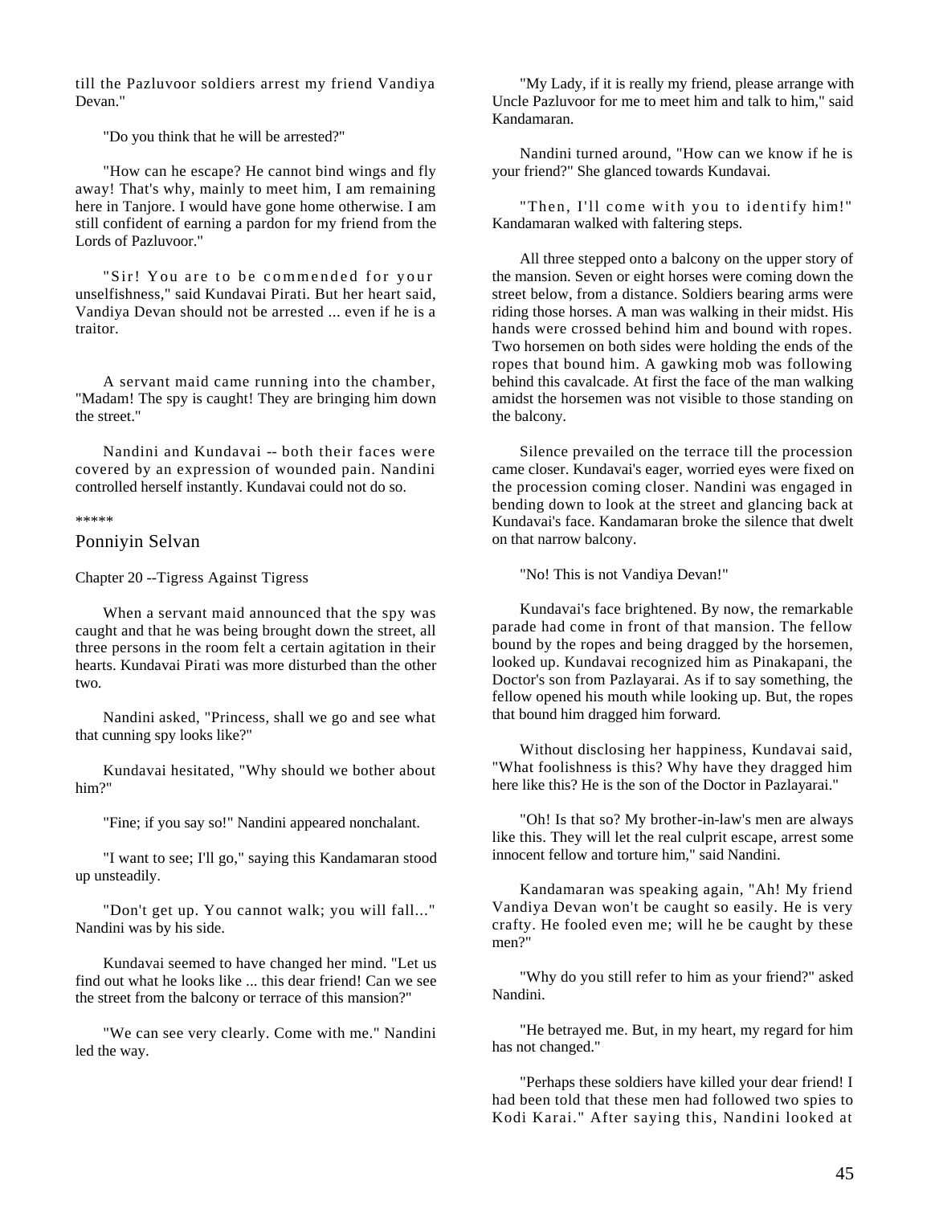till the Pazluvoor soldiers arrest my friend Vandiya Devan."

"Do you think that he will be arrested?"

"How can he escape? He cannot bind wings and fly away! That's why, mainly to meet him, I am remaining here in Tanjore. I would have gone home otherwise. I am still confident of earning a pardon for my friend from the Lords of Pazluvoor."

"Sir! You are to be commended for your unselfishness," said Kundavai Pirati. But her heart said, Vandiya Devan should not be arrested ... even if he is a traitor.

A servant maid came running into the chamber, "Madam! The spy is caught! They are bringing him down the street."

Nandini and Kundavai -- both their faces were covered by an expression of wounded pain. Nandini controlled herself instantly. Kundavai could not do so.

*****

## Ponniyin Selvan

### Chapter 20 --Tigress Against Tigress

When a servant maid announced that the spy was caught and that he was being brought down the street, all three persons in the room felt a certain agitation in their hearts. Kundavai Pirati was more disturbed than the other two.

Nandini asked, "Princess, shall we go and see what that cunning spy looks like?"

Kundavai hesitated, "Why should we bother about him?"

"Fine; if you say so!" Nandini appeared nonchalant.

"I want to see; I'll go," saying this Kandamaran stood up unsteadily.

"Don't get up. You cannot walk; you will fall..." Nandini was by his side.

Kundavai seemed to have changed her mind. "Let us find out what he looks like ... this dear friend! Can we see the street from the balcony or terrace of this mansion?"

"We can see very clearly. Come with me." Nandini led the way.

"My Lady, if it is really my friend, please arrange with Uncle Pazluvoor for me to meet him and talk to him," said Kandamaran.

Nandini turned around, "How can we know if he is your friend?" She glanced towards Kundavai.

"Then, I'll come with you to identify him!" Kandamaran walked with faltering steps.

All three stepped onto a balcony on the upper story of the mansion. Seven or eight horses were coming down the street below, from a distance. Soldiers bearing arms were riding those horses. A man was walking in their midst. His hands were crossed behind him and bound with ropes. Two horsemen on both sides were holding the ends of the ropes that bound him. A gawking mob was following behind this cavalcade. At first the face of the man walking amidst the horsemen was not visible to those standing on the balcony.

Silence prevailed on the terrace till the procession came closer. Kundavai's eager, worried eyes were fixed on the procession coming closer. Nandini was engaged in bending down to look at the street and glancing back at Kundavai's face. Kandamaran broke the silence that dwelt on that narrow balcony.

"No! This is not Vandiya Devan!"

Kundavai's face brightened. By now, the remarkable parade had come in front of that mansion. The fellow bound by the ropes and being dragged by the horsemen, looked up. Kundavai recognized him as Pinakapani, the Doctor's son from Pazlayarai. As if to say something, the fellow opened his mouth while looking up. But, the ropes that bound him dragged him forward.

Without disclosing her happiness, Kundavai said, "What foolishness is this? Why have they dragged him here like this? He is the son of the Doctor in Pazlayarai."

"Oh! Is that so? My brother-in-law's men are always like this. They will let the real culprit escape, arrest some innocent fellow and torture him," said Nandini.

Kandamaran was speaking again, "Ah! My friend Vandiya Devan won't be caught so easily. He is very crafty. He fooled even me; will he be caught by these men?"

"Why do you still refer to him as your friend?" asked Nandini.

"He betrayed me. But, in my heart, my regard for him has not changed."

"Perhaps these soldiers have killed your dear friend! I had been told that these men had followed two spies to Kodi Karai." After saying this, Nandini looked at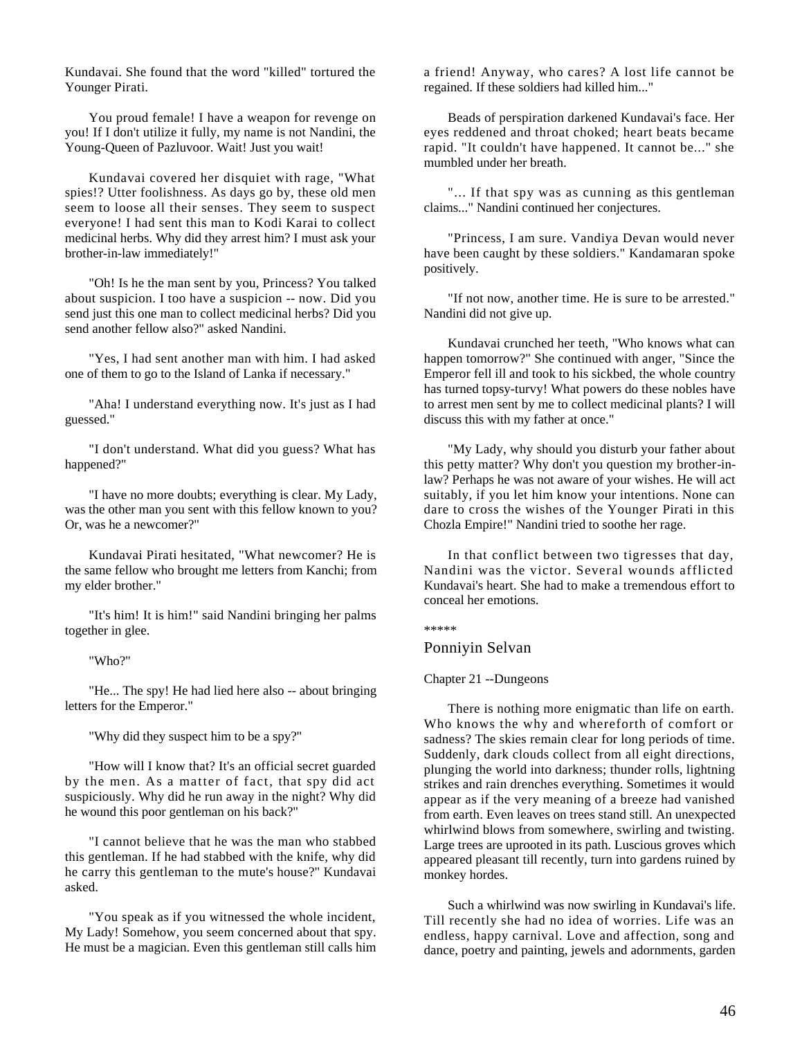Kundavai. She found that the word "killed" tortured the Younger Pirati.

You proud female! I have a weapon for revenge on you! If I don't utilize it fully, my name is not Nandini, the Young-Queen of Pazluvoor. Wait! Just you wait!

Kundavai covered her disquiet with rage, "What spies!? Utter foolishness. As days go by, these old men seem to loose all their senses. They seem to suspect everyone! I had sent this man to Kodi Karai to collect medicinal herbs. Why did they arrest him? I must ask your brother-in-law immediately!"

"Oh! Is he the man sent by you, Princess? You talked about suspicion. I too have a suspicion -- now. Did you send just this one man to collect medicinal herbs? Did you send another fellow also?" asked Nandini.

"Yes, I had sent another man with him. I had asked one of them to go to the Island of Lanka if necessary."

"Aha! I understand everything now. It's just as I had guessed."

"I don't understand. What did you guess? What has happened?"

"I have no more doubts; everything is clear. My Lady, was the other man you sent with this fellow known to you? Or, was he a newcomer?"

Kundavai Pirati hesitated, "What newcomer? He is the same fellow who brought me letters from Kanchi; from my elder brother."

"It's him! It is him!" said Nandini bringing her palms together in glee.

"Who?"

"He... The spy! He had lied here also -- about bringing letters for the Emperor."

"Why did they suspect him to be a spy?"

"How will I know that? It's an official secret guarded by the men. As a matter of fact, that spy did act suspiciously. Why did he run away in the night? Why did he wound this poor gentleman on his back?"

"I cannot believe that he was the man who stabbed this gentleman. If he had stabbed with the knife, why did he carry this gentleman to the mute's house?" Kundavai asked.

"You speak as if you witnessed the whole incident, My Lady! Somehow, you seem concerned about that spy. He must be a magician. Even this gentleman still calls him a friend! Anyway, who cares? A lost life cannot be regained. If these soldiers had killed him..."

Beads of perspiration darkened Kundavai's face. Her eyes reddened and throat choked; heart beats became rapid. "It couldn't have happened. It cannot be..." she mumbled under her breath.

"... If that spy was as cunning as this gentleman claims..." Nandini continued her conjectures.

"Princess, I am sure. Vandiya Devan would never have been caught by these soldiers." Kandamaran spoke positively.

"If not now, another time. He is sure to be arrested." Nandini did not give up.

Kundavai crunched her teeth, "Who knows what can happen tomorrow?" She continued with anger, "Since the Emperor fell ill and took to his sickbed, the whole country has turned topsy-turvy! What powers do these nobles have to arrest men sent by me to collect medicinal plants? I will discuss this with my father at once."

"My Lady, why should you disturb your father about this petty matter? Why don't you question my brother-in-law? Perhaps he was not aware of your wishes. He will act suitably, if you let him know your intentions. None can dare to cross the wishes of the Younger Pirati in this Chozla Empire!" Nandini tried to soothe her rage.

In that conflict between two tigresses that day, Nandini was the victor. Several wounds afflicted Kundavai's heart. She had to make a tremendous effort to conceal her emotions.

*****

## Ponniyin Selvan

### Chapter 21 --Dungeons

There is nothing more enigmatic than life on earth. Who knows the why and whereforth of comfort or sadness? The skies remain clear for long periods of time. Suddenly, dark clouds collect from all eight directions, plunging the world into darkness; thunder rolls, lightning strikes and rain drenches everything. Sometimes it would appear as if the very meaning of a breeze had vanished from earth. Even leaves on trees stand still. An unexpected whirlwind blows from somewhere, swirling and twisting. Large trees are uprooted in its path. Luscious groves which appeared pleasant till recently, turn into gardens ruined by monkey hordes.

Such a whirlwind was now swirling in Kundavai's life. Till recently she had no idea of worries. Life was an endless, happy carnival. Love and affection, song and dance, poetry and painting, jewels and adornments, garden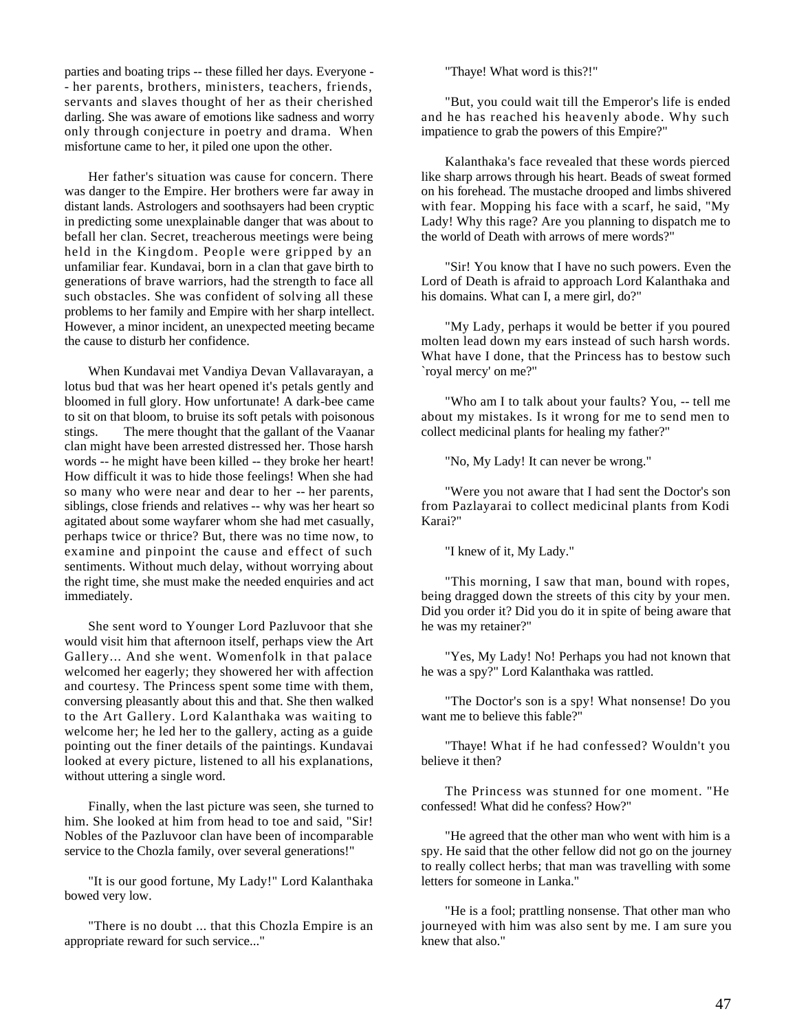parties and boating trips -- these filled her days. Everyone -- her parents, brothers, ministers, teachers, friends, servants and slaves thought of her as their cherished darling. She was aware of emotions like sadness and worry only through conjecture in poetry and drama. When misfortune came to her, it piled one upon the other.

Her father's situation was cause for concern. There was danger to the Empire. Her brothers were far away in distant lands. Astrologers and soothsayers had been cryptic in predicting some unexplainable danger that was about to befall her clan. Secret, treacherous meetings were being held in the Kingdom. People were gripped by an unfamiliar fear. Kundavai, born in a clan that gave birth to generations of brave warriors, had the strength to face all such obstacles. She was confident of solving all these problems to her family and Empire with her sharp intellect. However, a minor incident, an unexpected meeting became the cause to disturb her confidence.

When Kundavai met Vandiya Devan Vallavarayan, a lotus bud that was her heart opened it's petals gently and bloomed in full glory. How unfortunate! A dark-bee came to sit on that bloom, to bruise its soft petals with poisonous stings. The mere thought that the gallant of the Vaanar clan might have been arrested distressed her. Those harsh words -- he might have been killed -- they broke her heart! How difficult it was to hide those feelings! When she had so many who were near and dear to her -- her parents, siblings, close friends and relatives -- why was her heart so agitated about some wayfarer whom she had met casually, perhaps twice or thrice? But, there was no time now, to examine and pinpoint the cause and effect of such sentiments. Without much delay, without worrying about the right time, she must make the needed enquiries and act immediately.

She sent word to Younger Lord Pazluvoor that she would visit him that afternoon itself, perhaps view the Art Gallery... And she went. Womenfolk in that palace welcomed her eagerly; they showered her with affection and courtesy. The Princess spent some time with them, conversing pleasantly about this and that. She then walked to the Art Gallery. Lord Kalanthaka was waiting to welcome her; he led her to the gallery, acting as a guide pointing out the finer details of the paintings. Kundavai looked at every picture, listened to all his explanations, without uttering a single word.

Finally, when the last picture was seen, she turned to him. She looked at him from head to toe and said, "Sir! Nobles of the Pazluvoor clan have been of incomparable service to the Chozla family, over several generations!"

"It is our good fortune, My Lady!" Lord Kalanthaka bowed very low.

"There is no doubt ... that this Chozla Empire is an appropriate reward for such service..."

"Thaye! What word is this?!"

"But, you could wait till the Emperor's life is ended and he has reached his heavenly abode. Why such impatience to grab the powers of this Empire?"

Kalanthaka's face revealed that these words pierced like sharp arrows through his heart. Beads of sweat formed on his forehead. The mustache drooped and limbs shivered with fear. Mopping his face with a scarf, he said, "My Lady! Why this rage? Are you planning to dispatch me to the world of Death with arrows of mere words?"

"Sir! You know that I have no such powers. Even the Lord of Death is afraid to approach Lord Kalanthaka and his domains. What can I, a mere girl, do?"

"My Lady, perhaps it would be better if you poured molten lead down my ears instead of such harsh words. What have I done, that the Princess has to bestow such `royal mercy' on me?"

"Who am I to talk about your faults? You, -- tell me about my mistakes. Is it wrong for me to send men to collect medicinal plants for healing my father?"

"No, My Lady! It can never be wrong."

"Were you not aware that I had sent the Doctor's son from Pazlayarai to collect medicinal plants from Kodi Karai?"

"I knew of it, My Lady."

"This morning, I saw that man, bound with ropes, being dragged down the streets of this city by your men. Did you order it? Did you do it in spite of being aware that he was my retainer?"

"Yes, My Lady! No! Perhaps you had not known that he was a spy?" Lord Kalanthaka was rattled.

"The Doctor's son is a spy! What nonsense! Do you want me to believe this fable?"

"Thaye! What if he had confessed? Wouldn't you believe it then?

The Princess was stunned for one moment. "He confessed! What did he confess? How?"

"He agreed that the other man who went with him is a spy. He said that the other fellow did not go on the journey to really collect herbs; that man was travelling with some letters for someone in Lanka."

"He is a fool; prattling nonsense. That other man who journeyed with him was also sent by me. I am sure you knew that also."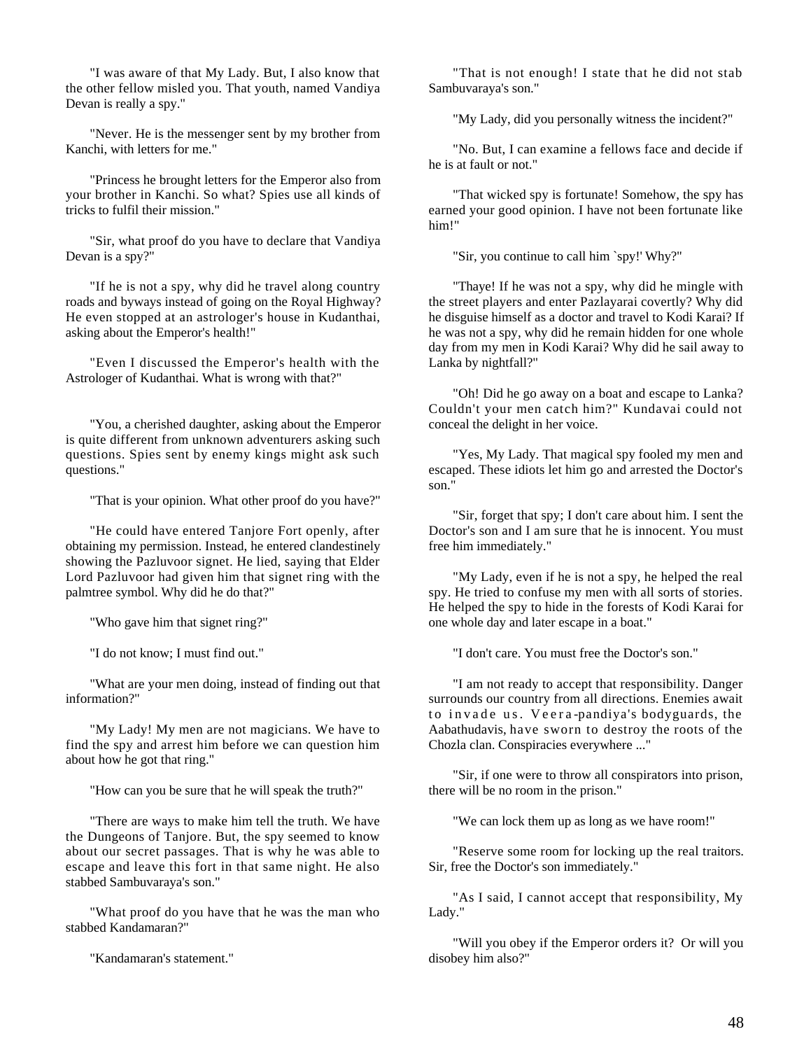"I was aware of that My Lady. But, I also know that the other fellow misled you. That youth, named Vandiya Devan is really a spy."

"Never. He is the messenger sent by my brother from Kanchi, with letters for me."

"Princess he brought letters for the Emperor also from your brother in Kanchi. So what? Spies use all kinds of tricks to fulfil their mission."

"Sir, what proof do you have to declare that Vandiya Devan is a spy?"

"If he is not a spy, why did he travel along country roads and byways instead of going on the Royal Highway? He even stopped at an astrologer's house in Kudanthai, asking about the Emperor's health!"

"Even I discussed the Emperor's health with the Astrologer of Kudanthai. What is wrong with that?"

"You, a cherished daughter, asking about the Emperor is quite different from unknown adventurers asking such questions. Spies sent by enemy kings might ask such questions."

"That is your opinion. What other proof do you have?"

"He could have entered Tanjore Fort openly, after obtaining my permission. Instead, he entered clandestinely showing the Pazluvoor signet. He lied, saying that Elder Lord Pazluvoor had given him that signet ring with the palmtree symbol. Why did he do that?"

"Who gave him that signet ring?"

"I do not know; I must find out."

"What are your men doing, instead of finding out that information?"

"My Lady! My men are not magicians. We have to find the spy and arrest him before we can question him about how he got that ring."

"How can you be sure that he will speak the truth?"

"There are ways to make him tell the truth. We have the Dungeons of Tanjore. But, the spy seemed to know about our secret passages. That is why he was able to escape and leave this fort in that same night. He also stabbed Sambuvaraya's son."

"What proof do you have that he was the man who stabbed Kandamaran?"

"Kandamaran's statement."

"That is not enough! I state that he did not stab Sambuvaraya's son."

"My Lady, did you personally witness the incident?"

"No. But, I can examine a fellows face and decide if he is at fault or not."

"That wicked spy is fortunate! Somehow, the spy has earned your good opinion. I have not been fortunate like him!"

"Sir, you continue to call him `spy!' Why?"

"Thaye! If he was not a spy, why did he mingle with the street players and enter Pazlayarai covertly? Why did he disguise himself as a doctor and travel to Kodi Karai? If he was not a spy, why did he remain hidden for one whole day from my men in Kodi Karai? Why did he sail away to Lanka by nightfall?"

"Oh! Did he go away on a boat and escape to Lanka? Couldn't your men catch him?" Kundavai could not conceal the delight in her voice.

"Yes, My Lady. That magical spy fooled my men and escaped. These idiots let him go and arrested the Doctor's son."

"Sir, forget that spy; I don't care about him. I sent the Doctor's son and I am sure that he is innocent. You must free him immediately."

"My Lady, even if he is not a spy, he helped the real spy. He tried to confuse my men with all sorts of stories. He helped the spy to hide in the forests of Kodi Karai for one whole day and later escape in a boat."

"I don't care. You must free the Doctor's son."

"I am not ready to accept that responsibility. Danger surrounds our country from all directions. Enemies await to invade us. Veera-pandiya's bodyguards, the Aabathudavis, have sworn to destroy the roots of the Chozla clan. Conspiracies everywhere ..."

"Sir, if one were to throw all conspirators into prison, there will be no room in the prison."

"We can lock them up as long as we have room!"

"Reserve some room for locking up the real traitors. Sir, free the Doctor's son immediately."

"As I said, I cannot accept that responsibility, My Lady."

"Will you obey if the Emperor orders it? Or will you disobey him also?"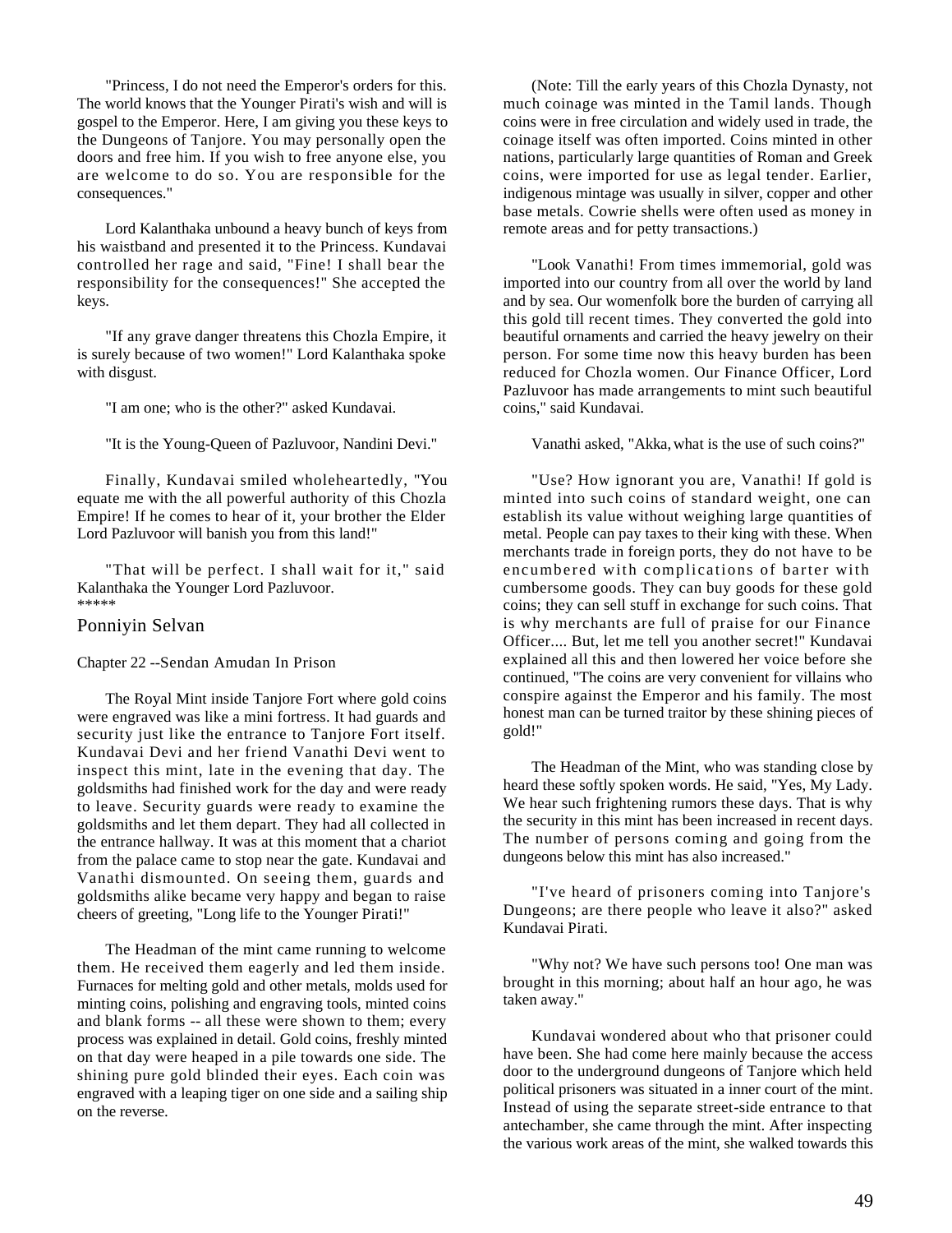"Princess, I do not need the Emperor's orders for this. The world knows that the Younger Pirati's wish and will is gospel to the Emperor. Here, I am giving you these keys to the Dungeons of Tanjore. You may personally open the doors and free him. If you wish to free anyone else, you are welcome to do so. You are responsible for the consequences."

Lord Kalanthaka unbound a heavy bunch of keys from his waistband and presented it to the Princess. Kundavai controlled her rage and said, "Fine! I shall bear the responsibility for the consequences!" She accepted the keys.

"If any grave danger threatens this Chozla Empire, it is surely because of two women!" Lord Kalanthaka spoke with disgust.

"I am one; who is the other?" asked Kundavai.

"It is the Young-Queen of Pazluvoor, Nandini Devi."

Finally, Kundavai smiled wholeheartedly, "You equate me with the all powerful authority of this Chozla Empire! If he comes to hear of it, your brother the Elder Lord Pazluvoor will banish you from this land!"

"That will be perfect. I shall wait for it," said Kalanthaka the Younger Lord Pazluvoor.

*****

## Ponniyin Selvan

### Chapter 22 --Sendan Amudan In Prison

The Royal Mint inside Tanjore Fort where gold coins were engraved was like a mini fortress. It had guards and security just like the entrance to Tanjore Fort itself. Kundavai Devi and her friend Vanathi Devi went to inspect this mint, late in the evening that day. The goldsmiths had finished work for the day and were ready to leave. Security guards were ready to examine the goldsmiths and let them depart. They had all collected in the entrance hallway. It was at this moment that a chariot from the palace came to stop near the gate. Kundavai and Vanathi dismounted. On seeing them, guards and goldsmiths alike became very happy and began to raise cheers of greeting, "Long life to the Younger Pirati!"

The Headman of the mint came running to welcome them. He received them eagerly and led them inside. Furnaces for melting gold and other metals, molds used for minting coins, polishing and engraving tools, minted coins and blank forms -- all these were shown to them; every process was explained in detail. Gold coins, freshly minted on that day were heaped in a pile towards one side. The shining pure gold blinded their eyes. Each coin was engraved with a leaping tiger on one side and a sailing ship on the reverse.

(Note: Till the early years of this Chozla Dynasty, not much coinage was minted in the Tamil lands. Though coins were in free circulation and widely used in trade, the coinage itself was often imported. Coins minted in other nations, particularly large quantities of Roman and Greek coins, were imported for use as legal tender. Earlier, indigenous mintage was usually in silver, copper and other base metals. Cowrie shells were often used as money in remote areas and for petty transactions.)

"Look Vanathi! From times immemorial, gold was imported into our country from all over the world by land and by sea. Our womenfolk bore the burden of carrying all this gold till recent times. They converted the gold into beautiful ornaments and carried the heavy jewelry on their person. For some time now this heavy burden has been reduced for Chozla women. Our Finance Officer, Lord Pazluvoor has made arrangements to mint such beautiful coins," said Kundavai.

Vanathi asked, "Akka, what is the use of such coins?"

"Use? How ignorant you are, Vanathi! If gold is minted into such coins of standard weight, one can establish its value without weighing large quantities of metal. People can pay taxes to their king with these. When merchants trade in foreign ports, they do not have to be encumbered with complications of barter with cumbersome goods. They can buy goods for these gold coins; they can sell stuff in exchange for such coins. That is why merchants are full of praise for our Finance Officer.... But, let me tell you another secret!" Kundavai explained all this and then lowered her voice before she continued, "The coins are very convenient for villains who conspire against the Emperor and his family. The most honest man can be turned traitor by these shining pieces of gold!"

The Headman of the Mint, who was standing close by heard these softly spoken words. He said, "Yes, My Lady. We hear such frightening rumors these days. That is why the security in this mint has been increased in recent days. The number of persons coming and going from the dungeons below this mint has also increased."

"I've heard of prisoners coming into Tanjore's Dungeons; are there people who leave it also?" asked Kundavai Pirati.

"Why not? We have such persons too! One man was brought in this morning; about half an hour ago, he was taken away."

Kundavai wondered about who that prisoner could have been. She had come here mainly because the access door to the underground dungeons of Tanjore which held political prisoners was situated in a inner court of the mint. Instead of using the separate street-side entrance to that antechamber, she came through the mint. After inspecting the various work areas of the mint, she walked towards this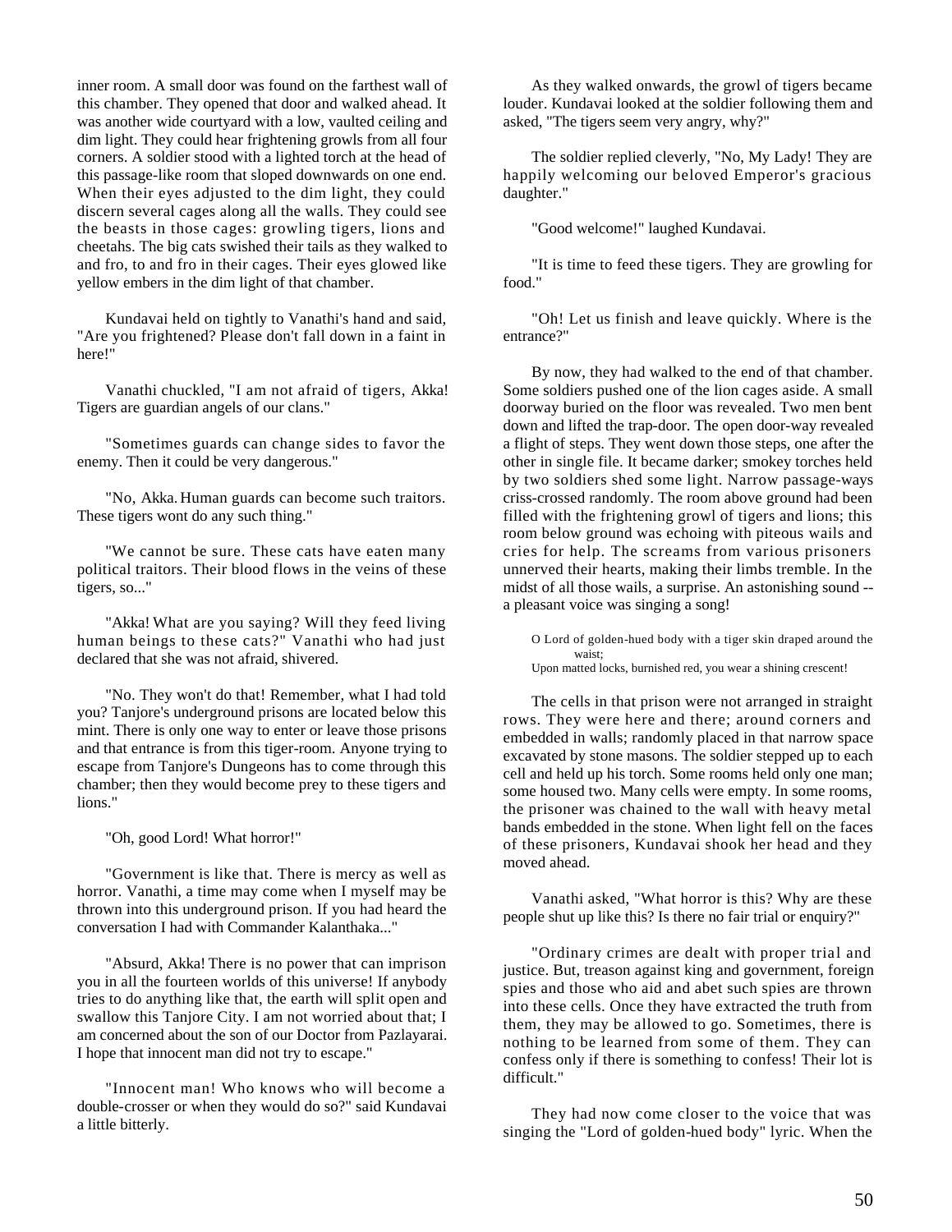inner room. A small door was found on the farthest wall of this chamber. They opened that door and walked ahead. It was another wide courtyard with a low, vaulted ceiling and dim light. They could hear frightening growls from all four corners. A soldier stood with a lighted torch at the head of this passage-like room that sloped downwards on one end. When their eyes adjusted to the dim light, they could discern several cages along all the walls. They could see the beasts in those cages: growling tigers, lions and cheetahs. The big cats swished their tails as they walked to and fro, to and fro in their cages. Their eyes glowed like yellow embers in the dim light of that chamber.

Kundavai held on tightly to Vanathi's hand and said, "Are you frightened? Please don't fall down in a faint in here!"

Vanathi chuckled, "I am not afraid of tigers, Akka! Tigers are guardian angels of our clans."

"Sometimes guards can change sides to favor the enemy. Then it could be very dangerous."

"No, Akka. Human guards can become such traitors. These tigers wont do any such thing."

"We cannot be sure. These cats have eaten many political traitors. Their blood flows in the veins of these tigers, so..."

"Akka! What are you saying? Will they feed living human beings to these cats?" Vanathi who had just declared that she was not afraid, shivered.

"No. They won't do that! Remember, what I had told you? Tanjore's underground prisons are located below this mint. There is only one way to enter or leave those prisons and that entrance is from this tiger-room. Anyone trying to escape from Tanjore's Dungeons has to come through this chamber; then they would become prey to these tigers and lions."

"Oh, good Lord! What horror!"

"Government is like that. There is mercy as well as horror. Vanathi, a time may come when I myself may be thrown into this underground prison. If you had heard the conversation I had with Commander Kalanthaka..."

"Absurd, Akka! There is no power that can imprison you in all the fourteen worlds of this universe! If anybody tries to do anything like that, the earth will split open and swallow this Tanjore City. I am not worried about that; I am concerned about the son of our Doctor from Pazlayarai. I hope that innocent man did not try to escape."

"Innocent man! Who knows who will become a double-crosser or when they would do so?" said Kundavai a little bitterly.

As they walked onwards, the growl of tigers became louder. Kundavai looked at the soldier following them and asked, "The tigers seem very angry, why?"

The soldier replied cleverly, "No, My Lady! They are happily welcoming our beloved Emperor's gracious daughter."

"Good welcome!" laughed Kundavai.

"It is time to feed these tigers. They are growling for food."

"Oh! Let us finish and leave quickly. Where is the entrance?"

By now, they had walked to the end of that chamber. Some soldiers pushed one of the lion cages aside. A small doorway buried on the floor was revealed. Two men bent down and lifted the trap-door. The open door-way revealed a flight of steps. They went down those steps, one after the other in single file. It became darker; smokey torches held by two soldiers shed some light. Narrow passage-ways criss-crossed randomly. The room above ground had been filled with the frightening growl of tigers and lions; this room below ground was echoing with piteous wails and cries for help. The screams from various prisoners unnerved their hearts, making their limbs tremble. In the midst of all those wails, a surprise. An astonishing sound -- a pleasant voice was singing a song!

> O Lord of golden-hued body with a tiger skin draped around the waist;
> Upon matted locks, burnished red, you wear a shining crescent!

The cells in that prison were not arranged in straight rows. They were here and there; around corners and embedded in walls; randomly placed in that narrow space excavated by stone masons. The soldier stepped up to each cell and held up his torch. Some rooms held only one man; some housed two. Many cells were empty. In some rooms, the prisoner was chained to the wall with heavy metal bands embedded in the stone. When light fell on the faces of these prisoners, Kundavai shook her head and they moved ahead.

Vanathi asked, "What horror is this? Why are these people shut up like this? Is there no fair trial or enquiry?"

"Ordinary crimes are dealt with proper trial and justice. But, treason against king and government, foreign spies and those who aid and abet such spies are thrown into these cells. Once they have extracted the truth from them, they may be allowed to go. Sometimes, there is nothing to be learned from some of them. They can confess only if there is something to confess! Their lot is difficult."

They had now come closer to the voice that was singing the "Lord of golden-hued body" lyric. When the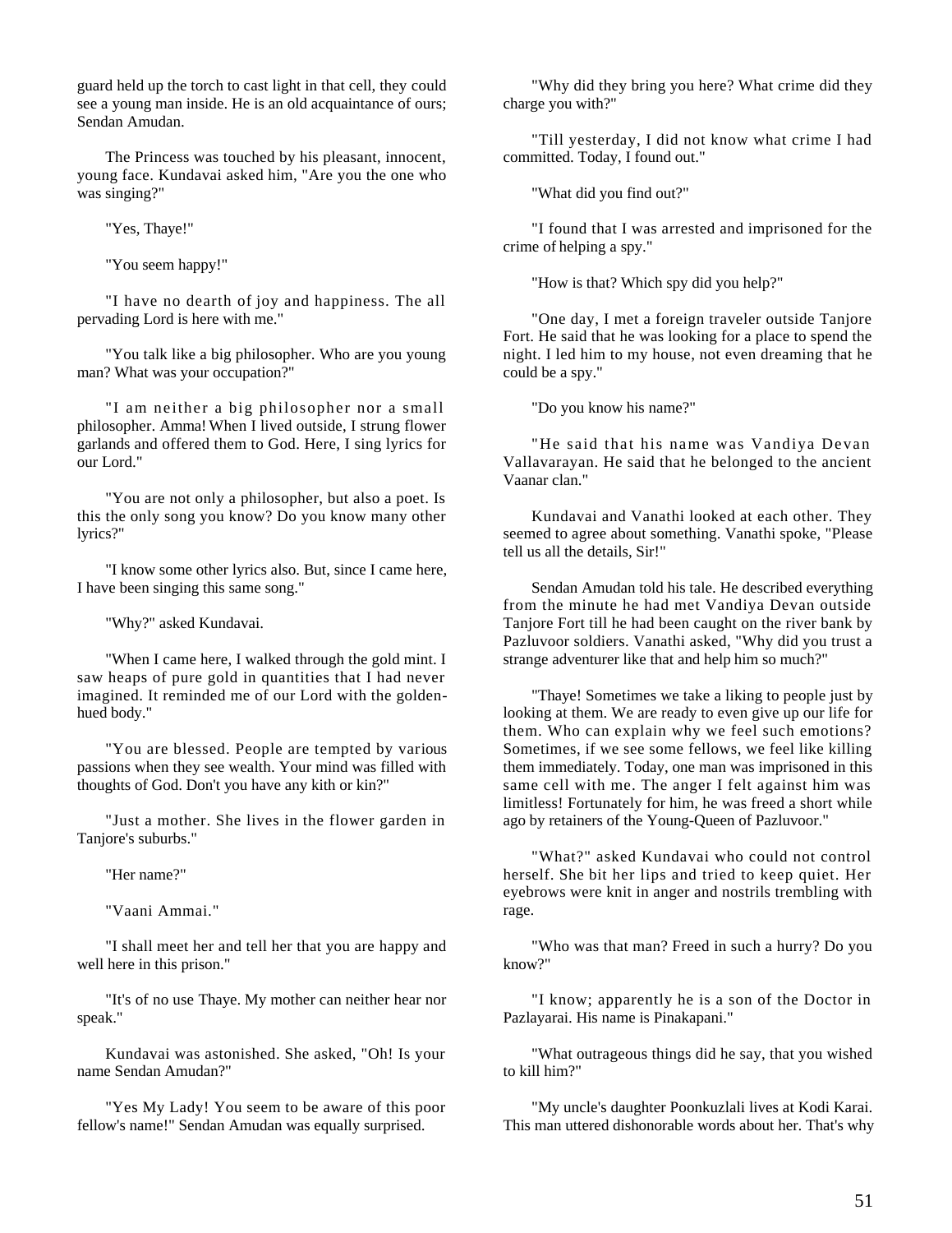guard held up the torch to cast light in that cell, they could see a young man inside. He is an old acquaintance of ours; Sendan Amudan.

The Princess was touched by his pleasant, innocent, young face. Kundavai asked him, "Are you the one who was singing?"

"Yes, Thaye!"

"You seem happy!"

"I have no dearth of joy and happiness. The all pervading Lord is here with me."

"You talk like a big philosopher. Who are you young man? What was your occupation?"

"I am neither a big philosopher nor a small philosopher. Amma! When I lived outside, I strung flower garlands and offered them to God. Here, I sing lyrics for our Lord."

"You are not only a philosopher, but also a poet. Is this the only song you know? Do you know many other lyrics?"

"I know some other lyrics also. But, since I came here, I have been singing this same song."

"Why?" asked Kundavai.

"When I came here, I walked through the gold mint. I saw heaps of pure gold in quantities that I had never imagined. It reminded me of our Lord with the golden-hued body."

"You are blessed. People are tempted by various passions when they see wealth. Your mind was filled with thoughts of God. Don't you have any kith or kin?"

"Just a mother. She lives in the flower garden in Tanjore's suburbs."

"Her name?"

"Vaani Ammai."

"I shall meet her and tell her that you are happy and well here in this prison."

"It's of no use Thaye. My mother can neither hear nor speak."

Kundavai was astonished. She asked, "Oh! Is your name Sendan Amudan?"

"Yes My Lady! You seem to be aware of this poor fellow's name!" Sendan Amudan was equally surprised.

"Why did they bring you here? What crime did they charge you with?"

"Till yesterday, I did not know what crime I had committed. Today, I found out."

"What did you find out?"

"I found that I was arrested and imprisoned for the crime of helping a spy."

"How is that? Which spy did you help?"

"One day, I met a foreign traveler outside Tanjore Fort. He said that he was looking for a place to spend the night. I led him to my house, not even dreaming that he could be a spy."

"Do you know his name?"

"He said that his name was Vandiya Devan Vallavarayan. He said that he belonged to the ancient Vaanar clan."

Kundavai and Vanathi looked at each other. They seemed to agree about something. Vanathi spoke, "Please tell us all the details, Sir!"

Sendan Amudan told his tale. He described everything from the minute he had met Vandiya Devan outside Tanjore Fort till he had been caught on the river bank by Pazluvoor soldiers. Vanathi asked, "Why did you trust a strange adventurer like that and help him so much?"

"Thaye! Sometimes we take a liking to people just by looking at them. We are ready to even give up our life for them. Who can explain why we feel such emotions? Sometimes, if we see some fellows, we feel like killing them immediately. Today, one man was imprisoned in this same cell with me. The anger I felt against him was limitless! Fortunately for him, he was freed a short while ago by retainers of the Young-Queen of Pazluvoor."

"What?" asked Kundavai who could not control herself. She bit her lips and tried to keep quiet. Her eyebrows were knit in anger and nostrils trembling with rage.

"Who was that man? Freed in such a hurry? Do you know?"

"I know; apparently he is a son of the Doctor in Pazlayarai. His name is Pinakapani."

"What outrageous things did he say, that you wished to kill him?"

"My uncle's daughter Poonkuzlali lives at Kodi Karai. This man uttered dishonorable words about her. That's why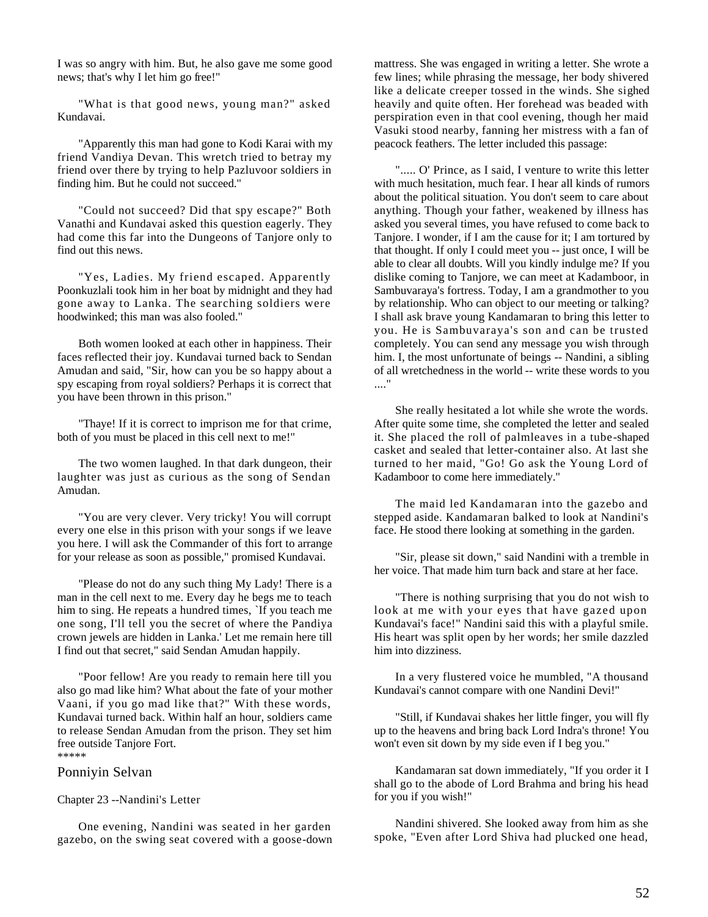I was so angry with him. But, he also gave me some good news; that's why I let him go free!"

"What is that good news, young man?" asked Kundavai.

"Apparently this man had gone to Kodi Karai with my friend Vandiya Devan. This wretch tried to betray my friend over there by trying to help Pazluvoor soldiers in finding him. But he could not succeed."

"Could not succeed? Did that spy escape?" Both Vanathi and Kundavai asked this question eagerly. They had come this far into the Dungeons of Tanjore only to find out this news.

"Yes, Ladies. My friend escaped. Apparently Poonkuzlali took him in her boat by midnight and they had gone away to Lanka. The searching soldiers were hoodwinked; this man was also fooled."

Both women looked at each other in happiness. Their faces reflected their joy. Kundavai turned back to Sendan Amudan and said, "Sir, how can you be so happy about a spy escaping from royal soldiers? Perhaps it is correct that you have been thrown in this prison."

"Thaye! If it is correct to imprison me for that crime, both of you must be placed in this cell next to me!"

The two women laughed. In that dark dungeon, their laughter was just as curious as the song of Sendan Amudan.

"You are very clever. Very tricky! You will corrupt every one else in this prison with your songs if we leave you here. I will ask the Commander of this fort to arrange for your release as soon as possible," promised Kundavai.

"Please do not do any such thing My Lady! There is a man in the cell next to me. Every day he begs me to teach him to sing. He repeats a hundred times, `If you teach me one song, I'll tell you the secret of where the Pandiya crown jewels are hidden in Lanka.' Let me remain here till I find out that secret," said Sendan Amudan happily.

"Poor fellow! Are you ready to remain here till you also go mad like him? What about the fate of your mother Vaani, if you go mad like that?" With these words, Kundavai turned back. Within half an hour, soldiers came to release Sendan Amudan from the prison. They set him free outside Tanjore Fort.

*****

## Ponniyin Selvan

### Chapter 23 --Nandini's Letter

One evening, Nandini was seated in her garden gazebo, on the swing seat covered with a goose-down mattress. She was engaged in writing a letter. She wrote a few lines; while phrasing the message, her body shivered like a delicate creeper tossed in the winds. She sighed heavily and quite often. Her forehead was beaded with perspiration even in that cool evening, though her maid Vasuki stood nearby, fanning her mistress with a fan of peacock feathers. The letter included this passage:

"..... O' Prince, as I said, I venture to write this letter with much hesitation, much fear. I hear all kinds of rumors about the political situation. You don't seem to care about anything. Though your father, weakened by illness has asked you several times, you have refused to come back to Tanjore. I wonder, if I am the cause for it; I am tortured by that thought. If only I could meet you -- just once, I will be able to clear all doubts. Will you kindly indulge me? If you dislike coming to Tanjore, we can meet at Kadamboor, in Sambuvaraya's fortress. Today, I am a grandmother to you by relationship. Who can object to our meeting or talking? I shall ask brave young Kandamaran to bring this letter to you. He is Sambuvaraya's son and can be trusted completely. You can send any message you wish through him. I, the most unfortunate of beings -- Nandini, a sibling of all wretchedness in the world -- write these words to you ...."

She really hesitated a lot while she wrote the words. After quite some time, she completed the letter and sealed it. She placed the roll of palmleaves in a tube-shaped casket and sealed that letter-container also. At last she turned to her maid, "Go! Go ask the Young Lord of Kadamboor to come here immediately."

The maid led Kandamaran into the gazebo and stepped aside. Kandamaran balked to look at Nandini's face. He stood there looking at something in the garden.

"Sir, please sit down," said Nandini with a tremble in her voice. That made him turn back and stare at her face.

"There is nothing surprising that you do not wish to look at me with your eyes that have gazed upon Kundavai's face!" Nandini said this with a playful smile. His heart was split open by her words; her smile dazzled him into dizziness.

In a very flustered voice he mumbled, "A thousand Kundavai's cannot compare with one Nandini Devi!"

"Still, if Kundavai shakes her little finger, you will fly up to the heavens and bring back Lord Indra's throne! You won't even sit down by my side even if I beg you."

Kandamaran sat down immediately, "If you order it I shall go to the abode of Lord Brahma and bring his head for you if you wish!"

Nandini shivered. She looked away from him as she spoke, "Even after Lord Shiva had plucked one head,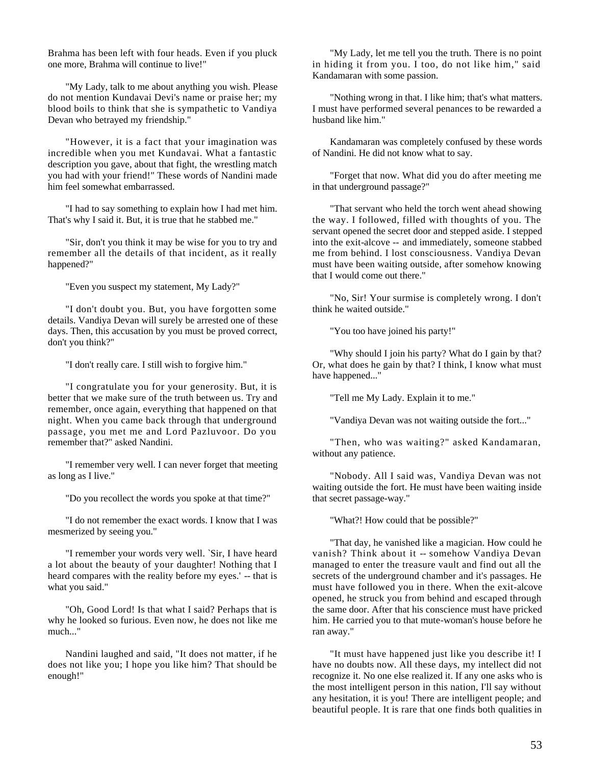Brahma has been left with four heads. Even if you pluck one more, Brahma will continue to live!"

"My Lady, talk to me about anything you wish. Please do not mention Kundavai Devi's name or praise her; my blood boils to think that she is sympathetic to Vandiya Devan who betrayed my friendship."

"However, it is a fact that your imagination was incredible when you met Kundavai. What a fantastic description you gave, about that fight, the wrestling match you had with your friend!" These words of Nandini made him feel somewhat embarrassed.

"I had to say something to explain how I had met him. That's why I said it. But, it is true that he stabbed me."

"Sir, don't you think it may be wise for you to try and remember all the details of that incident, as it really happened?"

"Even you suspect my statement, My Lady?"

"I don't doubt you. But, you have forgotten some details. Vandiya Devan will surely be arrested one of these days. Then, this accusation by you must be proved correct, don't you think?"

"I don't really care. I still wish to forgive him."

"I congratulate you for your generosity. But, it is better that we make sure of the truth between us. Try and remember, once again, everything that happened on that night. When you came back through that underground passage, you met me and Lord Pazluvoor. Do you remember that?" asked Nandini.

"I remember very well. I can never forget that meeting as long as I live."

"Do you recollect the words you spoke at that time?"

"I do not remember the exact words. I know that I was mesmerized by seeing you."

"I remember your words very well. `Sir, I have heard a lot about the beauty of your daughter! Nothing that I heard compares with the reality before my eyes.' -- that is what you said."

"Oh, Good Lord! Is that what I said? Perhaps that is why he looked so furious. Even now, he does not like me much..."

Nandini laughed and said, "It does not matter, if he does not like you; I hope you like him? That should be enough!"

"My Lady, let me tell you the truth. There is no point in hiding it from you. I too, do not like him," said Kandamaran with some passion.

"Nothing wrong in that. I like him; that's what matters. I must have performed several penances to be rewarded a husband like him."

Kandamaran was completely confused by these words of Nandini. He did not know what to say.

"Forget that now. What did you do after meeting me in that underground passage?"

"That servant who held the torch went ahead showing the way. I followed, filled with thoughts of you. The servant opened the secret door and stepped aside. I stepped into the exit-alcove -- and immediately, someone stabbed me from behind. I lost consciousness. Vandiya Devan must have been waiting outside, after somehow knowing that I would come out there."

"No, Sir! Your surmise is completely wrong. I don't think he waited outside."

"You too have joined his party!"

"Why should I join his party? What do I gain by that? Or, what does he gain by that? I think, I know what must have happened..."

"Tell me My Lady. Explain it to me."

"Vandiya Devan was not waiting outside the fort..."

"Then, who was waiting?" asked Kandamaran, without any patience.

"Nobody. All I said was, Vandiya Devan was not waiting outside the fort. He must have been waiting inside that secret passage-way."

"What?! How could that be possible?"

"That day, he vanished like a magician. How could he vanish? Think about it -- somehow Vandiya Devan managed to enter the treasure vault and find out all the secrets of the underground chamber and it's passages. He must have followed you in there. When the exit-alcove opened, he struck you from behind and escaped through the same door. After that his conscience must have pricked him. He carried you to that mute-woman's house before he ran away."

"It must have happened just like you describe it! I have no doubts now. All these days, my intellect did not recognize it. No one else realized it. If any one asks who is the most intelligent person in this nation, I'll say without any hesitation, it is you! There are intelligent people; and beautiful people. It is rare that one finds both qualities in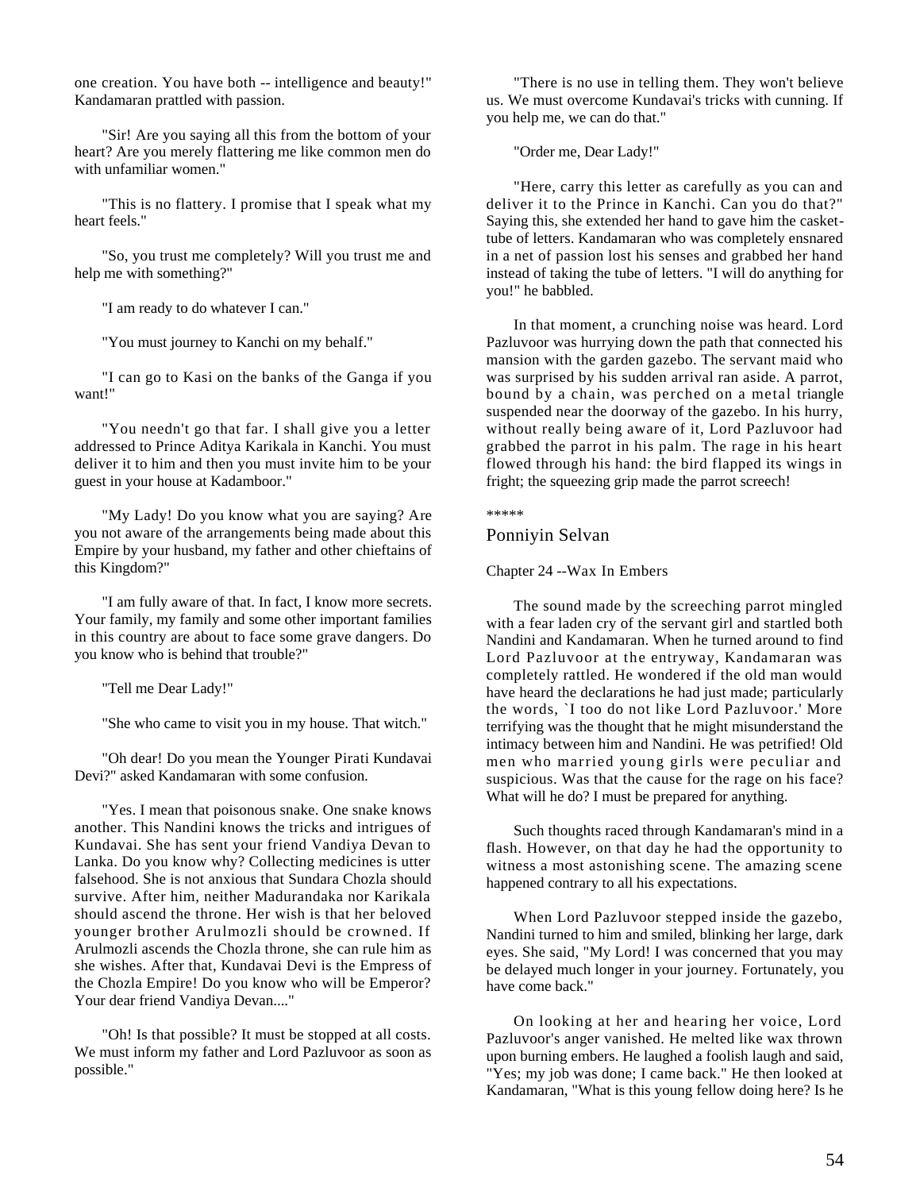one creation. You have both -- intelligence and beauty!" Kandamaran prattled with passion.

"Sir! Are you saying all this from the bottom of your heart? Are you merely flattering me like common men do with unfamiliar women."

"This is no flattery. I promise that I speak what my heart feels."

"So, you trust me completely? Will you trust me and help me with something?"

"I am ready to do whatever I can."

"You must journey to Kanchi on my behalf."

"I can go to Kasi on the banks of the Ganga if you want!"

"You needn't go that far. I shall give you a letter addressed to Prince Aditya Karikala in Kanchi. You must deliver it to him and then you must invite him to be your guest in your house at Kadamboor."

"My Lady! Do you know what you are saying? Are you not aware of the arrangements being made about this Empire by your husband, my father and other chieftains of this Kingdom?"

"I am fully aware of that. In fact, I know more secrets. Your family, my family and some other important families in this country are about to face some grave dangers. Do you know who is behind that trouble?"

"Tell me Dear Lady!"

"She who came to visit you in my house. That witch."

"Oh dear! Do you mean the Younger Pirati Kundavai Devi?" asked Kandamaran with some confusion.

"Yes. I mean that poisonous snake. One snake knows another. This Nandini knows the tricks and intrigues of Kundavai. She has sent your friend Vandiya Devan to Lanka. Do you know why? Collecting medicines is utter falsehood. She is not anxious that Sundara Chozla should survive. After him, neither Madurandaka nor Karikala should ascend the throne. Her wish is that her beloved younger brother Arulmozli should be crowned. If Arulmozli ascends the Chozla throne, she can rule him as she wishes. After that, Kundavai Devi is the Empress of the Chozla Empire! Do you know who will be Emperor? Your dear friend Vandiya Devan...."

"Oh! Is that possible? It must be stopped at all costs. We must inform my father and Lord Pazluvoor as soon as possible."

"There is no use in telling them. They won't believe us. We must overcome Kundavai's tricks with cunning. If you help me, we can do that."

"Order me, Dear Lady!"

"Here, carry this letter as carefully as you can and deliver it to the Prince in Kanchi. Can you do that?" Saying this, she extended her hand to gave him the casket-tube of letters. Kandamaran who was completely ensnared in a net of passion lost his senses and grabbed her hand instead of taking the tube of letters. "I will do anything for you!" he babbled.

In that moment, a crunching noise was heard. Lord Pazluvoor was hurrying down the path that connected his mansion with the garden gazebo. The servant maid who was surprised by his sudden arrival ran aside. A parrot, bound by a chain, was perched on a metal triangle suspended near the doorway of the gazebo. In his hurry, without really being aware of it, Lord Pazluvoor had grabbed the parrot in his palm. The rage in his heart flowed through his hand: the bird flapped its wings in fright; the squeezing grip made the parrot screech!

*****

## Ponniyin Selvan

### Chapter 24 --Wax In Embers

The sound made by the screeching parrot mingled with a fear laden cry of the servant girl and startled both Nandini and Kandamaran. When he turned around to find Lord Pazluvoor at the entryway, Kandamaran was completely rattled. He wondered if the old man would have heard the declarations he had just made; particularly the words, `I too do not like Lord Pazluvoor.' More terrifying was the thought that he might misunderstand the intimacy between him and Nandini. He was petrified! Old men who married young girls were peculiar and suspicious. Was that the cause for the rage on his face? What will he do? I must be prepared for anything.

Such thoughts raced through Kandamaran's mind in a flash. However, on that day he had the opportunity to witness a most astonishing scene. The amazing scene happened contrary to all his expectations.

When Lord Pazluvoor stepped inside the gazebo, Nandini turned to him and smiled, blinking her large, dark eyes. She said, "My Lord! I was concerned that you may be delayed much longer in your journey. Fortunately, you have come back."

On looking at her and hearing her voice, Lord Pazluvoor's anger vanished. He melted like wax thrown upon burning embers. He laughed a foolish laugh and said, "Yes; my job was done; I came back." He then looked at Kandamaran, "What is this young fellow doing here? Is he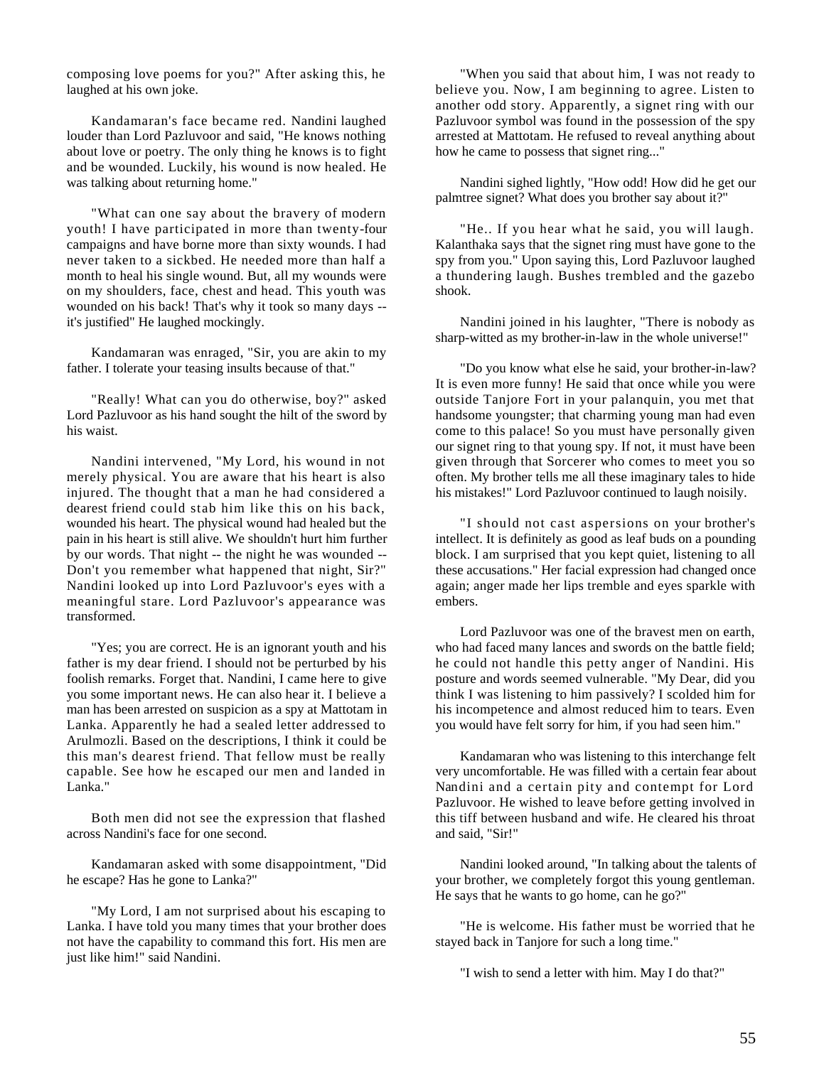composing love poems for you?" After asking this, he laughed at his own joke.

Kandamaran's face became red. Nandini laughed louder than Lord Pazluvoor and said, "He knows nothing about love or poetry. The only thing he knows is to fight and be wounded. Luckily, his wound is now healed. He was talking about returning home."

"What can one say about the bravery of modern youth! I have participated in more than twenty-four campaigns and have borne more than sixty wounds. I had never taken to a sickbed. He needed more than half a month to heal his single wound. But, all my wounds were on my shoulders, face, chest and head. This youth was wounded on his back! That's why it took so many days -- it's justified" He laughed mockingly.

Kandamaran was enraged, "Sir, you are akin to my father. I tolerate your teasing insults because of that."

"Really! What can you do otherwise, boy?" asked Lord Pazluvoor as his hand sought the hilt of the sword by his waist.

Nandini intervened, "My Lord, his wound in not merely physical. You are aware that his heart is also injured. The thought that a man he had considered a dearest friend could stab him like this on his back, wounded his heart. The physical wound had healed but the pain in his heart is still alive. We shouldn't hurt him further by our words. That night -- the night he was wounded -- Don't you remember what happened that night, Sir?" Nandini looked up into Lord Pazluvoor's eyes with a meaningful stare. Lord Pazluvoor's appearance was transformed.

"Yes; you are correct. He is an ignorant youth and his father is my dear friend. I should not be perturbed by his foolish remarks. Forget that. Nandini, I came here to give you some important news. He can also hear it. I believe a man has been arrested on suspicion as a spy at Mattotam in Lanka. Apparently he had a sealed letter addressed to Arulmozli. Based on the descriptions, I think it could be this man's dearest friend. That fellow must be really capable. See how he escaped our men and landed in Lanka."

Both men did not see the expression that flashed across Nandini's face for one second.

Kandamaran asked with some disappointment, "Did he escape? Has he gone to Lanka?"

"My Lord, I am not surprised about his escaping to Lanka. I have told you many times that your brother does not have the capability to command this fort. His men are just like him!" said Nandini.

"When you said that about him, I was not ready to believe you. Now, I am beginning to agree. Listen to another odd story. Apparently, a signet ring with our Pazluvoor symbol was found in the possession of the spy arrested at Mattotam. He refused to reveal anything about how he came to possess that signet ring..."

Nandini sighed lightly, "How odd! How did he get our palmtree signet? What does you brother say about it?"

"He.. If you hear what he said, you will laugh. Kalanthaka says that the signet ring must have gone to the spy from you." Upon saying this, Lord Pazluvoor laughed a thundering laugh. Bushes trembled and the gazebo shook.

Nandini joined in his laughter, "There is nobody as sharp-witted as my brother-in-law in the whole universe!"

"Do you know what else he said, your brother-in-law? It is even more funny! He said that once while you were outside Tanjore Fort in your palanquin, you met that handsome youngster; that charming young man had even come to this palace! So you must have personally given our signet ring to that young spy. If not, it must have been given through that Sorcerer who comes to meet you so often. My brother tells me all these imaginary tales to hide his mistakes!" Lord Pazluvoor continued to laugh noisily.

"I should not cast aspersions on your brother's intellect. It is definitely as good as leaf buds on a pounding block. I am surprised that you kept quiet, listening to all these accusations." Her facial expression had changed once again; anger made her lips tremble and eyes sparkle with embers.

Lord Pazluvoor was one of the bravest men on earth, who had faced many lances and swords on the battle field; he could not handle this petty anger of Nandini. His posture and words seemed vulnerable. "My Dear, did you think I was listening to him passively? I scolded him for his incompetence and almost reduced him to tears. Even you would have felt sorry for him, if you had seen him."

Kandamaran who was listening to this interchange felt very uncomfortable. He was filled with a certain fear about Nandini and a certain pity and contempt for Lord Pazluvoor. He wished to leave before getting involved in this tiff between husband and wife. He cleared his throat and said, "Sir!"

Nandini looked around, "In talking about the talents of your brother, we completely forgot this young gentleman. He says that he wants to go home, can he go?"

"He is welcome. His father must be worried that he stayed back in Tanjore for such a long time."

"I wish to send a letter with him. May I do that?"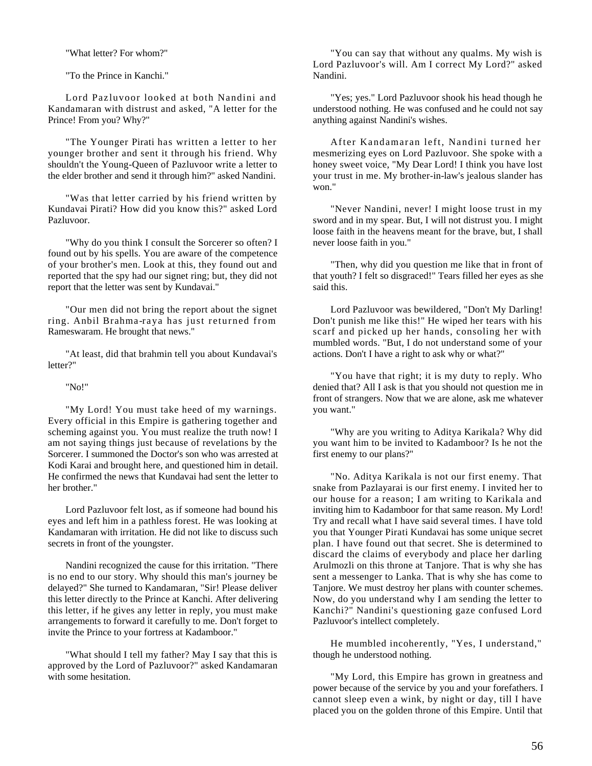"What letter? For whom?"

"To the Prince in Kanchi."

Lord Pazluvoor looked at both Nandini and Kandamaran with distrust and asked, "A letter for the Prince! From you? Why?"

"The Younger Pirati has written a letter to her younger brother and sent it through his friend. Why shouldn't the Young-Queen of Pazluvoor write a letter to the elder brother and send it through him?" asked Nandini.

"Was that letter carried by his friend written by Kundavai Pirati? How did you know this?" asked Lord Pazluvoor.

"Why do you think I consult the Sorcerer so often? I found out by his spells. You are aware of the competence of your brother's men. Look at this, they found out and reported that the spy had our signet ring; but, they did not report that the letter was sent by Kundavai."

"Our men did not bring the report about the signet ring. Anbil Brahma-raya has just returned from Rameswaram. He brought that news."

"At least, did that brahmin tell you about Kundavai's letter?"

"No!"

"My Lord! You must take heed of my warnings. Every official in this Empire is gathering together and scheming against you. You must realize the truth now! I am not saying things just because of revelations by the Sorcerer. I summoned the Doctor's son who was arrested at Kodi Karai and brought here, and questioned him in detail. He confirmed the news that Kundavai had sent the letter to her brother."

Lord Pazluvoor felt lost, as if someone had bound his eyes and left him in a pathless forest. He was looking at Kandamaran with irritation. He did not like to discuss such secrets in front of the youngster.

Nandini recognized the cause for this irritation. "There is no end to our story. Why should this man's journey be delayed?" She turned to Kandamaran, "Sir! Please deliver this letter directly to the Prince at Kanchi. After delivering this letter, if he gives any letter in reply, you must make arrangements to forward it carefully to me. Don't forget to invite the Prince to your fortress at Kadamboor."

"What should I tell my father? May I say that this is approved by the Lord of Pazluvoor?" asked Kandamaran with some hesitation.

"You can say that without any qualms. My wish is Lord Pazluvoor's will. Am I correct My Lord?" asked Nandini.

"Yes; yes." Lord Pazluvoor shook his head though he understood nothing. He was confused and he could not say anything against Nandini's wishes.

After Kandamaran left, Nandini turned her mesmerizing eyes on Lord Pazluvoor. She spoke with a honey sweet voice, "My Dear Lord! I think you have lost your trust in me. My brother-in-law's jealous slander has won."

"Never Nandini, never! I might loose trust in my sword and in my spear. But, I will not distrust you. I might loose faith in the heavens meant for the brave, but, I shall never loose faith in you."

"Then, why did you question me like that in front of that youth? I felt so disgraced!" Tears filled her eyes as she said this.

Lord Pazluvoor was bewildered, "Don't My Darling! Don't punish me like this!" He wiped her tears with his scarf and picked up her hands, consoling her with mumbled words. "But, I do not understand some of your actions. Don't I have a right to ask why or what?"

"You have that right; it is my duty to reply. Who denied that? All I ask is that you should not question me in front of strangers. Now that we are alone, ask me whatever you want."

"Why are you writing to Aditya Karikala? Why did you want him to be invited to Kadamboor? Is he not the first enemy to our plans?"

"No. Aditya Karikala is not our first enemy. That snake from Pazlayarai is our first enemy. I invited her to our house for a reason; I am writing to Karikala and inviting him to Kadamboor for that same reason. My Lord! Try and recall what I have said several times. I have told you that Younger Pirati Kundavai has some unique secret plan. I have found out that secret. She is determined to discard the claims of everybody and place her darling Arulmozli on this throne at Tanjore. That is why she has sent a messenger to Lanka. That is why she has come to Tanjore. We must destroy her plans with counter schemes. Now, do you understand why I am sending the letter to Kanchi?" Nandini's questioning gaze confused Lord Pazluvoor's intellect completely.

He mumbled incoherently, "Yes, I understand," though he understood nothing.

"My Lord, this Empire has grown in greatness and power because of the service by you and your forefathers. I cannot sleep even a wink, by night or day, till I have placed you on the golden throne of this Empire. Until that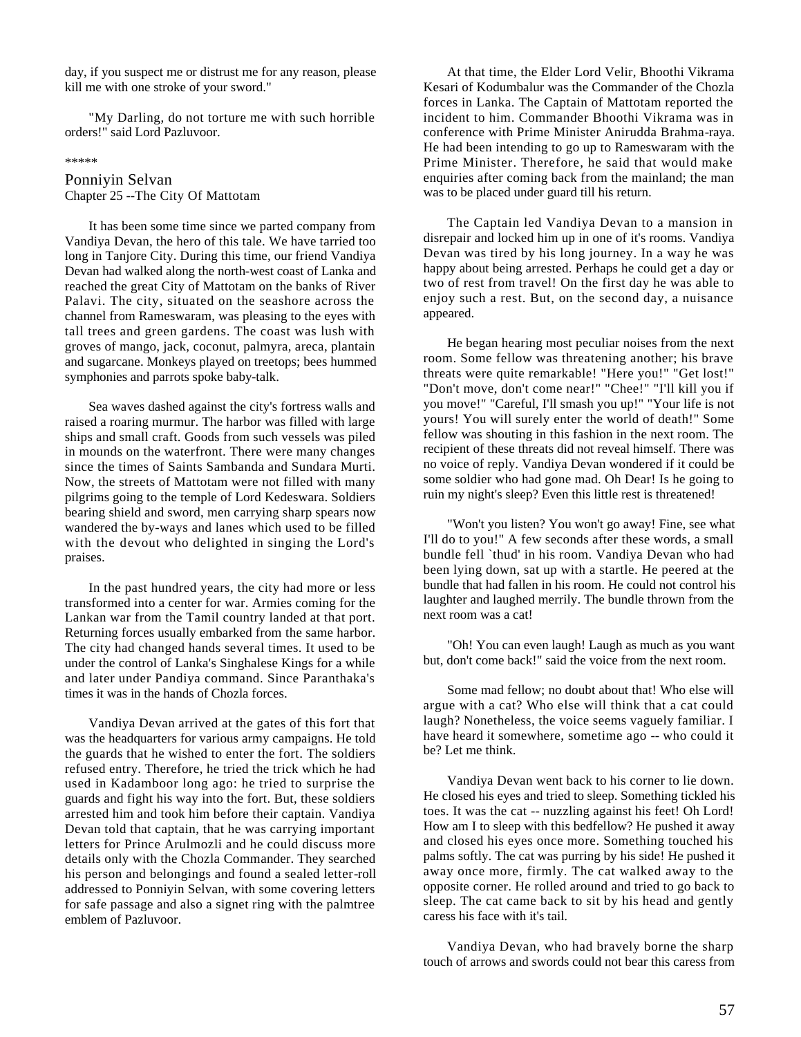day, if you suspect me or distrust me for any reason, please kill me with one stroke of your sword."

"My Darling, do not torture me with such horrible orders!" said Lord Pazluvoor.

*****

## Ponniyin Selvan

### Chapter 25 --The City Of Mattotam

It has been some time since we parted company from Vandiya Devan, the hero of this tale. We have tarried too long in Tanjore City. During this time, our friend Vandiya Devan had walked along the north-west coast of Lanka and reached the great City of Mattotam on the banks of River Palavi. The city, situated on the seashore across the channel from Rameswaram, was pleasing to the eyes with tall trees and green gardens. The coast was lush with groves of mango, jack, coconut, palmyra, areca, plantain and sugarcane. Monkeys played on treetops; bees hummed symphonies and parrots spoke baby-talk.

Sea waves dashed against the city's fortress walls and raised a roaring murmur. The harbor was filled with large ships and small craft. Goods from such vessels was piled in mounds on the waterfront. There were many changes since the times of Saints Sambanda and Sundara Murti. Now, the streets of Mattotam were not filled with many pilgrims going to the temple of Lord Kedeswara. Soldiers bearing shield and sword, men carrying sharp spears now wandered the by-ways and lanes which used to be filled with the devout who delighted in singing the Lord's praises.

In the past hundred years, the city had more or less transformed into a center for war. Armies coming for the Lankan war from the Tamil country landed at that port. Returning forces usually embarked from the same harbor. The city had changed hands several times. It used to be under the control of Lanka's Singhalese Kings for a while and later under Pandiya command. Since Paranthaka's times it was in the hands of Chozla forces.

Vandiya Devan arrived at the gates of this fort that was the headquarters for various army campaigns. He told the guards that he wished to enter the fort. The soldiers refused entry. Therefore, he tried the trick which he had used in Kadamboor long ago: he tried to surprise the guards and fight his way into the fort. But, these soldiers arrested him and took him before their captain. Vandiya Devan told that captain, that he was carrying important letters for Prince Arulmozli and he could discuss more details only with the Chozla Commander. They searched his person and belongings and found a sealed letter-roll addressed to Ponniyin Selvan, with some covering letters for safe passage and also a signet ring with the palmtree emblem of Pazluvoor.

At that time, the Elder Lord Velir, Bhoothi Vikrama Kesari of Kodumbalur was the Commander of the Chozla forces in Lanka. The Captain of Mattotam reported the incident to him. Commander Bhoothi Vikrama was in conference with Prime Minister Anirudda Brahma-raya. He had been intending to go up to Rameswaram with the Prime Minister. Therefore, he said that would make enquiries after coming back from the mainland; the man was to be placed under guard till his return.

The Captain led Vandiya Devan to a mansion in disrepair and locked him up in one of it's rooms. Vandiya Devan was tired by his long journey. In a way he was happy about being arrested. Perhaps he could get a day or two of rest from travel! On the first day he was able to enjoy such a rest. But, on the second day, a nuisance appeared.

He began hearing most peculiar noises from the next room. Some fellow was threatening another; his brave threats were quite remarkable! "Here you!" "Get lost!" "Don't move, don't come near!" "Chee!" "I'll kill you if you move!" "Careful, I'll smash you up!" "Your life is not yours! You will surely enter the world of death!" Some fellow was shouting in this fashion in the next room. The recipient of these threats did not reveal himself. There was no voice of reply. Vandiya Devan wondered if it could be some soldier who had gone mad. Oh Dear! Is he going to ruin my night's sleep? Even this little rest is threatened!

"Won't you listen? You won't go away! Fine, see what I'll do to you!" A few seconds after these words, a small bundle fell `thud' in his room. Vandiya Devan who had been lying down, sat up with a startle. He peered at the bundle that had fallen in his room. He could not control his laughter and laughed merrily. The bundle thrown from the next room was a cat!

"Oh! You can even laugh! Laugh as much as you want but, don't come back!" said the voice from the next room.

Some mad fellow; no doubt about that! Who else will argue with a cat? Who else will think that a cat could laugh? Nonetheless, the voice seems vaguely familiar. I have heard it somewhere, sometime ago -- who could it be? Let me think.

Vandiya Devan went back to his corner to lie down. He closed his eyes and tried to sleep. Something tickled his toes. It was the cat -- nuzzling against his feet! Oh Lord! How am I to sleep with this bedfellow? He pushed it away and closed his eyes once more. Something touched his palms softly. The cat was purring by his side! He pushed it away once more, firmly. The cat walked away to the opposite corner. He rolled around and tried to go back to sleep. The cat came back to sit by his head and gently caress his face with it's tail.

Vandiya Devan, who had bravely borne the sharp touch of arrows and swords could not bear this caress from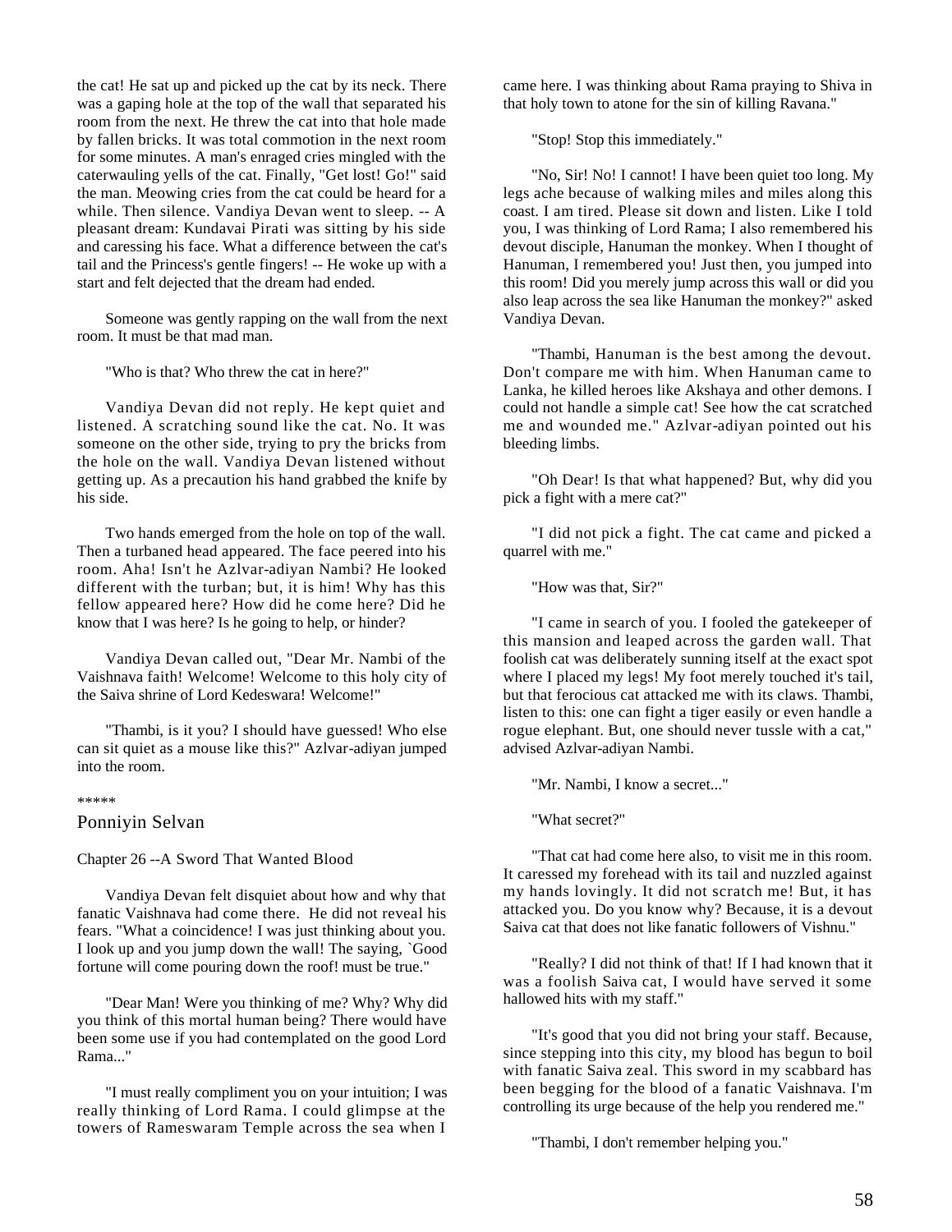the cat! He sat up and picked up the cat by its neck. There was a gaping hole at the top of the wall that separated his room from the next. He threw the cat into that hole made by fallen bricks. It was total commotion in the next room for some minutes. A man's enraged cries mingled with the caterwauling yells of the cat. Finally, "Get lost! Go!" said the man. Meowing cries from the cat could be heard for a while. Then silence. Vandiya Devan went to sleep. -- A pleasant dream: Kundavai Pirati was sitting by his side and caressing his face. What a difference between the cat's tail and the Princess's gentle fingers! -- He woke up with a start and felt dejected that the dream had ended.

Someone was gently rapping on the wall from the next room. It must be that mad man.

"Who is that? Who threw the cat in here?"

Vandiya Devan did not reply. He kept quiet and listened. A scratching sound like the cat. No. It was someone on the other side, trying to pry the bricks from the hole on the wall. Vandiya Devan listened without getting up. As a precaution his hand grabbed the knife by his side.

Two hands emerged from the hole on top of the wall. Then a turbaned head appeared. The face peered into his room. Aha! Isn't he Azlvar-adiyan Nambi? He looked different with the turban; but, it is him! Why has this fellow appeared here? How did he come here? Did he know that I was here? Is he going to help, or hinder?

Vandiya Devan called out, "Dear Mr. Nambi of the Vaishnava faith! Welcome! Welcome to this holy city of the Saiva shrine of Lord Kedeswara! Welcome!"

"Thambi, is it you? I should have guessed! Who else can sit quiet as a mouse like this?" Azlvar-adiyan jumped into the room.

*****

## Ponniyin Selvan

### Chapter 26 --A Sword That Wanted Blood

Vandiya Devan felt disquiet about how and why that fanatic Vaishnava had come there. He did not reveal his fears. "What a coincidence! I was just thinking about you. I look up and you jump down the wall! The saying, `Good fortune will come pouring down the roof! must be true."

"Dear Man! Were you thinking of me? Why? Why did you think of this mortal human being? There would have been some use if you had contemplated on the good Lord Rama..."

"I must really compliment you on your intuition; I was really thinking of Lord Rama. I could glimpse at the towers of Rameswaram Temple across the sea when I came here. I was thinking about Rama praying to Shiva in that holy town to atone for the sin of killing Ravana."

"Stop! Stop this immediately."

"No, Sir! No! I cannot! I have been quiet too long. My legs ache because of walking miles and miles along this coast. I am tired. Please sit down and listen. Like I told you, I was thinking of Lord Rama; I also remembered his devout disciple, Hanuman the monkey. When I thought of Hanuman, I remembered you! Just then, you jumped into this room! Did you merely jump across this wall or did you also leap across the sea like Hanuman the monkey?" asked Vandiya Devan.

"Thambi, Hanuman is the best among the devout. Don't compare me with him. When Hanuman came to Lanka, he killed heroes like Akshaya and other demons. I could not handle a simple cat! See how the cat scratched me and wounded me." Azlvar-adiyan pointed out his bleeding limbs.

"Oh Dear! Is that what happened? But, why did you pick a fight with a mere cat?"

"I did not pick a fight. The cat came and picked a quarrel with me."

"How was that, Sir?"

"I came in search of you. I fooled the gatekeeper of this mansion and leaped across the garden wall. That foolish cat was deliberately sunning itself at the exact spot where I placed my legs! My foot merely touched it's tail, but that ferocious cat attacked me with its claws. Thambi, listen to this: one can fight a tiger easily or even handle a rogue elephant. But, one should never tussle with a cat," advised Azlvar-adiyan Nambi.

"Mr. Nambi, I know a secret..."

"What secret?"

"That cat had come here also, to visit me in this room. It caressed my forehead with its tail and nuzzled against my hands lovingly. It did not scratch me! But, it has attacked you. Do you know why? Because, it is a devout Saiva cat that does not like fanatic followers of Vishnu."

"Really? I did not think of that! If I had known that it was a foolish Saiva cat, I would have served it some hallowed hits with my staff."

"It's good that you did not bring your staff. Because, since stepping into this city, my blood has begun to boil with fanatic Saiva zeal. This sword in my scabbard has been begging for the blood of a fanatic Vaishnava. I'm controlling its urge because of the help you rendered me."

"Thambi, I don't remember helping you."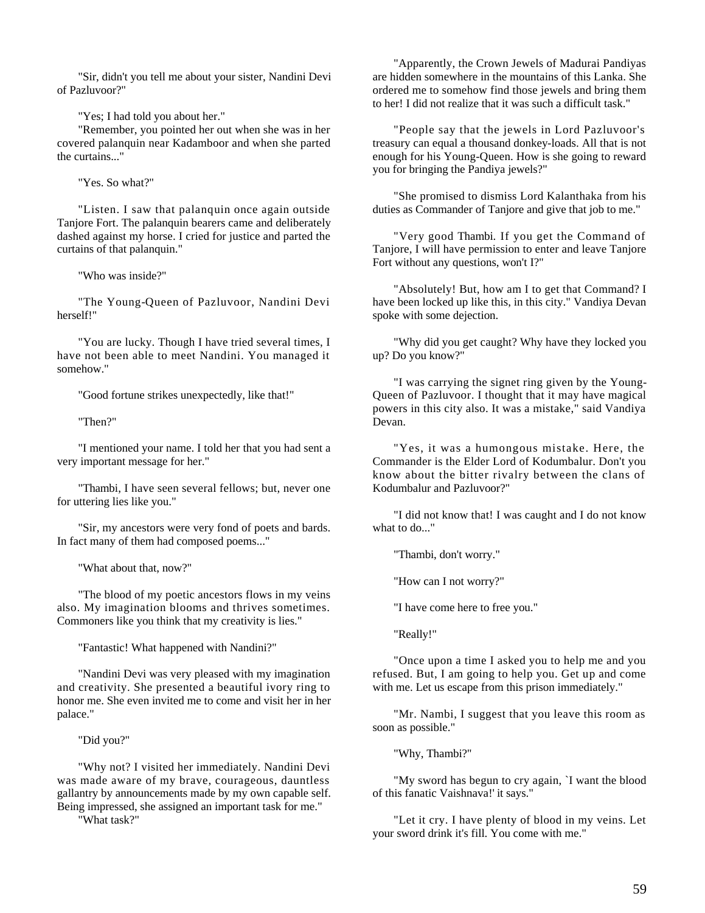"Sir, didn't you tell me about your sister, Nandini Devi of Pazluvoor?"

"Yes; I had told you about her."

"Remember, you pointed her out when she was in her covered palanquin near Kadamboor and when she parted the curtains..."

"Yes. So what?"

"Listen. I saw that palanquin once again outside Tanjore Fort. The palanquin bearers came and deliberately dashed against my horse. I cried for justice and parted the curtains of that palanquin."

"Who was inside?"

"The Young-Queen of Pazluvoor, Nandini Devi herself!"

"You are lucky. Though I have tried several times, I have not been able to meet Nandini. You managed it somehow."

"Good fortune strikes unexpectedly, like that!"

"Then?"

"I mentioned your name. I told her that you had sent a very important message for her."

"Thambi, I have seen several fellows; but, never one for uttering lies like you."

"Sir, my ancestors were very fond of poets and bards. In fact many of them had composed poems..."

"What about that, now?"

"The blood of my poetic ancestors flows in my veins also. My imagination blooms and thrives sometimes. Commoners like you think that my creativity is lies."

"Fantastic! What happened with Nandini?"

"Nandini Devi was very pleased with my imagination and creativity. She presented a beautiful ivory ring to honor me. She even invited me to come and visit her in her palace."

"Did you?"

"Why not? I visited her immediately. Nandini Devi was made aware of my brave, courageous, dauntless gallantry by announcements made by my own capable self. Being impressed, she assigned an important task for me."

"What task?"

"Apparently, the Crown Jewels of Madurai Pandiyas are hidden somewhere in the mountains of this Lanka. She ordered me to somehow find those jewels and bring them to her! I did not realize that it was such a difficult task."

"People say that the jewels in Lord Pazluvoor's treasury can equal a thousand donkey-loads. All that is not enough for his Young-Queen. How is she going to reward you for bringing the Pandiya jewels?"

"She promised to dismiss Lord Kalanthaka from his duties as Commander of Tanjore and give that job to me."

"Very good Thambi. If you get the Command of Tanjore, I will have permission to enter and leave Tanjore Fort without any questions, won't I?"

"Absolutely! But, how am I to get that Command? I have been locked up like this, in this city." Vandiya Devan spoke with some dejection.

"Why did you get caught? Why have they locked you up? Do you know?"

"I was carrying the signet ring given by the Young-Queen of Pazluvoor. I thought that it may have magical powers in this city also. It was a mistake," said Vandiya Devan.

"Yes, it was a humongous mistake. Here, the Commander is the Elder Lord of Kodumbalur. Don't you know about the bitter rivalry between the clans of Kodumbalur and Pazluvoor?"

"I did not know that! I was caught and I do not know what to do..."

"Thambi, don't worry."

"How can I not worry?"

"I have come here to free you."

"Really!"

"Once upon a time I asked you to help me and you refused. But, I am going to help you. Get up and come with me. Let us escape from this prison immediately."

"Mr. Nambi, I suggest that you leave this room as soon as possible."

"Why, Thambi?"

"My sword has begun to cry again, `I want the blood of this fanatic Vaishnava!' it says."

"Let it cry. I have plenty of blood in my veins. Let your sword drink it's fill. You come with me."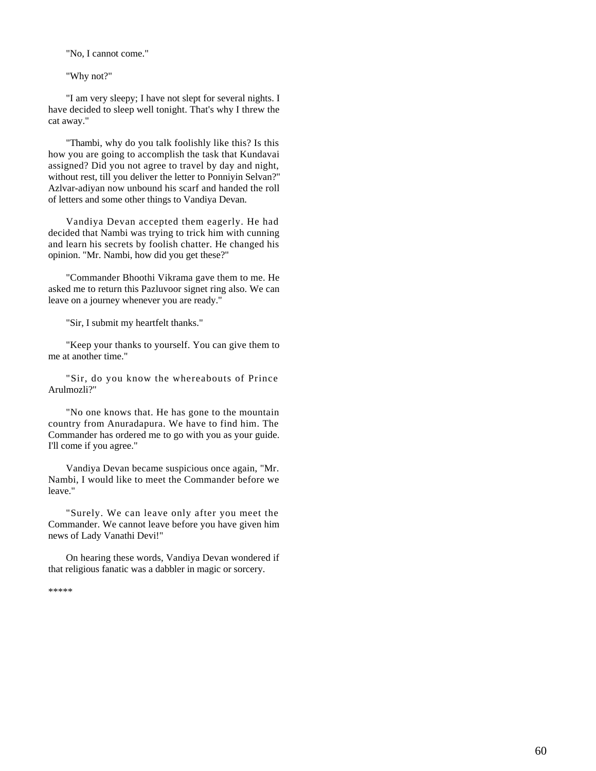"No, I cannot come."

"Why not?"

"I am very sleepy; I have not slept for several nights. I have decided to sleep well tonight. That's why I threw the cat away."

"Thambi, why do you talk foolishly like this? Is this how you are going to accomplish the task that Kundavai assigned? Did you not agree to travel by day and night, without rest, till you deliver the letter to Ponniyin Selvan?" Azlvar-adiyan now unbound his scarf and handed the roll of letters and some other things to Vandiya Devan.

Vandiya Devan accepted them eagerly. He had decided that Nambi was trying to trick him with cunning and learn his secrets by foolish chatter. He changed his opinion. "Mr. Nambi, how did you get these?"

"Commander Bhoothi Vikrama gave them to me. He asked me to return this Pazluvoor signet ring also. We can leave on a journey whenever you are ready."

"Sir, I submit my heartfelt thanks."

"Keep your thanks to yourself. You can give them to me at another time."

"Sir, do you know the whereabouts of Prince Arulmozli?"

"No one knows that. He has gone to the mountain country from Anuradapura. We have to find him. The Commander has ordered me to go with you as your guide. I'll come if you agree."

Vandiya Devan became suspicious once again, "Mr. Nambi, I would like to meet the Commander before we leave."

"Surely. We can leave only after you meet the Commander. We cannot leave before you have given him news of Lady Vanathi Devi!"

On hearing these words, Vandiya Devan wondered if that religious fanatic was a dabbler in magic or sorcery.

*****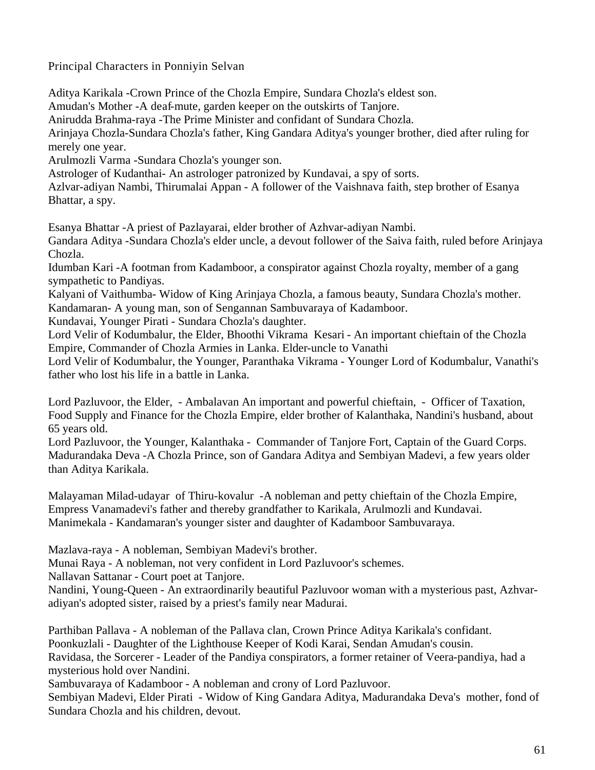Principal Characters in Ponniyin Selvan

Aditya Karikala -Crown Prince of the Chozla Empire, Sundara Chozla's eldest son.
Amudan's Mother -A deaf-mute, garden keeper on the outskirts of Tanjore.
Anirudda Brahma-raya -The Prime Minister and confidant of Sundara Chozla.
Arinjaya Chozla-Sundara Chozla's father, King Gandara Aditya's younger brother, died after ruling for merely one year.
Arulmozli Varma -Sundara Chozla's younger son.
Astrologer of Kudanthai- An astrologer patronized by Kundavai, a spy of sorts.
Azlvar-adiyan Nambi, Thirumalai Appan - A follower of the Vaishnava faith, step brother of Esanya Bhattar, a spy.

Esanya Bhattar -A priest of Pazlayarai, elder brother of Azhvar-adiyan Nambi.
Gandara Aditya -Sundara Chozla's elder uncle, a devout follower of the Saiva faith, ruled before Arinjaya Chozla.
Idumban Kari -A footman from Kadamboor, a conspirator against Chozla royalty, member of a gang sympathetic to Pandiyas.
Kalyani of Vaithumba- Widow of King Arinjaya Chozla, a famous beauty, Sundara Chozla's mother.
Kandamaran- A young man, son of Sengannan Sambuvaraya of Kadamboor.
Kundavai, Younger Pirati - Sundara Chozla's daughter.
Lord Velir of Kodumbalur, the Elder, Bhoothi Vikrama Kesari - An important chieftain of the Chozla Empire, Commander of Chozla Armies in Lanka. Elder-uncle to Vanathi
Lord Velir of Kodumbalur, the Younger, Paranthaka Vikrama - Younger Lord of Kodumbalur, Vanathi's father who lost his life in a battle in Lanka.

Lord Pazluvoor, the Elder, - Ambalavan An important and powerful chieftain, - Officer of Taxation, Food Supply and Finance for the Chozla Empire, elder brother of Kalanthaka, Nandini's husband, about 65 years old.
Lord Pazluvoor, the Younger, Kalanthaka - Commander of Tanjore Fort, Captain of the Guard Corps.
Madurandaka Deva -A Chozla Prince, son of Gandara Aditya and Sembiyan Madevi, a few years older than Aditya Karikala.

Malayaman Milad-udayar of Thiru-kovalur -A nobleman and petty chieftain of the Chozla Empire, Empress Vanamadevi's father and thereby grandfather to Karikala, Arulmozli and Kundavai.
Manimekala - Kandamaran's younger sister and daughter of Kadamboor Sambuvaraya.

Mazlava-raya - A nobleman, Sembiyan Madevi's brother.
Munai Raya - A nobleman, not very confident in Lord Pazluvoor's schemes.
Nallavan Sattanar - Court poet at Tanjore.
Nandini, Young-Queen - An extraordinarily beautiful Pazluvoor woman with a mysterious past, Azhvar-adiyan's adopted sister, raised by a priest's family near Madurai.

Parthiban Pallava - A nobleman of the Pallava clan, Crown Prince Aditya Karikala's confidant.
Poonkuzlali - Daughter of the Lighthouse Keeper of Kodi Karai, Sendan Amudan's cousin.
Ravidasa, the Sorcerer - Leader of the Pandiya conspirators, a former retainer of Veera-pandiya, had a mysterious hold over Nandini.
Sambuvaraya of Kadamboor - A nobleman and crony of Lord Pazluvoor.
Sembiyan Madevi, Elder Pirati - Widow of King Gandara Aditya, Madurandaka Deva's mother, fond of Sundara Chozla and his children, devout.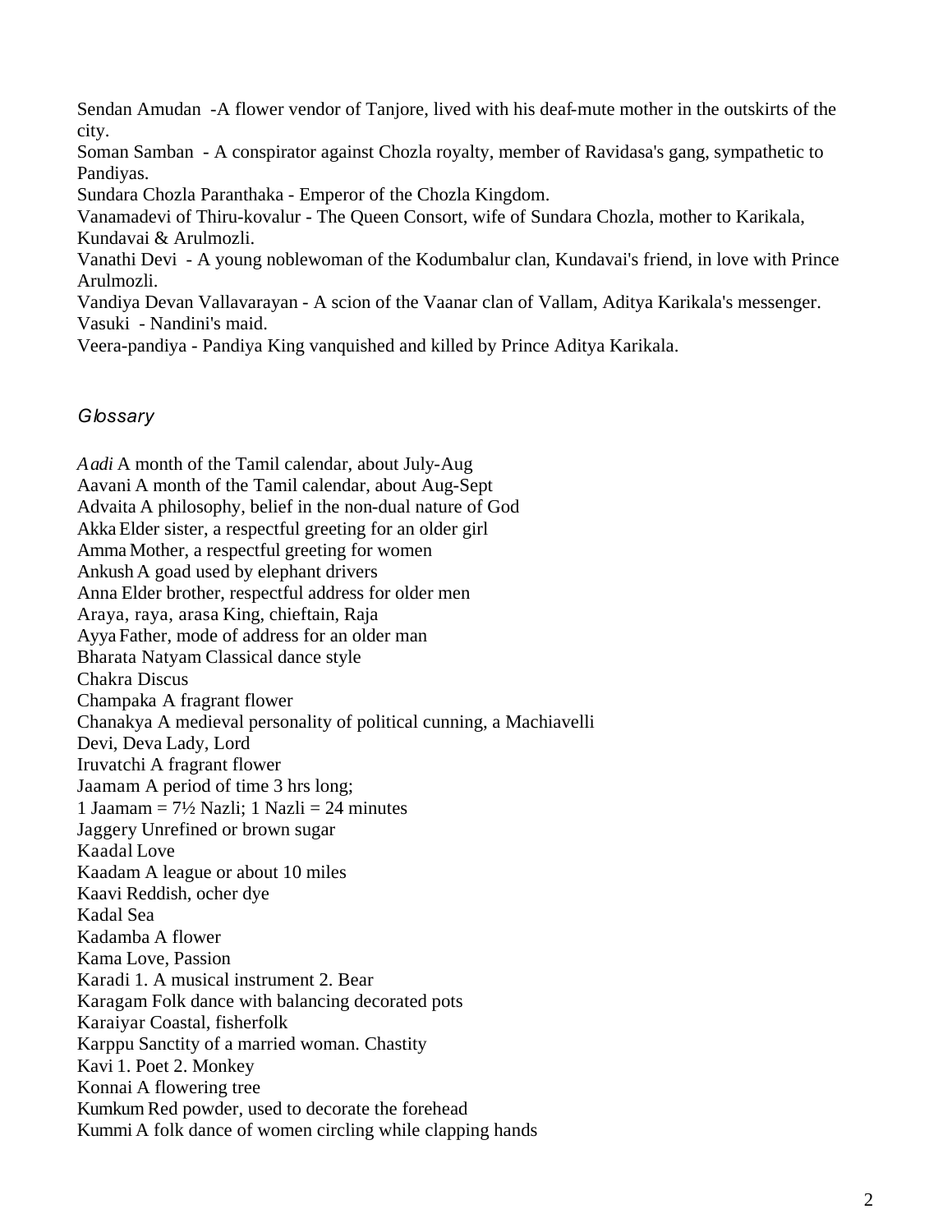Sendan Amudan -A flower vendor of Tanjore, lived with his deaf-mute mother in the outskirts of the city.
Soman Samban - A conspirator against Chozla royalty, member of Ravidasa's gang, sympathetic to Pandiyas.
Sundara Chozla Paranthaka - Emperor of the Chozla Kingdom.
Vanamadevi of Thiru-kovalur - The Queen Consort, wife of Sundara Chozla, mother to Karikala, Kundavai & Arulmozli.
Vanathi Devi - A young noblewoman of the Kodumbalur clan, Kundavai's friend, in love with Prince Arulmozli.
Vandiya Devan Vallavarayan - A scion of the Vaanar clan of Vallam, Aditya Karikala's messenger.
Vasuki - Nandini's maid.
Veera-pandiya - Pandiya King vanquished and killed by Prince Aditya Karikala.

## *Glossary*

*Aadi* A month of the Tamil calendar, about July-Aug
Aavani A month of the Tamil calendar, about Aug-Sept
Advaita A philosophy, belief in the non-dual nature of God
Akka Elder sister, a respectful greeting for an older girl
Amma Mother, a respectful greeting for women
Ankush A goad used by elephant drivers
Anna Elder brother, respectful address for older men
Araya, raya, arasa King, chieftain, Raja
Ayya Father, mode of address for an older man
Bharata Natyam Classical dance style
Chakra Discus
Champaka A fragrant flower
Chanakya A medieval personality of political cunning, a Machiavelli
Devi, Deva Lady, Lord
Iruvatchi A fragrant flower
Jaamam A period of time 3 hrs long;
1 Jaamam = 7½ Nazli; 1 Nazli = 24 minutes
Jaggery Unrefined or brown sugar
Kaadal Love
Kaadam A league or about 10 miles
Kaavi Reddish, ocher dye
Kadal Sea
Kadamba A flower
Kama Love, Passion
Karadi 1. A musical instrument 2. Bear
Karagam Folk dance with balancing decorated pots
Karaiyar Coastal, fisherfolk
Karppu Sanctity of a married woman. Chastity
Kavi 1. Poet 2. Monkey
Konnai A flowering tree
Kumkum Red powder, used to decorate the forehead
Kummi A folk dance of women circling while clapping hands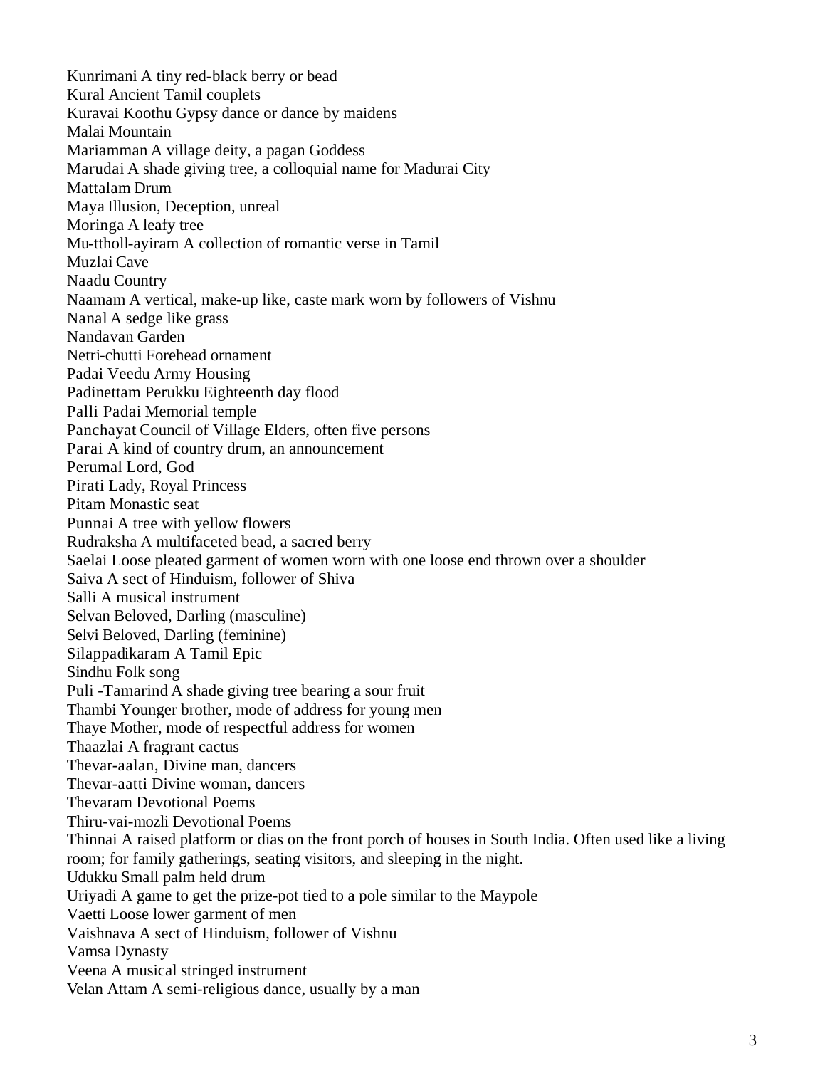Kunrimani A tiny red-black berry or bead
Kural Ancient Tamil couplets
Kuravai Koothu Gypsy dance or dance by maidens
Malai Mountain
Mariamman A village deity, a pagan Goddess
Marudai A shade giving tree, a colloquial name for Madurai City
Mattalam Drum
Maya Illusion, Deception, unreal
Moringa A leafy tree
Mu-ttholl-ayiram A collection of romantic verse in Tamil
Muzlai Cave
Naadu Country
Naamam A vertical, make-up like, caste mark worn by followers of Vishnu
Nanal A sedge like grass
Nandavan Garden
Netri-chutti Forehead ornament
Padai Veedu Army Housing
Padinettam Perukku Eighteenth day flood
Palli Padai Memorial temple
Panchayat Council of Village Elders, often five persons
Parai A kind of country drum, an announcement
Perumal Lord, God
Pirati Lady, Royal Princess
Pitam Monastic seat
Punnai A tree with yellow flowers
Rudraksha A multifaceted bead, a sacred berry
Saelai Loose pleated garment of women worn with one loose end thrown over a shoulder
Saiva A sect of Hinduism, follower of Shiva
Salli A musical instrument
Selvan Beloved, Darling (masculine)
Selvi Beloved, Darling (feminine)
Silappadikaram A Tamil Epic
Sindhu Folk song
Puli -Tamarind A shade giving tree bearing a sour fruit
Thambi Younger brother, mode of address for young men
Thaye Mother, mode of respectful address for women
Thaazlai A fragrant cactus
Thevar-aalan, Divine man, dancers
Thevar-aatti Divine woman, dancers
Thevaram Devotional Poems
Thiru-vai-mozli Devotional Poems
Thinnai A raised platform or dias on the front porch of houses in South India. Often used like a living room; for family gatherings, seating visitors, and sleeping in the night.
Udukku Small palm held drum
Uriyadi A game to get the prize-pot tied to a pole similar to the Maypole
Vaetti Loose lower garment of men
Vaishnava A sect of Hinduism, follower of Vishnu
Vamsa Dynasty
Veena A musical stringed instrument
Velan Attam A semi-religious dance, usually by a man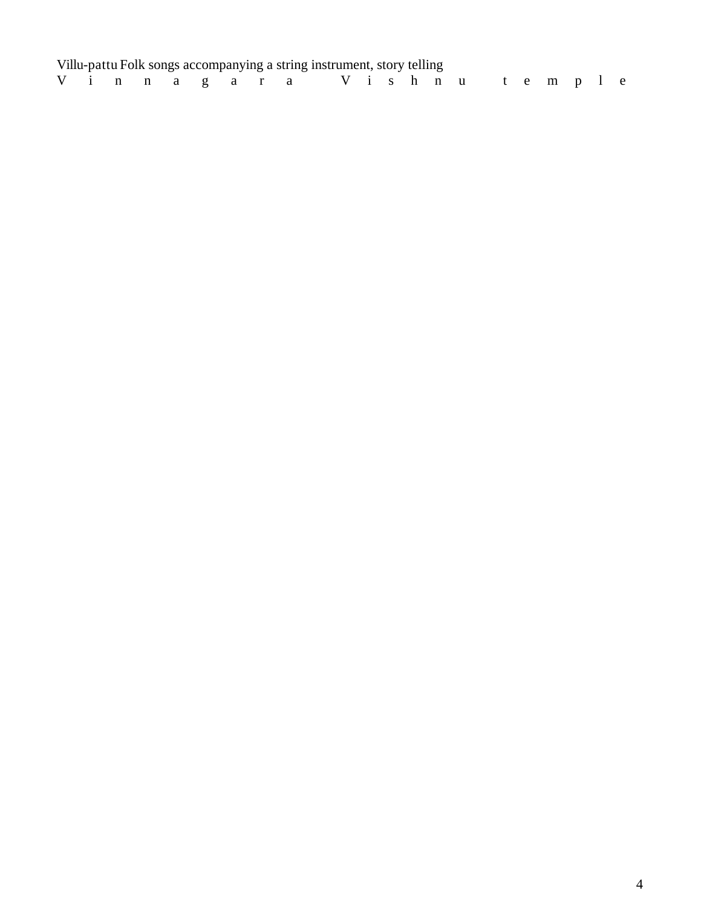Villu-pattu Folk songs accompanying a string instrument, story telling

Vinnagara Vishnu temple